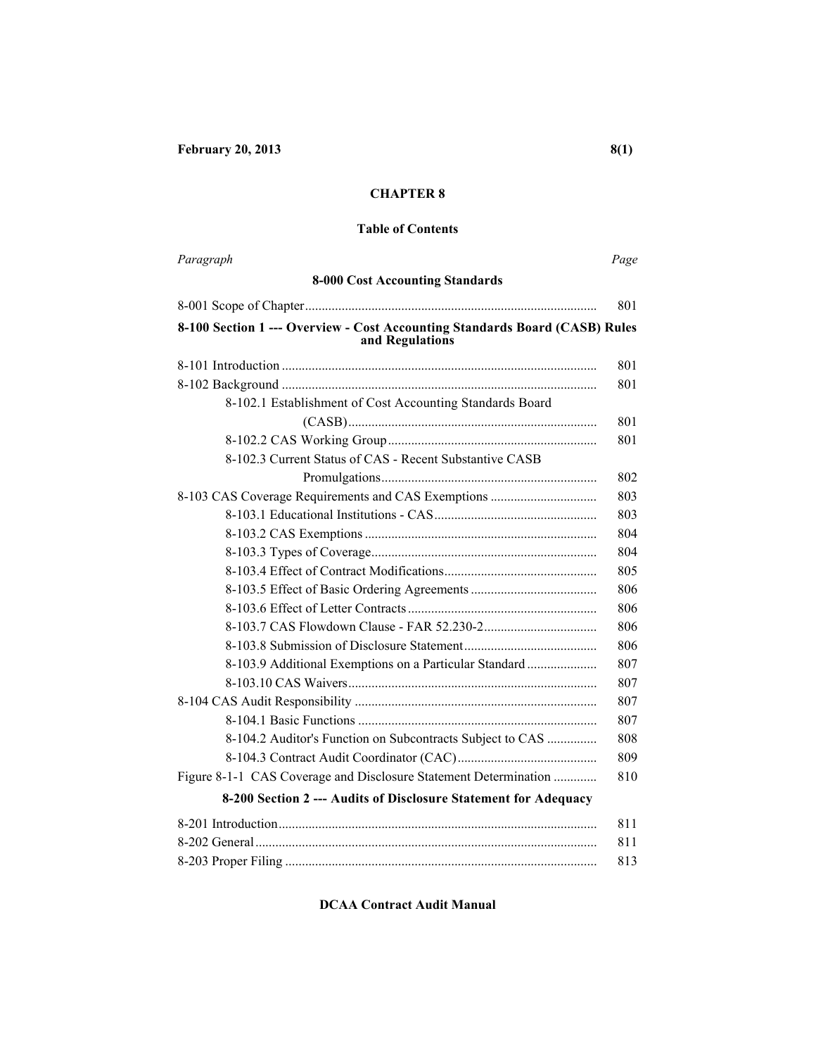# CHAPTER 8

## Table of Contents

| Paragraph | Page |
| --- | --- |
| **8-000 Cost Accounting Standards** | |
| 8-001 Scope of Chapter | 801 |
| **8-100 Section 1 --- Overview - Cost Accounting Standards Board (CASB) Rules and Regulations** | |
| 8-101 Introduction | 801 |
| 8-102 Background | 801 |
| 8-102.1 Establishment of Cost Accounting Standards Board (CASB) | 801 |
| 8-102.2 CAS Working Group | 801 |
| 8-102.3 Current Status of CAS - Recent Substantive CASB Promulgations | 802 |
| 8-103 CAS Coverage Requirements and CAS Exemptions | 803 |
| 8-103.1 Educational Institutions - CAS | 803 |
| 8-103.2 CAS Exemptions | 804 |
| 8-103.3 Types of Coverage | 804 |
| 8-103.4 Effect of Contract Modifications | 805 |
| 8-103.5 Effect of Basic Ordering Agreements | 806 |
| 8-103.6 Effect of Letter Contracts | 806 |
| 8-103.7 CAS Flowdown Clause - FAR 52.230-2 | 806 |
| 8-103.8 Submission of Disclosure Statement | 806 |
| 8-103.9 Additional Exemptions on a Particular Standard | 807 |
| 8-103.10 CAS Waivers | 807 |
| 8-104 CAS Audit Responsibility | 807 |
| 8-104.1 Basic Functions | 807 |
| 8-104.2 Auditor's Function on Subcontracts Subject to CAS | 808 |
| 8-104.3 Contract Audit Coordinator (CAC) | 809 |
| Figure 8-1-1 CAS Coverage and Disclosure Statement Determination | 810 |
| **8-200 Section 2 --- Audits of Disclosure Statement for Adequacy** | |
| 8-201 Introduction | 811 |
| 8-202 General | 811 |
| 8-203 Proper Filing | 813 |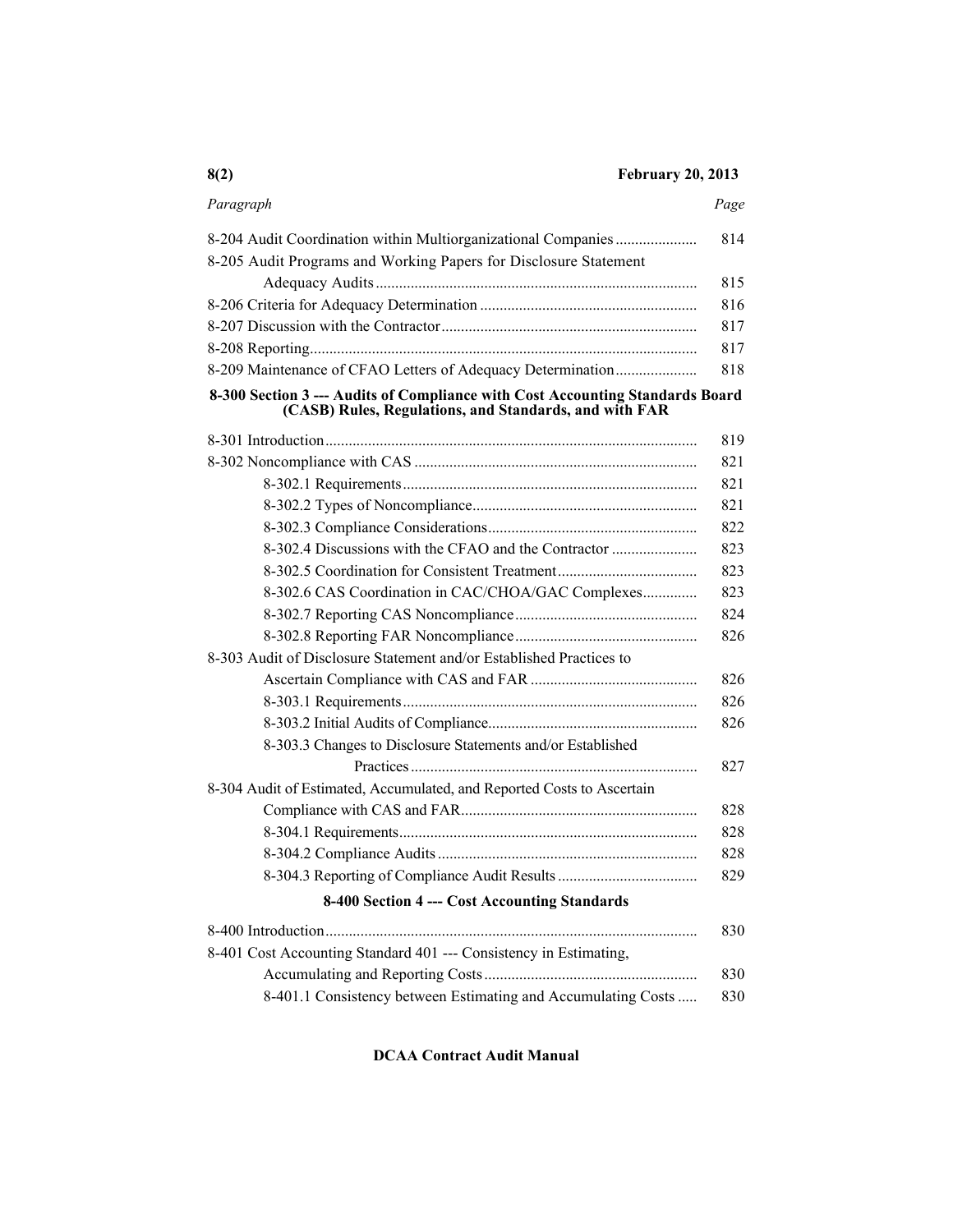| Paragraph | Page |
| --- | --- |
| 8-204 Audit Coordination within Multiorganizational Companies | 814 |
| 8-205 Audit Programs and Working Papers for Disclosure Statement Adequacy Audits | 815 |
| 8-206 Criteria for Adequacy Determination | 816 |
| 8-207 Discussion with the Contractor | 817 |
| 8-208 Reporting | 817 |
| 8-209 Maintenance of CFAO Letters of Adequacy Determination | 818 |

**8-300 Section 3 --- Audits of Compliance with Cost Accounting Standards Board (CASB) Rules, Regulations, and Standards, and with FAR**

| Paragraph | Page |
| --- | --- |
| 8-301 Introduction | 819 |
| 8-302 Noncompliance with CAS | 821 |
| 8-302.1 Requirements | 821 |
| 8-302.2 Types of Noncompliance | 821 |
| 8-302.3 Compliance Considerations | 822 |
| 8-302.4 Discussions with the CFAO and the Contractor | 823 |
| 8-302.5 Coordination for Consistent Treatment | 823 |
| 8-302.6 CAS Coordination in CAC/CHOA/GAC Complexes | 823 |
| 8-302.7 Reporting CAS Noncompliance | 824 |
| 8-302.8 Reporting FAR Noncompliance | 826 |
| 8-303 Audit of Disclosure Statement and/or Established Practices to Ascertain Compliance with CAS and FAR | 826 |
| 8-303.1 Requirements | 826 |
| 8-303.2 Initial Audits of Compliance | 826 |
| 8-303.3 Changes to Disclosure Statements and/or Established Practices | 827 |
| 8-304 Audit of Estimated, Accumulated, and Reported Costs to Ascertain Compliance with CAS and FAR | 828 |
| 8-304.1 Requirements | 828 |
| 8-304.2 Compliance Audits | 828 |
| 8-304.3 Reporting of Compliance Audit Results | 829 |

**8-400 Section 4 --- Cost Accounting Standards**

| Paragraph | Page |
| --- | --- |
| 8-400 Introduction | 830 |
| 8-401 Cost Accounting Standard 401 --- Consistency in Estimating, Accumulating and Reporting Costs | 830 |
| 8-401.1 Consistency between Estimating and Accumulating Costs | 830 |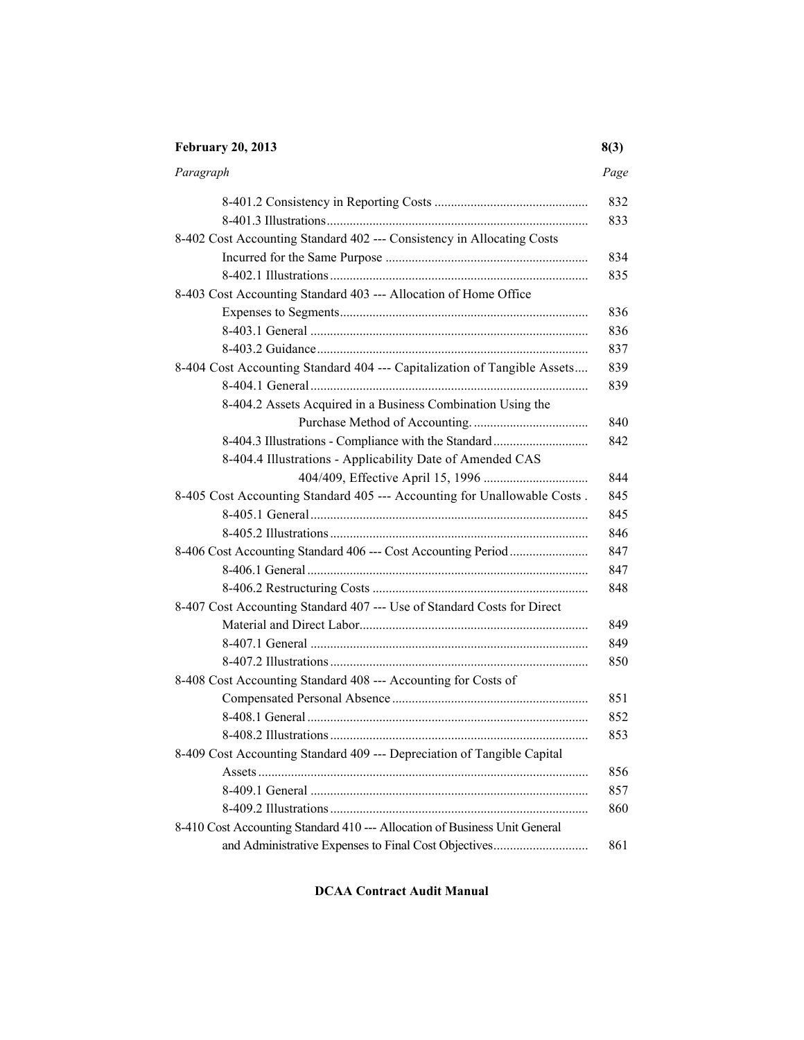| Paragraph | Page |
| --- | --- |
| 8-401.2 Consistency in Reporting Costs | 832 |
| 8-401.3 Illustrations | 833 |
| 8-402 Cost Accounting Standard 402 --- Consistency in Allocating Costs Incurred for the Same Purpose | 834 |
| 8-402.1 Illustrations | 835 |
| 8-403 Cost Accounting Standard 403 --- Allocation of Home Office Expenses to Segments | 836 |
| 8-403.1 General | 836 |
| 8-403.2 Guidance | 837 |
| 8-404 Cost Accounting Standard 404 --- Capitalization of Tangible Assets | 839 |
| 8-404.1 General | 839 |
| 8-404.2 Assets Acquired in a Business Combination Using the Purchase Method of Accounting. | 840 |
| 8-404.3 Illustrations - Compliance with the Standard | 842 |
| 8-404.4 Illustrations - Applicability Date of Amended CAS 404/409, Effective April 15, 1996 | 844 |
| 8-405 Cost Accounting Standard 405 --- Accounting for Unallowable Costs . | 845 |
| 8-405.1 General | 845 |
| 8-405.2 Illustrations | 846 |
| 8-406 Cost Accounting Standard 406 --- Cost Accounting Period | 847 |
| 8-406.1 General | 847 |
| 8-406.2 Restructuring Costs | 848 |
| 8-407 Cost Accounting Standard 407 --- Use of Standard Costs for Direct Material and Direct Labor | 849 |
| 8-407.1 General | 849 |
| 8-407.2 Illustrations | 850 |
| 8-408 Cost Accounting Standard 408 --- Accounting for Costs of Compensated Personal Absence | 851 |
| 8-408.1 General | 852 |
| 8-408.2 Illustrations | 853 |
| 8-409 Cost Accounting Standard 409 --- Depreciation of Tangible Capital Assets | 856 |
| 8-409.1 General | 857 |
| 8-409.2 Illustrations | 860 |
| 8-410 Cost Accounting Standard 410 --- Allocation of Business Unit General and Administrative Expenses to Final Cost Objectives | 861 |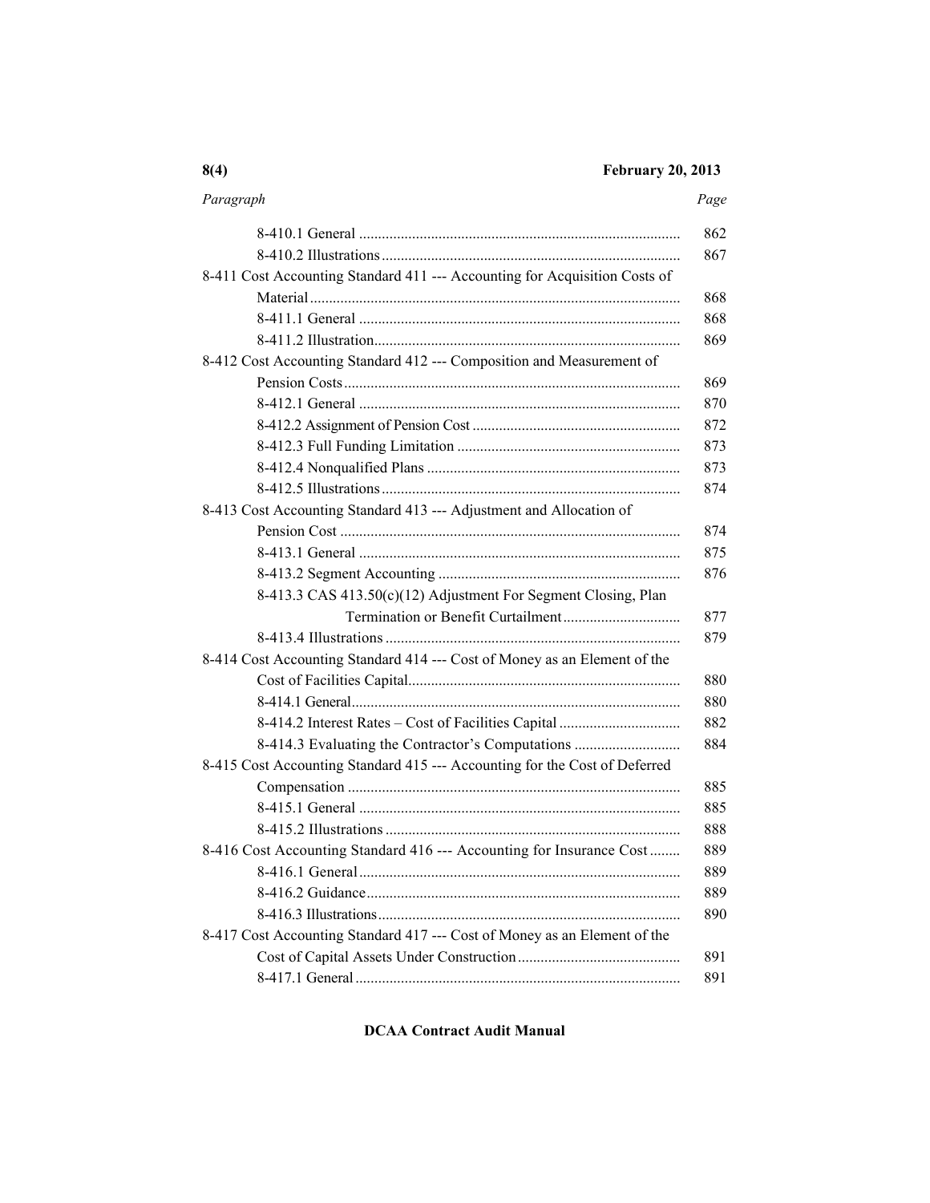| Paragraph | Page |
| --- | --- |
| 8-410.1 General | 862 |
| 8-410.2 Illustrations | 867 |
| 8-411 Cost Accounting Standard 411 --- Accounting for Acquisition Costs of Material | 868 |
| 8-411.1 General | 868 |
| 8-411.2 Illustration | 869 |
| 8-412 Cost Accounting Standard 412 --- Composition and Measurement of Pension Costs | 869 |
| 8-412.1 General | 870 |
| 8-412.2 Assignment of Pension Cost | 872 |
| 8-412.3 Full Funding Limitation | 873 |
| 8-412.4 Nonqualified Plans | 873 |
| 8-412.5 Illustrations | 874 |
| 8-413 Cost Accounting Standard 413 --- Adjustment and Allocation of Pension Cost | 874 |
| 8-413.1 General | 875 |
| 8-413.2 Segment Accounting | 876 |
| 8-413.3 CAS 413.50(c)(12) Adjustment For Segment Closing, Plan Termination or Benefit Curtailment | 877 |
| 8-413.4 Illustrations | 879 |
| 8-414 Cost Accounting Standard 414 --- Cost of Money as an Element of the Cost of Facilities Capital | 880 |
| 8-414.1 General | 880 |
| 8-414.2 Interest Rates – Cost of Facilities Capital | 882 |
| 8-414.3 Evaluating the Contractor's Computations | 884 |
| 8-415 Cost Accounting Standard 415 --- Accounting for the Cost of Deferred Compensation | 885 |
| 8-415.1 General | 885 |
| 8-415.2 Illustrations | 888 |
| 8-416 Cost Accounting Standard 416 --- Accounting for Insurance Cost | 889 |
| 8-416.1 General | 889 |
| 8-416.2 Guidance | 889 |
| 8-416.3 Illustrations | 890 |
| 8-417 Cost Accounting Standard 417 --- Cost of Money as an Element of the Cost of Capital Assets Under Construction | 891 |
| 8-417.1 General | 891 |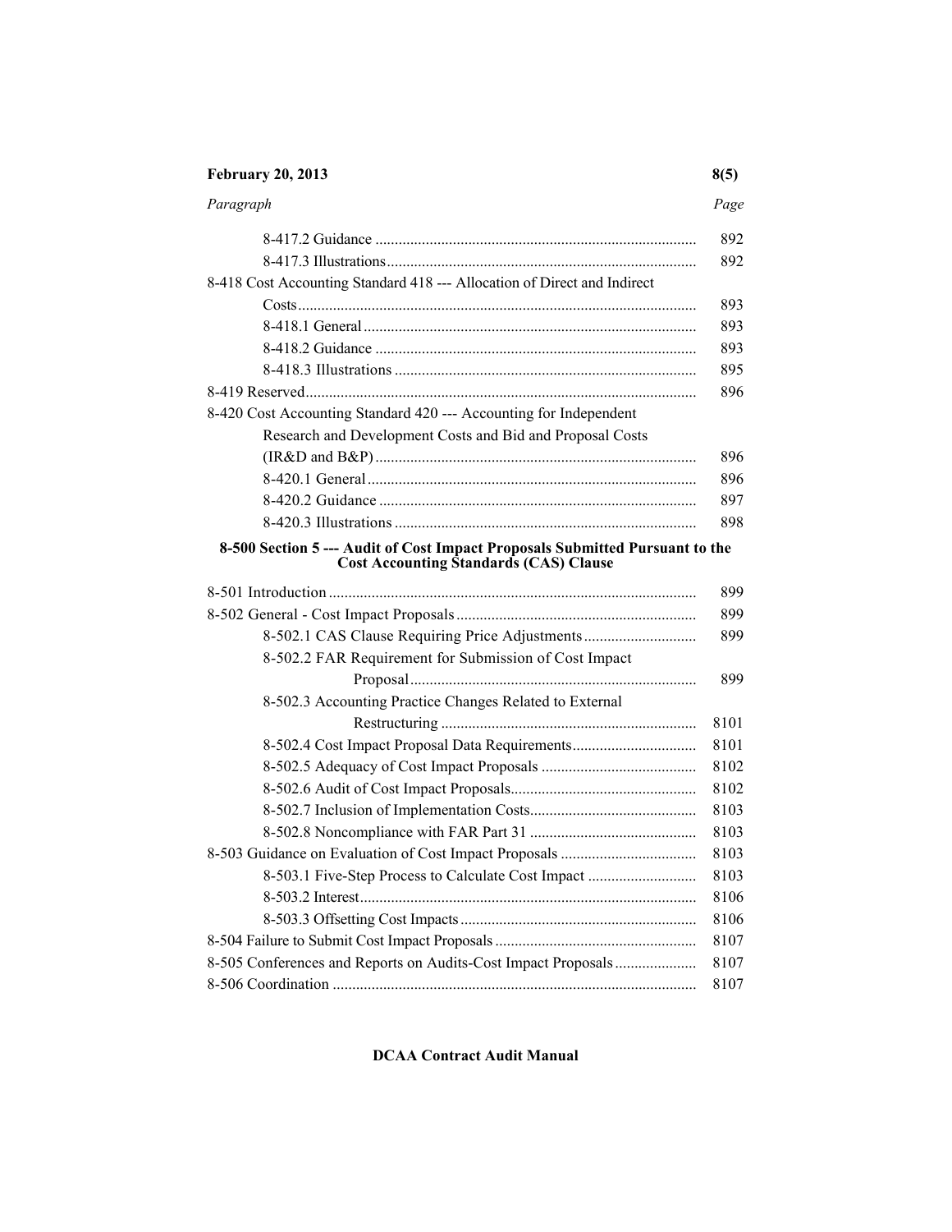| Paragraph | Page |
|---|---|
| 8-417.2 Guidance | 892 |
| 8-417.3 Illustrations | 892 |
| 8-418 Cost Accounting Standard 418 --- Allocation of Direct and Indirect Costs | 893 |
| 8-418.1 General | 893 |
| 8-418.2 Guidance | 893 |
| 8-418.3 Illustrations | 895 |
| 8-419 Reserved | 896 |
| 8-420 Cost Accounting Standard 420 --- Accounting for Independent Research and Development Costs and Bid and Proposal Costs (IR&D and B&P) | 896 |
| 8-420.1 General | 896 |
| 8-420.2 Guidance | 897 |
| 8-420.3 Illustrations | 898 |

**8-500 Section 5 --- Audit of Cost Impact Proposals Submitted Pursuant to the Cost Accounting Standards (CAS) Clause**

| Paragraph | Page |
|---|---|
| 8-501 Introduction | 899 |
| 8-502 General - Cost Impact Proposals | 899 |
| 8-502.1 CAS Clause Requiring Price Adjustments | 899 |
| 8-502.2 FAR Requirement for Submission of Cost Impact Proposal | 899 |
| 8-502.3 Accounting Practice Changes Related to External Restructuring | 8101 |
| 8-502.4 Cost Impact Proposal Data Requirements | 8101 |
| 8-502.5 Adequacy of Cost Impact Proposals | 8102 |
| 8-502.6 Audit of Cost Impact Proposals | 8102 |
| 8-502.7 Inclusion of Implementation Costs | 8103 |
| 8-502.8 Noncompliance with FAR Part 31 | 8103 |
| 8-503 Guidance on Evaluation of Cost Impact Proposals | 8103 |
| 8-503.1 Five-Step Process to Calculate Cost Impact | 8103 |
| 8-503.2 Interest | 8106 |
| 8-503.3 Offsetting Cost Impacts | 8106 |
| 8-504 Failure to Submit Cost Impact Proposals | 8107 |
| 8-505 Conferences and Reports on Audits-Cost Impact Proposals | 8107 |
| 8-506 Coordination | 8107 |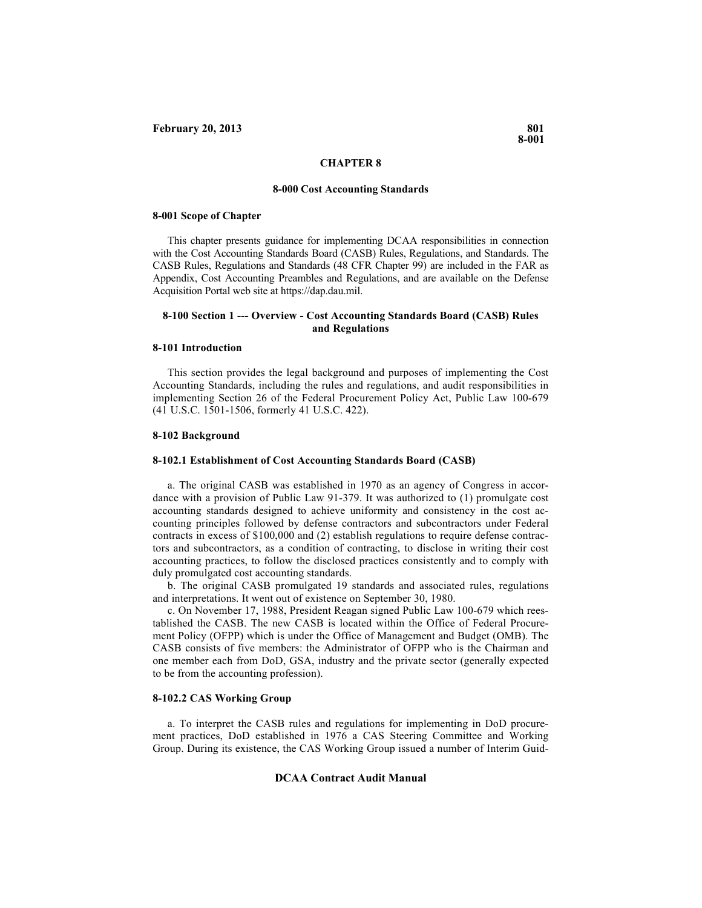# CHAPTER 8

## 8-000 Cost Accounting Standards

### 8-001 Scope of Chapter

This chapter presents guidance for implementing DCAA responsibilities in connection with the Cost Accounting Standards Board (CASB) Rules, Regulations, and Standards. The CASB Rules, Regulations and Standards (48 CFR Chapter 99) are included in the FAR as Appendix, Cost Accounting Preambles and Regulations, and are available on the Defense Acquisition Portal web site at https://dap.dau.mil.

## 8-100 Section 1 --- Overview - Cost Accounting Standards Board (CASB) Rules and Regulations

### 8-101 Introduction

This section provides the legal background and purposes of implementing the Cost Accounting Standards, including the rules and regulations, and audit responsibilities in implementing Section 26 of the Federal Procurement Policy Act, Public Law 100-679 (41 U.S.C. 1501-1506, formerly 41 U.S.C. 422).

### 8-102 Background

#### 8-102.1 Establishment of Cost Accounting Standards Board (CASB)

a. The original CASB was established in 1970 as an agency of Congress in accordance with a provision of Public Law 91-379. It was authorized to (1) promulgate cost accounting standards designed to achieve uniformity and consistency in the cost accounting principles followed by defense contractors and subcontractors under Federal contracts in excess of $100,000 and (2) establish regulations to require defense contractors and subcontractors, as a condition of contracting, to disclose in writing their cost accounting practices, to follow the disclosed practices consistently and to comply with duly promulgated cost accounting standards.

b. The original CASB promulgated 19 standards and associated rules, regulations and interpretations. It went out of existence on September 30, 1980.

c. On November 17, 1988, President Reagan signed Public Law 100-679 which reestablished the CASB. The new CASB is located within the Office of Federal Procurement Policy (OFPP) which is under the Office of Management and Budget (OMB). The CASB consists of five members: the Administrator of OFPP who is the Chairman and one member each from DoD, GSA, industry and the private sector (generally expected to be from the accounting profession).

#### 8-102.2 CAS Working Group

a. To interpret the CASB rules and regulations for implementing in DoD procurement practices, DoD established in 1976 a CAS Steering Committee and Working Group. During its existence, the CAS Working Group issued a number of Interim Guid-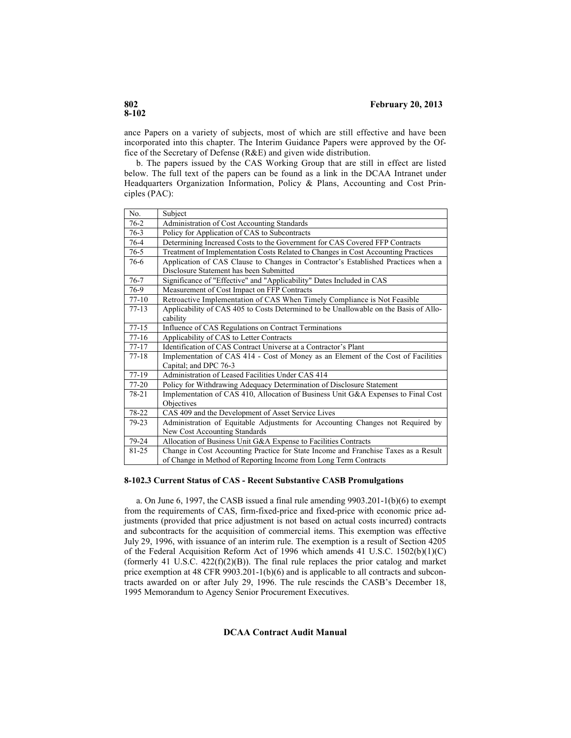ance Papers on a variety of subjects, most of which are still effective and have been incorporated into this chapter. The Interim Guidance Papers were approved by the Office of the Secretary of Defense (R&E) and given wide distribution.

b. The papers issued by the CAS Working Group that are still in effect are listed below. The full text of the papers can be found as a link in the DCAA Intranet under Headquarters Organization Information, Policy & Plans, Accounting and Cost Principles (PAC):

| No. | Subject |
|---|---|
| 76-2 | Administration of Cost Accounting Standards |
| 76-3 | Policy for Application of CAS to Subcontracts |
| 76-4 | Determining Increased Costs to the Government for CAS Covered FFP Contracts |
| 76-5 | Treatment of Implementation Costs Related to Changes in Cost Accounting Practices |
| 76-6 | Application of CAS Clause to Changes in Contractor's Established Practices when a Disclosure Statement has been Submitted |
| 76-7 | Significance of "Effective" and "Applicability" Dates Included in CAS |
| 76-9 | Measurement of Cost Impact on FFP Contracts |
| 77-10 | Retroactive Implementation of CAS When Timely Compliance is Not Feasible |
| 77-13 | Applicability of CAS 405 to Costs Determined to be Unallowable on the Basis of Allocability |
| 77-15 | Influence of CAS Regulations on Contract Terminations |
| 77-16 | Applicability of CAS to Letter Contracts |
| 77-17 | Identification of CAS Contract Universe at a Contractor's Plant |
| 77-18 | Implementation of CAS 414 - Cost of Money as an Element of the Cost of Facilities Capital; and DPC 76-3 |
| 77-19 | Administration of Leased Facilities Under CAS 414 |
| 77-20 | Policy for Withdrawing Adequacy Determination of Disclosure Statement |
| 78-21 | Implementation of CAS 410, Allocation of Business Unit G&A Expenses to Final Cost Objectives |
| 78-22 | CAS 409 and the Development of Asset Service Lives |
| 79-23 | Administration of Equitable Adjustments for Accounting Changes not Required by New Cost Accounting Standards |
| 79-24 | Allocation of Business Unit G&A Expense to Facilities Contracts |
| 81-25 | Change in Cost Accounting Practice for State Income and Franchise Taxes as a Result of Change in Method of Reporting Income from Long Term Contracts |

### 8-102.3 Current Status of CAS - Recent Substantive CASB Promulgations

a. On June 6, 1997, the CASB issued a final rule amending 9903.201-1(b)(6) to exempt from the requirements of CAS, firm-fixed-price and fixed-price with economic price adjustments (provided that price adjustment is not based on actual costs incurred) contracts and subcontracts for the acquisition of commercial items. This exemption was effective July 29, 1996, with issuance of an interim rule. The exemption is a result of Section 4205 of the Federal Acquisition Reform Act of 1996 which amends 41 U.S.C. 1502(b)(1)(C) (formerly 41 U.S.C. 422(f)(2)(B)). The final rule replaces the prior catalog and market price exemption at 48 CFR 9903.201-1(b)(6) and is applicable to all contracts and subcontracts awarded on or after July 29, 1996. The rule rescinds the CASB's December 18, 1995 Memorandum to Agency Senior Procurement Executives.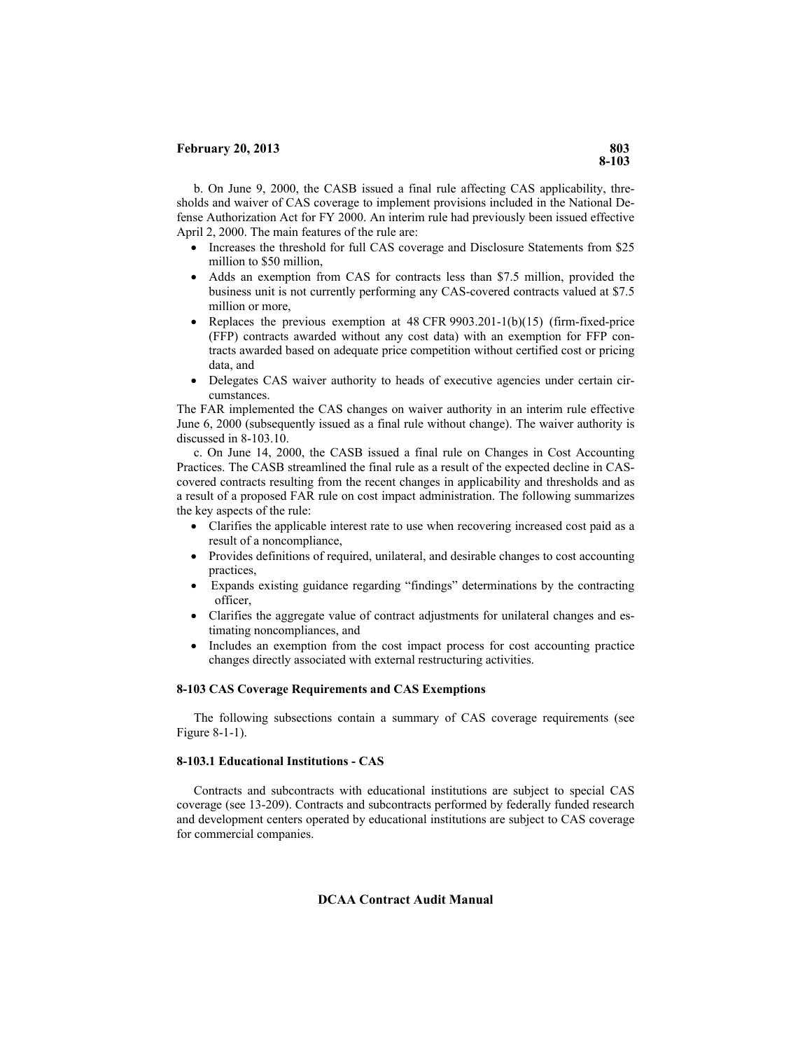b. On June 9, 2000, the CASB issued a final rule affecting CAS applicability, thresholds and waiver of CAS coverage to implement provisions included in the National Defense Authorization Act for FY 2000. An interim rule had previously been issued effective April 2, 2000. The main features of the rule are:

- Increases the threshold for full CAS coverage and Disclosure Statements from $25 million to $50 million,
- Adds an exemption from CAS for contracts less than $7.5 million, provided the business unit is not currently performing any CAS-covered contracts valued at $7.5 million or more,
- Replaces the previous exemption at 48 CFR 9903.201-1(b)(15) (firm-fixed-price (FFP) contracts awarded without any cost data) with an exemption for FFP contracts awarded based on adequate price competition without certified cost or pricing data, and
- Delegates CAS waiver authority to heads of executive agencies under certain circumstances.

The FAR implemented the CAS changes on waiver authority in an interim rule effective June 6, 2000 (subsequently issued as a final rule without change). The waiver authority is discussed in 8-103.10.

c. On June 14, 2000, the CASB issued a final rule on Changes in Cost Accounting Practices. The CASB streamlined the final rule as a result of the expected decline in CAS-covered contracts resulting from the recent changes in applicability and thresholds and as a result of a proposed FAR rule on cost impact administration. The following summarizes the key aspects of the rule:

- Clarifies the applicable interest rate to use when recovering increased cost paid as a result of a noncompliance,
- Provides definitions of required, unilateral, and desirable changes to cost accounting practices,
- Expands existing guidance regarding "findings" determinations by the contracting officer,
- Clarifies the aggregate value of contract adjustments for unilateral changes and estimating noncompliances, and
- Includes an exemption from the cost impact process for cost accounting practice changes directly associated with external restructuring activities.

### 8-103 CAS Coverage Requirements and CAS Exemptions

The following subsections contain a summary of CAS coverage requirements (see Figure 8-1-1).

#### 8-103.1 Educational Institutions - CAS

Contracts and subcontracts with educational institutions are subject to special CAS coverage (see 13-209). Contracts and subcontracts performed by federally funded research and development centers operated by educational institutions are subject to CAS coverage for commercial companies.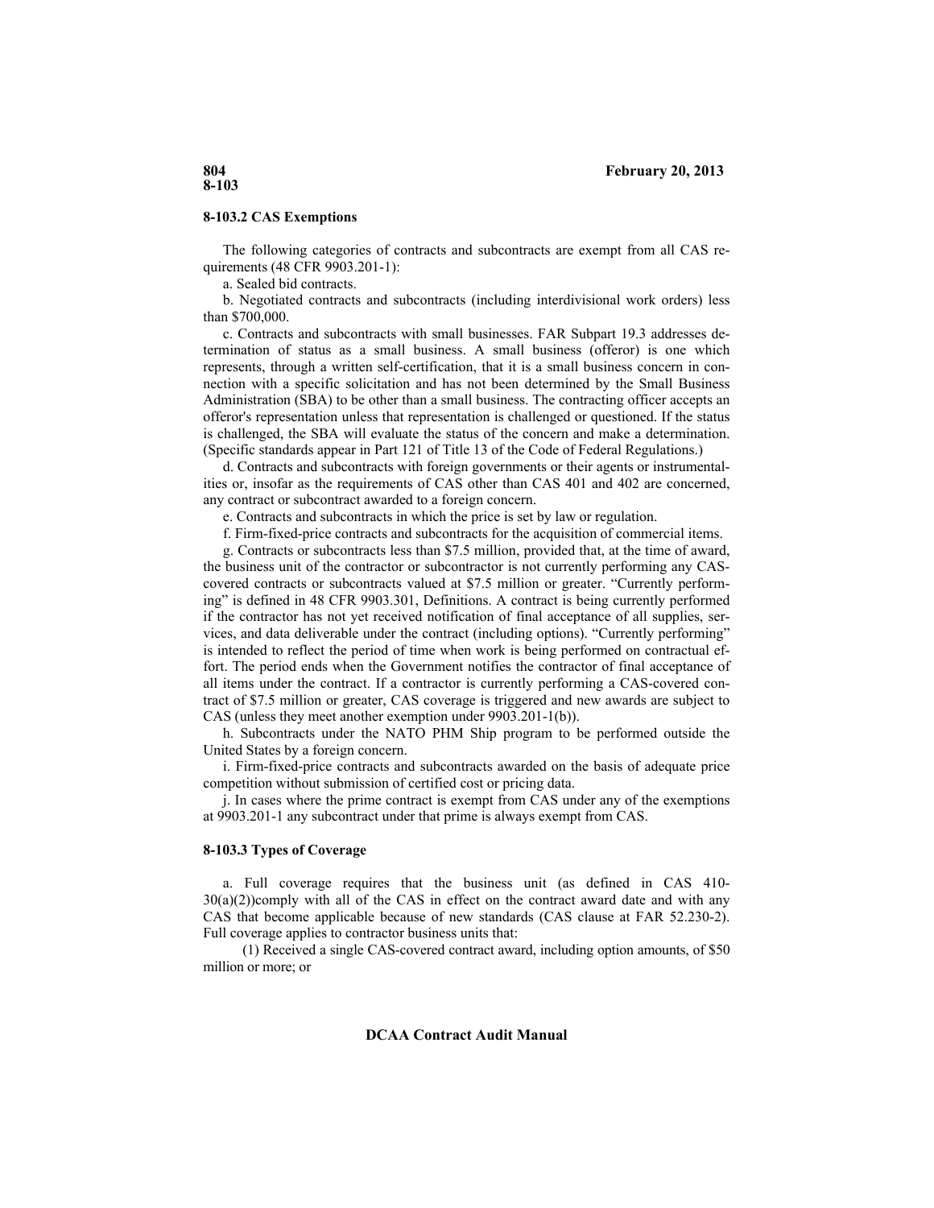### 8-103.2 CAS Exemptions

The following categories of contracts and subcontracts are exempt from all CAS requirements (48 CFR 9903.201-1):

a. Sealed bid contracts.

b. Negotiated contracts and subcontracts (including interdivisional work orders) less than $700,000.

c. Contracts and subcontracts with small businesses. FAR Subpart 19.3 addresses determination of status as a small business. A small business (offeror) is one which represents, through a written self-certification, that it is a small business concern in connection with a specific solicitation and has not been determined by the Small Business Administration (SBA) to be other than a small business. The contracting officer accepts an offeror's representation unless that representation is challenged or questioned. If the status is challenged, the SBA will evaluate the status of the concern and make a determination. (Specific standards appear in Part 121 of Title 13 of the Code of Federal Regulations.)

d. Contracts and subcontracts with foreign governments or their agents or instrumentalities or, insofar as the requirements of CAS other than CAS 401 and 402 are concerned, any contract or subcontract awarded to a foreign concern.

e. Contracts and subcontracts in which the price is set by law or regulation.

f. Firm-fixed-price contracts and subcontracts for the acquisition of commercial items.

g. Contracts or subcontracts less than $7.5 million, provided that, at the time of award, the business unit of the contractor or subcontractor is not currently performing any CAS-covered contracts or subcontracts valued at $7.5 million or greater. "Currently performing" is defined in 48 CFR 9903.301, Definitions. A contract is being currently performed if the contractor has not yet received notification of final acceptance of all supplies, services, and data deliverable under the contract (including options). "Currently performing" is intended to reflect the period of time when work is being performed on contractual effort. The period ends when the Government notifies the contractor of final acceptance of all items under the contract. If a contractor is currently performing a CAS-covered contract of $7.5 million or greater, CAS coverage is triggered and new awards are subject to CAS (unless they meet another exemption under 9903.201-1(b)).

h. Subcontracts under the NATO PHM Ship program to be performed outside the United States by a foreign concern.

i. Firm-fixed-price contracts and subcontracts awarded on the basis of adequate price competition without submission of certified cost or pricing data.

j. In cases where the prime contract is exempt from CAS under any of the exemptions at 9903.201-1 any subcontract under that prime is always exempt from CAS.

### 8-103.3 Types of Coverage

a. Full coverage requires that the business unit (as defined in CAS 410-30(a)(2))comply with all of the CAS in effect on the contract award date and with any CAS that become applicable because of new standards (CAS clause at FAR 52.230-2). Full coverage applies to contractor business units that:

(1) Received a single CAS-covered contract award, including option amounts, of $50 million or more; or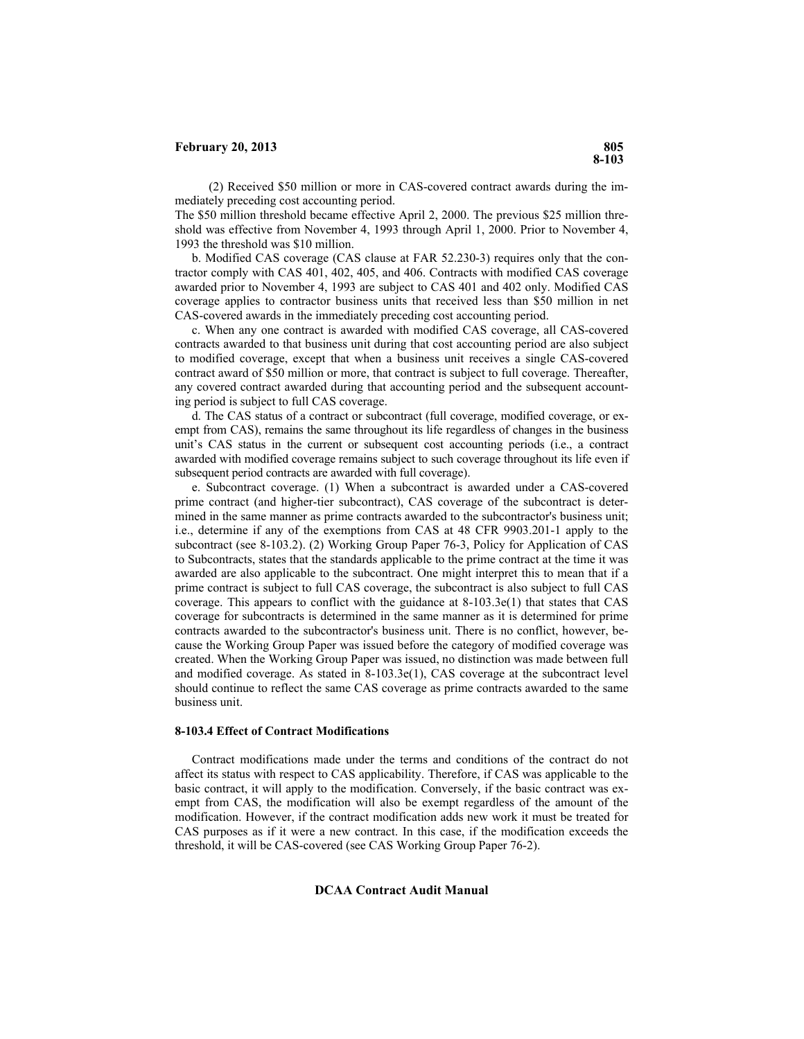(2) Received $50 million or more in CAS-covered contract awards during the immediately preceding cost accounting period.

The $50 million threshold became effective April 2, 2000. The previous $25 million threshold was effective from November 4, 1993 through April 1, 2000. Prior to November 4, 1993 the threshold was $10 million.

b. Modified CAS coverage (CAS clause at FAR 52.230-3) requires only that the contractor comply with CAS 401, 402, 405, and 406. Contracts with modified CAS coverage awarded prior to November 4, 1993 are subject to CAS 401 and 402 only. Modified CAS coverage applies to contractor business units that received less than $50 million in net CAS-covered awards in the immediately preceding cost accounting period.

c. When any one contract is awarded with modified CAS coverage, all CAS-covered contracts awarded to that business unit during that cost accounting period are also subject to modified coverage, except that when a business unit receives a single CAS-covered contract award of $50 million or more, that contract is subject to full coverage. Thereafter, any covered contract awarded during that accounting period and the subsequent accounting period is subject to full CAS coverage.

d. The CAS status of a contract or subcontract (full coverage, modified coverage, or exempt from CAS), remains the same throughout its life regardless of changes in the business unit's CAS status in the current or subsequent cost accounting periods (i.e., a contract awarded with modified coverage remains subject to such coverage throughout its life even if subsequent period contracts are awarded with full coverage).

e. Subcontract coverage. (1) When a subcontract is awarded under a CAS-covered prime contract (and higher-tier subcontract), CAS coverage of the subcontract is determined in the same manner as prime contracts awarded to the subcontractor's business unit; i.e., determine if any of the exemptions from CAS at 48 CFR 9903.201-1 apply to the subcontract (see 8-103.2). (2) Working Group Paper 76-3, Policy for Application of CAS to Subcontracts, states that the standards applicable to the prime contract at the time it was awarded are also applicable to the subcontract. One might interpret this to mean that if a prime contract is subject to full CAS coverage, the subcontract is also subject to full CAS coverage. This appears to conflict with the guidance at 8-103.3e(1) that states that CAS coverage for subcontracts is determined in the same manner as it is determined for prime contracts awarded to the subcontractor's business unit. There is no conflict, however, because the Working Group Paper was issued before the category of modified coverage was created. When the Working Group Paper was issued, no distinction was made between full and modified coverage. As stated in 8-103.3e(1), CAS coverage at the subcontract level should continue to reflect the same CAS coverage as prime contracts awarded to the same business unit.

### 8-103.4 Effect of Contract Modifications

Contract modifications made under the terms and conditions of the contract do not affect its status with respect to CAS applicability. Therefore, if CAS was applicable to the basic contract, it will apply to the modification. Conversely, if the basic contract was exempt from CAS, the modification will also be exempt regardless of the amount of the modification. However, if the contract modification adds new work it must be treated for CAS purposes as if it were a new contract. In this case, if the modification exceeds the threshold, it will be CAS-covered (see CAS Working Group Paper 76-2).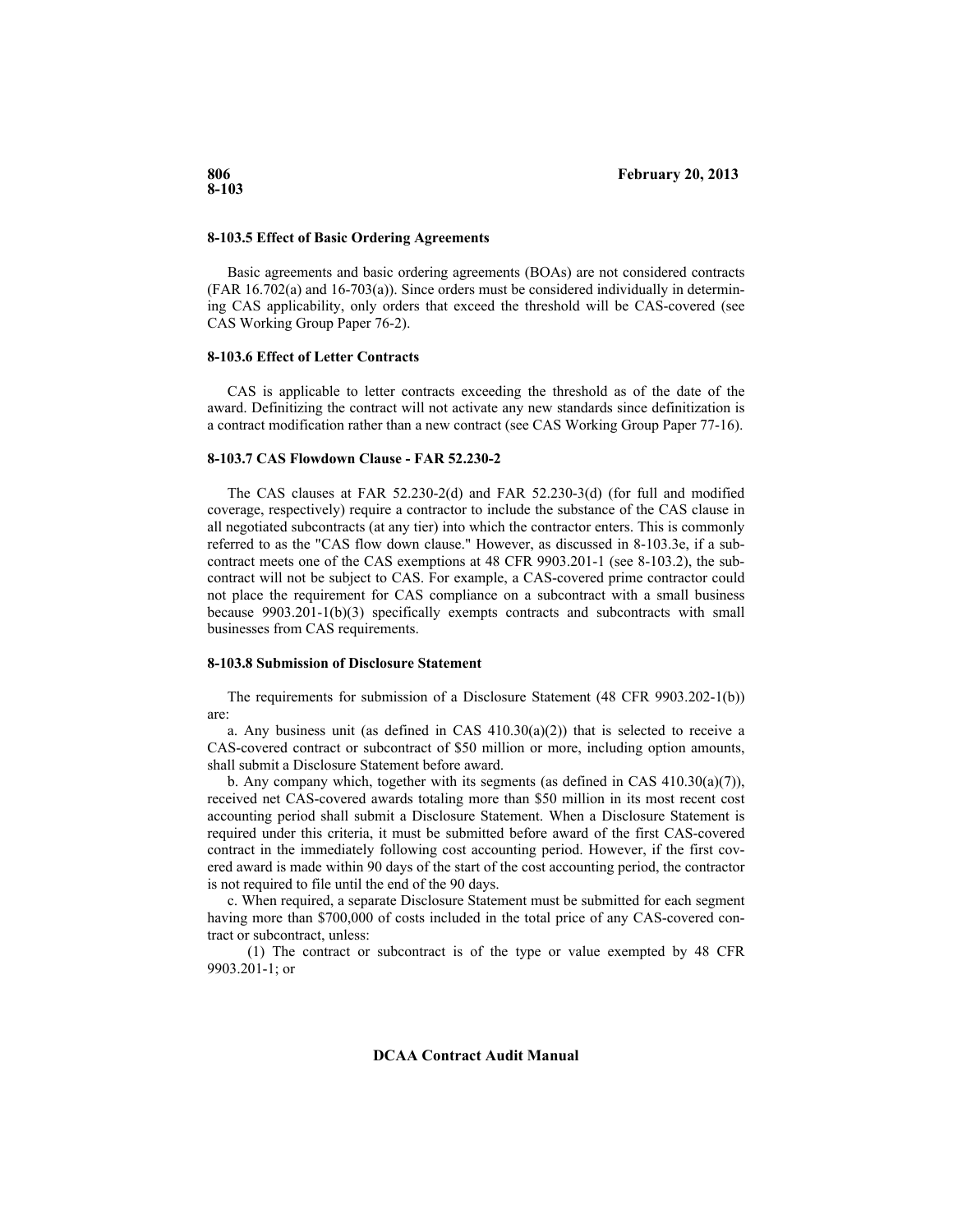#### 8-103.5 Effect of Basic Ordering Agreements

Basic agreements and basic ordering agreements (BOAs) are not considered contracts (FAR 16.702(a) and 16-703(a)). Since orders must be considered individually in determining CAS applicability, only orders that exceed the threshold will be CAS-covered (see CAS Working Group Paper 76-2).

#### 8-103.6 Effect of Letter Contracts

CAS is applicable to letter contracts exceeding the threshold as of the date of the award. Definitizing the contract will not activate any new standards since definitization is a contract modification rather than a new contract (see CAS Working Group Paper 77-16).

#### 8-103.7 CAS Flowdown Clause - FAR 52.230-2

The CAS clauses at FAR 52.230-2(d) and FAR 52.230-3(d) (for full and modified coverage, respectively) require a contractor to include the substance of the CAS clause in all negotiated subcontracts (at any tier) into which the contractor enters. This is commonly referred to as the "CAS flow down clause." However, as discussed in 8-103.3e, if a subcontract meets one of the CAS exemptions at 48 CFR 9903.201-1 (see 8-103.2), the subcontract will not be subject to CAS. For example, a CAS-covered prime contractor could not place the requirement for CAS compliance on a subcontract with a small business because 9903.201-1(b)(3) specifically exempts contracts and subcontracts with small businesses from CAS requirements.

#### 8-103.8 Submission of Disclosure Statement

The requirements for submission of a Disclosure Statement (48 CFR 9903.202-1(b)) are:

a. Any business unit (as defined in CAS 410.30(a)(2)) that is selected to receive a CAS-covered contract or subcontract of $50 million or more, including option amounts, shall submit a Disclosure Statement before award.

b. Any company which, together with its segments (as defined in CAS 410.30(a)(7)), received net CAS-covered awards totaling more than $50 million in its most recent cost accounting period shall submit a Disclosure Statement. When a Disclosure Statement is required under this criteria, it must be submitted before award of the first CAS-covered contract in the immediately following cost accounting period. However, if the first covered award is made within 90 days of the start of the cost accounting period, the contractor is not required to file until the end of the 90 days.

c. When required, a separate Disclosure Statement must be submitted for each segment having more than $700,000 of costs included in the total price of any CAS-covered contract or subcontract, unless:

(1) The contract or subcontract is of the type or value exempted by 48 CFR 9903.201-1; or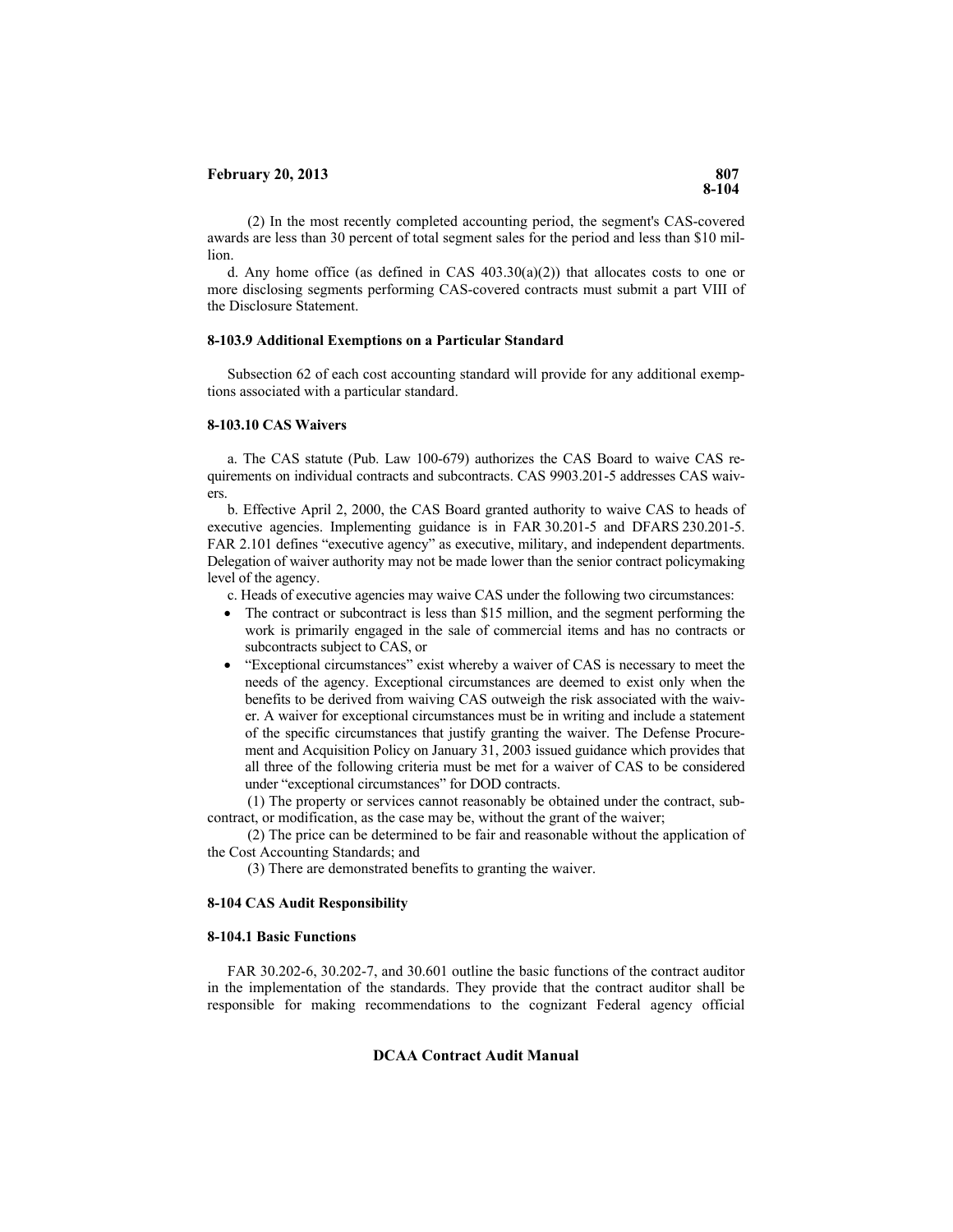(2) In the most recently completed accounting period, the segment's CAS-covered awards are less than 30 percent of total segment sales for the period and less than $10 million.

d. Any home office (as defined in CAS 403.30(a)(2)) that allocates costs to one or more disclosing segments performing CAS-covered contracts must submit a part VIII of the Disclosure Statement.

### 8-103.9 Additional Exemptions on a Particular Standard

Subsection 62 of each cost accounting standard will provide for any additional exemptions associated with a particular standard.

### 8-103.10 CAS Waivers

a. The CAS statute (Pub. Law 100-679) authorizes the CAS Board to waive CAS requirements on individual contracts and subcontracts. CAS 9903.201-5 addresses CAS waivers.

b. Effective April 2, 2000, the CAS Board granted authority to waive CAS to heads of executive agencies. Implementing guidance is in FAR 30.201-5 and DFARS 230.201-5. FAR 2.101 defines "executive agency" as executive, military, and independent departments. Delegation of waiver authority may not be made lower than the senior contract policymaking level of the agency.

c. Heads of executive agencies may waive CAS under the following two circumstances:

- The contract or subcontract is less than $15 million, and the segment performing the work is primarily engaged in the sale of commercial items and has no contracts or subcontracts subject to CAS, or
- "Exceptional circumstances" exist whereby a waiver of CAS is necessary to meet the needs of the agency. Exceptional circumstances are deemed to exist only when the benefits to be derived from waiving CAS outweigh the risk associated with the waiver. A waiver for exceptional circumstances must be in writing and include a statement of the specific circumstances that justify granting the waiver. The Defense Procurement and Acquisition Policy on January 31, 2003 issued guidance which provides that all three of the following criteria must be met for a waiver of CAS to be considered under "exceptional circumstances" for DOD contracts.

(1) The property or services cannot reasonably be obtained under the contract, subcontract, or modification, as the case may be, without the grant of the waiver;

(2) The price can be determined to be fair and reasonable without the application of the Cost Accounting Standards; and

(3) There are demonstrated benefits to granting the waiver.

## 8-104 CAS Audit Responsibility

### 8-104.1 Basic Functions

FAR 30.202-6, 30.202-7, and 30.601 outline the basic functions of the contract auditor in the implementation of the standards. They provide that the contract auditor shall be responsible for making recommendations to the cognizant Federal agency official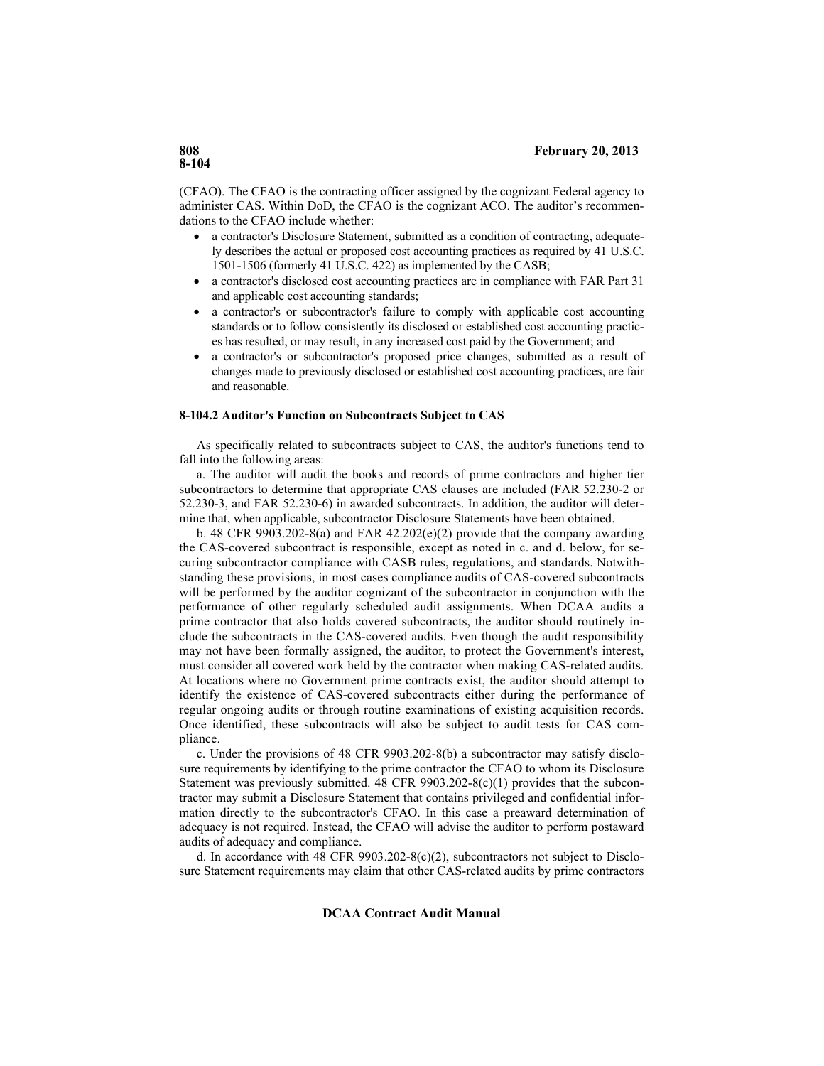(CFAO). The CFAO is the contracting officer assigned by the cognizant Federal agency to administer CAS. Within DoD, the CFAO is the cognizant ACO. The auditor's recommendations to the CFAO include whether:

- a contractor's Disclosure Statement, submitted as a condition of contracting, adequately describes the actual or proposed cost accounting practices as required by 41 U.S.C. 1501-1506 (formerly 41 U.S.C. 422) as implemented by the CASB;
- a contractor's disclosed cost accounting practices are in compliance with FAR Part 31 and applicable cost accounting standards;
- a contractor's or subcontractor's failure to comply with applicable cost accounting standards or to follow consistently its disclosed or established cost accounting practices has resulted, or may result, in any increased cost paid by the Government; and
- a contractor's or subcontractor's proposed price changes, submitted as a result of changes made to previously disclosed or established cost accounting practices, are fair and reasonable.

#### 8-104.2 Auditor's Function on Subcontracts Subject to CAS

As specifically related to subcontracts subject to CAS, the auditor's functions tend to fall into the following areas:

a. The auditor will audit the books and records of prime contractors and higher tier subcontractors to determine that appropriate CAS clauses are included (FAR 52.230-2 or 52.230-3, and FAR 52.230-6) in awarded subcontracts. In addition, the auditor will determine that, when applicable, subcontractor Disclosure Statements have been obtained.

b. 48 CFR 9903.202-8(a) and FAR 42.202(e)(2) provide that the company awarding the CAS-covered subcontract is responsible, except as noted in c. and d. below, for securing subcontractor compliance with CASB rules, regulations, and standards. Notwithstanding these provisions, in most cases compliance audits of CAS-covered subcontracts will be performed by the auditor cognizant of the subcontractor in conjunction with the performance of other regularly scheduled audit assignments. When DCAA audits a prime contractor that also holds covered subcontracts, the auditor should routinely include the subcontracts in the CAS-covered audits. Even though the audit responsibility may not have been formally assigned, the auditor, to protect the Government's interest, must consider all covered work held by the contractor when making CAS-related audits. At locations where no Government prime contracts exist, the auditor should attempt to identify the existence of CAS-covered subcontracts either during the performance of regular ongoing audits or through routine examinations of existing acquisition records. Once identified, these subcontracts will also be subject to audit tests for CAS compliance.

c. Under the provisions of 48 CFR 9903.202-8(b) a subcontractor may satisfy disclosure requirements by identifying to the prime contractor the CFAO to whom its Disclosure Statement was previously submitted. 48 CFR 9903.202-8(c)(1) provides that the subcontractor may submit a Disclosure Statement that contains privileged and confidential information directly to the subcontractor's CFAO. In this case a preaward determination of adequacy is not required. Instead, the CFAO will advise the auditor to perform postaward audits of adequacy and compliance.

d. In accordance with 48 CFR 9903.202-8(c)(2), subcontractors not subject to Disclosure Statement requirements may claim that other CAS-related audits by prime contractors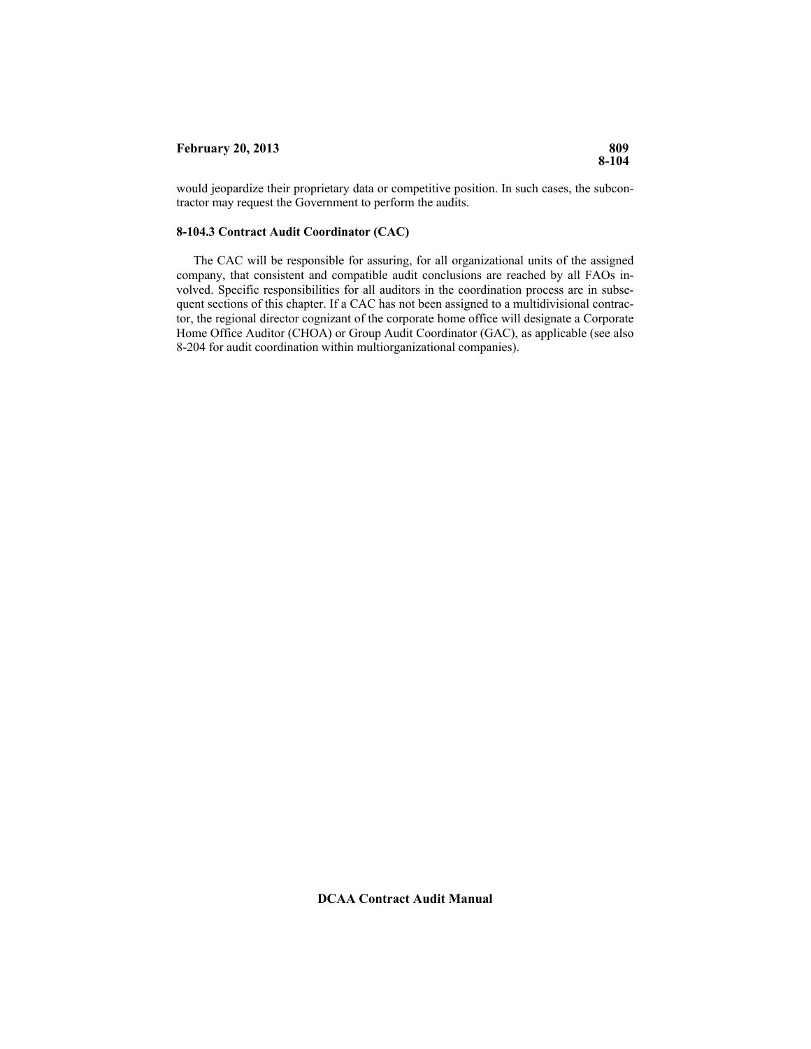would jeopardize their proprietary data or competitive position. In such cases, the subcontractor may request the Government to perform the audits.

### 8-104.3 Contract Audit Coordinator (CAC)

The CAC will be responsible for assuring, for all organizational units of the assigned company, that consistent and compatible audit conclusions are reached by all FAOs involved. Specific responsibilities for all auditors in the coordination process are in subsequent sections of this chapter. If a CAC has not been assigned to a multidivisional contractor, the regional director cognizant of the corporate home office will designate a Corporate Home Office Auditor (CHOA) or Group Audit Coordinator (GAC), as applicable (see also 8-204 for audit coordination within multiorganizational companies).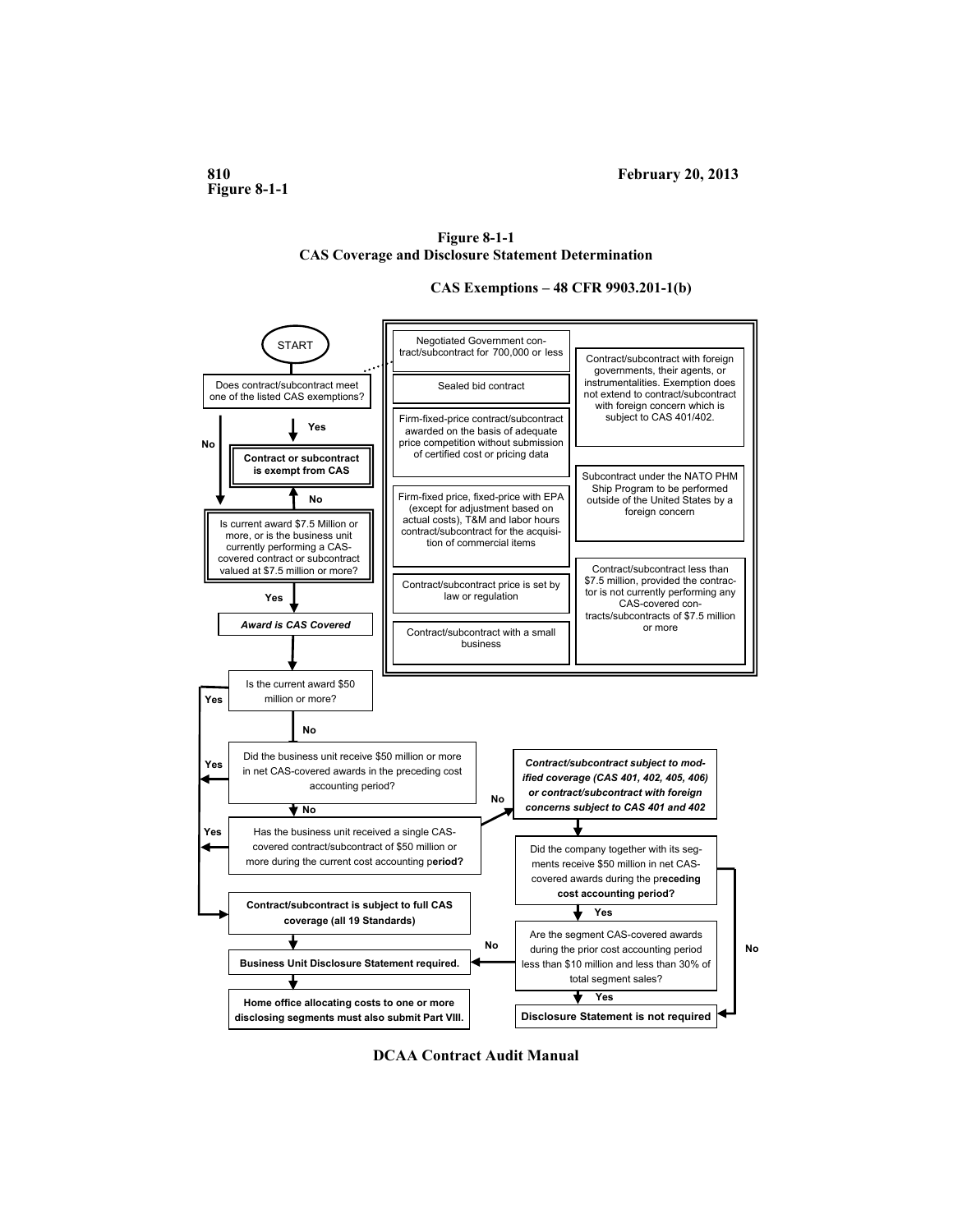**Figure 8-1-1**
**CAS Coverage and Disclosure Statement Determination**

**CAS Exemptions – 48 CFR 9903.201-1(b)**

START

Does contract/subcontract meet one of the listed CAS exemptions?

Yes

No

**Contract or subcontract is exempt from CAS**

No

Is current award $7.5 Million or more, or is the business unit currently performing a CAS-covered contract or subcontract valued at $7.5 million or more?

Yes

***Award is CAS Covered***

Negotiated Government contract/subcontract for 700,000 or less

Sealed bid contract

Firm-fixed-price contract/subcontract awarded on the basis of adequate price competition without submission of certified cost or pricing data

Firm-fixed price, fixed-price with EPA (except for adjustment based on actual costs), T&M and labor hours contract/subcontract for the acquisition of commercial items

Contract/subcontract price is set by law or regulation

Contract/subcontract with a small business

Contract/subcontract with foreign governments, their agents, or instrumentalities. Exemption does not extend to contract/subcontract with foreign concern which is subject to CAS 401/402.

Subcontract under the NATO PHM Ship Program to be performed outside of the United States by a foreign concern

Contract/subcontract less than $7.5 million, provided the contractor is not currently performing any CAS-covered contracts/subcontracts of $7.5 million or more

Is the current award $50 million or more?

Yes

No

Did the business unit receive $50 million or more in net CAS-covered awards in the preceding cost accounting period?

Yes

No

Has the business unit received a single CAS-covered contract/subcontract of $50 million or more during the current cost accounting p**eriod?**

Yes

No

**Contract/subcontract is subject to full CAS coverage (all 19 Standards)**

**Business Unit Disclosure Statement required.**

**Home office allocating costs to one or more disclosing segments must also submit Part VIII.**

***Contract/subcontract subject to modified coverage (CAS 401, 402, 405, 406) or contract/subcontract with foreign concerns subject to CAS 401 and 402***

Did the company together with its segments receive $50 million in net CAS-covered awards during the pr**eceding cost accounting period?**

Yes

No

Are the segment CAS-covered awards during the prior cost accounting period less than $10 million and less than 30% of total segment sales?

No

Yes

**Disclosure Statement is not required**

**DCAA Contract Audit Manual**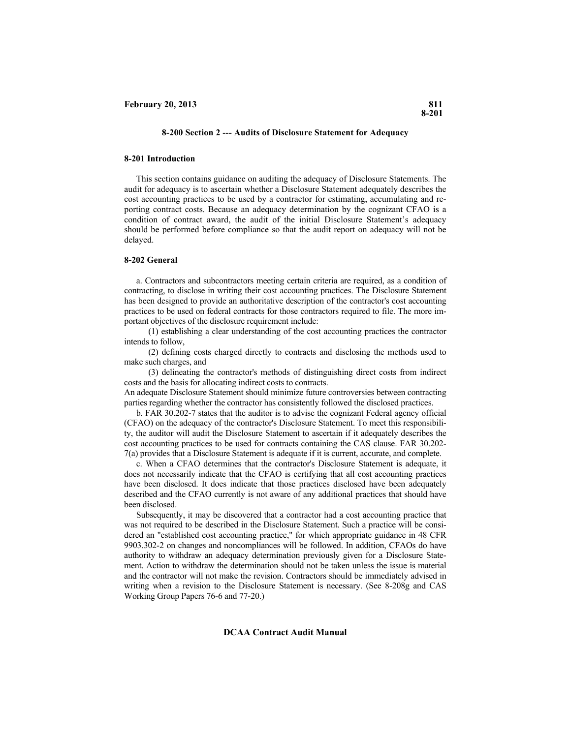## 8-200 Section 2 --- Audits of Disclosure Statement for Adequacy

### 8-201 Introduction

This section contains guidance on auditing the adequacy of Disclosure Statements. The audit for adequacy is to ascertain whether a Disclosure Statement adequately describes the cost accounting practices to be used by a contractor for estimating, accumulating and reporting contract costs. Because an adequacy determination by the cognizant CFAO is a condition of contract award, the audit of the initial Disclosure Statement's adequacy should be performed before compliance so that the audit report on adequacy will not be delayed.

### 8-202 General

a. Contractors and subcontractors meeting certain criteria are required, as a condition of contracting, to disclose in writing their cost accounting practices. The Disclosure Statement has been designed to provide an authoritative description of the contractor's cost accounting practices to be used on federal contracts for those contractors required to file. The more important objectives of the disclosure requirement include:

(1) establishing a clear understanding of the cost accounting practices the contractor intends to follow,

(2) defining costs charged directly to contracts and disclosing the methods used to make such charges, and

(3) delineating the contractor's methods of distinguishing direct costs from indirect costs and the basis for allocating indirect costs to contracts.

An adequate Disclosure Statement should minimize future controversies between contracting parties regarding whether the contractor has consistently followed the disclosed practices.

b. FAR 30.202-7 states that the auditor is to advise the cognizant Federal agency official (CFAO) on the adequacy of the contractor's Disclosure Statement. To meet this responsibility, the auditor will audit the Disclosure Statement to ascertain if it adequately describes the cost accounting practices to be used for contracts containing the CAS clause. FAR 30.202-7(a) provides that a Disclosure Statement is adequate if it is current, accurate, and complete.

c. When a CFAO determines that the contractor's Disclosure Statement is adequate, it does not necessarily indicate that the CFAO is certifying that all cost accounting practices have been disclosed. It does indicate that those practices disclosed have been adequately described and the CFAO currently is not aware of any additional practices that should have been disclosed.

Subsequently, it may be discovered that a contractor had a cost accounting practice that was not required to be described in the Disclosure Statement. Such a practice will be considered an "established cost accounting practice," for which appropriate guidance in 48 CFR 9903.302-2 on changes and noncompliances will be followed. In addition, CFAOs do have authority to withdraw an adequacy determination previously given for a Disclosure Statement. Action to withdraw the determination should not be taken unless the issue is material and the contractor will not make the revision. Contractors should be immediately advised in writing when a revision to the Disclosure Statement is necessary. (See 8-208g and CAS Working Group Papers 76-6 and 77-20.)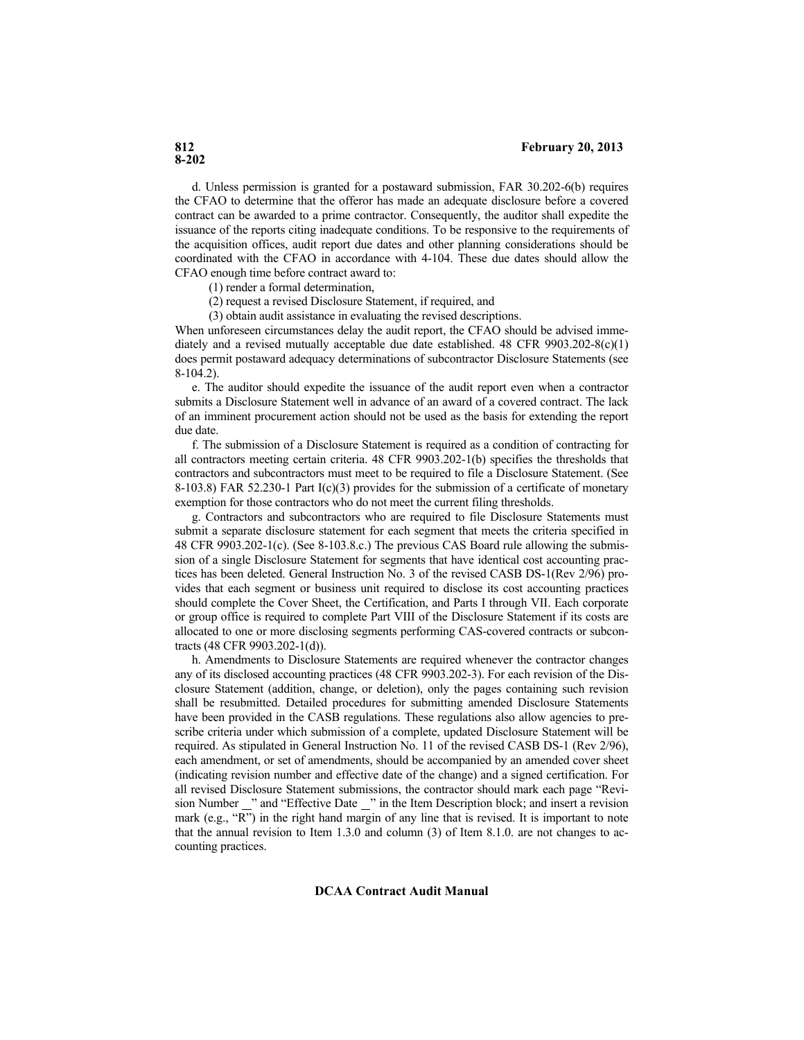d. Unless permission is granted for a postaward submission, FAR 30.202-6(b) requires the CFAO to determine that the offeror has made an adequate disclosure before a covered contract can be awarded to a prime contractor. Consequently, the auditor shall expedite the issuance of the reports citing inadequate conditions. To be responsive to the requirements of the acquisition offices, audit report due dates and other planning considerations should be coordinated with the CFAO in accordance with 4-104. These due dates should allow the CFAO enough time before contract award to:

(1) render a formal determination,

(2) request a revised Disclosure Statement, if required, and

(3) obtain audit assistance in evaluating the revised descriptions.

When unforeseen circumstances delay the audit report, the CFAO should be advised immediately and a revised mutually acceptable due date established. 48 CFR 9903.202-8(c)(1) does permit postaward adequacy determinations of subcontractor Disclosure Statements (see 8-104.2).

e. The auditor should expedite the issuance of the audit report even when a contractor submits a Disclosure Statement well in advance of an award of a covered contract. The lack of an imminent procurement action should not be used as the basis for extending the report due date.

f. The submission of a Disclosure Statement is required as a condition of contracting for all contractors meeting certain criteria. 48 CFR 9903.202-1(b) specifies the thresholds that contractors and subcontractors must meet to be required to file a Disclosure Statement. (See 8-103.8) FAR 52.230-1 Part I(c)(3) provides for the submission of a certificate of monetary exemption for those contractors who do not meet the current filing thresholds.

g. Contractors and subcontractors who are required to file Disclosure Statements must submit a separate disclosure statement for each segment that meets the criteria specified in 48 CFR 9903.202-1(c). (See 8-103.8.c.) The previous CAS Board rule allowing the submission of a single Disclosure Statement for segments that have identical cost accounting practices has been deleted. General Instruction No. 3 of the revised CASB DS-1(Rev 2/96) provides that each segment or business unit required to disclose its cost accounting practices should complete the Cover Sheet, the Certification, and Parts I through VII. Each corporate or group office is required to complete Part VIII of the Disclosure Statement if its costs are allocated to one or more disclosing segments performing CAS-covered contracts or subcontracts (48 CFR 9903.202-1(d)).

h. Amendments to Disclosure Statements are required whenever the contractor changes any of its disclosed accounting practices (48 CFR 9903.202-3). For each revision of the Disclosure Statement (addition, change, or deletion), only the pages containing such revision shall be resubmitted. Detailed procedures for submitting amended Disclosure Statements have been provided in the CASB regulations. These regulations also allow agencies to prescribe criteria under which submission of a complete, updated Disclosure Statement will be required. As stipulated in General Instruction No. 11 of the revised CASB DS-1 (Rev 2/96), each amendment, or set of amendments, should be accompanied by an amended cover sheet (indicating revision number and effective date of the change) and a signed certification. For all revised Disclosure Statement submissions, the contractor should mark each page "Revision Number \_" and "Effective Date \_" in the Item Description block; and insert a revision mark (e.g., "R") in the right hand margin of any line that is revised. It is important to note that the annual revision to Item 1.3.0 and column (3) of Item 8.1.0. are not changes to accounting practices.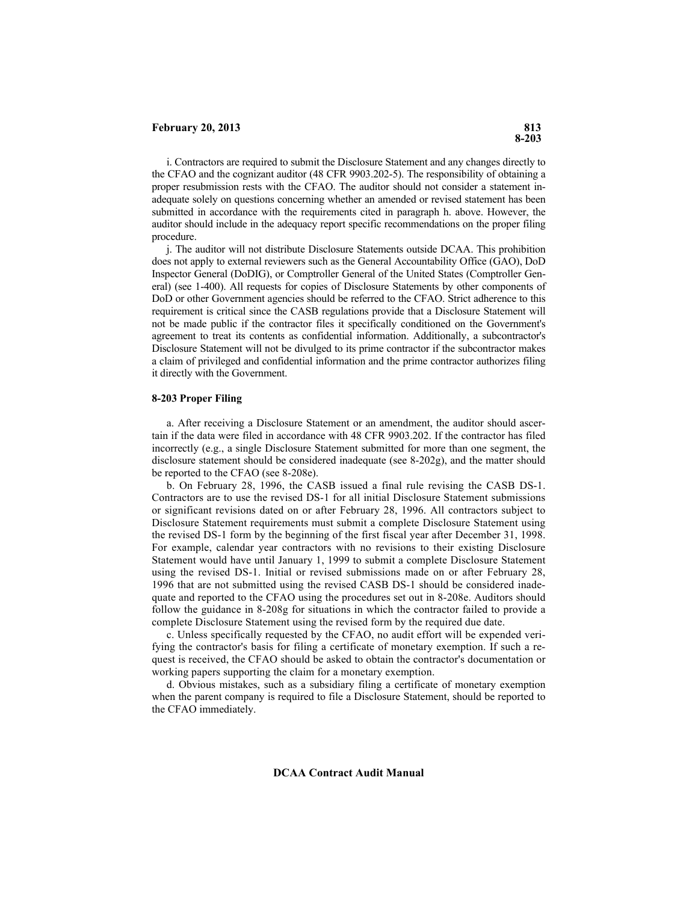i. Contractors are required to submit the Disclosure Statement and any changes directly to the CFAO and the cognizant auditor (48 CFR 9903.202-5). The responsibility of obtaining a proper resubmission rests with the CFAO. The auditor should not consider a statement inadequate solely on questions concerning whether an amended or revised statement has been submitted in accordance with the requirements cited in paragraph h. above. However, the auditor should include in the adequacy report specific recommendations on the proper filing procedure.

j. The auditor will not distribute Disclosure Statements outside DCAA. This prohibition does not apply to external reviewers such as the General Accountability Office (GAO), DoD Inspector General (DoDIG), or Comptroller General of the United States (Comptroller General) (see 1-400). All requests for copies of Disclosure Statements by other components of DoD or other Government agencies should be referred to the CFAO. Strict adherence to this requirement is critical since the CASB regulations provide that a Disclosure Statement will not be made public if the contractor files it specifically conditioned on the Government's agreement to treat its contents as confidential information. Additionally, a subcontractor's Disclosure Statement will not be divulged to its prime contractor if the subcontractor makes a claim of privileged and confidential information and the prime contractor authorizes filing it directly with the Government.

## 8-203 Proper Filing

a. After receiving a Disclosure Statement or an amendment, the auditor should ascertain if the data were filed in accordance with 48 CFR 9903.202. If the contractor has filed incorrectly (e.g., a single Disclosure Statement submitted for more than one segment, the disclosure statement should be considered inadequate (see 8-202g), and the matter should be reported to the CFAO (see 8-208e).

b. On February 28, 1996, the CASB issued a final rule revising the CASB DS-1. Contractors are to use the revised DS-1 for all initial Disclosure Statement submissions or significant revisions dated on or after February 28, 1996. All contractors subject to Disclosure Statement requirements must submit a complete Disclosure Statement using the revised DS-1 form by the beginning of the first fiscal year after December 31, 1998. For example, calendar year contractors with no revisions to their existing Disclosure Statement would have until January 1, 1999 to submit a complete Disclosure Statement using the revised DS-1. Initial or revised submissions made on or after February 28, 1996 that are not submitted using the revised CASB DS-1 should be considered inadequate and reported to the CFAO using the procedures set out in 8-208e. Auditors should follow the guidance in 8-208g for situations in which the contractor failed to provide a complete Disclosure Statement using the revised form by the required due date.

c. Unless specifically requested by the CFAO, no audit effort will be expended verifying the contractor's basis for filing a certificate of monetary exemption. If such a request is received, the CFAO should be asked to obtain the contractor's documentation or working papers supporting the claim for a monetary exemption.

d. Obvious mistakes, such as a subsidiary filing a certificate of monetary exemption when the parent company is required to file a Disclosure Statement, should be reported to the CFAO immediately.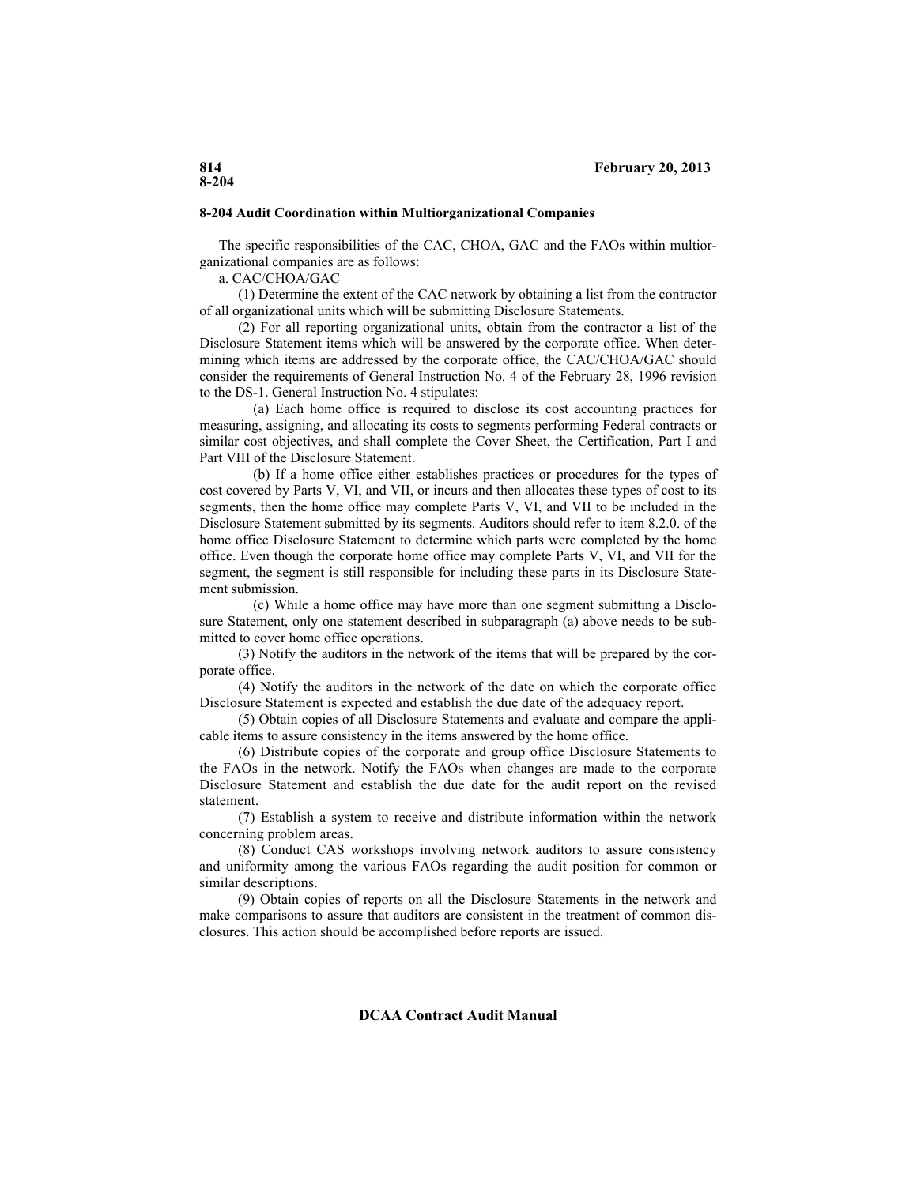## 8-204 Audit Coordination within Multiorganizational Companies

The specific responsibilities of the CAC, CHOA, GAC and the FAOs within multiorganizational companies are as follows:

a. CAC/CHOA/GAC

(1) Determine the extent of the CAC network by obtaining a list from the contractor of all organizational units which will be submitting Disclosure Statements.

(2) For all reporting organizational units, obtain from the contractor a list of the Disclosure Statement items which will be answered by the corporate office. When determining which items are addressed by the corporate office, the CAC/CHOA/GAC should consider the requirements of General Instruction No. 4 of the February 28, 1996 revision to the DS-1. General Instruction No. 4 stipulates:

(a) Each home office is required to disclose its cost accounting practices for measuring, assigning, and allocating its costs to segments performing Federal contracts or similar cost objectives, and shall complete the Cover Sheet, the Certification, Part I and Part VIII of the Disclosure Statement.

(b) If a home office either establishes practices or procedures for the types of cost covered by Parts V, VI, and VII, or incurs and then allocates these types of cost to its segments, then the home office may complete Parts V, VI, and VII to be included in the Disclosure Statement submitted by its segments. Auditors should refer to item 8.2.0. of the home office Disclosure Statement to determine which parts were completed by the home office. Even though the corporate home office may complete Parts V, VI, and VII for the segment, the segment is still responsible for including these parts in its Disclosure Statement submission.

(c) While a home office may have more than one segment submitting a Disclosure Statement, only one statement described in subparagraph (a) above needs to be submitted to cover home office operations.

(3) Notify the auditors in the network of the items that will be prepared by the corporate office.

(4) Notify the auditors in the network of the date on which the corporate office Disclosure Statement is expected and establish the due date of the adequacy report.

(5) Obtain copies of all Disclosure Statements and evaluate and compare the applicable items to assure consistency in the items answered by the home office.

(6) Distribute copies of the corporate and group office Disclosure Statements to the FAOs in the network. Notify the FAOs when changes are made to the corporate Disclosure Statement and establish the due date for the audit report on the revised statement.

(7) Establish a system to receive and distribute information within the network concerning problem areas.

(8) Conduct CAS workshops involving network auditors to assure consistency and uniformity among the various FAOs regarding the audit position for common or similar descriptions.

(9) Obtain copies of reports on all the Disclosure Statements in the network and make comparisons to assure that auditors are consistent in the treatment of common disclosures. This action should be accomplished before reports are issued.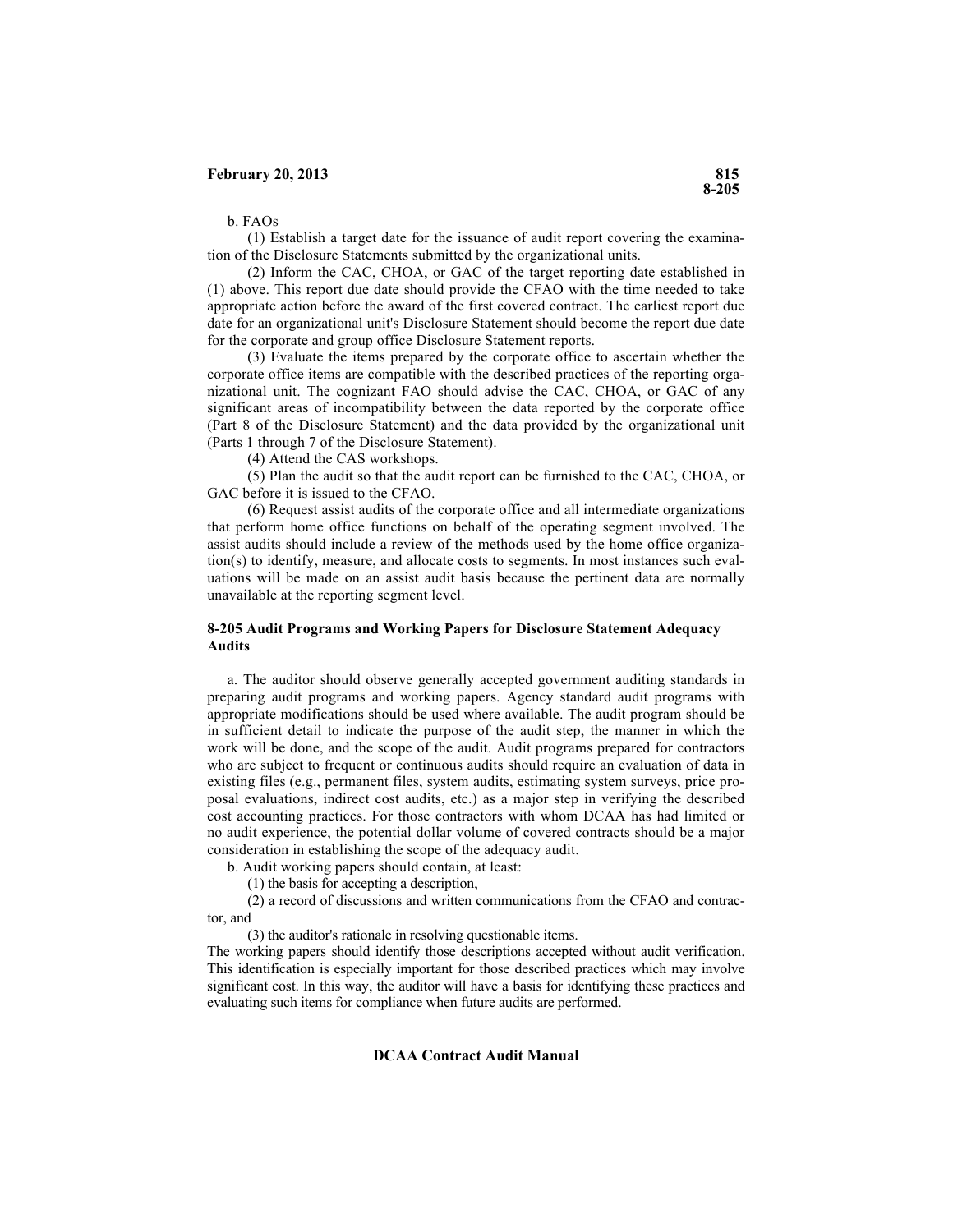b. FAOs

(1) Establish a target date for the issuance of audit report covering the examination of the Disclosure Statements submitted by the organizational units.

(2) Inform the CAC, CHOA, or GAC of the target reporting date established in (1) above. This report due date should provide the CFAO with the time needed to take appropriate action before the award of the first covered contract. The earliest report due date for an organizational unit's Disclosure Statement should become the report due date for the corporate and group office Disclosure Statement reports.

(3) Evaluate the items prepared by the corporate office to ascertain whether the corporate office items are compatible with the described practices of the reporting organizational unit. The cognizant FAO should advise the CAC, CHOA, or GAC of any significant areas of incompatibility between the data reported by the corporate office (Part 8 of the Disclosure Statement) and the data provided by the organizational unit (Parts 1 through 7 of the Disclosure Statement).

(4) Attend the CAS workshops.

(5) Plan the audit so that the audit report can be furnished to the CAC, CHOA, or GAC before it is issued to the CFAO.

(6) Request assist audits of the corporate office and all intermediate organizations that perform home office functions on behalf of the operating segment involved. The assist audits should include a review of the methods used by the home office organization(s) to identify, measure, and allocate costs to segments. In most instances such evaluations will be made on an assist audit basis because the pertinent data are normally unavailable at the reporting segment level.

### 8-205 Audit Programs and Working Papers for Disclosure Statement Adequacy Audits

a. The auditor should observe generally accepted government auditing standards in preparing audit programs and working papers. Agency standard audit programs with appropriate modifications should be used where available. The audit program should be in sufficient detail to indicate the purpose of the audit step, the manner in which the work will be done, and the scope of the audit. Audit programs prepared for contractors who are subject to frequent or continuous audits should require an evaluation of data in existing files (e.g., permanent files, system audits, estimating system surveys, price proposal evaluations, indirect cost audits, etc.) as a major step in verifying the described cost accounting practices. For those contractors with whom DCAA has had limited or no audit experience, the potential dollar volume of covered contracts should be a major consideration in establishing the scope of the adequacy audit.

b. Audit working papers should contain, at least:

(1) the basis for accepting a description,

(2) a record of discussions and written communications from the CFAO and contractor, and

(3) the auditor's rationale in resolving questionable items.

The working papers should identify those descriptions accepted without audit verification. This identification is especially important for those described practices which may involve significant cost. In this way, the auditor will have a basis for identifying these practices and evaluating such items for compliance when future audits are performed.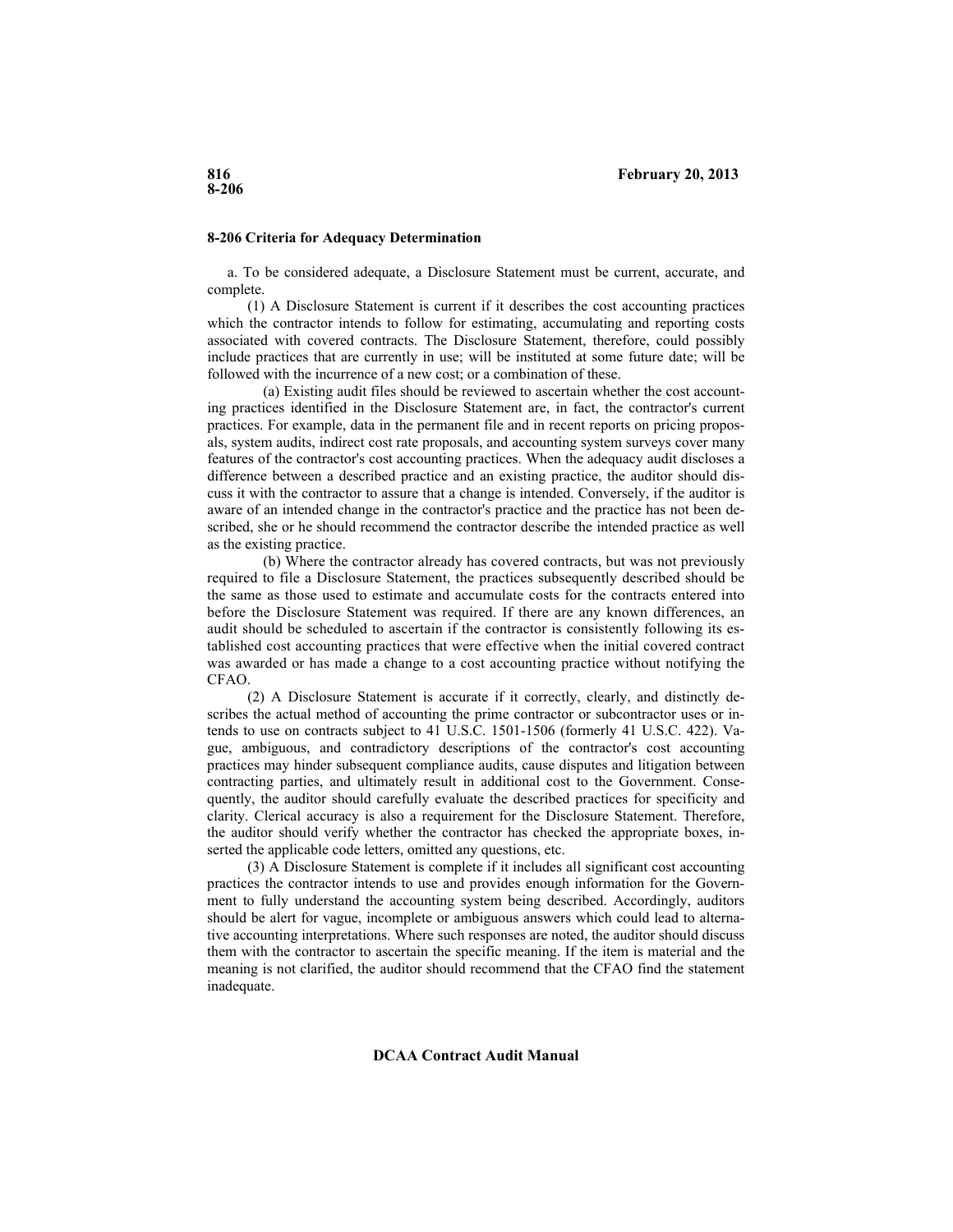## 8-206 Criteria for Adequacy Determination

a. To be considered adequate, a Disclosure Statement must be current, accurate, and complete.

(1) A Disclosure Statement is current if it describes the cost accounting practices which the contractor intends to follow for estimating, accumulating and reporting costs associated with covered contracts. The Disclosure Statement, therefore, could possibly include practices that are currently in use; will be instituted at some future date; will be followed with the incurrence of a new cost; or a combination of these.

(a) Existing audit files should be reviewed to ascertain whether the cost accounting practices identified in the Disclosure Statement are, in fact, the contractor's current practices. For example, data in the permanent file and in recent reports on pricing proposals, system audits, indirect cost rate proposals, and accounting system surveys cover many features of the contractor's cost accounting practices. When the adequacy audit discloses a difference between a described practice and an existing practice, the auditor should discuss it with the contractor to assure that a change is intended. Conversely, if the auditor is aware of an intended change in the contractor's practice and the practice has not been described, she or he should recommend the contractor describe the intended practice as well as the existing practice.

(b) Where the contractor already has covered contracts, but was not previously required to file a Disclosure Statement, the practices subsequently described should be the same as those used to estimate and accumulate costs for the contracts entered into before the Disclosure Statement was required. If there are any known differences, an audit should be scheduled to ascertain if the contractor is consistently following its established cost accounting practices that were effective when the initial covered contract was awarded or has made a change to a cost accounting practice without notifying the CFAO.

(2) A Disclosure Statement is accurate if it correctly, clearly, and distinctly describes the actual method of accounting the prime contractor or subcontractor uses or intends to use on contracts subject to 41 U.S.C. 1501-1506 (formerly 41 U.S.C. 422). Vague, ambiguous, and contradictory descriptions of the contractor's cost accounting practices may hinder subsequent compliance audits, cause disputes and litigation between contracting parties, and ultimately result in additional cost to the Government. Consequently, the auditor should carefully evaluate the described practices for specificity and clarity. Clerical accuracy is also a requirement for the Disclosure Statement. Therefore, the auditor should verify whether the contractor has checked the appropriate boxes, inserted the applicable code letters, omitted any questions, etc.

(3) A Disclosure Statement is complete if it includes all significant cost accounting practices the contractor intends to use and provides enough information for the Government to fully understand the accounting system being described. Accordingly, auditors should be alert for vague, incomplete or ambiguous answers which could lead to alternative accounting interpretations. Where such responses are noted, the auditor should discuss them with the contractor to ascertain the specific meaning. If the item is material and the meaning is not clarified, the auditor should recommend that the CFAO find the statement inadequate.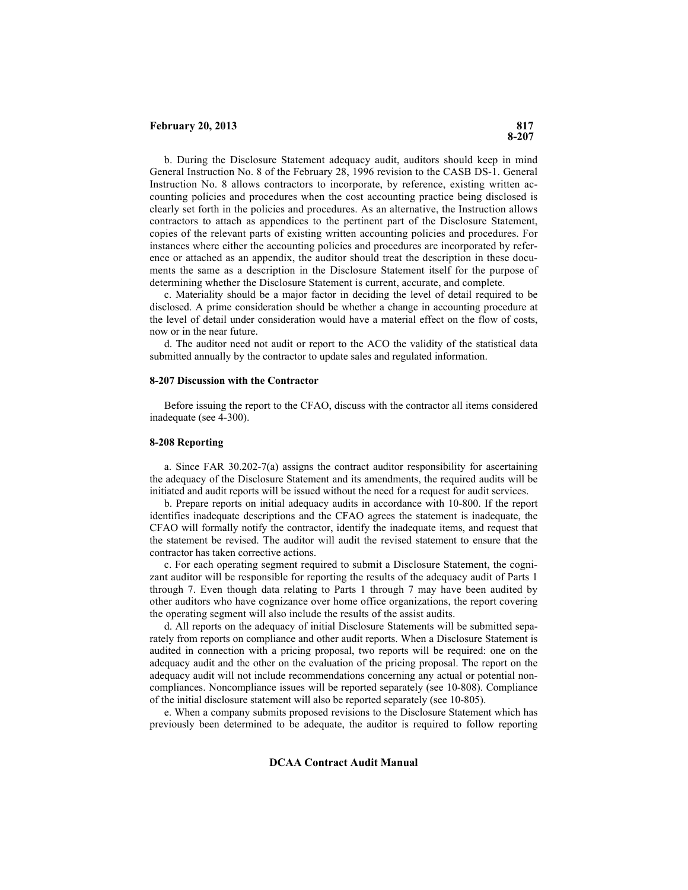b. During the Disclosure Statement adequacy audit, auditors should keep in mind General Instruction No. 8 of the February 28, 1996 revision to the CASB DS-1. General Instruction No. 8 allows contractors to incorporate, by reference, existing written accounting policies and procedures when the cost accounting practice being disclosed is clearly set forth in the policies and procedures. As an alternative, the Instruction allows contractors to attach as appendices to the pertinent part of the Disclosure Statement, copies of the relevant parts of existing written accounting policies and procedures. For instances where either the accounting policies and procedures are incorporated by reference or attached as an appendix, the auditor should treat the description in these documents the same as a description in the Disclosure Statement itself for the purpose of determining whether the Disclosure Statement is current, accurate, and complete.

c. Materiality should be a major factor in deciding the level of detail required to be disclosed. A prime consideration should be whether a change in accounting procedure at the level of detail under consideration would have a material effect on the flow of costs, now or in the near future.

d. The auditor need not audit or report to the ACO the validity of the statistical data submitted annually by the contractor to update sales and regulated information.

### 8-207 Discussion with the Contractor

Before issuing the report to the CFAO, discuss with the contractor all items considered inadequate (see 4-300).

### 8-208 Reporting

a. Since FAR 30.202-7(a) assigns the contract auditor responsibility for ascertaining the adequacy of the Disclosure Statement and its amendments, the required audits will be initiated and audit reports will be issued without the need for a request for audit services.

b. Prepare reports on initial adequacy audits in accordance with 10-800. If the report identifies inadequate descriptions and the CFAO agrees the statement is inadequate, the CFAO will formally notify the contractor, identify the inadequate items, and request that the statement be revised. The auditor will audit the revised statement to ensure that the contractor has taken corrective actions.

c. For each operating segment required to submit a Disclosure Statement, the cognizant auditor will be responsible for reporting the results of the adequacy audit of Parts 1 through 7. Even though data relating to Parts 1 through 7 may have been audited by other auditors who have cognizance over home office organizations, the report covering the operating segment will also include the results of the assist audits.

d. All reports on the adequacy of initial Disclosure Statements will be submitted separately from reports on compliance and other audit reports. When a Disclosure Statement is audited in connection with a pricing proposal, two reports will be required: one on the adequacy audit and the other on the evaluation of the pricing proposal. The report on the adequacy audit will not include recommendations concerning any actual or potential noncompliances. Noncompliance issues will be reported separately (see 10-808). Compliance of the initial disclosure statement will also be reported separately (see 10-805).

e. When a company submits proposed revisions to the Disclosure Statement which has previously been determined to be adequate, the auditor is required to follow reporting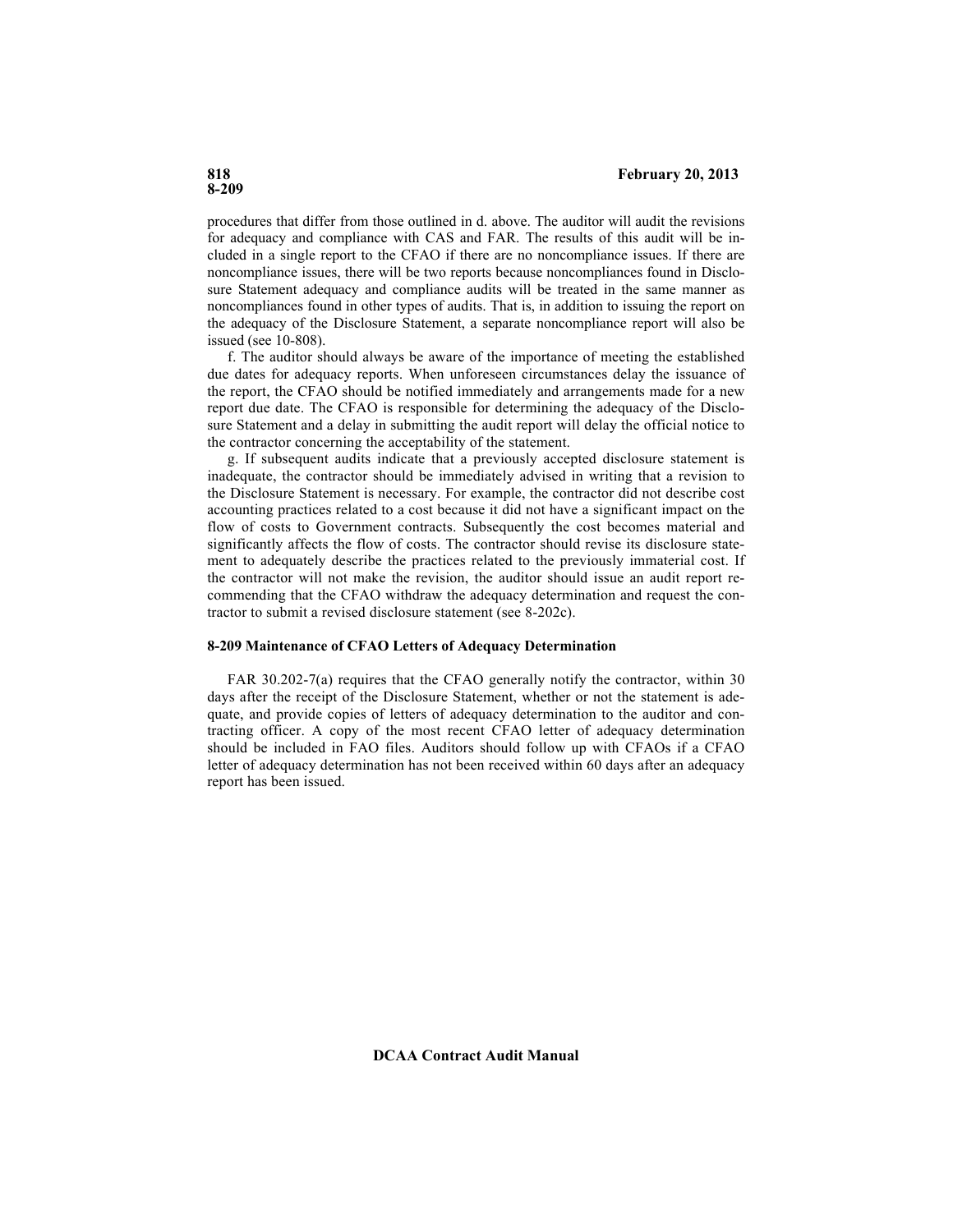procedures that differ from those outlined in d. above. The auditor will audit the revisions for adequacy and compliance with CAS and FAR. The results of this audit will be included in a single report to the CFAO if there are no noncompliance issues. If there are noncompliance issues, there will be two reports because noncompliances found in Disclosure Statement adequacy and compliance audits will be treated in the same manner as noncompliances found in other types of audits. That is, in addition to issuing the report on the adequacy of the Disclosure Statement, a separate noncompliance report will also be issued (see 10-808).

f. The auditor should always be aware of the importance of meeting the established due dates for adequacy reports. When unforeseen circumstances delay the issuance of the report, the CFAO should be notified immediately and arrangements made for a new report due date. The CFAO is responsible for determining the adequacy of the Disclosure Statement and a delay in submitting the audit report will delay the official notice to the contractor concerning the acceptability of the statement.

g. If subsequent audits indicate that a previously accepted disclosure statement is inadequate, the contractor should be immediately advised in writing that a revision to the Disclosure Statement is necessary. For example, the contractor did not describe cost accounting practices related to a cost because it did not have a significant impact on the flow of costs to Government contracts. Subsequently the cost becomes material and significantly affects the flow of costs. The contractor should revise its disclosure statement to adequately describe the practices related to the previously immaterial cost. If the contractor will not make the revision, the auditor should issue an audit report recommending that the CFAO withdraw the adequacy determination and request the contractor to submit a revised disclosure statement (see 8-202c).

### 8-209 Maintenance of CFAO Letters of Adequacy Determination

FAR 30.202-7(a) requires that the CFAO generally notify the contractor, within 30 days after the receipt of the Disclosure Statement, whether or not the statement is adequate, and provide copies of letters of adequacy determination to the auditor and contracting officer. A copy of the most recent CFAO letter of adequacy determination should be included in FAO files. Auditors should follow up with CFAOs if a CFAO letter of adequacy determination has not been received within 60 days after an adequacy report has been issued.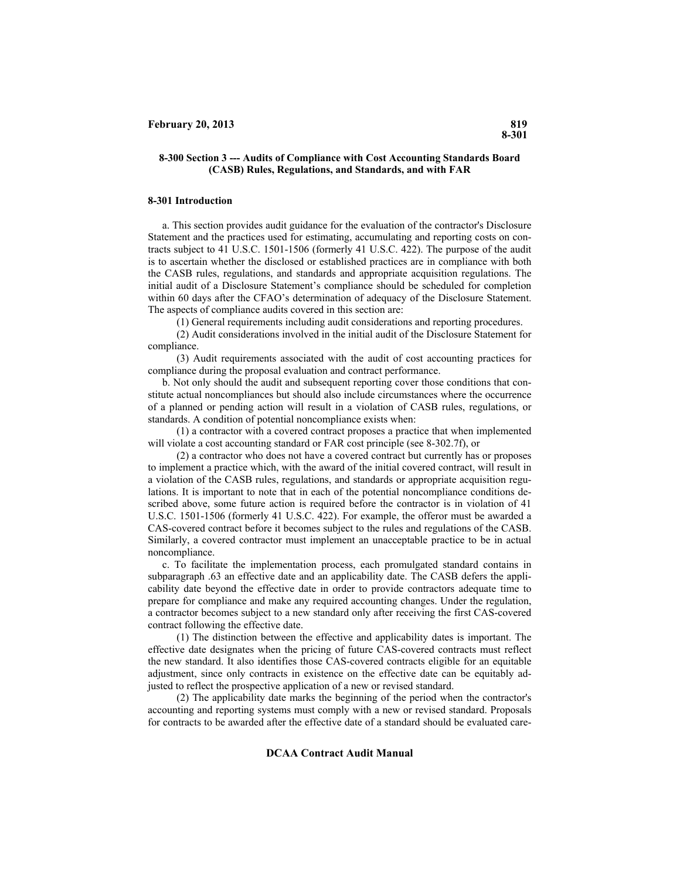## 8-300 Section 3 --- Audits of Compliance with Cost Accounting Standards Board (CASB) Rules, Regulations, and Standards, and with FAR

### 8-301 Introduction

a. This section provides audit guidance for the evaluation of the contractor's Disclosure Statement and the practices used for estimating, accumulating and reporting costs on contracts subject to 41 U.S.C. 1501-1506 (formerly 41 U.S.C. 422). The purpose of the audit is to ascertain whether the disclosed or established practices are in compliance with both the CASB rules, regulations, and standards and appropriate acquisition regulations. The initial audit of a Disclosure Statement's compliance should be scheduled for completion within 60 days after the CFAO's determination of adequacy of the Disclosure Statement. The aspects of compliance audits covered in this section are:

(1) General requirements including audit considerations and reporting procedures.

(2) Audit considerations involved in the initial audit of the Disclosure Statement for compliance.

(3) Audit requirements associated with the audit of cost accounting practices for compliance during the proposal evaluation and contract performance.

b. Not only should the audit and subsequent reporting cover those conditions that constitute actual noncompliances but should also include circumstances where the occurrence of a planned or pending action will result in a violation of CASB rules, regulations, or standards. A condition of potential noncompliance exists when:

(1) a contractor with a covered contract proposes a practice that when implemented will violate a cost accounting standard or FAR cost principle (see 8-302.7f), or

(2) a contractor who does not have a covered contract but currently has or proposes to implement a practice which, with the award of the initial covered contract, will result in a violation of the CASB rules, regulations, and standards or appropriate acquisition regulations. It is important to note that in each of the potential noncompliance conditions described above, some future action is required before the contractor is in violation of 41 U.S.C. 1501-1506 (formerly 41 U.S.C. 422). For example, the offeror must be awarded a CAS-covered contract before it becomes subject to the rules and regulations of the CASB. Similarly, a covered contractor must implement an unacceptable practice to be in actual noncompliance.

c. To facilitate the implementation process, each promulgated standard contains in subparagraph .63 an effective date and an applicability date. The CASB defers the applicability date beyond the effective date in order to provide contractors adequate time to prepare for compliance and make any required accounting changes. Under the regulation, a contractor becomes subject to a new standard only after receiving the first CAS-covered contract following the effective date.

(1) The distinction between the effective and applicability dates is important. The effective date designates when the pricing of future CAS-covered contracts must reflect the new standard. It also identifies those CAS-covered contracts eligible for an equitable adjustment, since only contracts in existence on the effective date can be equitably adjusted to reflect the prospective application of a new or revised standard.

(2) The applicability date marks the beginning of the period when the contractor's accounting and reporting systems must comply with a new or revised standard. Proposals for contracts to be awarded after the effective date of a standard should be evaluated care-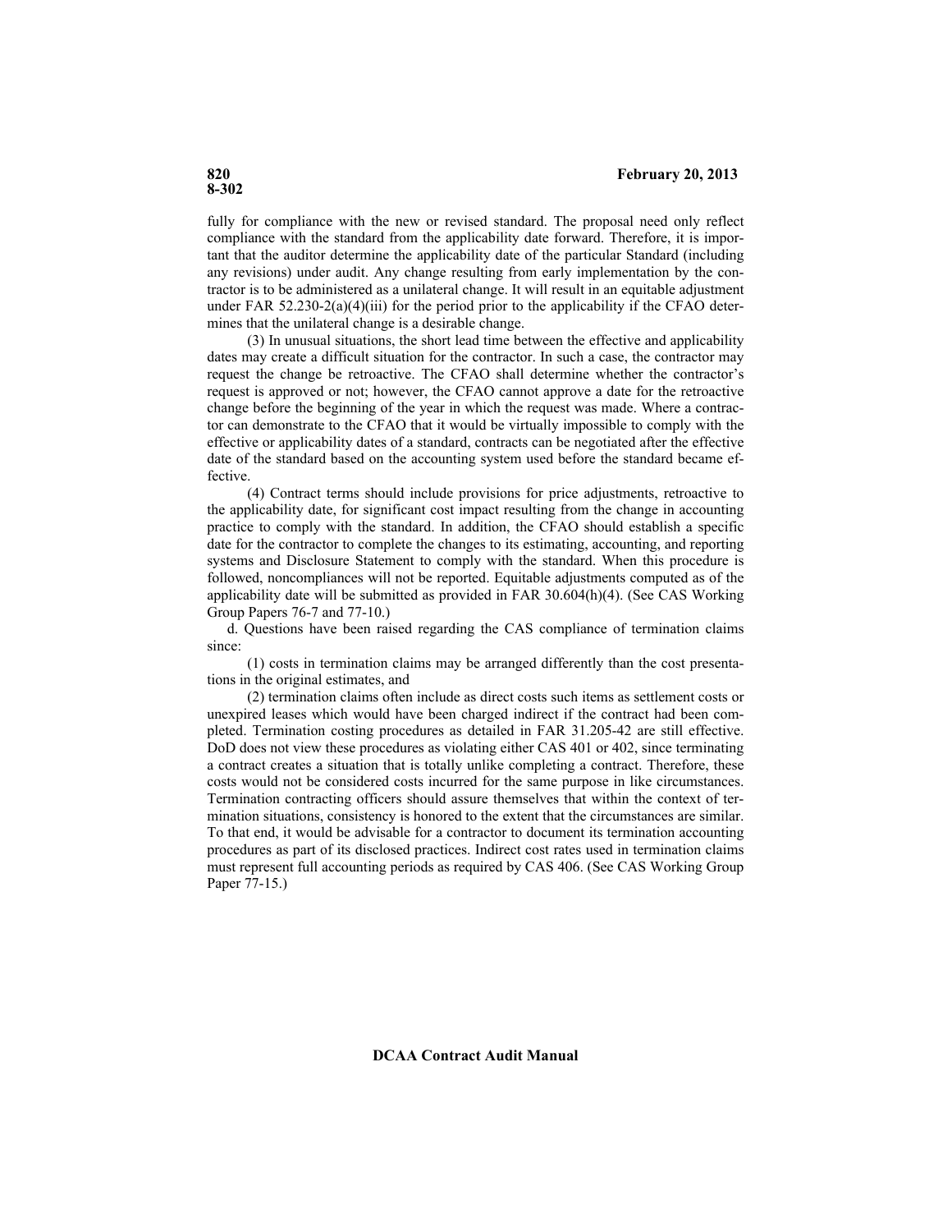fully for compliance with the new or revised standard. The proposal need only reflect compliance with the standard from the applicability date forward. Therefore, it is important that the auditor determine the applicability date of the particular Standard (including any revisions) under audit. Any change resulting from early implementation by the contractor is to be administered as a unilateral change. It will result in an equitable adjustment under FAR 52.230-2(a)(4)(iii) for the period prior to the applicability if the CFAO determines that the unilateral change is a desirable change.

(3) In unusual situations, the short lead time between the effective and applicability dates may create a difficult situation for the contractor. In such a case, the contractor may request the change be retroactive. The CFAO shall determine whether the contractor's request is approved or not; however, the CFAO cannot approve a date for the retroactive change before the beginning of the year in which the request was made. Where a contractor can demonstrate to the CFAO that it would be virtually impossible to comply with the effective or applicability dates of a standard, contracts can be negotiated after the effective date of the standard based on the accounting system used before the standard became effective.

(4) Contract terms should include provisions for price adjustments, retroactive to the applicability date, for significant cost impact resulting from the change in accounting practice to comply with the standard. In addition, the CFAO should establish a specific date for the contractor to complete the changes to its estimating, accounting, and reporting systems and Disclosure Statement to comply with the standard. When this procedure is followed, noncompliances will not be reported. Equitable adjustments computed as of the applicability date will be submitted as provided in FAR 30.604(h)(4). (See CAS Working Group Papers 76-7 and 77-10.)

d. Questions have been raised regarding the CAS compliance of termination claims since:

(1) costs in termination claims may be arranged differently than the cost presentations in the original estimates, and

(2) termination claims often include as direct costs such items as settlement costs or unexpired leases which would have been charged indirect if the contract had been completed. Termination costing procedures as detailed in FAR 31.205-42 are still effective. DoD does not view these procedures as violating either CAS 401 or 402, since terminating a contract creates a situation that is totally unlike completing a contract. Therefore, these costs would not be considered costs incurred for the same purpose in like circumstances. Termination contracting officers should assure themselves that within the context of termination situations, consistency is honored to the extent that the circumstances are similar. To that end, it would be advisable for a contractor to document its termination accounting procedures as part of its disclosed practices. Indirect cost rates used in termination claims must represent full accounting periods as required by CAS 406. (See CAS Working Group Paper 77-15.)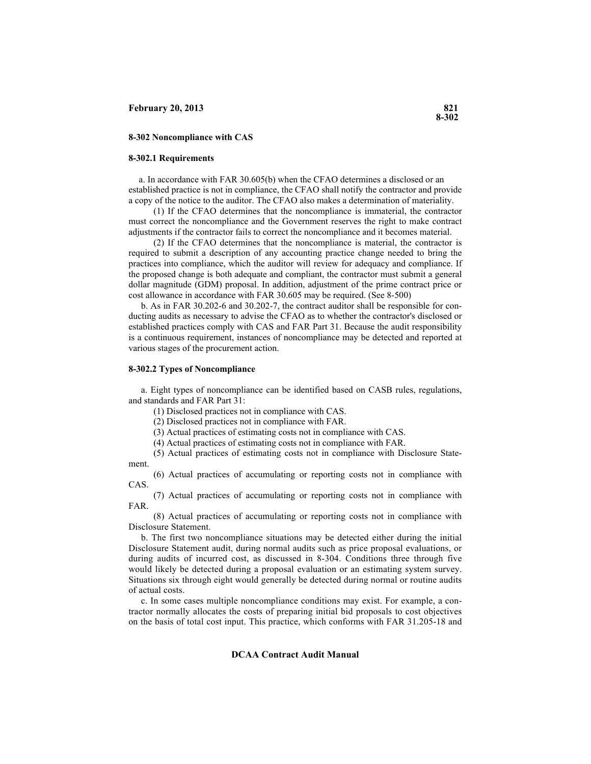## 8-302 Noncompliance with CAS

### 8-302.1 Requirements

a. In accordance with FAR 30.605(b) when the CFAO determines a disclosed or an established practice is not in compliance, the CFAO shall notify the contractor and provide a copy of the notice to the auditor. The CFAO also makes a determination of materiality.

(1) If the CFAO determines that the noncompliance is immaterial, the contractor must correct the noncompliance and the Government reserves the right to make contract adjustments if the contractor fails to correct the noncompliance and it becomes material.

(2) If the CFAO determines that the noncompliance is material, the contractor is required to submit a description of any accounting practice change needed to bring the practices into compliance, which the auditor will review for adequacy and compliance. If the proposed change is both adequate and compliant, the contractor must submit a general dollar magnitude (GDM) proposal. In addition, adjustment of the prime contract price or cost allowance in accordance with FAR 30.605 may be required. (See 8-500)

b. As in FAR 30.202-6 and 30.202-7, the contract auditor shall be responsible for conducting audits as necessary to advise the CFAO as to whether the contractor's disclosed or established practices comply with CAS and FAR Part 31. Because the audit responsibility is a continuous requirement, instances of noncompliance may be detected and reported at various stages of the procurement action.

### 8-302.2 Types of Noncompliance

a. Eight types of noncompliance can be identified based on CASB rules, regulations, and standards and FAR Part 31:

(1) Disclosed practices not in compliance with CAS.

(2) Disclosed practices not in compliance with FAR.

(3) Actual practices of estimating costs not in compliance with CAS.

(4) Actual practices of estimating costs not in compliance with FAR.

(5) Actual practices of estimating costs not in compliance with Disclosure Statement.

(6) Actual practices of accumulating or reporting costs not in compliance with CAS.

(7) Actual practices of accumulating or reporting costs not in compliance with FAR.

(8) Actual practices of accumulating or reporting costs not in compliance with Disclosure Statement.

b. The first two noncompliance situations may be detected either during the initial Disclosure Statement audit, during normal audits such as price proposal evaluations, or during audits of incurred cost, as discussed in 8-304. Conditions three through five would likely be detected during a proposal evaluation or an estimating system survey. Situations six through eight would generally be detected during normal or routine audits of actual costs.

c. In some cases multiple noncompliance conditions may exist. For example, a contractor normally allocates the costs of preparing initial bid proposals to cost objectives on the basis of total cost input. This practice, which conforms with FAR 31.205-18 and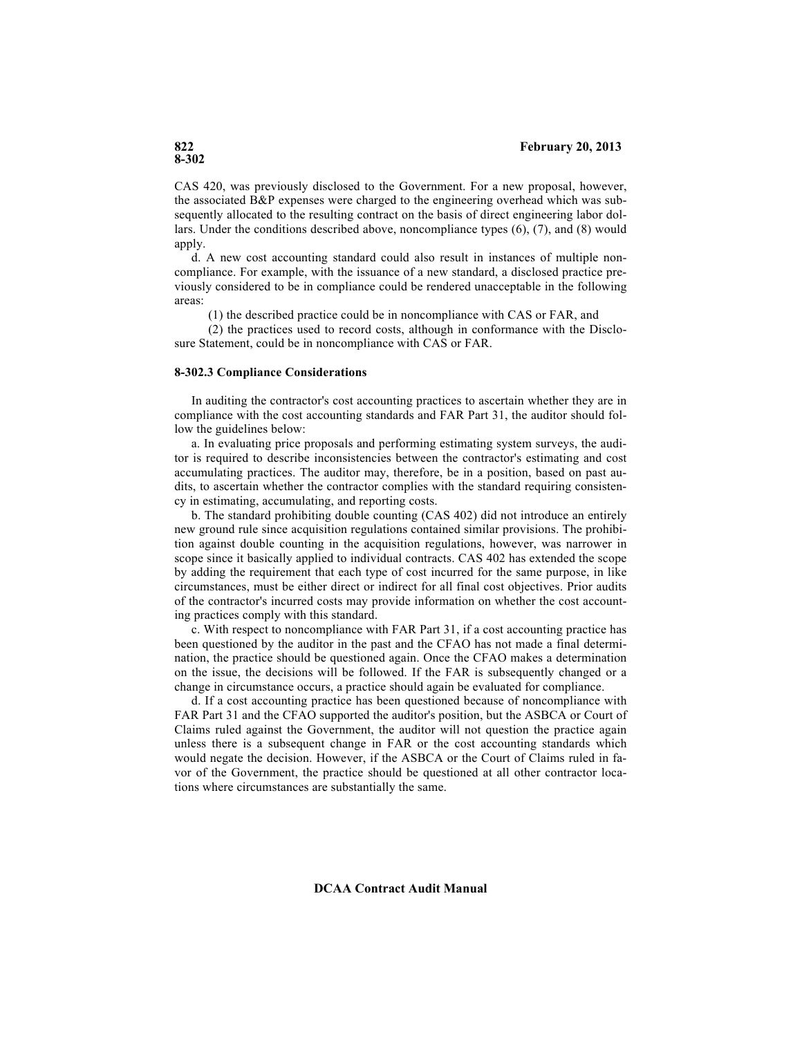CAS 420, was previously disclosed to the Government. For a new proposal, however, the associated B&P expenses were charged to the engineering overhead which was subsequently allocated to the resulting contract on the basis of direct engineering labor dollars. Under the conditions described above, noncompliance types (6), (7), and (8) would apply.

d. A new cost accounting standard could also result in instances of multiple noncompliance. For example, with the issuance of a new standard, a disclosed practice previously considered to be in compliance could be rendered unacceptable in the following areas:

(1) the described practice could be in noncompliance with CAS or FAR, and

(2) the practices used to record costs, although in conformance with the Disclosure Statement, could be in noncompliance with CAS or FAR.

#### 8-302.3 Compliance Considerations

In auditing the contractor's cost accounting practices to ascertain whether they are in compliance with the cost accounting standards and FAR Part 31, the auditor should follow the guidelines below:

a. In evaluating price proposals and performing estimating system surveys, the auditor is required to describe inconsistencies between the contractor's estimating and cost accumulating practices. The auditor may, therefore, be in a position, based on past audits, to ascertain whether the contractor complies with the standard requiring consistency in estimating, accumulating, and reporting costs.

b. The standard prohibiting double counting (CAS 402) did not introduce an entirely new ground rule since acquisition regulations contained similar provisions. The prohibition against double counting in the acquisition regulations, however, was narrower in scope since it basically applied to individual contracts. CAS 402 has extended the scope by adding the requirement that each type of cost incurred for the same purpose, in like circumstances, must be either direct or indirect for all final cost objectives. Prior audits of the contractor's incurred costs may provide information on whether the cost accounting practices comply with this standard.

c. With respect to noncompliance with FAR Part 31, if a cost accounting practice has been questioned by the auditor in the past and the CFAO has not made a final determination, the practice should be questioned again. Once the CFAO makes a determination on the issue, the decisions will be followed. If the FAR is subsequently changed or a change in circumstance occurs, a practice should again be evaluated for compliance.

d. If a cost accounting practice has been questioned because of noncompliance with FAR Part 31 and the CFAO supported the auditor's position, but the ASBCA or Court of Claims ruled against the Government, the auditor will not question the practice again unless there is a subsequent change in FAR or the cost accounting standards which would negate the decision. However, if the ASBCA or the Court of Claims ruled in favor of the Government, the practice should be questioned at all other contractor locations where circumstances are substantially the same.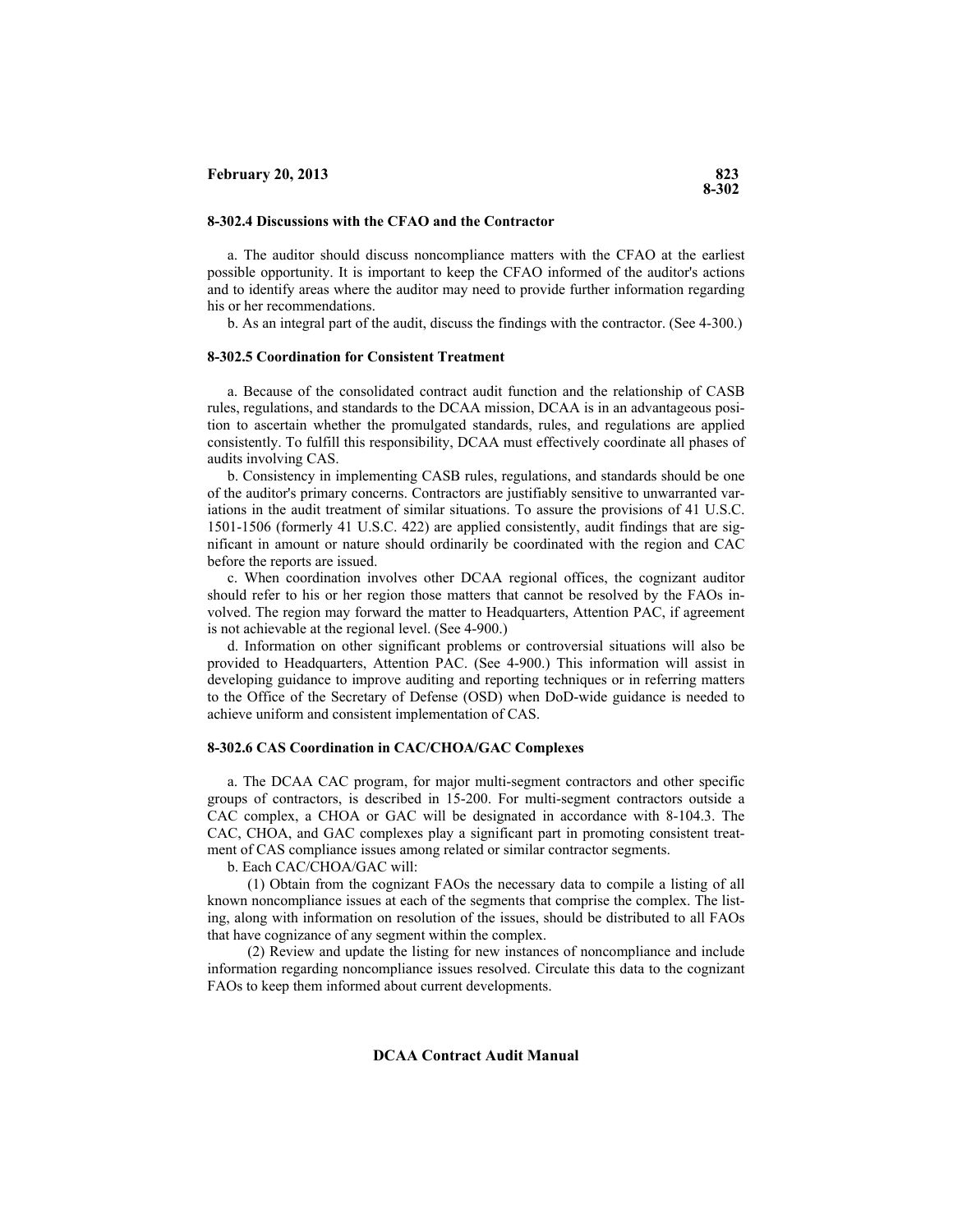#### 8-302.4 Discussions with the CFAO and the Contractor

a. The auditor should discuss noncompliance matters with the CFAO at the earliest possible opportunity. It is important to keep the CFAO informed of the auditor's actions and to identify areas where the auditor may need to provide further information regarding his or her recommendations.

b. As an integral part of the audit, discuss the findings with the contractor. (See 4-300.)

#### 8-302.5 Coordination for Consistent Treatment

a. Because of the consolidated contract audit function and the relationship of CASB rules, regulations, and standards to the DCAA mission, DCAA is in an advantageous position to ascertain whether the promulgated standards, rules, and regulations are applied consistently. To fulfill this responsibility, DCAA must effectively coordinate all phases of audits involving CAS.

b. Consistency in implementing CASB rules, regulations, and standards should be one of the auditor's primary concerns. Contractors are justifiably sensitive to unwarranted variations in the audit treatment of similar situations. To assure the provisions of 41 U.S.C. 1501-1506 (formerly 41 U.S.C. 422) are applied consistently, audit findings that are significant in amount or nature should ordinarily be coordinated with the region and CAC before the reports are issued.

c. When coordination involves other DCAA regional offices, the cognizant auditor should refer to his or her region those matters that cannot be resolved by the FAOs involved. The region may forward the matter to Headquarters, Attention PAC, if agreement is not achievable at the regional level. (See 4-900.)

d. Information on other significant problems or controversial situations will also be provided to Headquarters, Attention PAC. (See 4-900.) This information will assist in developing guidance to improve auditing and reporting techniques or in referring matters to the Office of the Secretary of Defense (OSD) when DoD-wide guidance is needed to achieve uniform and consistent implementation of CAS.

#### 8-302.6 CAS Coordination in CAC/CHOA/GAC Complexes

a. The DCAA CAC program, for major multi-segment contractors and other specific groups of contractors, is described in 15-200. For multi-segment contractors outside a CAC complex, a CHOA or GAC will be designated in accordance with 8-104.3. The CAC, CHOA, and GAC complexes play a significant part in promoting consistent treatment of CAS compliance issues among related or similar contractor segments.

b. Each CAC/CHOA/GAC will:

(1) Obtain from the cognizant FAOs the necessary data to compile a listing of all known noncompliance issues at each of the segments that comprise the complex. The listing, along with information on resolution of the issues, should be distributed to all FAOs that have cognizance of any segment within the complex.

(2) Review and update the listing for new instances of noncompliance and include information regarding noncompliance issues resolved. Circulate this data to the cognizant FAOs to keep them informed about current developments.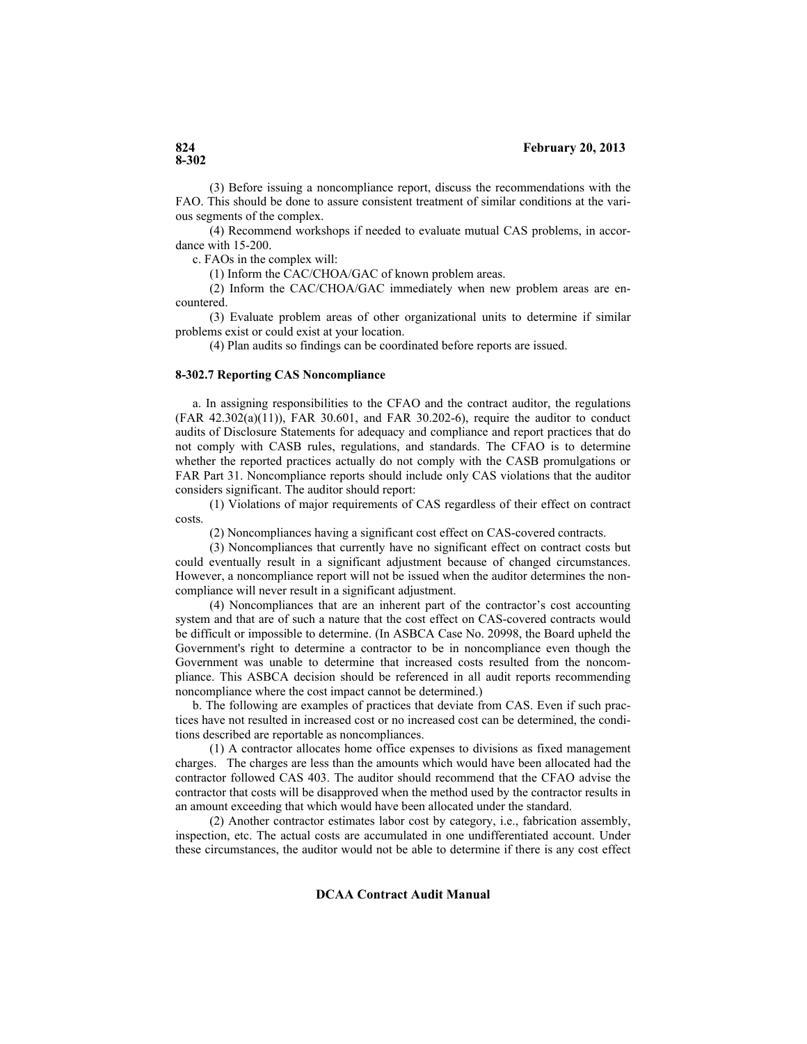(3) Before issuing a noncompliance report, discuss the recommendations with the FAO. This should be done to assure consistent treatment of similar conditions at the various segments of the complex.

(4) Recommend workshops if needed to evaluate mutual CAS problems, in accordance with 15-200.

c. FAOs in the complex will:

(1) Inform the CAC/CHOA/GAC of known problem areas.

(2) Inform the CAC/CHOA/GAC immediately when new problem areas are encountered.

(3) Evaluate problem areas of other organizational units to determine if similar problems exist or could exist at your location.

(4) Plan audits so findings can be coordinated before reports are issued.

### 8-302.7 Reporting CAS Noncompliance

a. In assigning responsibilities to the CFAO and the contract auditor, the regulations (FAR 42.302(a)(11)), FAR 30.601, and FAR 30.202-6), require the auditor to conduct audits of Disclosure Statements for adequacy and compliance and report practices that do not comply with CASB rules, regulations, and standards. The CFAO is to determine whether the reported practices actually do not comply with the CASB promulgations or FAR Part 31. Noncompliance reports should include only CAS violations that the auditor considers significant. The auditor should report:

(1) Violations of major requirements of CAS regardless of their effect on contract costs.

(2) Noncompliances having a significant cost effect on CAS-covered contracts.

(3) Noncompliances that currently have no significant effect on contract costs but could eventually result in a significant adjustment because of changed circumstances. However, a noncompliance report will not be issued when the auditor determines the noncompliance will never result in a significant adjustment.

(4) Noncompliances that are an inherent part of the contractor's cost accounting system and that are of such a nature that the cost effect on CAS-covered contracts would be difficult or impossible to determine. (In ASBCA Case No. 20998, the Board upheld the Government's right to determine a contractor to be in noncompliance even though the Government was unable to determine that increased costs resulted from the noncompliance. This ASBCA decision should be referenced in all audit reports recommending noncompliance where the cost impact cannot be determined.)

b. The following are examples of practices that deviate from CAS. Even if such practices have not resulted in increased cost or no increased cost can be determined, the conditions described are reportable as noncompliances.

(1) A contractor allocates home office expenses to divisions as fixed management charges. The charges are less than the amounts which would have been allocated had the contractor followed CAS 403. The auditor should recommend that the CFAO advise the contractor that costs will be disapproved when the method used by the contractor results in an amount exceeding that which would have been allocated under the standard.

(2) Another contractor estimates labor cost by category, i.e., fabrication assembly, inspection, etc. The actual costs are accumulated in one undifferentiated account. Under these circumstances, the auditor would not be able to determine if there is any cost effect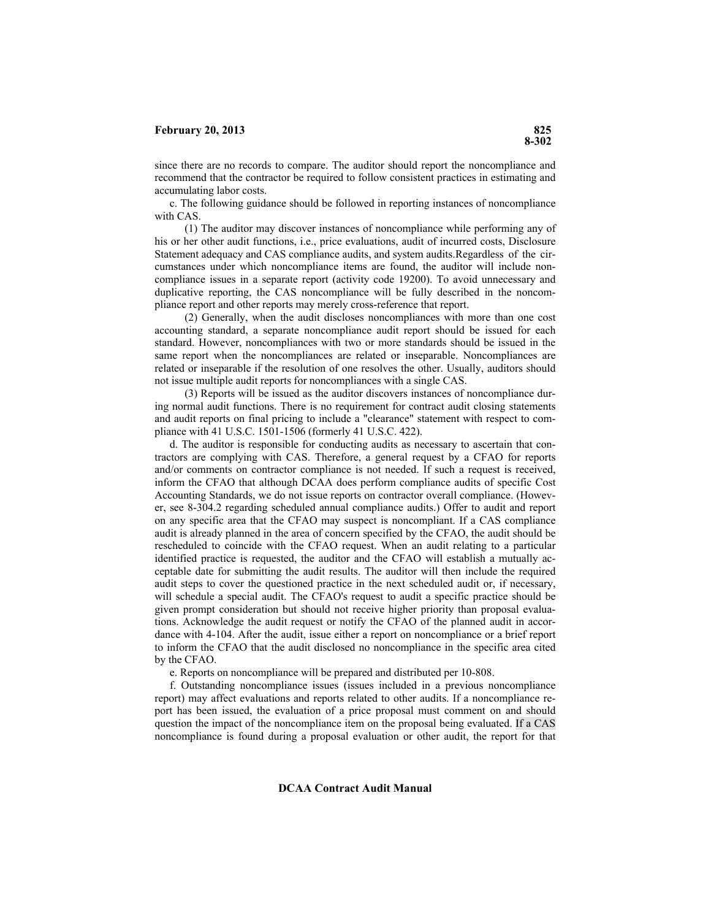since there are no records to compare. The auditor should report the noncompliance and recommend that the contractor be required to follow consistent practices in estimating and accumulating labor costs.

c. The following guidance should be followed in reporting instances of noncompliance with CAS.

(1) The auditor may discover instances of noncompliance while performing any of his or her other audit functions, i.e., price evaluations, audit of incurred costs, Disclosure Statement adequacy and CAS compliance audits, and system audits.Regardless of the circumstances under which noncompliance items are found, the auditor will include noncompliance issues in a separate report (activity code 19200). To avoid unnecessary and duplicative reporting, the CAS noncompliance will be fully described in the noncompliance report and other reports may merely cross-reference that report.

(2) Generally, when the audit discloses noncompliances with more than one cost accounting standard, a separate noncompliance audit report should be issued for each standard. However, noncompliances with two or more standards should be issued in the same report when the noncompliances are related or inseparable. Noncompliances are related or inseparable if the resolution of one resolves the other. Usually, auditors should not issue multiple audit reports for noncompliances with a single CAS.

(3) Reports will be issued as the auditor discovers instances of noncompliance during normal audit functions. There is no requirement for contract audit closing statements and audit reports on final pricing to include a "clearance" statement with respect to compliance with 41 U.S.C. 1501-1506 (formerly 41 U.S.C. 422).

d. The auditor is responsible for conducting audits as necessary to ascertain that contractors are complying with CAS. Therefore, a general request by a CFAO for reports and/or comments on contractor compliance is not needed. If such a request is received, inform the CFAO that although DCAA does perform compliance audits of specific Cost Accounting Standards, we do not issue reports on contractor overall compliance. (However, see 8-304.2 regarding scheduled annual compliance audits.) Offer to audit and report on any specific area that the CFAO may suspect is noncompliant. If a CAS compliance audit is already planned in the area of concern specified by the CFAO, the audit should be rescheduled to coincide with the CFAO request. When an audit relating to a particular identified practice is requested, the auditor and the CFAO will establish a mutually acceptable date for submitting the audit results. The auditor will then include the required audit steps to cover the questioned practice in the next scheduled audit or, if necessary, will schedule a special audit. The CFAO's request to audit a specific practice should be given prompt consideration but should not receive higher priority than proposal evaluations. Acknowledge the audit request or notify the CFAO of the planned audit in accordance with 4-104. After the audit, issue either a report on noncompliance or a brief report to inform the CFAO that the audit disclosed no noncompliance in the specific area cited by the CFAO.

e. Reports on noncompliance will be prepared and distributed per 10-808.

f. Outstanding noncompliance issues (issues included in a previous noncompliance report) may affect evaluations and reports related to other audits. If a noncompliance report has been issued, the evaluation of a price proposal must comment on and should question the impact of the noncompliance item on the proposal being evaluated. If a CAS noncompliance is found during a proposal evaluation or other audit, the report for that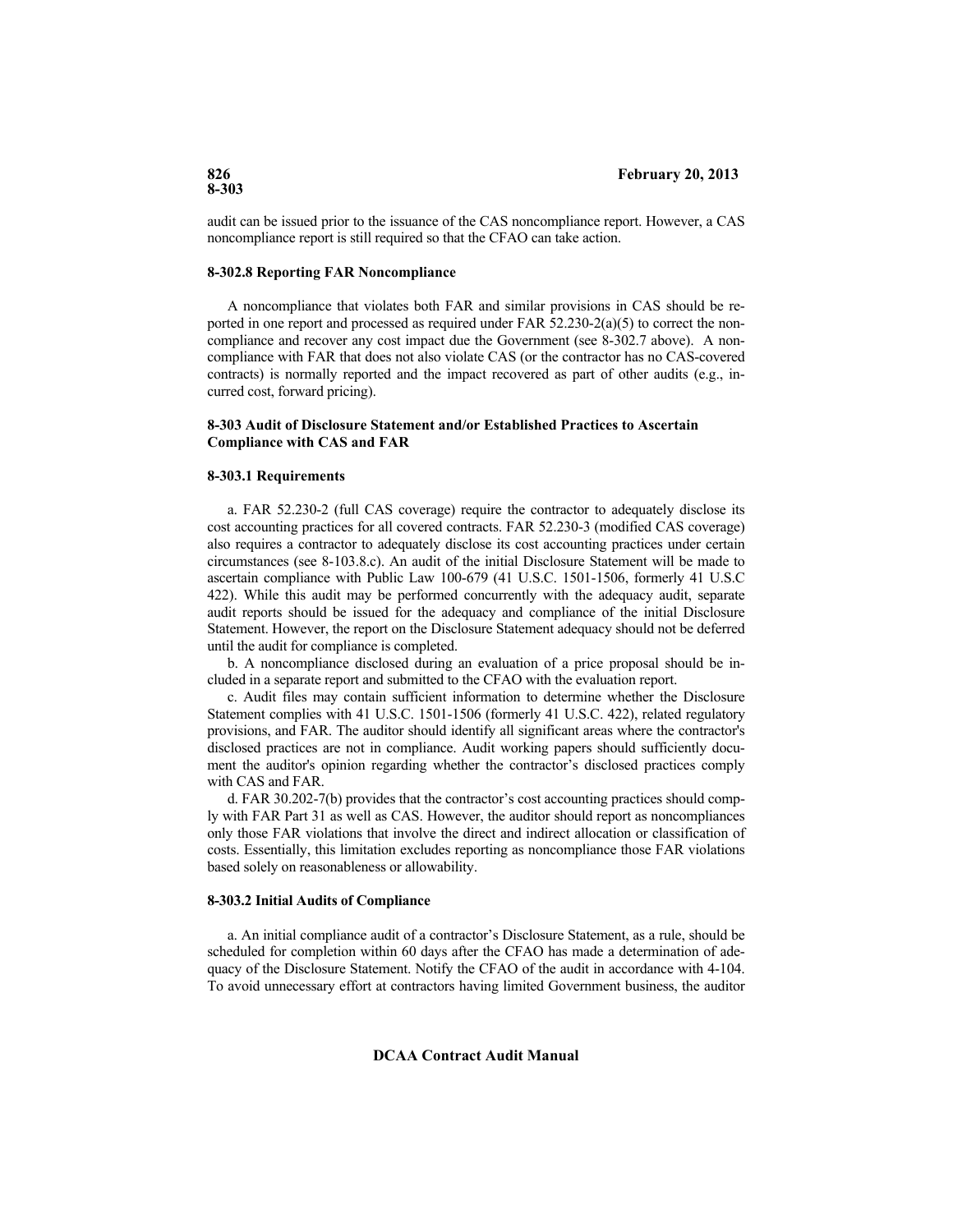audit can be issued prior to the issuance of the CAS noncompliance report. However, a CAS noncompliance report is still required so that the CFAO can take action.

#### 8-302.8 Reporting FAR Noncompliance

A noncompliance that violates both FAR and similar provisions in CAS should be reported in one report and processed as required under FAR 52.230-2(a)(5) to correct the noncompliance and recover any cost impact due the Government (see 8-302.7 above). A noncompliance with FAR that does not also violate CAS (or the contractor has no CAS-covered contracts) is normally reported and the impact recovered as part of other audits (e.g., incurred cost, forward pricing).

### 8-303 Audit of Disclosure Statement and/or Established Practices to Ascertain Compliance with CAS and FAR

#### 8-303.1 Requirements

a. FAR 52.230-2 (full CAS coverage) require the contractor to adequately disclose its cost accounting practices for all covered contracts. FAR 52.230-3 (modified CAS coverage) also requires a contractor to adequately disclose its cost accounting practices under certain circumstances (see 8-103.8.c). An audit of the initial Disclosure Statement will be made to ascertain compliance with Public Law 100-679 (41 U.S.C. 1501-1506, formerly 41 U.S.C 422). While this audit may be performed concurrently with the adequacy audit, separate audit reports should be issued for the adequacy and compliance of the initial Disclosure Statement. However, the report on the Disclosure Statement adequacy should not be deferred until the audit for compliance is completed.

b. A noncompliance disclosed during an evaluation of a price proposal should be included in a separate report and submitted to the CFAO with the evaluation report.

c. Audit files may contain sufficient information to determine whether the Disclosure Statement complies with 41 U.S.C. 1501-1506 (formerly 41 U.S.C. 422), related regulatory provisions, and FAR. The auditor should identify all significant areas where the contractor's disclosed practices are not in compliance. Audit working papers should sufficiently document the auditor's opinion regarding whether the contractor's disclosed practices comply with CAS and FAR.

d. FAR 30.202-7(b) provides that the contractor's cost accounting practices should comply with FAR Part 31 as well as CAS. However, the auditor should report as noncompliances only those FAR violations that involve the direct and indirect allocation or classification of costs. Essentially, this limitation excludes reporting as noncompliance those FAR violations based solely on reasonableness or allowability.

#### 8-303.2 Initial Audits of Compliance

a. An initial compliance audit of a contractor's Disclosure Statement, as a rule, should be scheduled for completion within 60 days after the CFAO has made a determination of adequacy of the Disclosure Statement. Notify the CFAO of the audit in accordance with 4-104. To avoid unnecessary effort at contractors having limited Government business, the auditor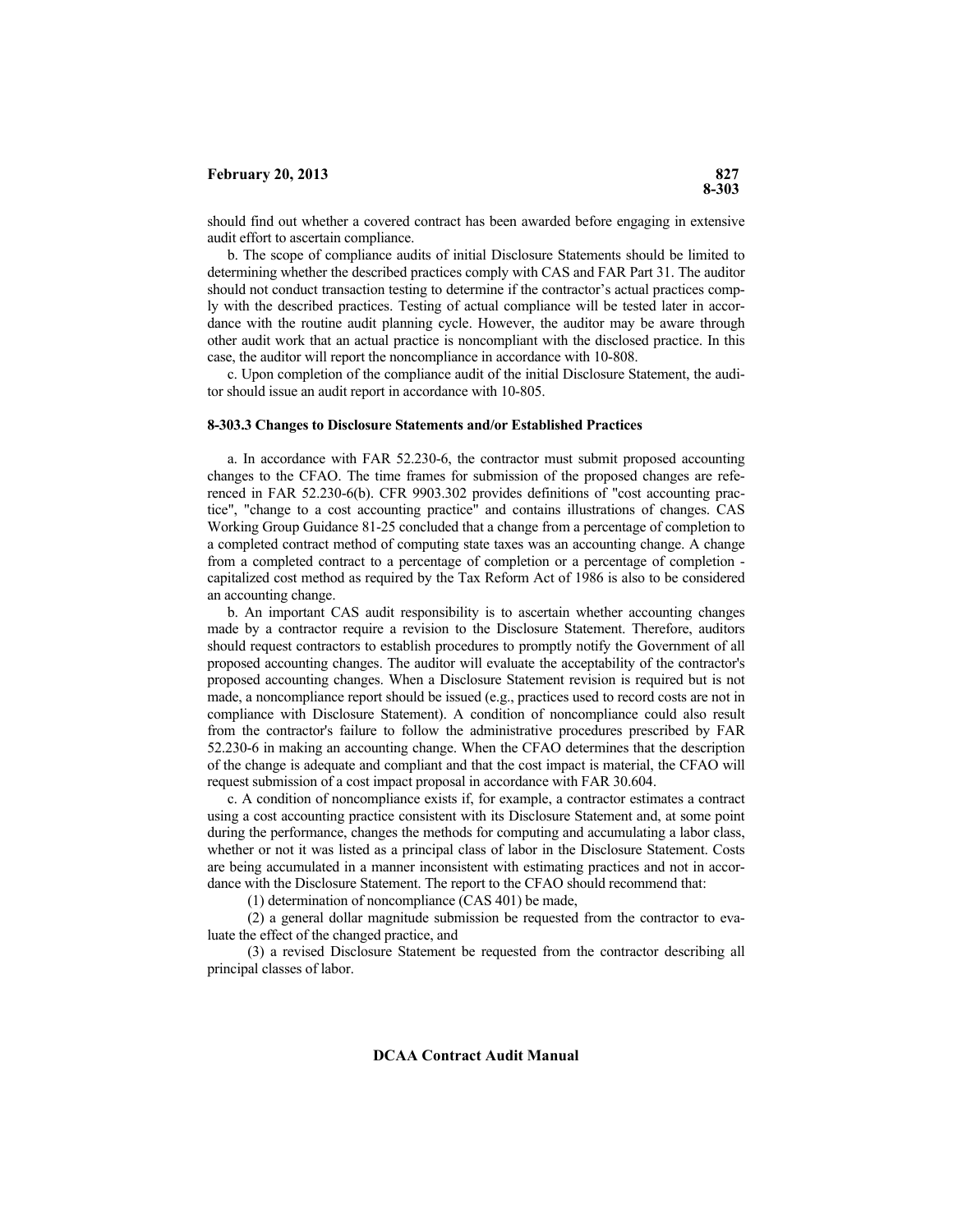should find out whether a covered contract has been awarded before engaging in extensive audit effort to ascertain compliance.

b. The scope of compliance audits of initial Disclosure Statements should be limited to determining whether the described practices comply with CAS and FAR Part 31. The auditor should not conduct transaction testing to determine if the contractor's actual practices comply with the described practices. Testing of actual compliance will be tested later in accordance with the routine audit planning cycle. However, the auditor may be aware through other audit work that an actual practice is noncompliant with the disclosed practice. In this case, the auditor will report the noncompliance in accordance with 10-808.

c. Upon completion of the compliance audit of the initial Disclosure Statement, the auditor should issue an audit report in accordance with 10-805.

### 8-303.3 Changes to Disclosure Statements and/or Established Practices

a. In accordance with FAR 52.230-6, the contractor must submit proposed accounting changes to the CFAO. The time frames for submission of the proposed changes are referenced in FAR 52.230-6(b). CFR 9903.302 provides definitions of "cost accounting practice", "change to a cost accounting practice" and contains illustrations of changes. CAS Working Group Guidance 81-25 concluded that a change from a percentage of completion to a completed contract method of computing state taxes was an accounting change. A change from a completed contract to a percentage of completion or a percentage of completion - capitalized cost method as required by the Tax Reform Act of 1986 is also to be considered an accounting change.

b. An important CAS audit responsibility is to ascertain whether accounting changes made by a contractor require a revision to the Disclosure Statement. Therefore, auditors should request contractors to establish procedures to promptly notify the Government of all proposed accounting changes. The auditor will evaluate the acceptability of the contractor's proposed accounting changes. When a Disclosure Statement revision is required but is not made, a noncompliance report should be issued (e.g., practices used to record costs are not in compliance with Disclosure Statement). A condition of noncompliance could also result from the contractor's failure to follow the administrative procedures prescribed by FAR 52.230-6 in making an accounting change. When the CFAO determines that the description of the change is adequate and compliant and that the cost impact is material, the CFAO will request submission of a cost impact proposal in accordance with FAR 30.604.

c. A condition of noncompliance exists if, for example, a contractor estimates a contract using a cost accounting practice consistent with its Disclosure Statement and, at some point during the performance, changes the methods for computing and accumulating a labor class, whether or not it was listed as a principal class of labor in the Disclosure Statement. Costs are being accumulated in a manner inconsistent with estimating practices and not in accordance with the Disclosure Statement. The report to the CFAO should recommend that:

(1) determination of noncompliance (CAS 401) be made,

(2) a general dollar magnitude submission be requested from the contractor to evaluate the effect of the changed practice, and

(3) a revised Disclosure Statement be requested from the contractor describing all principal classes of labor.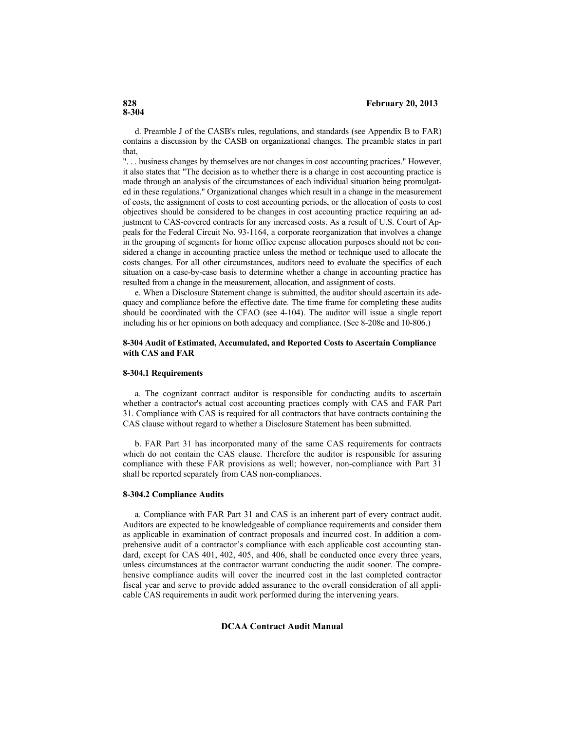d. Preamble J of the CASB's rules, regulations, and standards (see Appendix B to FAR) contains a discussion by the CASB on organizational changes. The preamble states in part that,

". . . business changes by themselves are not changes in cost accounting practices." However, it also states that "The decision as to whether there is a change in cost accounting practice is made through an analysis of the circumstances of each individual situation being promulgated in these regulations." Organizational changes which result in a change in the measurement of costs, the assignment of costs to cost accounting periods, or the allocation of costs to cost objectives should be considered to be changes in cost accounting practice requiring an adjustment to CAS-covered contracts for any increased costs. As a result of U.S. Court of Appeals for the Federal Circuit No. 93-1164, a corporate reorganization that involves a change in the grouping of segments for home office expense allocation purposes should not be considered a change in accounting practice unless the method or technique used to allocate the costs changes. For all other circumstances, auditors need to evaluate the specifics of each situation on a case-by-case basis to determine whether a change in accounting practice has resulted from a change in the measurement, allocation, and assignment of costs.

e. When a Disclosure Statement change is submitted, the auditor should ascertain its adequacy and compliance before the effective date. The time frame for completing these audits should be coordinated with the CFAO (see 4-104). The auditor will issue a single report including his or her opinions on both adequacy and compliance. (See 8-208e and 10-806.)

### 8-304 Audit of Estimated, Accumulated, and Reported Costs to Ascertain Compliance with CAS and FAR

#### 8-304.1 Requirements

a. The cognizant contract auditor is responsible for conducting audits to ascertain whether a contractor's actual cost accounting practices comply with CAS and FAR Part 31. Compliance with CAS is required for all contractors that have contracts containing the CAS clause without regard to whether a Disclosure Statement has been submitted.

b. FAR Part 31 has incorporated many of the same CAS requirements for contracts which do not contain the CAS clause. Therefore the auditor is responsible for assuring compliance with these FAR provisions as well; however, non-compliance with Part 31 shall be reported separately from CAS non-compliances.

#### 8-304.2 Compliance Audits

a. Compliance with FAR Part 31 and CAS is an inherent part of every contract audit. Auditors are expected to be knowledgeable of compliance requirements and consider them as applicable in examination of contract proposals and incurred cost. In addition a comprehensive audit of a contractor's compliance with each applicable cost accounting standard, except for CAS 401, 402, 405, and 406, shall be conducted once every three years, unless circumstances at the contractor warrant conducting the audit sooner. The comprehensive compliance audits will cover the incurred cost in the last completed contractor fiscal year and serve to provide added assurance to the overall consideration of all applicable CAS requirements in audit work performed during the intervening years.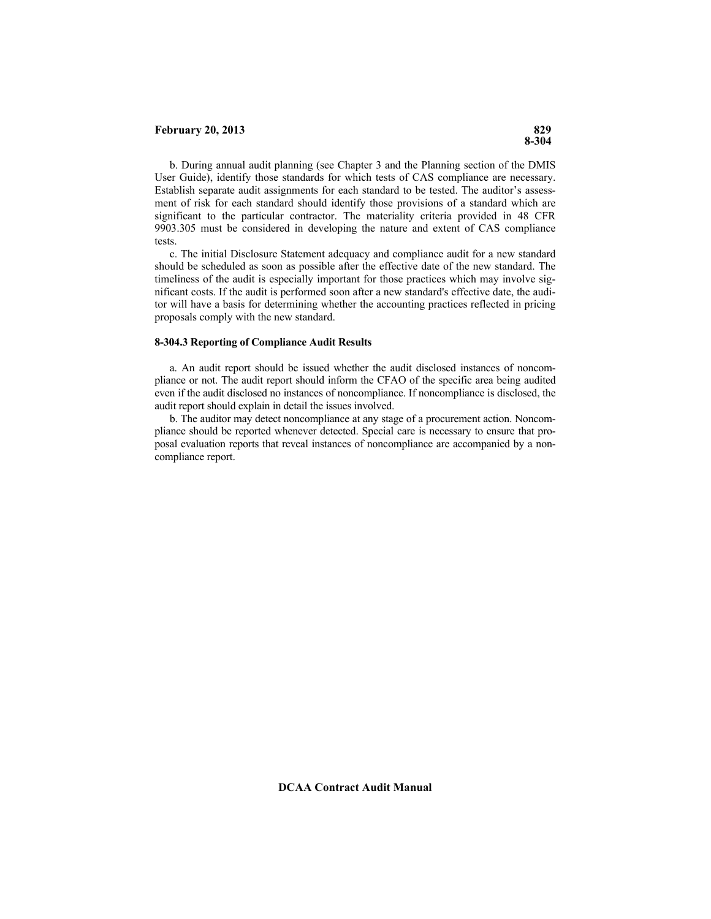b. During annual audit planning (see Chapter 3 and the Planning section of the DMIS User Guide), identify those standards for which tests of CAS compliance are necessary. Establish separate audit assignments for each standard to be tested. The auditor's assessment of risk for each standard should identify those provisions of a standard which are significant to the particular contractor. The materiality criteria provided in 48 CFR 9903.305 must be considered in developing the nature and extent of CAS compliance tests.

c. The initial Disclosure Statement adequacy and compliance audit for a new standard should be scheduled as soon as possible after the effective date of the new standard. The timeliness of the audit is especially important for those practices which may involve significant costs. If the audit is performed soon after a new standard's effective date, the auditor will have a basis for determining whether the accounting practices reflected in pricing proposals comply with the new standard.

#### 8-304.3 Reporting of Compliance Audit Results

a. An audit report should be issued whether the audit disclosed instances of noncompliance or not. The audit report should inform the CFAO of the specific area being audited even if the audit disclosed no instances of noncompliance. If noncompliance is disclosed, the audit report should explain in detail the issues involved.

b. The auditor may detect noncompliance at any stage of a procurement action. Noncompliance should be reported whenever detected. Special care is necessary to ensure that proposal evaluation reports that reveal instances of noncompliance are accompanied by a noncompliance report.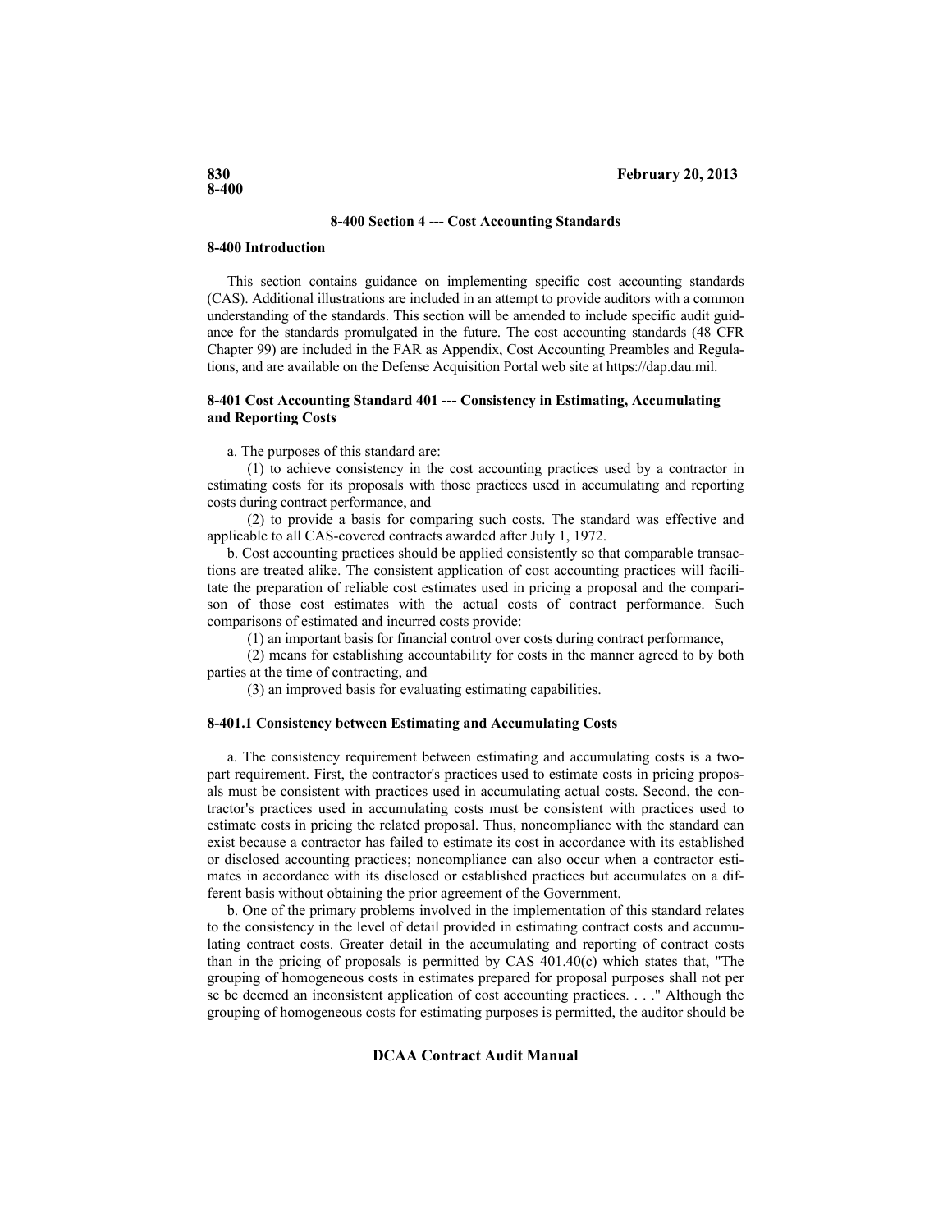## 8-400 Section 4 --- Cost Accounting Standards

### 8-400 Introduction

This section contains guidance on implementing specific cost accounting standards (CAS). Additional illustrations are included in an attempt to provide auditors with a common understanding of the standards. This section will be amended to include specific audit guidance for the standards promulgated in the future. The cost accounting standards (48 CFR Chapter 99) are included in the FAR as Appendix, Cost Accounting Preambles and Regulations, and are available on the Defense Acquisition Portal web site at https://dap.dau.mil.

### 8-401 Cost Accounting Standard 401 --- Consistency in Estimating, Accumulating and Reporting Costs

a. The purposes of this standard are:

(1) to achieve consistency in the cost accounting practices used by a contractor in estimating costs for its proposals with those practices used in accumulating and reporting costs during contract performance, and

(2) to provide a basis for comparing such costs. The standard was effective and applicable to all CAS-covered contracts awarded after July 1, 1972.

b. Cost accounting practices should be applied consistently so that comparable transactions are treated alike. The consistent application of cost accounting practices will facilitate the preparation of reliable cost estimates used in pricing a proposal and the comparison of those cost estimates with the actual costs of contract performance. Such comparisons of estimated and incurred costs provide:

(1) an important basis for financial control over costs during contract performance,

(2) means for establishing accountability for costs in the manner agreed to by both parties at the time of contracting, and

(3) an improved basis for evaluating estimating capabilities.

### 8-401.1 Consistency between Estimating and Accumulating Costs

a. The consistency requirement between estimating and accumulating costs is a two-part requirement. First, the contractor's practices used to estimate costs in pricing proposals must be consistent with practices used in accumulating actual costs. Second, the contractor's practices used in accumulating costs must be consistent with practices used to estimate costs in pricing the related proposal. Thus, noncompliance with the standard can exist because a contractor has failed to estimate its cost in accordance with its established or disclosed accounting practices; noncompliance can also occur when a contractor estimates in accordance with its disclosed or established practices but accumulates on a different basis without obtaining the prior agreement of the Government.

b. One of the primary problems involved in the implementation of this standard relates to the consistency in the level of detail provided in estimating contract costs and accumulating contract costs. Greater detail in the accumulating and reporting of contract costs than in the pricing of proposals is permitted by CAS 401.40(c) which states that, "The grouping of homogeneous costs in estimates prepared for proposal purposes shall not per se be deemed an inconsistent application of cost accounting practices. . . ." Although the grouping of homogeneous costs for estimating purposes is permitted, the auditor should be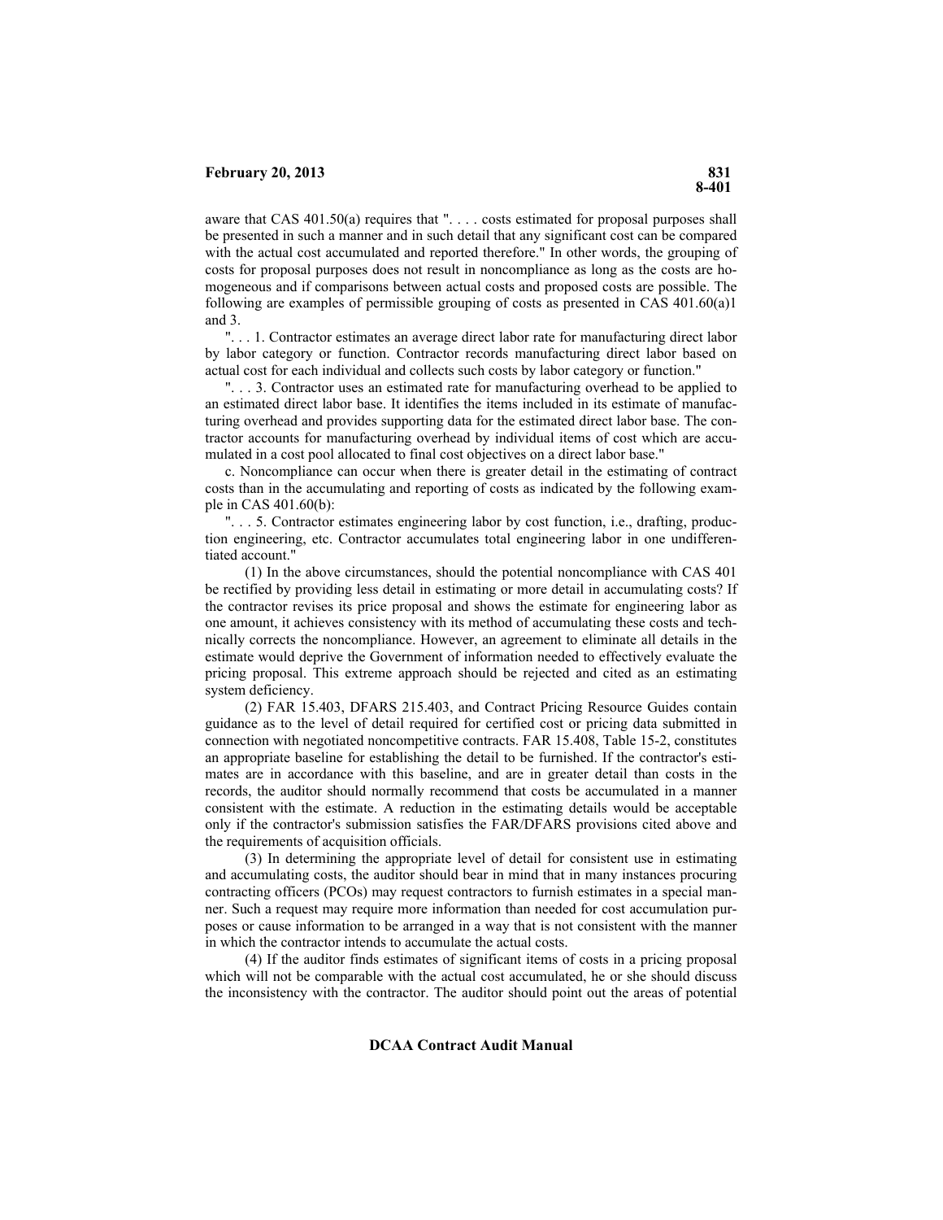aware that CAS 401.50(a) requires that ". . . . costs estimated for proposal purposes shall be presented in such a manner and in such detail that any significant cost can be compared with the actual cost accumulated and reported therefore." In other words, the grouping of costs for proposal purposes does not result in noncompliance as long as the costs are homogeneous and if comparisons between actual costs and proposed costs are possible. The following are examples of permissible grouping of costs as presented in CAS 401.60(a)1 and 3.

". . . 1. Contractor estimates an average direct labor rate for manufacturing direct labor by labor category or function. Contractor records manufacturing direct labor based on actual cost for each individual and collects such costs by labor category or function."

". . . 3. Contractor uses an estimated rate for manufacturing overhead to be applied to an estimated direct labor base. It identifies the items included in its estimate of manufacturing overhead and provides supporting data for the estimated direct labor base. The contractor accounts for manufacturing overhead by individual items of cost which are accumulated in a cost pool allocated to final cost objectives on a direct labor base."

c. Noncompliance can occur when there is greater detail in the estimating of contract costs than in the accumulating and reporting of costs as indicated by the following example in CAS 401.60(b):

". . . 5. Contractor estimates engineering labor by cost function, i.e., drafting, production engineering, etc. Contractor accumulates total engineering labor in one undifferentiated account."

(1) In the above circumstances, should the potential noncompliance with CAS 401 be rectified by providing less detail in estimating or more detail in accumulating costs? If the contractor revises its price proposal and shows the estimate for engineering labor as one amount, it achieves consistency with its method of accumulating these costs and technically corrects the noncompliance. However, an agreement to eliminate all details in the estimate would deprive the Government of information needed to effectively evaluate the pricing proposal. This extreme approach should be rejected and cited as an estimating system deficiency.

(2) FAR 15.403, DFARS 215.403, and Contract Pricing Resource Guides contain guidance as to the level of detail required for certified cost or pricing data submitted in connection with negotiated noncompetitive contracts. FAR 15.408, Table 15-2, constitutes an appropriate baseline for establishing the detail to be furnished. If the contractor's estimates are in accordance with this baseline, and are in greater detail than costs in the records, the auditor should normally recommend that costs be accumulated in a manner consistent with the estimate. A reduction in the estimating details would be acceptable only if the contractor's submission satisfies the FAR/DFARS provisions cited above and the requirements of acquisition officials.

(3) In determining the appropriate level of detail for consistent use in estimating and accumulating costs, the auditor should bear in mind that in many instances procuring contracting officers (PCOs) may request contractors to furnish estimates in a special manner. Such a request may require more information than needed for cost accumulation purposes or cause information to be arranged in a way that is not consistent with the manner in which the contractor intends to accumulate the actual costs.

(4) If the auditor finds estimates of significant items of costs in a pricing proposal which will not be comparable with the actual cost accumulated, he or she should discuss the inconsistency with the contractor. The auditor should point out the areas of potential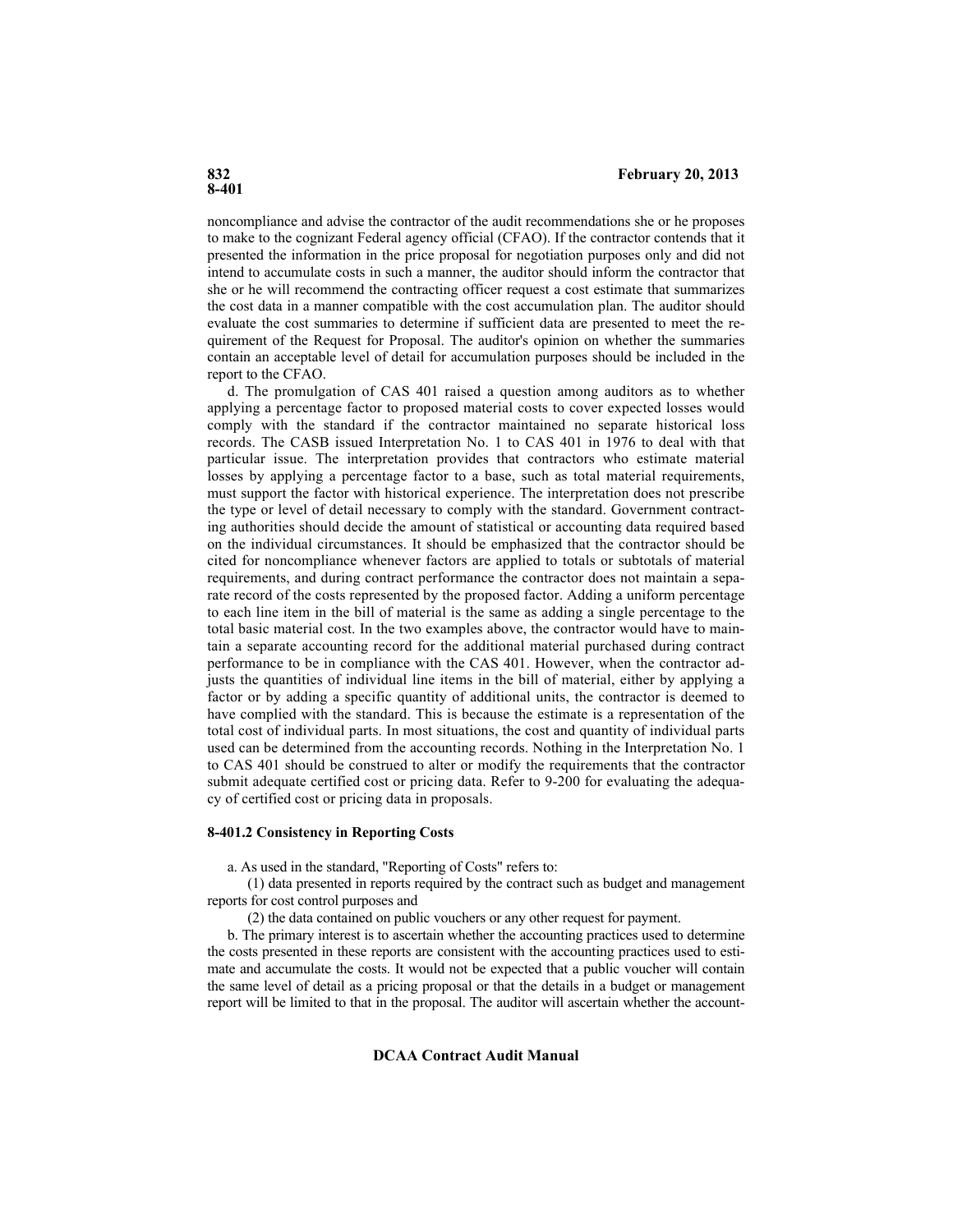noncompliance and advise the contractor of the audit recommendations she or he proposes to make to the cognizant Federal agency official (CFAO). If the contractor contends that it presented the information in the price proposal for negotiation purposes only and did not intend to accumulate costs in such a manner, the auditor should inform the contractor that she or he will recommend the contracting officer request a cost estimate that summarizes the cost data in a manner compatible with the cost accumulation plan. The auditor should evaluate the cost summaries to determine if sufficient data are presented to meet the requirement of the Request for Proposal. The auditor's opinion on whether the summaries contain an acceptable level of detail for accumulation purposes should be included in the report to the CFAO.

d. The promulgation of CAS 401 raised a question among auditors as to whether applying a percentage factor to proposed material costs to cover expected losses would comply with the standard if the contractor maintained no separate historical loss records. The CASB issued Interpretation No. 1 to CAS 401 in 1976 to deal with that particular issue. The interpretation provides that contractors who estimate material losses by applying a percentage factor to a base, such as total material requirements, must support the factor with historical experience. The interpretation does not prescribe the type or level of detail necessary to comply with the standard. Government contracting authorities should decide the amount of statistical or accounting data required based on the individual circumstances. It should be emphasized that the contractor should be cited for noncompliance whenever factors are applied to totals or subtotals of material requirements, and during contract performance the contractor does not maintain a separate record of the costs represented by the proposed factor. Adding a uniform percentage to each line item in the bill of material is the same as adding a single percentage to the total basic material cost. In the two examples above, the contractor would have to maintain a separate accounting record for the additional material purchased during contract performance to be in compliance with the CAS 401. However, when the contractor adjusts the quantities of individual line items in the bill of material, either by applying a factor or by adding a specific quantity of additional units, the contractor is deemed to have complied with the standard. This is because the estimate is a representation of the total cost of individual parts. In most situations, the cost and quantity of individual parts used can be determined from the accounting records. Nothing in the Interpretation No. 1 to CAS 401 should be construed to alter or modify the requirements that the contractor submit adequate certified cost or pricing data. Refer to 9-200 for evaluating the adequacy of certified cost or pricing data in proposals.

#### 8-401.2 Consistency in Reporting Costs

a. As used in the standard, "Reporting of Costs" refers to:

(1) data presented in reports required by the contract such as budget and management reports for cost control purposes and

(2) the data contained on public vouchers or any other request for payment.

b. The primary interest is to ascertain whether the accounting practices used to determine the costs presented in these reports are consistent with the accounting practices used to estimate and accumulate the costs. It would not be expected that a public voucher will contain the same level of detail as a pricing proposal or that the details in a budget or management report will be limited to that in the proposal. The auditor will ascertain whether the account-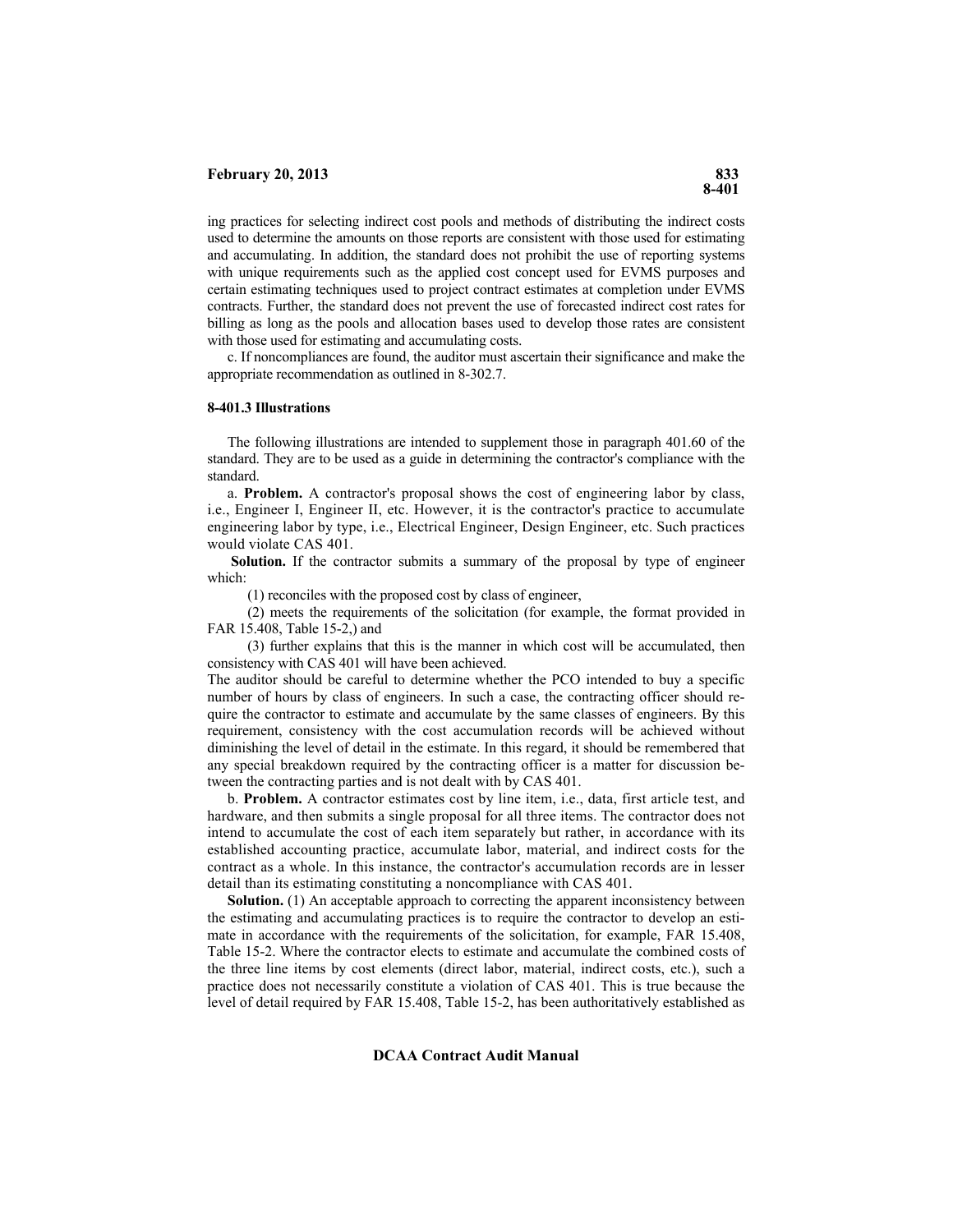ing practices for selecting indirect cost pools and methods of distributing the indirect costs used to determine the amounts on those reports are consistent with those used for estimating and accumulating. In addition, the standard does not prohibit the use of reporting systems with unique requirements such as the applied cost concept used for EVMS purposes and certain estimating techniques used to project contract estimates at completion under EVMS contracts. Further, the standard does not prevent the use of forecasted indirect cost rates for billing as long as the pools and allocation bases used to develop those rates are consistent with those used for estimating and accumulating costs.

c. If noncompliances are found, the auditor must ascertain their significance and make the appropriate recommendation as outlined in 8-302.7.

#### 8-401.3 Illustrations

The following illustrations are intended to supplement those in paragraph 401.60 of the standard. They are to be used as a guide in determining the contractor's compliance with the standard.

a. **Problem.** A contractor's proposal shows the cost of engineering labor by class, i.e., Engineer I, Engineer II, etc. However, it is the contractor's practice to accumulate engineering labor by type, i.e., Electrical Engineer, Design Engineer, etc. Such practices would violate CAS 401.

**Solution.** If the contractor submits a summary of the proposal by type of engineer which:

(1) reconciles with the proposed cost by class of engineer,

(2) meets the requirements of the solicitation (for example, the format provided in FAR 15.408, Table 15-2,) and

(3) further explains that this is the manner in which cost will be accumulated, then consistency with CAS 401 will have been achieved.

The auditor should be careful to determine whether the PCO intended to buy a specific number of hours by class of engineers. In such a case, the contracting officer should require the contractor to estimate and accumulate by the same classes of engineers. By this requirement, consistency with the cost accumulation records will be achieved without diminishing the level of detail in the estimate. In this regard, it should be remembered that any special breakdown required by the contracting officer is a matter for discussion between the contracting parties and is not dealt with by CAS 401.

b. **Problem.** A contractor estimates cost by line item, i.e., data, first article test, and hardware, and then submits a single proposal for all three items. The contractor does not intend to accumulate the cost of each item separately but rather, in accordance with its established accounting practice, accumulate labor, material, and indirect costs for the contract as a whole. In this instance, the contractor's accumulation records are in lesser detail than its estimating constituting a noncompliance with CAS 401.

**Solution.** (1) An acceptable approach to correcting the apparent inconsistency between the estimating and accumulating practices is to require the contractor to develop an estimate in accordance with the requirements of the solicitation, for example, FAR 15.408, Table 15-2. Where the contractor elects to estimate and accumulate the combined costs of the three line items by cost elements (direct labor, material, indirect costs, etc.), such a practice does not necessarily constitute a violation of CAS 401. This is true because the level of detail required by FAR 15.408, Table 15-2, has been authoritatively established as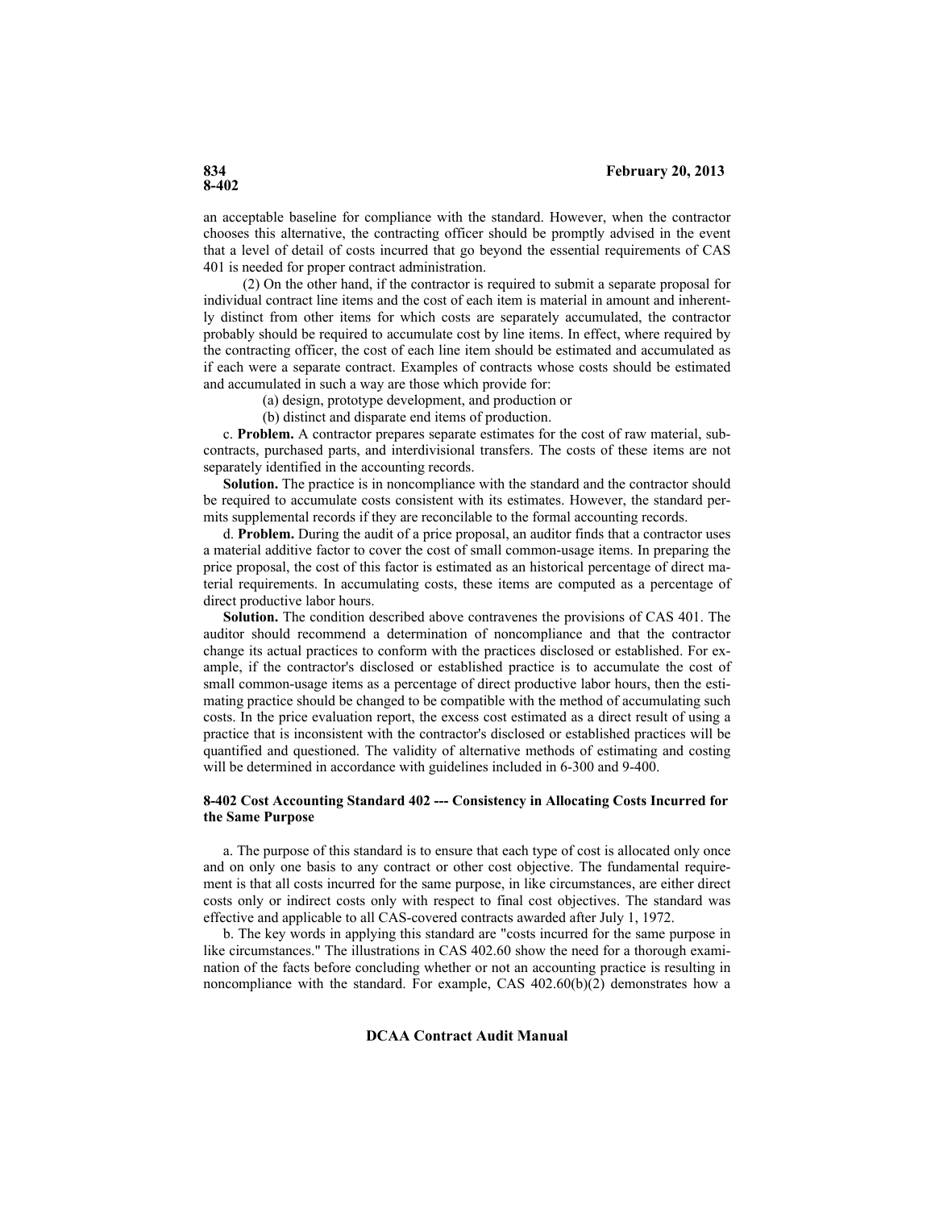an acceptable baseline for compliance with the standard. However, when the contractor chooses this alternative, the contracting officer should be promptly advised in the event that a level of detail of costs incurred that go beyond the essential requirements of CAS 401 is needed for proper contract administration.

(2) On the other hand, if the contractor is required to submit a separate proposal for individual contract line items and the cost of each item is material in amount and inherently distinct from other items for which costs are separately accumulated, the contractor probably should be required to accumulate cost by line items. In effect, where required by the contracting officer, the cost of each line item should be estimated and accumulated as if each were a separate contract. Examples of contracts whose costs should be estimated and accumulated in such a way are those which provide for:

(a) design, prototype development, and production or

(b) distinct and disparate end items of production.

c. **Problem.** A contractor prepares separate estimates for the cost of raw material, subcontracts, purchased parts, and interdivisional transfers. The costs of these items are not separately identified in the accounting records.

**Solution.** The practice is in noncompliance with the standard and the contractor should be required to accumulate costs consistent with its estimates. However, the standard permits supplemental records if they are reconcilable to the formal accounting records.

d. **Problem.** During the audit of a price proposal, an auditor finds that a contractor uses a material additive factor to cover the cost of small common-usage items. In preparing the price proposal, the cost of this factor is estimated as an historical percentage of direct material requirements. In accumulating costs, these items are computed as a percentage of direct productive labor hours.

**Solution.** The condition described above contravenes the provisions of CAS 401. The auditor should recommend a determination of noncompliance and that the contractor change its actual practices to conform with the practices disclosed or established. For example, if the contractor's disclosed or established practice is to accumulate the cost of small common-usage items as a percentage of direct productive labor hours, then the estimating practice should be changed to be compatible with the method of accumulating such costs. In the price evaluation report, the excess cost estimated as a direct result of using a practice that is inconsistent with the contractor's disclosed or established practices will be quantified and questioned. The validity of alternative methods of estimating and costing will be determined in accordance with guidelines included in 6-300 and 9-400.

### 8-402 Cost Accounting Standard 402 --- Consistency in Allocating Costs Incurred for the Same Purpose

a. The purpose of this standard is to ensure that each type of cost is allocated only once and on only one basis to any contract or other cost objective. The fundamental requirement is that all costs incurred for the same purpose, in like circumstances, are either direct costs only or indirect costs only with respect to final cost objectives. The standard was effective and applicable to all CAS-covered contracts awarded after July 1, 1972.

b. The key words in applying this standard are "costs incurred for the same purpose in like circumstances." The illustrations in CAS 402.60 show the need for a thorough examination of the facts before concluding whether or not an accounting practice is resulting in noncompliance with the standard. For example, CAS 402.60(b)(2) demonstrates how a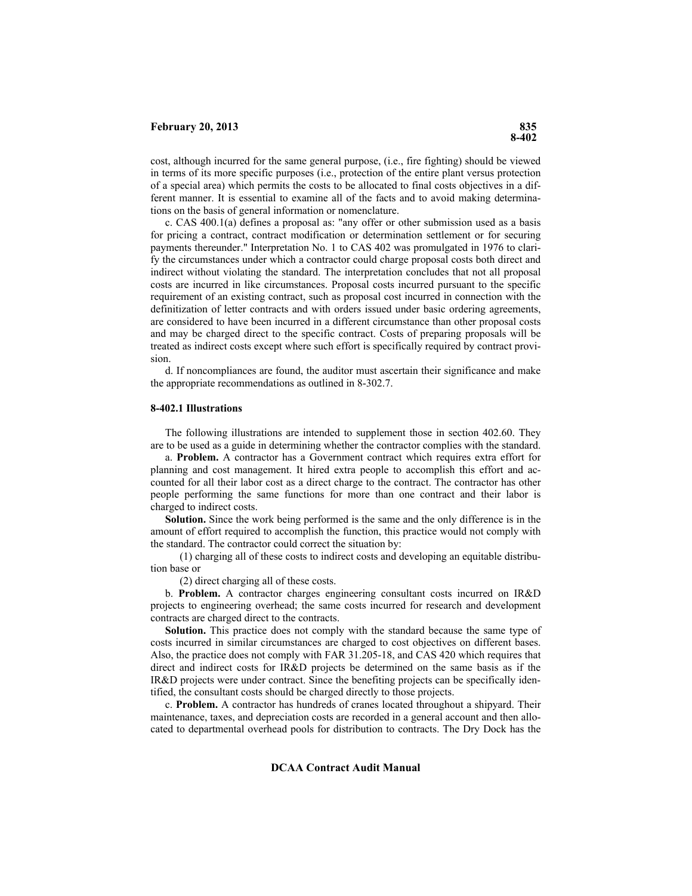cost, although incurred for the same general purpose, (i.e., fire fighting) should be viewed in terms of its more specific purposes (i.e., protection of the entire plant versus protection of a special area) which permits the costs to be allocated to final costs objectives in a different manner. It is essential to examine all of the facts and to avoid making determinations on the basis of general information or nomenclature.

c. CAS 400.1(a) defines a proposal as: "any offer or other submission used as a basis for pricing a contract, contract modification or determination settlement or for securing payments thereunder." Interpretation No. 1 to CAS 402 was promulgated in 1976 to clarify the circumstances under which a contractor could charge proposal costs both direct and indirect without violating the standard. The interpretation concludes that not all proposal costs are incurred in like circumstances. Proposal costs incurred pursuant to the specific requirement of an existing contract, such as proposal cost incurred in connection with the definitization of letter contracts and with orders issued under basic ordering agreements, are considered to have been incurred in a different circumstance than other proposal costs and may be charged direct to the specific contract. Costs of preparing proposals will be treated as indirect costs except where such effort is specifically required by contract provision.

d. If noncompliances are found, the auditor must ascertain their significance and make the appropriate recommendations as outlined in 8-302.7.

### 8-402.1 Illustrations

The following illustrations are intended to supplement those in section 402.60. They are to be used as a guide in determining whether the contractor complies with the standard.

a. **Problem.** A contractor has a Government contract which requires extra effort for planning and cost management. It hired extra people to accomplish this effort and accounted for all their labor cost as a direct charge to the contract. The contractor has other people performing the same functions for more than one contract and their labor is charged to indirect costs.

**Solution.** Since the work being performed is the same and the only difference is in the amount of effort required to accomplish the function, this practice would not comply with the standard. The contractor could correct the situation by:

(1) charging all of these costs to indirect costs and developing an equitable distribution base or

(2) direct charging all of these costs.

b. **Problem.** A contractor charges engineering consultant costs incurred on IR&D projects to engineering overhead; the same costs incurred for research and development contracts are charged direct to the contracts.

**Solution.** This practice does not comply with the standard because the same type of costs incurred in similar circumstances are charged to cost objectives on different bases. Also, the practice does not comply with FAR 31.205-18, and CAS 420 which requires that direct and indirect costs for IR&D projects be determined on the same basis as if the IR&D projects were under contract. Since the benefiting projects can be specifically identified, the consultant costs should be charged directly to those projects.

c. **Problem.** A contractor has hundreds of cranes located throughout a shipyard. Their maintenance, taxes, and depreciation costs are recorded in a general account and then allocated to departmental overhead pools for distribution to contracts. The Dry Dock has the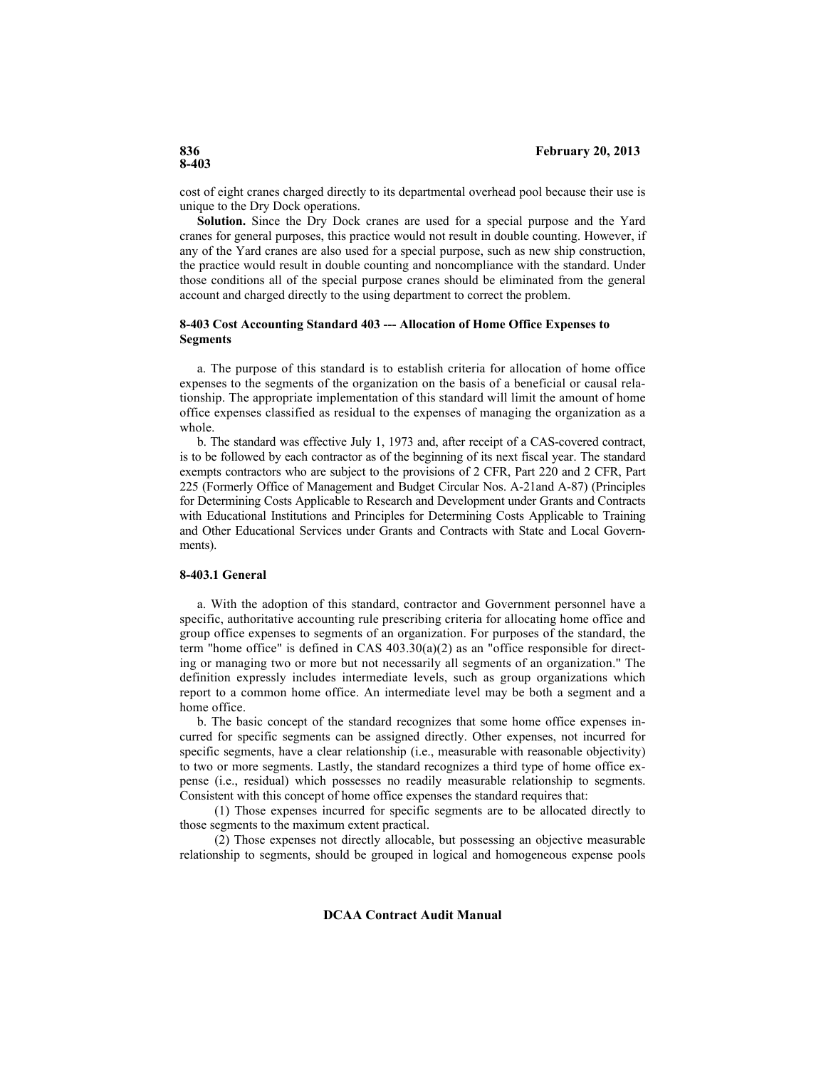cost of eight cranes charged directly to its departmental overhead pool because their use is unique to the Dry Dock operations.

**Solution.** Since the Dry Dock cranes are used for a special purpose and the Yard cranes for general purposes, this practice would not result in double counting. However, if any of the Yard cranes are also used for a special purpose, such as new ship construction, the practice would result in double counting and noncompliance with the standard. Under those conditions all of the special purpose cranes should be eliminated from the general account and charged directly to the using department to correct the problem.

### 8-403 Cost Accounting Standard 403 --- Allocation of Home Office Expenses to Segments

a. The purpose of this standard is to establish criteria for allocation of home office expenses to the segments of the organization on the basis of a beneficial or causal relationship. The appropriate implementation of this standard will limit the amount of home office expenses classified as residual to the expenses of managing the organization as a whole.

b. The standard was effective July 1, 1973 and, after receipt of a CAS-covered contract, is to be followed by each contractor as of the beginning of its next fiscal year. The standard exempts contractors who are subject to the provisions of 2 CFR, Part 220 and 2 CFR, Part 225 (Formerly Office of Management and Budget Circular Nos. A-21and A-87) (Principles for Determining Costs Applicable to Research and Development under Grants and Contracts with Educational Institutions and Principles for Determining Costs Applicable to Training and Other Educational Services under Grants and Contracts with State and Local Governments).

#### 8-403.1 General

a. With the adoption of this standard, contractor and Government personnel have a specific, authoritative accounting rule prescribing criteria for allocating home office and group office expenses to segments of an organization. For purposes of the standard, the term "home office" is defined in CAS 403.30(a)(2) as an "office responsible for directing or managing two or more but not necessarily all segments of an organization." The definition expressly includes intermediate levels, such as group organizations which report to a common home office. An intermediate level may be both a segment and a home office.

b. The basic concept of the standard recognizes that some home office expenses incurred for specific segments can be assigned directly. Other expenses, not incurred for specific segments, have a clear relationship (i.e., measurable with reasonable objectivity) to two or more segments. Lastly, the standard recognizes a third type of home office expense (i.e., residual) which possesses no readily measurable relationship to segments. Consistent with this concept of home office expenses the standard requires that:

(1) Those expenses incurred for specific segments are to be allocated directly to those segments to the maximum extent practical.

(2) Those expenses not directly allocable, but possessing an objective measurable relationship to segments, should be grouped in logical and homogeneous expense pools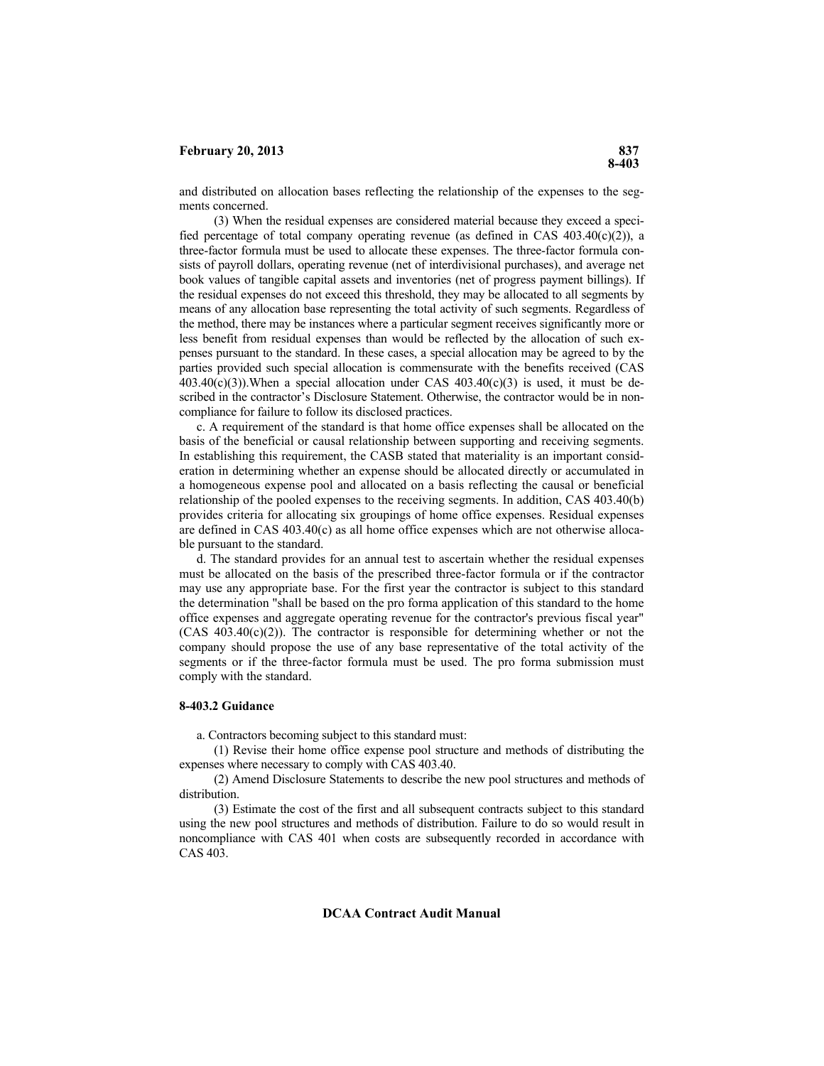and distributed on allocation bases reflecting the relationship of the expenses to the segments concerned.

(3) When the residual expenses are considered material because they exceed a specified percentage of total company operating revenue (as defined in CAS 403.40(c)(2)), a three-factor formula must be used to allocate these expenses. The three-factor formula consists of payroll dollars, operating revenue (net of interdivisional purchases), and average net book values of tangible capital assets and inventories (net of progress payment billings). If the residual expenses do not exceed this threshold, they may be allocated to all segments by means of any allocation base representing the total activity of such segments. Regardless of the method, there may be instances where a particular segment receives significantly more or less benefit from residual expenses than would be reflected by the allocation of such expenses pursuant to the standard. In these cases, a special allocation may be agreed to by the parties provided such special allocation is commensurate with the benefits received (CAS 403.40(c)(3)).When a special allocation under CAS 403.40(c)(3) is used, it must be described in the contractor's Disclosure Statement. Otherwise, the contractor would be in noncompliance for failure to follow its disclosed practices.

c. A requirement of the standard is that home office expenses shall be allocated on the basis of the beneficial or causal relationship between supporting and receiving segments. In establishing this requirement, the CASB stated that materiality is an important consideration in determining whether an expense should be allocated directly or accumulated in a homogeneous expense pool and allocated on a basis reflecting the causal or beneficial relationship of the pooled expenses to the receiving segments. In addition, CAS 403.40(b) provides criteria for allocating six groupings of home office expenses. Residual expenses are defined in CAS 403.40(c) as all home office expenses which are not otherwise allocable pursuant to the standard.

d. The standard provides for an annual test to ascertain whether the residual expenses must be allocated on the basis of the prescribed three-factor formula or if the contractor may use any appropriate base. For the first year the contractor is subject to this standard the determination "shall be based on the pro forma application of this standard to the home office expenses and aggregate operating revenue for the contractor's previous fiscal year" (CAS 403.40(c)(2)). The contractor is responsible for determining whether or not the company should propose the use of any base representative of the total activity of the segments or if the three-factor formula must be used. The pro forma submission must comply with the standard.

### 8-403.2 Guidance

a. Contractors becoming subject to this standard must:

(1) Revise their home office expense pool structure and methods of distributing the expenses where necessary to comply with CAS 403.40.

(2) Amend Disclosure Statements to describe the new pool structures and methods of distribution.

(3) Estimate the cost of the first and all subsequent contracts subject to this standard using the new pool structures and methods of distribution. Failure to do so would result in noncompliance with CAS 401 when costs are subsequently recorded in accordance with CAS 403.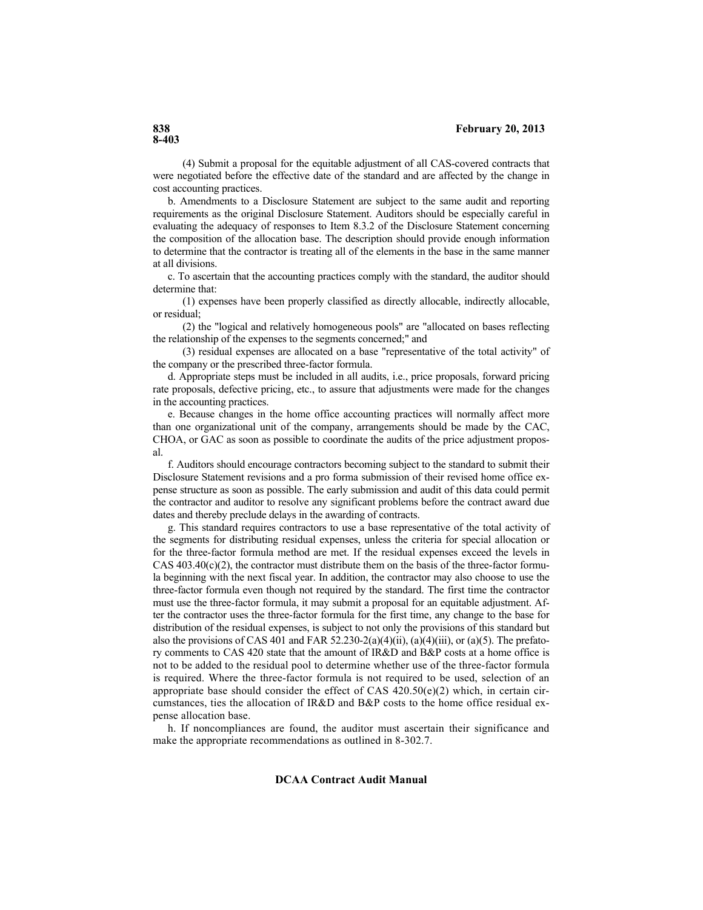(4) Submit a proposal for the equitable adjustment of all CAS-covered contracts that were negotiated before the effective date of the standard and are affected by the change in cost accounting practices.

b. Amendments to a Disclosure Statement are subject to the same audit and reporting requirements as the original Disclosure Statement. Auditors should be especially careful in evaluating the adequacy of responses to Item 8.3.2 of the Disclosure Statement concerning the composition of the allocation base. The description should provide enough information to determine that the contractor is treating all of the elements in the base in the same manner at all divisions.

c. To ascertain that the accounting practices comply with the standard, the auditor should determine that:

(1) expenses have been properly classified as directly allocable, indirectly allocable, or residual;

(2) the "logical and relatively homogeneous pools" are "allocated on bases reflecting the relationship of the expenses to the segments concerned;" and

(3) residual expenses are allocated on a base "representative of the total activity" of the company or the prescribed three-factor formula.

d. Appropriate steps must be included in all audits, i.e., price proposals, forward pricing rate proposals, defective pricing, etc., to assure that adjustments were made for the changes in the accounting practices.

e. Because changes in the home office accounting practices will normally affect more than one organizational unit of the company, arrangements should be made by the CAC, CHOA, or GAC as soon as possible to coordinate the audits of the price adjustment proposal.

f. Auditors should encourage contractors becoming subject to the standard to submit their Disclosure Statement revisions and a pro forma submission of their revised home office expense structure as soon as possible. The early submission and audit of this data could permit the contractor and auditor to resolve any significant problems before the contract award due dates and thereby preclude delays in the awarding of contracts.

g. This standard requires contractors to use a base representative of the total activity of the segments for distributing residual expenses, unless the criteria for special allocation or for the three-factor formula method are met. If the residual expenses exceed the levels in CAS 403.40(c)(2), the contractor must distribute them on the basis of the three-factor formula beginning with the next fiscal year. In addition, the contractor may also choose to use the three-factor formula even though not required by the standard. The first time the contractor must use the three-factor formula, it may submit a proposal for an equitable adjustment. After the contractor uses the three-factor formula for the first time, any change to the base for distribution of the residual expenses, is subject to not only the provisions of this standard but also the provisions of CAS 401 and FAR 52.230-2(a)(4)(ii), (a)(4)(iii), or (a)(5). The prefatory comments to CAS 420 state that the amount of IR&D and B&P costs at a home office is not to be added to the residual pool to determine whether use of the three-factor formula is required. Where the three-factor formula is not required to be used, selection of an appropriate base should consider the effect of CAS 420.50(e)(2) which, in certain circumstances, ties the allocation of IR&D and B&P costs to the home office residual expense allocation base.

h. If noncompliances are found, the auditor must ascertain their significance and make the appropriate recommendations as outlined in 8-302.7.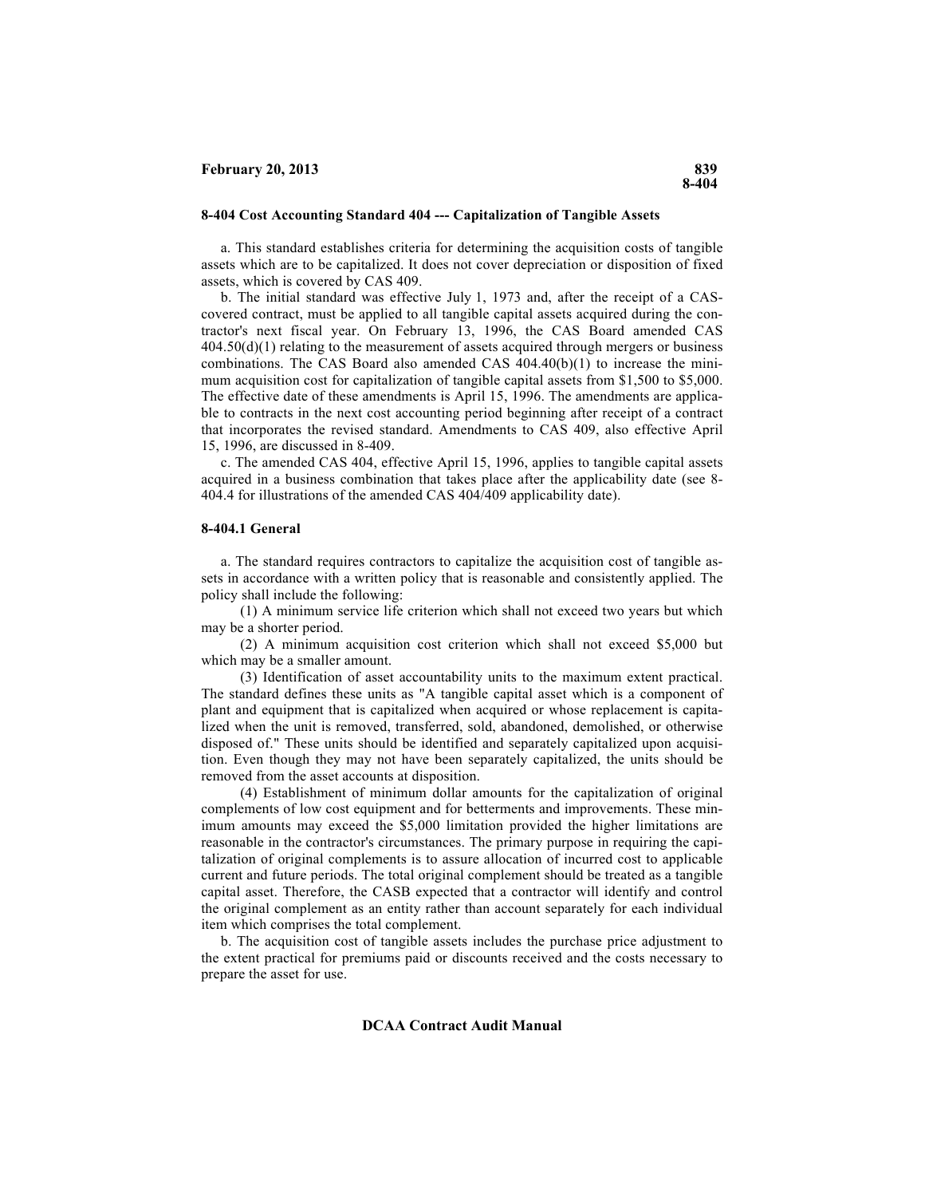#### 8-404 Cost Accounting Standard 404 --- Capitalization of Tangible Assets

a. This standard establishes criteria for determining the acquisition costs of tangible assets which are to be capitalized. It does not cover depreciation or disposition of fixed assets, which is covered by CAS 409.

b. The initial standard was effective July 1, 1973 and, after the receipt of a CAS-covered contract, must be applied to all tangible capital assets acquired during the contractor's next fiscal year. On February 13, 1996, the CAS Board amended CAS 404.50(d)(1) relating to the measurement of assets acquired through mergers or business combinations. The CAS Board also amended CAS 404.40(b)(1) to increase the minimum acquisition cost for capitalization of tangible capital assets from $1,500 to $5,000. The effective date of these amendments is April 15, 1996. The amendments are applicable to contracts in the next cost accounting period beginning after receipt of a contract that incorporates the revised standard. Amendments to CAS 409, also effective April 15, 1996, are discussed in 8-409.

c. The amended CAS 404, effective April 15, 1996, applies to tangible capital assets acquired in a business combination that takes place after the applicability date (see 8-404.4 for illustrations of the amended CAS 404/409 applicability date).

#### 8-404.1 General

a. The standard requires contractors to capitalize the acquisition cost of tangible assets in accordance with a written policy that is reasonable and consistently applied. The policy shall include the following:

(1) A minimum service life criterion which shall not exceed two years but which may be a shorter period.

(2) A minimum acquisition cost criterion which shall not exceed $5,000 but which may be a smaller amount.

(3) Identification of asset accountability units to the maximum extent practical. The standard defines these units as "A tangible capital asset which is a component of plant and equipment that is capitalized when acquired or whose replacement is capitalized when the unit is removed, transferred, sold, abandoned, demolished, or otherwise disposed of." These units should be identified and separately capitalized upon acquisition. Even though they may not have been separately capitalized, the units should be removed from the asset accounts at disposition.

(4) Establishment of minimum dollar amounts for the capitalization of original complements of low cost equipment and for betterments and improvements. These minimum amounts may exceed the $5,000 limitation provided the higher limitations are reasonable in the contractor's circumstances. The primary purpose in requiring the capitalization of original complements is to assure allocation of incurred cost to applicable current and future periods. The total original complement should be treated as a tangible capital asset. Therefore, the CASB expected that a contractor will identify and control the original complement as an entity rather than account separately for each individual item which comprises the total complement.

b. The acquisition cost of tangible assets includes the purchase price adjustment to the extent practical for premiums paid or discounts received and the costs necessary to prepare the asset for use.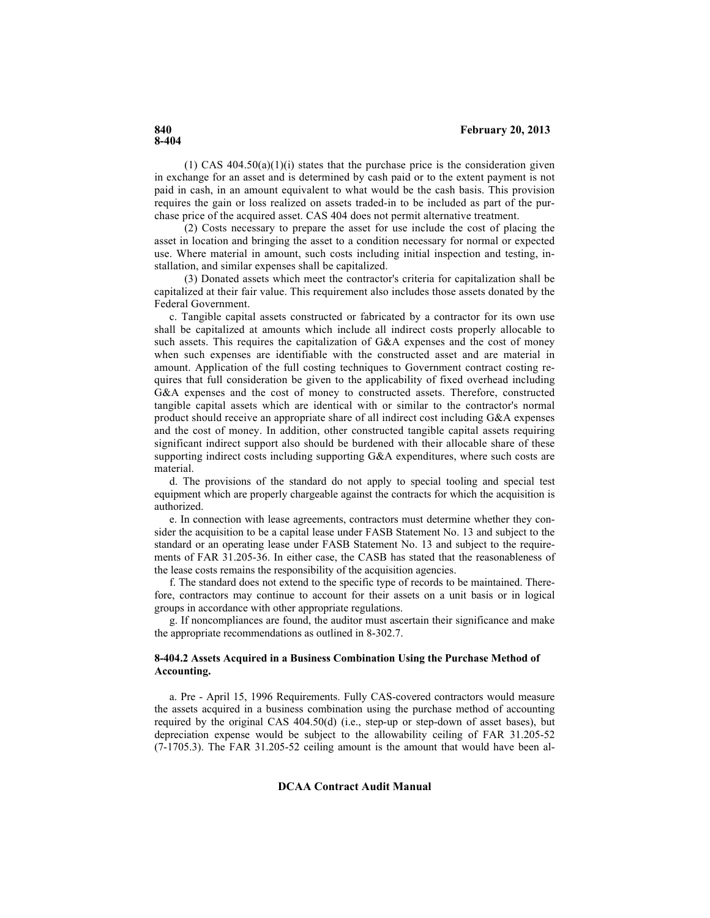(1) CAS 404.50(a)(1)(i) states that the purchase price is the consideration given in exchange for an asset and is determined by cash paid or to the extent payment is not paid in cash, in an amount equivalent to what would be the cash basis. This provision requires the gain or loss realized on assets traded-in to be included as part of the purchase price of the acquired asset. CAS 404 does not permit alternative treatment.

(2) Costs necessary to prepare the asset for use include the cost of placing the asset in location and bringing the asset to a condition necessary for normal or expected use. Where material in amount, such costs including initial inspection and testing, installation, and similar expenses shall be capitalized.

(3) Donated assets which meet the contractor's criteria for capitalization shall be capitalized at their fair value. This requirement also includes those assets donated by the Federal Government.

c. Tangible capital assets constructed or fabricated by a contractor for its own use shall be capitalized at amounts which include all indirect costs properly allocable to such assets. This requires the capitalization of G&A expenses and the cost of money when such expenses are identifiable with the constructed asset and are material in amount. Application of the full costing techniques to Government contract costing requires that full consideration be given to the applicability of fixed overhead including G&A expenses and the cost of money to constructed assets. Therefore, constructed tangible capital assets which are identical with or similar to the contractor's normal product should receive an appropriate share of all indirect cost including G&A expenses and the cost of money. In addition, other constructed tangible capital assets requiring significant indirect support also should be burdened with their allocable share of these supporting indirect costs including supporting G&A expenditures, where such costs are material.

d. The provisions of the standard do not apply to special tooling and special test equipment which are properly chargeable against the contracts for which the acquisition is authorized.

e. In connection with lease agreements, contractors must determine whether they consider the acquisition to be a capital lease under FASB Statement No. 13 and subject to the standard or an operating lease under FASB Statement No. 13 and subject to the requirements of FAR 31.205-36. In either case, the CASB has stated that the reasonableness of the lease costs remains the responsibility of the acquisition agencies.

f. The standard does not extend to the specific type of records to be maintained. Therefore, contractors may continue to account for their assets on a unit basis or in logical groups in accordance with other appropriate regulations.

g. If noncompliances are found, the auditor must ascertain their significance and make the appropriate recommendations as outlined in 8-302.7.

### 8-404.2 Assets Acquired in a Business Combination Using the Purchase Method of Accounting.

a. Pre - April 15, 1996 Requirements. Fully CAS-covered contractors would measure the assets acquired in a business combination using the purchase method of accounting required by the original CAS 404.50(d) (i.e., step-up or step-down of asset bases), but depreciation expense would be subject to the allowability ceiling of FAR 31.205-52 (7-1705.3). The FAR 31.205-52 ceiling amount is the amount that would have been al-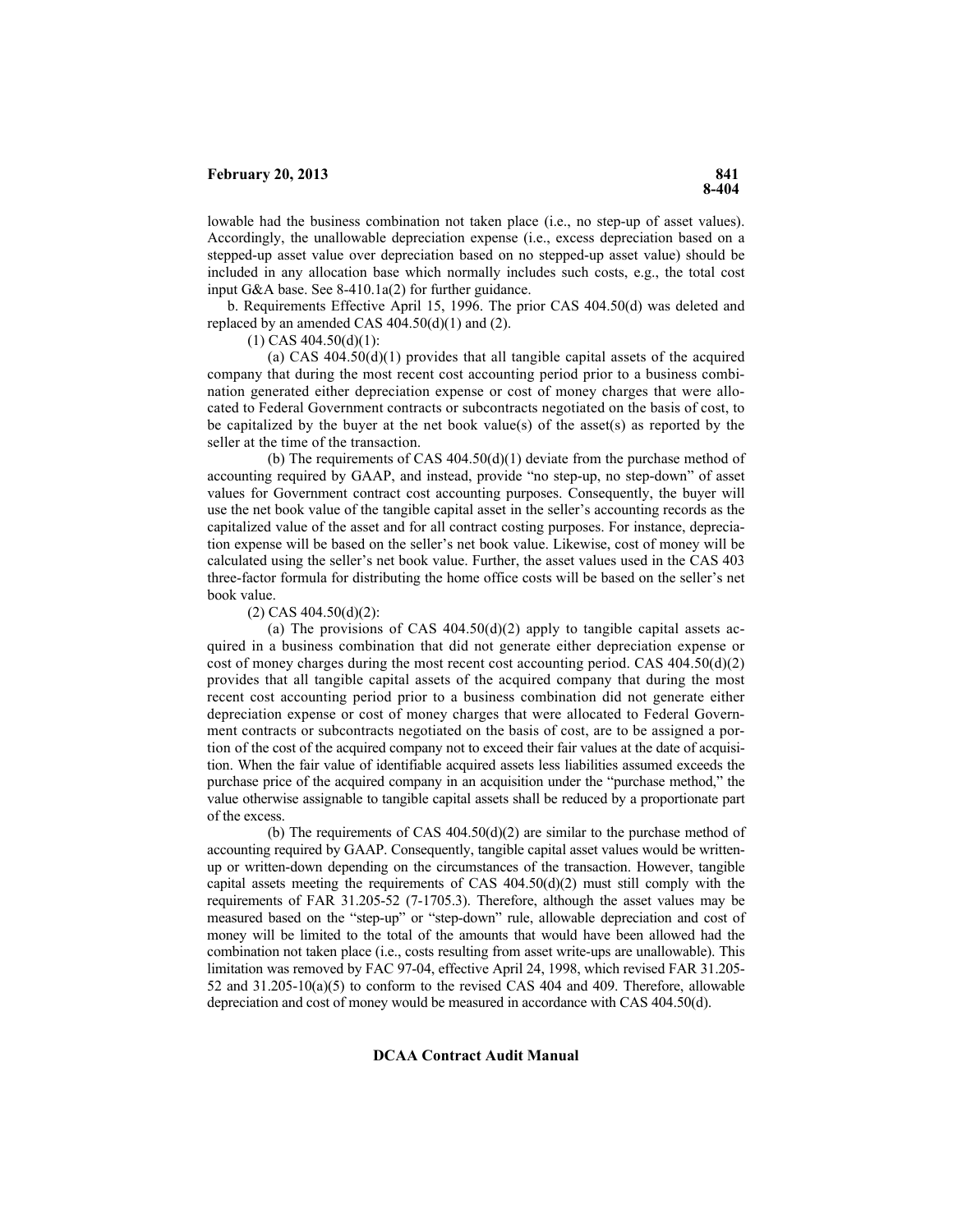lowable had the business combination not taken place (i.e., no step-up of asset values). Accordingly, the unallowable depreciation expense (i.e., excess depreciation based on a stepped-up asset value over depreciation based on no stepped-up asset value) should be included in any allocation base which normally includes such costs, e.g., the total cost input G&A base. See 8-410.1a(2) for further guidance.

b. Requirements Effective April 15, 1996. The prior CAS 404.50(d) was deleted and replaced by an amended CAS 404.50(d)(1) and (2).

(1) CAS 404.50(d)(1):

(a) CAS 404.50(d)(1) provides that all tangible capital assets of the acquired company that during the most recent cost accounting period prior to a business combination generated either depreciation expense or cost of money charges that were allocated to Federal Government contracts or subcontracts negotiated on the basis of cost, to be capitalized by the buyer at the net book value(s) of the asset(s) as reported by the seller at the time of the transaction.

(b) The requirements of CAS 404.50(d)(1) deviate from the purchase method of accounting required by GAAP, and instead, provide "no step-up, no step-down" of asset values for Government contract cost accounting purposes. Consequently, the buyer will use the net book value of the tangible capital asset in the seller's accounting records as the capitalized value of the asset and for all contract costing purposes. For instance, depreciation expense will be based on the seller's net book value. Likewise, cost of money will be calculated using the seller's net book value. Further, the asset values used in the CAS 403 three-factor formula for distributing the home office costs will be based on the seller's net book value.

(2) CAS 404.50(d)(2):

(a) The provisions of CAS 404.50(d)(2) apply to tangible capital assets acquired in a business combination that did not generate either depreciation expense or cost of money charges during the most recent cost accounting period. CAS 404.50(d)(2) provides that all tangible capital assets of the acquired company that during the most recent cost accounting period prior to a business combination did not generate either depreciation expense or cost of money charges that were allocated to Federal Government contracts or subcontracts negotiated on the basis of cost, are to be assigned a portion of the cost of the acquired company not to exceed their fair values at the date of acquisition. When the fair value of identifiable acquired assets less liabilities assumed exceeds the purchase price of the acquired company in an acquisition under the "purchase method," the value otherwise assignable to tangible capital assets shall be reduced by a proportionate part of the excess.

(b) The requirements of CAS 404.50(d)(2) are similar to the purchase method of accounting required by GAAP. Consequently, tangible capital asset values would be written-up or written-down depending on the circumstances of the transaction. However, tangible capital assets meeting the requirements of CAS 404.50(d)(2) must still comply with the requirements of FAR 31.205-52 (7-1705.3). Therefore, although the asset values may be measured based on the "step-up" or "step-down" rule, allowable depreciation and cost of money will be limited to the total of the amounts that would have been allowed had the combination not taken place (i.e., costs resulting from asset write-ups are unallowable). This limitation was removed by FAC 97-04, effective April 24, 1998, which revised FAR 31.205-52 and 31.205-10(a)(5) to conform to the revised CAS 404 and 409. Therefore, allowable depreciation and cost of money would be measured in accordance with CAS 404.50(d).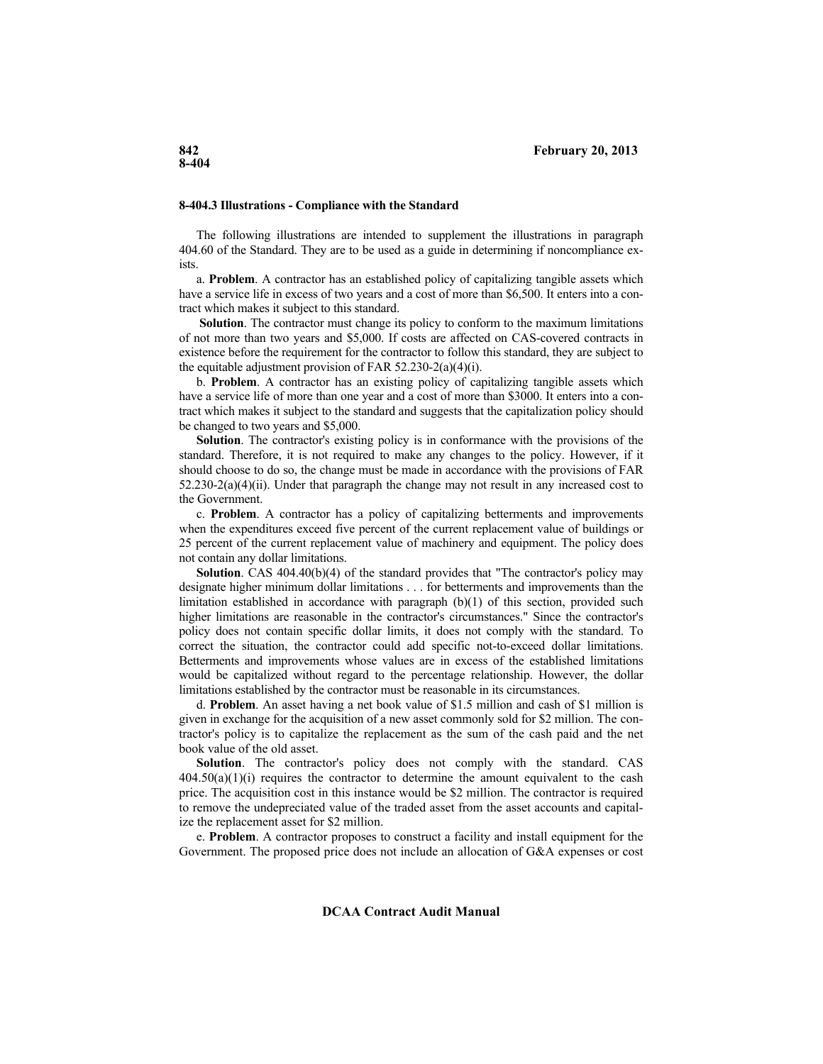### 8-404.3 Illustrations - Compliance with the Standard

The following illustrations are intended to supplement the illustrations in paragraph 404.60 of the Standard. They are to be used as a guide in determining if noncompliance exists.

a. **Problem**. A contractor has an established policy of capitalizing tangible assets which have a service life in excess of two years and a cost of more than $6,500. It enters into a contract which makes it subject to this standard.

**Solution**. The contractor must change its policy to conform to the maximum limitations of not more than two years and $5,000. If costs are affected on CAS-covered contracts in existence before the requirement for the contractor to follow this standard, they are subject to the equitable adjustment provision of FAR 52.230-2(a)(4)(i).

b. **Problem**. A contractor has an existing policy of capitalizing tangible assets which have a service life of more than one year and a cost of more than $3000. It enters into a contract which makes it subject to the standard and suggests that the capitalization policy should be changed to two years and $5,000.

**Solution**. The contractor's existing policy is in conformance with the provisions of the standard. Therefore, it is not required to make any changes to the policy. However, if it should choose to do so, the change must be made in accordance with the provisions of FAR 52.230-2(a)(4)(ii). Under that paragraph the change may not result in any increased cost to the Government.

c. **Problem**. A contractor has a policy of capitalizing betterments and improvements when the expenditures exceed five percent of the current replacement value of buildings or 25 percent of the current replacement value of machinery and equipment. The policy does not contain any dollar limitations.

**Solution**. CAS 404.40(b)(4) of the standard provides that "The contractor's policy may designate higher minimum dollar limitations . . . for betterments and improvements than the limitation established in accordance with paragraph (b)(1) of this section, provided such higher limitations are reasonable in the contractor's circumstances." Since the contractor's policy does not contain specific dollar limits, it does not comply with the standard. To correct the situation, the contractor could add specific not-to-exceed dollar limitations. Betterments and improvements whose values are in excess of the established limitations would be capitalized without regard to the percentage relationship. However, the dollar limitations established by the contractor must be reasonable in its circumstances.

d. **Problem**. An asset having a net book value of $1.5 million and cash of $1 million is given in exchange for the acquisition of a new asset commonly sold for $2 million. The contractor's policy is to capitalize the replacement as the sum of the cash paid and the net book value of the old asset.

**Solution**. The contractor's policy does not comply with the standard. CAS 404.50(a)(1)(i) requires the contractor to determine the amount equivalent to the cash price. The acquisition cost in this instance would be $2 million. The contractor is required to remove the undepreciated value of the traded asset from the asset accounts and capitalize the replacement asset for $2 million.

e. **Problem**. A contractor proposes to construct a facility and install equipment for the Government. The proposed price does not include an allocation of G&A expenses or cost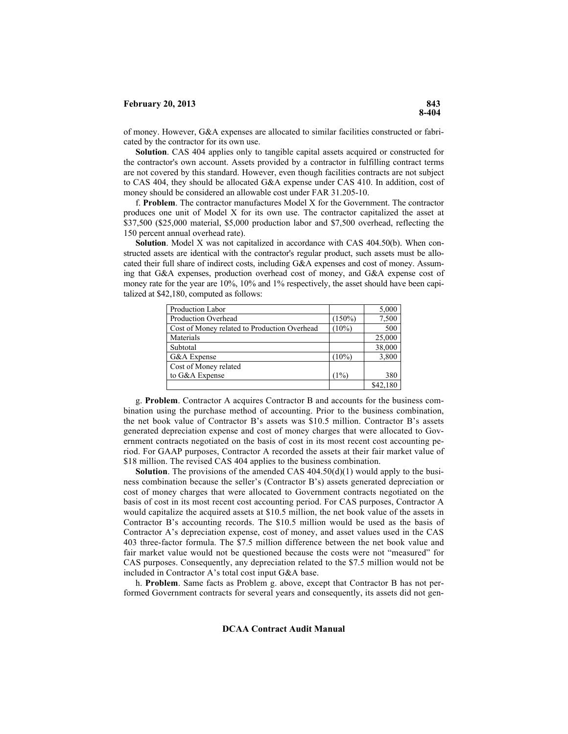of money. However, G&A expenses are allocated to similar facilities constructed or fabricated by the contractor for its own use.

**Solution**. CAS 404 applies only to tangible capital assets acquired or constructed for the contractor's own account. Assets provided by a contractor in fulfilling contract terms are not covered by this standard. However, even though facilities contracts are not subject to CAS 404, they should be allocated G&A expense under CAS 410. In addition, cost of money should be considered an allowable cost under FAR 31.205-10.

f. **Problem**. The contractor manufactures Model X for the Government. The contractor produces one unit of Model X for its own use. The contractor capitalized the asset at $37,500 ($25,000 material, $5,000 production labor and $7,500 overhead, reflecting the 150 percent annual overhead rate).

**Solution**. Model X was not capitalized in accordance with CAS 404.50(b). When constructed assets are identical with the contractor's regular product, such assets must be allocated their full share of indirect costs, including G&A expenses and cost of money. Assuming that G&A expenses, production overhead cost of money, and G&A expense cost of money rate for the year are 10%, 10% and 1% respectively, the asset should have been capitalized at $42,180, computed as follows:

| | | |
|---|---|---|
| Production Labor | | 5,000 |
| Production Overhead | (150%) | 7,500 |
| Cost of Money related to Production Overhead | (10%) | 500 |
| Materials | | 25,000 |
| Subtotal | | 38,000 |
| G&A Expense | (10%) | 3,800 |
| Cost of Money related to G&A Expense | (1%) | 380 |
| | | $42,180 |

g. **Problem**. Contractor A acquires Contractor B and accounts for the business combination using the purchase method of accounting. Prior to the business combination, the net book value of Contractor B's assets was $10.5 million. Contractor B's assets generated depreciation expense and cost of money charges that were allocated to Government contracts negotiated on the basis of cost in its most recent cost accounting period. For GAAP purposes, Contractor A recorded the assets at their fair market value of $18 million. The revised CAS 404 applies to the business combination.

**Solution**. The provisions of the amended CAS 404.50(d)(1) would apply to the business combination because the seller's (Contractor B's) assets generated depreciation or cost of money charges that were allocated to Government contracts negotiated on the basis of cost in its most recent cost accounting period. For CAS purposes, Contractor A would capitalize the acquired assets at $10.5 million, the net book value of the assets in Contractor B's accounting records. The $10.5 million would be used as the basis of Contractor A's depreciation expense, cost of money, and asset values used in the CAS 403 three-factor formula. The $7.5 million difference between the net book value and fair market value would not be questioned because the costs were not "measured" for CAS purposes. Consequently, any depreciation related to the $7.5 million would not be included in Contractor A's total cost input G&A base.

h. **Problem**. Same facts as Problem g. above, except that Contractor B has not performed Government contracts for several years and consequently, its assets did not gen-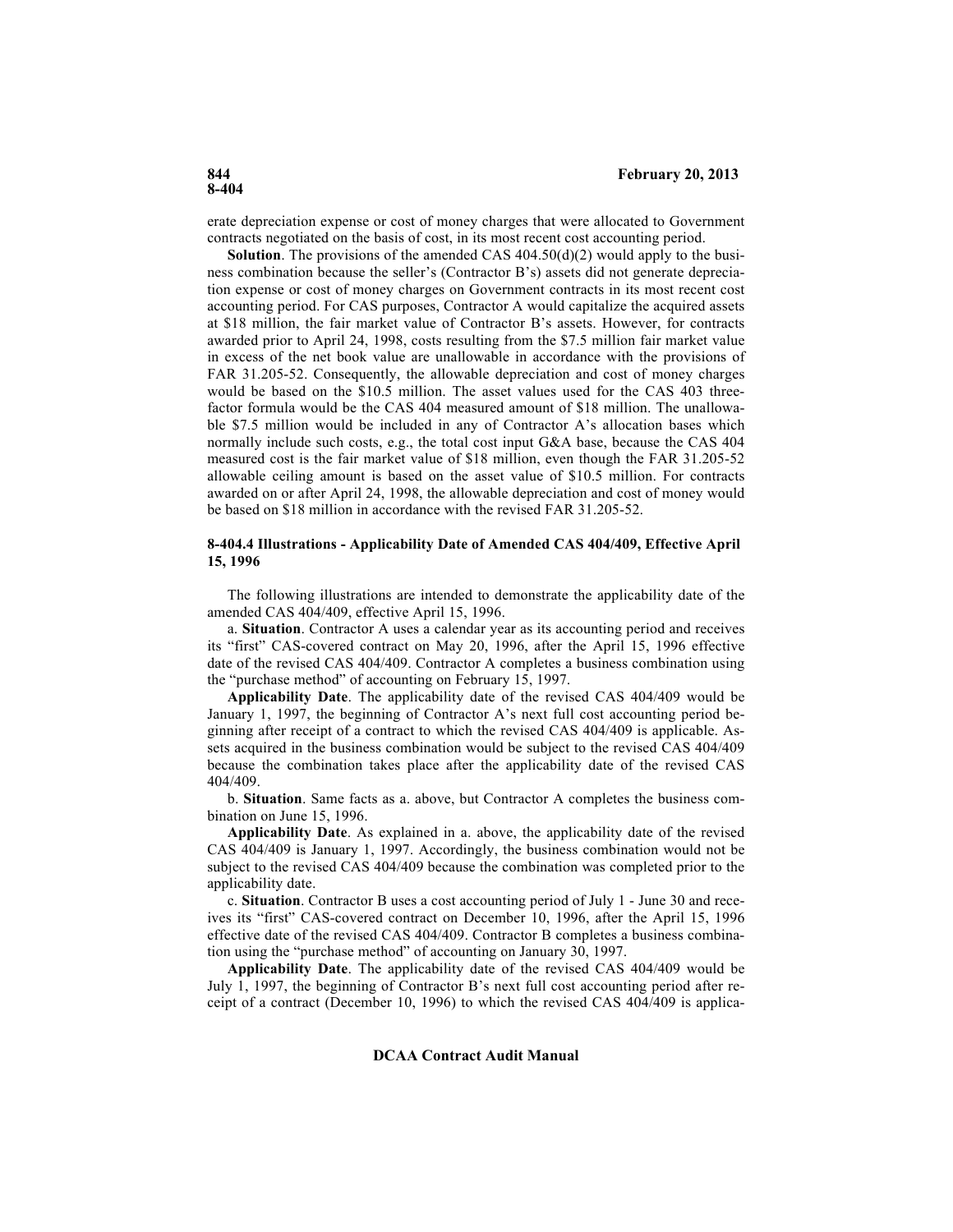erate depreciation expense or cost of money charges that were allocated to Government contracts negotiated on the basis of cost, in its most recent cost accounting period.

**Solution**. The provisions of the amended CAS 404.50(d)(2) would apply to the business combination because the seller's (Contractor B's) assets did not generate depreciation expense or cost of money charges on Government contracts in its most recent cost accounting period. For CAS purposes, Contractor A would capitalize the acquired assets at $18 million, the fair market value of Contractor B's assets. However, for contracts awarded prior to April 24, 1998, costs resulting from the $7.5 million fair market value in excess of the net book value are unallowable in accordance with the provisions of FAR 31.205-52. Consequently, the allowable depreciation and cost of money charges would be based on the $10.5 million. The asset values used for the CAS 403 three-factor formula would be the CAS 404 measured amount of $18 million. The unallowable $7.5 million would be included in any of Contractor A's allocation bases which normally include such costs, e.g., the total cost input G&A base, because the CAS 404 measured cost is the fair market value of $18 million, even though the FAR 31.205-52 allowable ceiling amount is based on the asset value of $10.5 million. For contracts awarded on or after April 24, 1998, the allowable depreciation and cost of money would be based on $18 million in accordance with the revised FAR 31.205-52.

### 8-404.4 Illustrations - Applicability Date of Amended CAS 404/409, Effective April 15, 1996

The following illustrations are intended to demonstrate the applicability date of the amended CAS 404/409, effective April 15, 1996.

a. **Situation**. Contractor A uses a calendar year as its accounting period and receives its "first" CAS-covered contract on May 20, 1996, after the April 15, 1996 effective date of the revised CAS 404/409. Contractor A completes a business combination using the "purchase method" of accounting on February 15, 1997.

**Applicability Date**. The applicability date of the revised CAS 404/409 would be January 1, 1997, the beginning of Contractor A's next full cost accounting period beginning after receipt of a contract to which the revised CAS 404/409 is applicable. Assets acquired in the business combination would be subject to the revised CAS 404/409 because the combination takes place after the applicability date of the revised CAS 404/409.

b. **Situation**. Same facts as a. above, but Contractor A completes the business combination on June 15, 1996.

**Applicability Date**. As explained in a. above, the applicability date of the revised CAS 404/409 is January 1, 1997. Accordingly, the business combination would not be subject to the revised CAS 404/409 because the combination was completed prior to the applicability date.

c. **Situation**. Contractor B uses a cost accounting period of July 1 - June 30 and receives its "first" CAS-covered contract on December 10, 1996, after the April 15, 1996 effective date of the revised CAS 404/409. Contractor B completes a business combination using the "purchase method" of accounting on January 30, 1997.

**Applicability Date**. The applicability date of the revised CAS 404/409 would be July 1, 1997, the beginning of Contractor B's next full cost accounting period after receipt of a contract (December 10, 1996) to which the revised CAS 404/409 is applica-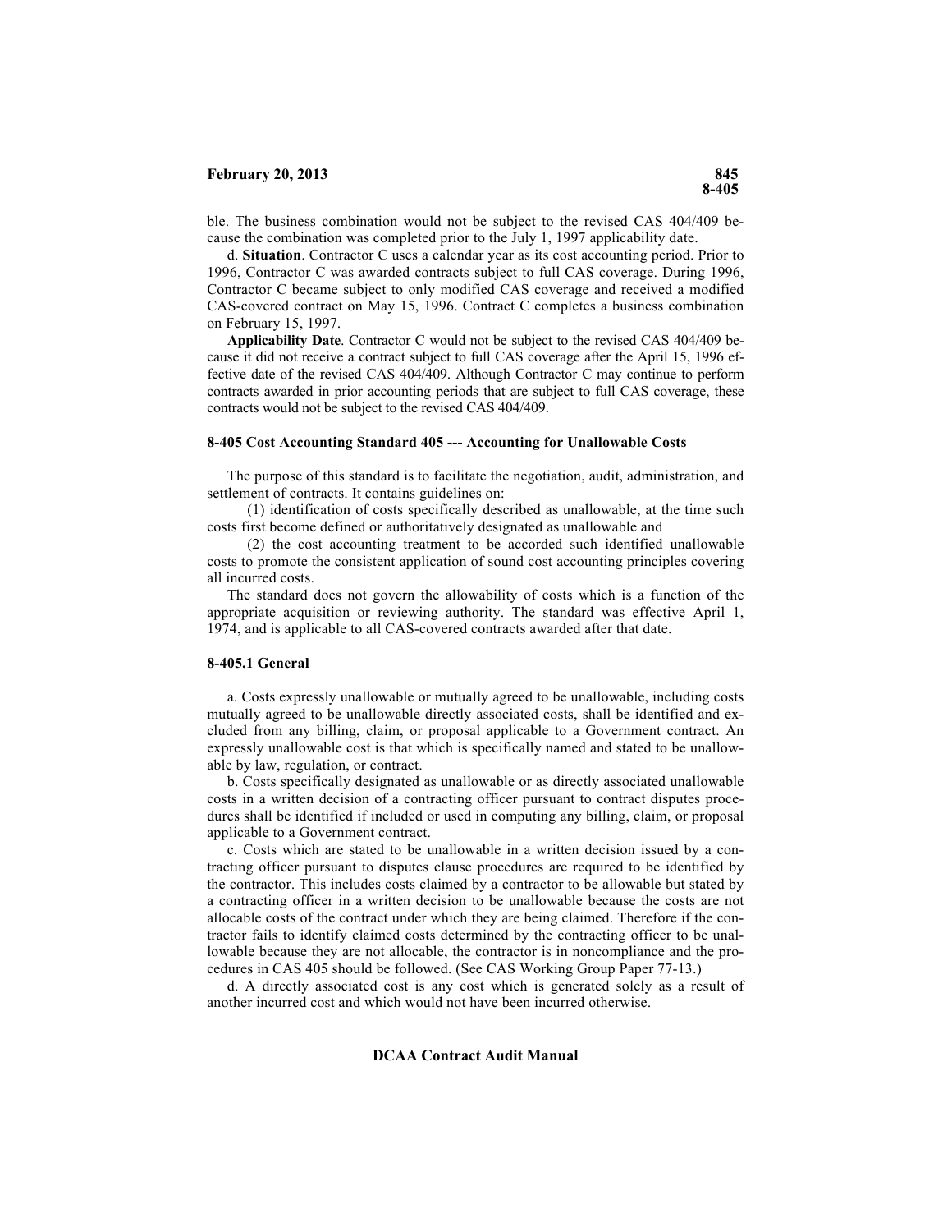ble. The business combination would not be subject to the revised CAS 404/409 because the combination was completed prior to the July 1, 1997 applicability date.

d. **Situation**. Contractor C uses a calendar year as its cost accounting period. Prior to 1996, Contractor C was awarded contracts subject to full CAS coverage. During 1996, Contractor C became subject to only modified CAS coverage and received a modified CAS-covered contract on May 15, 1996. Contract C completes a business combination on February 15, 1997.

**Applicability Date**. Contractor C would not be subject to the revised CAS 404/409 because it did not receive a contract subject to full CAS coverage after the April 15, 1996 effective date of the revised CAS 404/409. Although Contractor C may continue to perform contracts awarded in prior accounting periods that are subject to full CAS coverage, these contracts would not be subject to the revised CAS 404/409.

### 8-405 Cost Accounting Standard 405 --- Accounting for Unallowable Costs

The purpose of this standard is to facilitate the negotiation, audit, administration, and settlement of contracts. It contains guidelines on:

(1) identification of costs specifically described as unallowable, at the time such costs first become defined or authoritatively designated as unallowable and

(2) the cost accounting treatment to be accorded such identified unallowable costs to promote the consistent application of sound cost accounting principles covering all incurred costs.

The standard does not govern the allowability of costs which is a function of the appropriate acquisition or reviewing authority. The standard was effective April 1, 1974, and is applicable to all CAS-covered contracts awarded after that date.

#### 8-405.1 General

a. Costs expressly unallowable or mutually agreed to be unallowable, including costs mutually agreed to be unallowable directly associated costs, shall be identified and excluded from any billing, claim, or proposal applicable to a Government contract. An expressly unallowable cost is that which is specifically named and stated to be unallowable by law, regulation, or contract.

b. Costs specifically designated as unallowable or as directly associated unallowable costs in a written decision of a contracting officer pursuant to contract disputes procedures shall be identified if included or used in computing any billing, claim, or proposal applicable to a Government contract.

c. Costs which are stated to be unallowable in a written decision issued by a contracting officer pursuant to disputes clause procedures are required to be identified by the contractor. This includes costs claimed by a contractor to be allowable but stated by a contracting officer in a written decision to be unallowable because the costs are not allocable costs of the contract under which they are being claimed. Therefore if the contractor fails to identify claimed costs determined by the contracting officer to be unallowable because they are not allocable, the contractor is in noncompliance and the procedures in CAS 405 should be followed. (See CAS Working Group Paper 77-13.)

d. A directly associated cost is any cost which is generated solely as a result of another incurred cost and which would not have been incurred otherwise.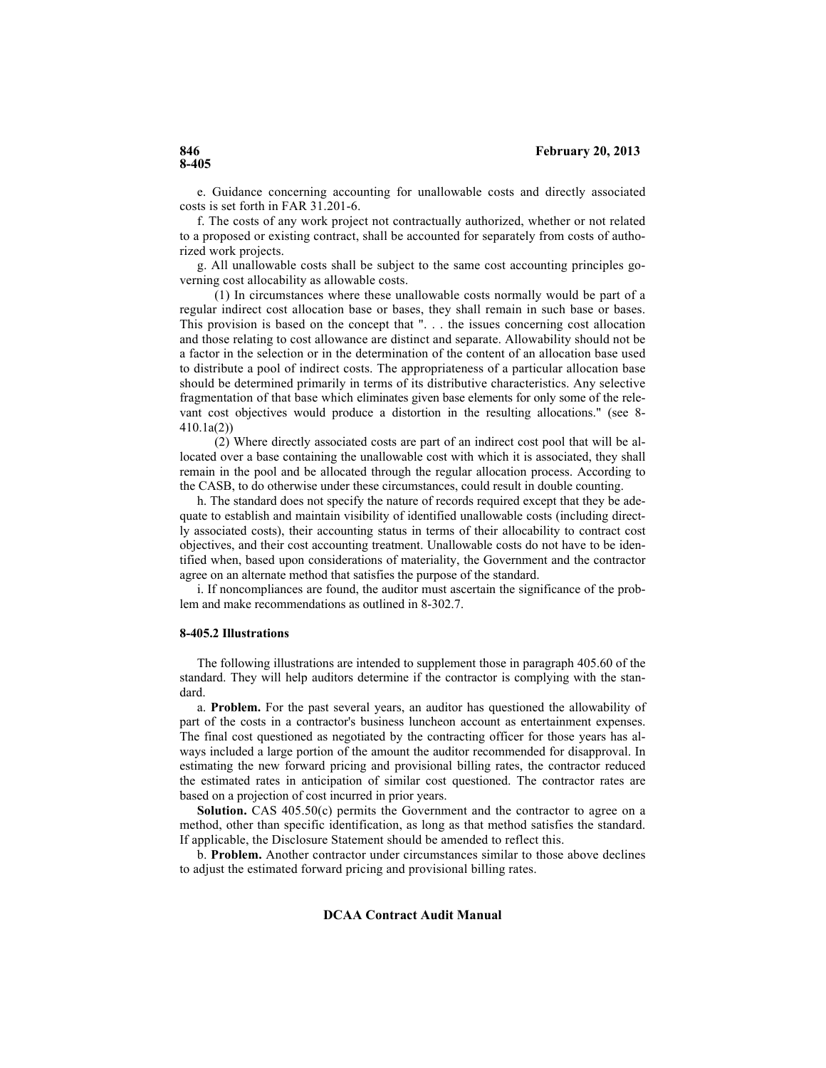e. Guidance concerning accounting for unallowable costs and directly associated costs is set forth in FAR 31.201-6.

f. The costs of any work project not contractually authorized, whether or not related to a proposed or existing contract, shall be accounted for separately from costs of authorized work projects.

g. All unallowable costs shall be subject to the same cost accounting principles governing cost allocability as allowable costs.

(1) In circumstances where these unallowable costs normally would be part of a regular indirect cost allocation base or bases, they shall remain in such base or bases. This provision is based on the concept that ". . . the issues concerning cost allocation and those relating to cost allowance are distinct and separate. Allowability should not be a factor in the selection or in the determination of the content of an allocation base used to distribute a pool of indirect costs. The appropriateness of a particular allocation base should be determined primarily in terms of its distributive characteristics. Any selective fragmentation of that base which eliminates given base elements for only some of the relevant cost objectives would produce a distortion in the resulting allocations." (see 8-410.1a(2))

(2) Where directly associated costs are part of an indirect cost pool that will be allocated over a base containing the unallowable cost with which it is associated, they shall remain in the pool and be allocated through the regular allocation process. According to the CASB, to do otherwise under these circumstances, could result in double counting.

h. The standard does not specify the nature of records required except that they be adequate to establish and maintain visibility of identified unallowable costs (including directly associated costs), their accounting status in terms of their allocability to contract cost objectives, and their cost accounting treatment. Unallowable costs do not have to be identified when, based upon considerations of materiality, the Government and the contractor agree on an alternate method that satisfies the purpose of the standard.

i. If noncompliances are found, the auditor must ascertain the significance of the problem and make recommendations as outlined in 8-302.7.

#### 8-405.2 Illustrations

The following illustrations are intended to supplement those in paragraph 405.60 of the standard. They will help auditors determine if the contractor is complying with the standard.

a. **Problem.** For the past several years, an auditor has questioned the allowability of part of the costs in a contractor's business luncheon account as entertainment expenses. The final cost questioned as negotiated by the contracting officer for those years has always included a large portion of the amount the auditor recommended for disapproval. In estimating the new forward pricing and provisional billing rates, the contractor reduced the estimated rates in anticipation of similar cost questioned. The contractor rates are based on a projection of cost incurred in prior years.

**Solution.** CAS 405.50(c) permits the Government and the contractor to agree on a method, other than specific identification, as long as that method satisfies the standard. If applicable, the Disclosure Statement should be amended to reflect this.

b. **Problem.** Another contractor under circumstances similar to those above declines to adjust the estimated forward pricing and provisional billing rates.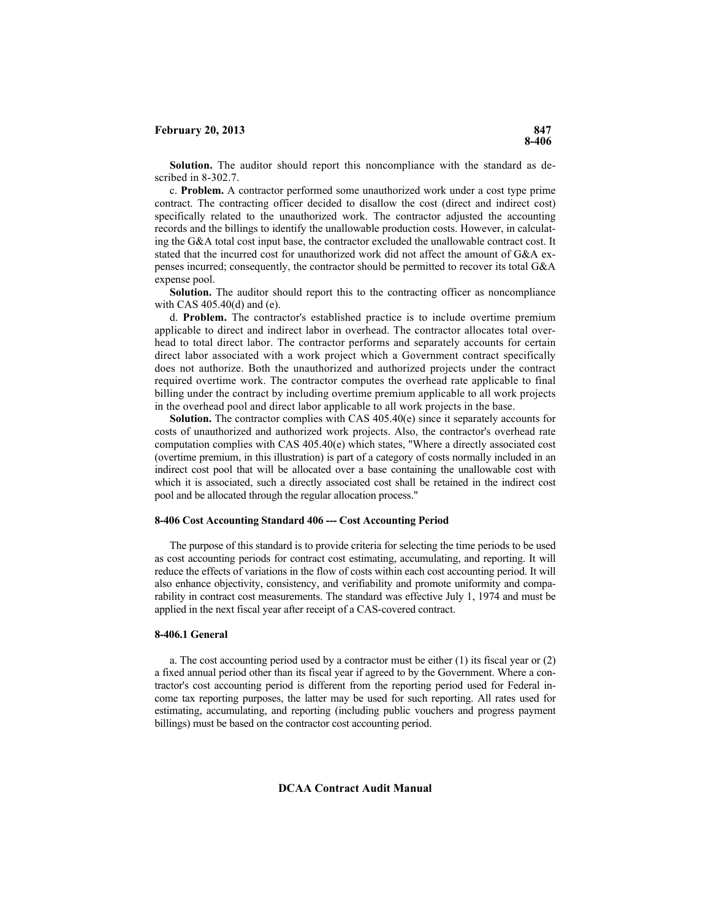**Solution.** The auditor should report this noncompliance with the standard as described in 8-302.7.

c. **Problem.** A contractor performed some unauthorized work under a cost type prime contract. The contracting officer decided to disallow the cost (direct and indirect cost) specifically related to the unauthorized work. The contractor adjusted the accounting records and the billings to identify the unallowable production costs. However, in calculating the G&A total cost input base, the contractor excluded the unallowable contract cost. It stated that the incurred cost for unauthorized work did not affect the amount of G&A expenses incurred; consequently, the contractor should be permitted to recover its total G&A expense pool.

**Solution.** The auditor should report this to the contracting officer as noncompliance with CAS 405.40(d) and (e).

d. **Problem.** The contractor's established practice is to include overtime premium applicable to direct and indirect labor in overhead. The contractor allocates total overhead to total direct labor. The contractor performs and separately accounts for certain direct labor associated with a work project which a Government contract specifically does not authorize. Both the unauthorized and authorized projects under the contract required overtime work. The contractor computes the overhead rate applicable to final billing under the contract by including overtime premium applicable to all work projects in the overhead pool and direct labor applicable to all work projects in the base.

**Solution.** The contractor complies with CAS 405.40(e) since it separately accounts for costs of unauthorized and authorized work projects. Also, the contractor's overhead rate computation complies with CAS 405.40(e) which states, "Where a directly associated cost (overtime premium, in this illustration) is part of a category of costs normally included in an indirect cost pool that will be allocated over a base containing the unallowable cost with which it is associated, such a directly associated cost shall be retained in the indirect cost pool and be allocated through the regular allocation process."

### 8-406 Cost Accounting Standard 406 --- Cost Accounting Period

The purpose of this standard is to provide criteria for selecting the time periods to be used as cost accounting periods for contract cost estimating, accumulating, and reporting. It will reduce the effects of variations in the flow of costs within each cost accounting period. It will also enhance objectivity, consistency, and verifiability and promote uniformity and comparability in contract cost measurements. The standard was effective July 1, 1974 and must be applied in the next fiscal year after receipt of a CAS-covered contract.

#### 8-406.1 General

a. The cost accounting period used by a contractor must be either (1) its fiscal year or (2) a fixed annual period other than its fiscal year if agreed to by the Government. Where a contractor's cost accounting period is different from the reporting period used for Federal income tax reporting purposes, the latter may be used for such reporting. All rates used for estimating, accumulating, and reporting (including public vouchers and progress payment billings) must be based on the contractor cost accounting period.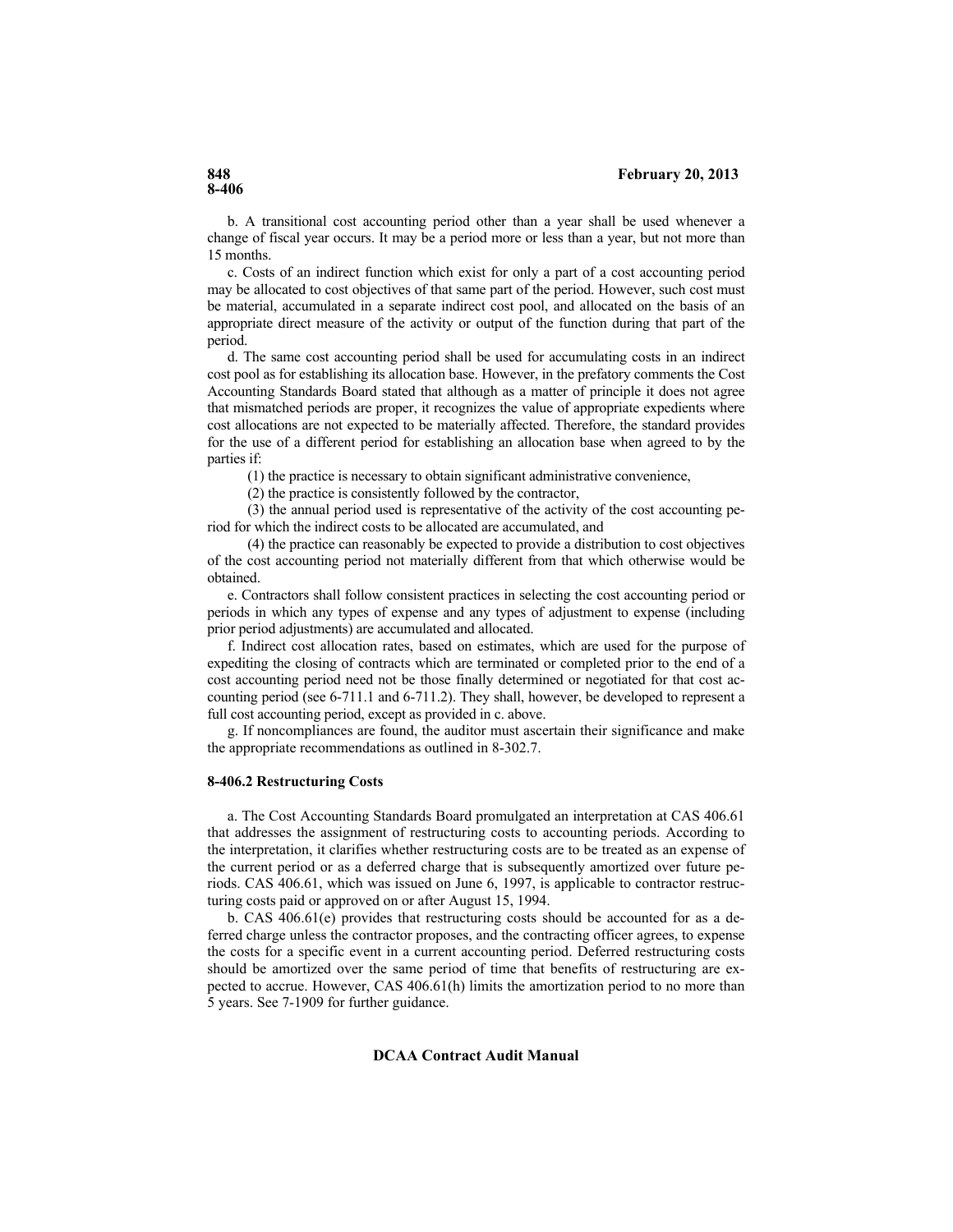b. A transitional cost accounting period other than a year shall be used whenever a change of fiscal year occurs. It may be a period more or less than a year, but not more than 15 months.

c. Costs of an indirect function which exist for only a part of a cost accounting period may be allocated to cost objectives of that same part of the period. However, such cost must be material, accumulated in a separate indirect cost pool, and allocated on the basis of an appropriate direct measure of the activity or output of the function during that part of the period.

d. The same cost accounting period shall be used for accumulating costs in an indirect cost pool as for establishing its allocation base. However, in the prefatory comments the Cost Accounting Standards Board stated that although as a matter of principle it does not agree that mismatched periods are proper, it recognizes the value of appropriate expedients where cost allocations are not expected to be materially affected. Therefore, the standard provides for the use of a different period for establishing an allocation base when agreed to by the parties if:

(1) the practice is necessary to obtain significant administrative convenience,

(2) the practice is consistently followed by the contractor,

(3) the annual period used is representative of the activity of the cost accounting period for which the indirect costs to be allocated are accumulated, and

(4) the practice can reasonably be expected to provide a distribution to cost objectives of the cost accounting period not materially different from that which otherwise would be obtained.

e. Contractors shall follow consistent practices in selecting the cost accounting period or periods in which any types of expense and any types of adjustment to expense (including prior period adjustments) are accumulated and allocated.

f. Indirect cost allocation rates, based on estimates, which are used for the purpose of expediting the closing of contracts which are terminated or completed prior to the end of a cost accounting period need not be those finally determined or negotiated for that cost accounting period (see 6-711.1 and 6-711.2). They shall, however, be developed to represent a full cost accounting period, except as provided in c. above.

g. If noncompliances are found, the auditor must ascertain their significance and make the appropriate recommendations as outlined in 8-302.7.

### 8-406.2 Restructuring Costs

a. The Cost Accounting Standards Board promulgated an interpretation at CAS 406.61 that addresses the assignment of restructuring costs to accounting periods. According to the interpretation, it clarifies whether restructuring costs are to be treated as an expense of the current period or as a deferred charge that is subsequently amortized over future periods. CAS 406.61, which was issued on June 6, 1997, is applicable to contractor restructuring costs paid or approved on or after August 15, 1994.

b. CAS 406.61(e) provides that restructuring costs should be accounted for as a deferred charge unless the contractor proposes, and the contracting officer agrees, to expense the costs for a specific event in a current accounting period. Deferred restructuring costs should be amortized over the same period of time that benefits of restructuring are expected to accrue. However, CAS 406.61(h) limits the amortization period to no more than 5 years. See 7-1909 for further guidance.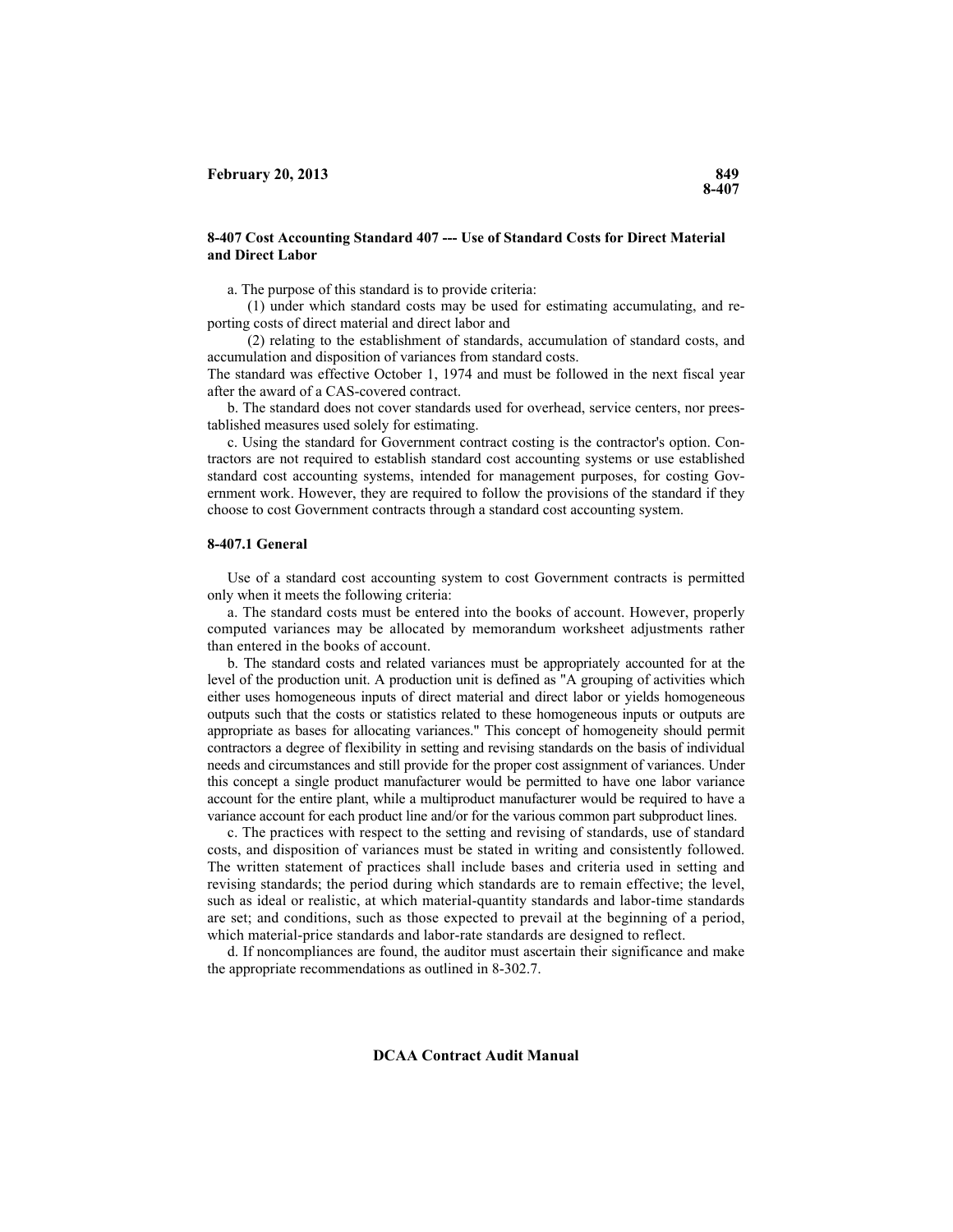## 8-407 Cost Accounting Standard 407 --- Use of Standard Costs for Direct Material and Direct Labor

a. The purpose of this standard is to provide criteria:

(1) under which standard costs may be used for estimating accumulating, and reporting costs of direct material and direct labor and

(2) relating to the establishment of standards, accumulation of standard costs, and accumulation and disposition of variances from standard costs.

The standard was effective October 1, 1974 and must be followed in the next fiscal year after the award of a CAS-covered contract.

b. The standard does not cover standards used for overhead, service centers, nor preestablished measures used solely for estimating.

c. Using the standard for Government contract costing is the contractor's option. Contractors are not required to establish standard cost accounting systems or use established standard cost accounting systems, intended for management purposes, for costing Government work. However, they are required to follow the provisions of the standard if they choose to cost Government contracts through a standard cost accounting system.

### 8-407.1 General

Use of a standard cost accounting system to cost Government contracts is permitted only when it meets the following criteria:

a. The standard costs must be entered into the books of account. However, properly computed variances may be allocated by memorandum worksheet adjustments rather than entered in the books of account.

b. The standard costs and related variances must be appropriately accounted for at the level of the production unit. A production unit is defined as "A grouping of activities which either uses homogeneous inputs of direct material and direct labor or yields homogeneous outputs such that the costs or statistics related to these homogeneous inputs or outputs are appropriate as bases for allocating variances." This concept of homogeneity should permit contractors a degree of flexibility in setting and revising standards on the basis of individual needs and circumstances and still provide for the proper cost assignment of variances. Under this concept a single product manufacturer would be permitted to have one labor variance account for the entire plant, while a multiproduct manufacturer would be required to have a variance account for each product line and/or for the various common part subproduct lines.

c. The practices with respect to the setting and revising of standards, use of standard costs, and disposition of variances must be stated in writing and consistently followed. The written statement of practices shall include bases and criteria used in setting and revising standards; the period during which standards are to remain effective; the level, such as ideal or realistic, at which material-quantity standards and labor-time standards are set; and conditions, such as those expected to prevail at the beginning of a period, which material-price standards and labor-rate standards are designed to reflect.

d. If noncompliances are found, the auditor must ascertain their significance and make the appropriate recommendations as outlined in 8-302.7.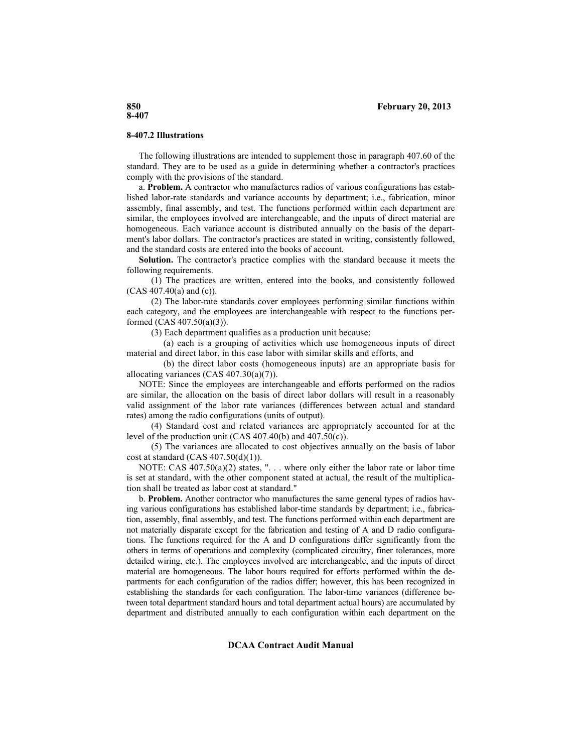### 8-407.2 Illustrations

The following illustrations are intended to supplement those in paragraph 407.60 of the standard. They are to be used as a guide in determining whether a contractor's practices comply with the provisions of the standard.

a. **Problem.** A contractor who manufactures radios of various configurations has established labor-rate standards and variance accounts by department; i.e., fabrication, minor assembly, final assembly, and test. The functions performed within each department are similar, the employees involved are interchangeable, and the inputs of direct material are homogeneous. Each variance account is distributed annually on the basis of the department's labor dollars. The contractor's practices are stated in writing, consistently followed, and the standard costs are entered into the books of account.

**Solution.** The contractor's practice complies with the standard because it meets the following requirements.

(1) The practices are written, entered into the books, and consistently followed (CAS 407.40(a) and (c)).

(2) The labor-rate standards cover employees performing similar functions within each category, and the employees are interchangeable with respect to the functions performed (CAS 407.50(a)(3)).

(3) Each department qualifies as a production unit because:

(a) each is a grouping of activities which use homogeneous inputs of direct material and direct labor, in this case labor with similar skills and efforts, and

(b) the direct labor costs (homogeneous inputs) are an appropriate basis for allocating variances (CAS 407.30(a)(7)).

NOTE: Since the employees are interchangeable and efforts performed on the radios are similar, the allocation on the basis of direct labor dollars will result in a reasonably valid assignment of the labor rate variances (differences between actual and standard rates) among the radio configurations (units of output).

(4) Standard cost and related variances are appropriately accounted for at the level of the production unit (CAS 407.40(b) and 407.50(c)).

(5) The variances are allocated to cost objectives annually on the basis of labor cost at standard (CAS 407.50(d)(1)).

NOTE: CAS 407.50(a)(2) states, ". . . where only either the labor rate or labor time is set at standard, with the other component stated at actual, the result of the multiplication shall be treated as labor cost at standard."

b. **Problem.** Another contractor who manufactures the same general types of radios having various configurations has established labor-time standards by department; i.e., fabrication, assembly, final assembly, and test. The functions performed within each department are not materially disparate except for the fabrication and testing of A and D radio configurations. The functions required for the A and D configurations differ significantly from the others in terms of operations and complexity (complicated circuitry, finer tolerances, more detailed wiring, etc.). The employees involved are interchangeable, and the inputs of direct material are homogeneous. The labor hours required for efforts performed within the departments for each configuration of the radios differ; however, this has been recognized in establishing the standards for each configuration. The labor-time variances (difference between total department standard hours and total department actual hours) are accumulated by department and distributed annually to each configuration within each department on the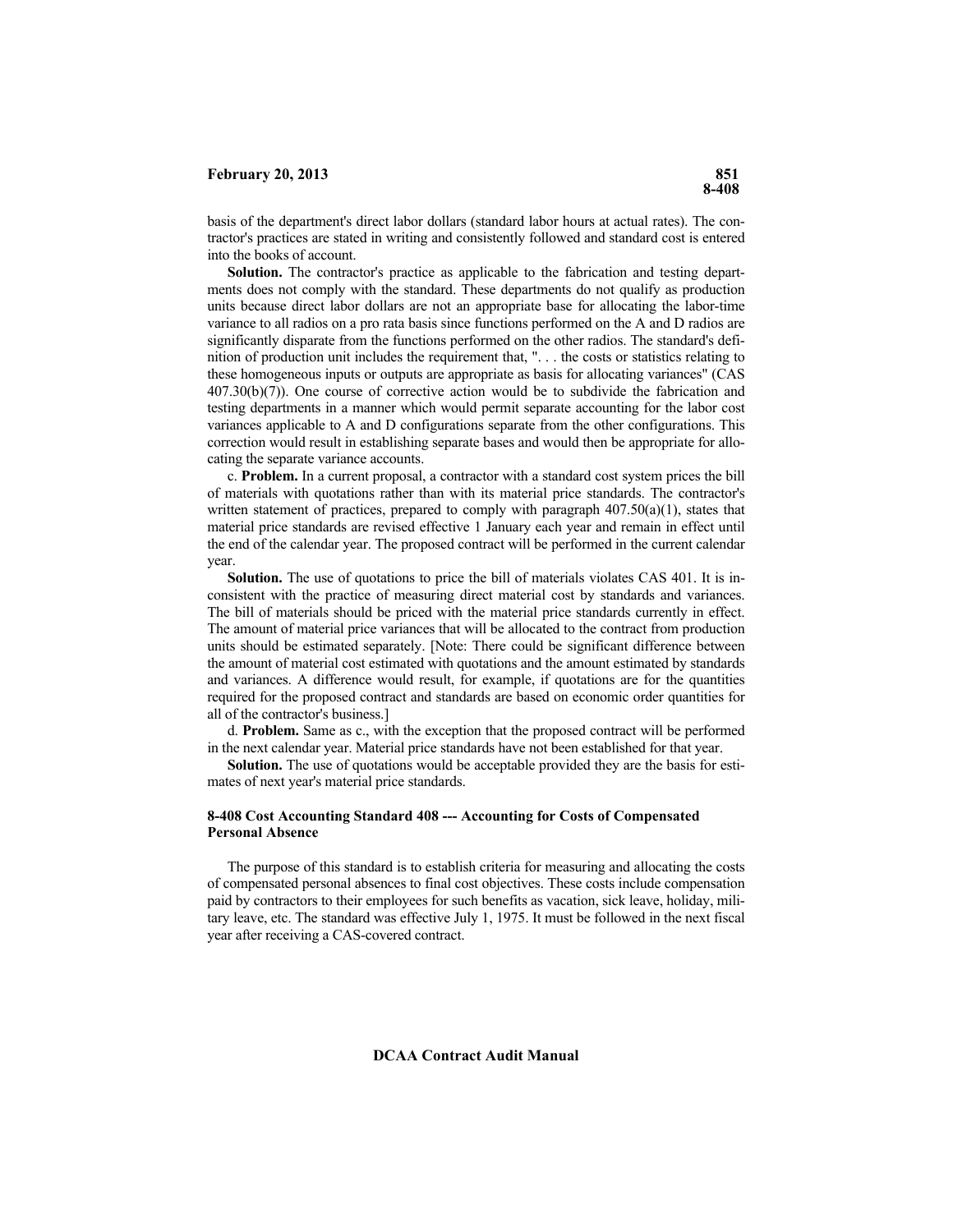basis of the department's direct labor dollars (standard labor hours at actual rates). The contractor's practices are stated in writing and consistently followed and standard cost is entered into the books of account.

**Solution.** The contractor's practice as applicable to the fabrication and testing departments does not comply with the standard. These departments do not qualify as production units because direct labor dollars are not an appropriate base for allocating the labor-time variance to all radios on a pro rata basis since functions performed on the A and D radios are significantly disparate from the functions performed on the other radios. The standard's definition of production unit includes the requirement that, ". . . the costs or statistics relating to these homogeneous inputs or outputs are appropriate as basis for allocating variances" (CAS 407.30(b)(7)). One course of corrective action would be to subdivide the fabrication and testing departments in a manner which would permit separate accounting for the labor cost variances applicable to A and D configurations separate from the other configurations. This correction would result in establishing separate bases and would then be appropriate for allocating the separate variance accounts.

c. **Problem.** In a current proposal, a contractor with a standard cost system prices the bill of materials with quotations rather than with its material price standards. The contractor's written statement of practices, prepared to comply with paragraph 407.50(a)(1), states that material price standards are revised effective 1 January each year and remain in effect until the end of the calendar year. The proposed contract will be performed in the current calendar year.

**Solution.** The use of quotations to price the bill of materials violates CAS 401. It is inconsistent with the practice of measuring direct material cost by standards and variances. The bill of materials should be priced with the material price standards currently in effect. The amount of material price variances that will be allocated to the contract from production units should be estimated separately. [Note: There could be significant difference between the amount of material cost estimated with quotations and the amount estimated by standards and variances. A difference would result, for example, if quotations are for the quantities required for the proposed contract and standards are based on economic order quantities for all of the contractor's business.]

d. **Problem.** Same as c., with the exception that the proposed contract will be performed in the next calendar year. Material price standards have not been established for that year.

**Solution.** The use of quotations would be acceptable provided they are the basis for estimates of next year's material price standards.

### 8-408 Cost Accounting Standard 408 --- Accounting for Costs of Compensated Personal Absence

The purpose of this standard is to establish criteria for measuring and allocating the costs of compensated personal absences to final cost objectives. These costs include compensation paid by contractors to their employees for such benefits as vacation, sick leave, holiday, military leave, etc. The standard was effective July 1, 1975. It must be followed in the next fiscal year after receiving a CAS-covered contract.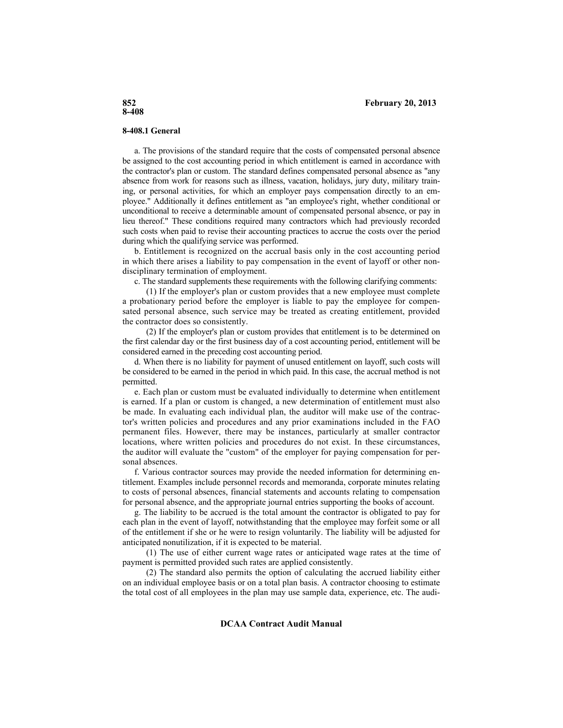#### 8-408.1 General

a. The provisions of the standard require that the costs of compensated personal absence be assigned to the cost accounting period in which entitlement is earned in accordance with the contractor's plan or custom. The standard defines compensated personal absence as "any absence from work for reasons such as illness, vacation, holidays, jury duty, military training, or personal activities, for which an employer pays compensation directly to an employee." Additionally it defines entitlement as "an employee's right, whether conditional or unconditional to receive a determinable amount of compensated personal absence, or pay in lieu thereof." These conditions required many contractors which had previously recorded such costs when paid to revise their accounting practices to accrue the costs over the period during which the qualifying service was performed.

b. Entitlement is recognized on the accrual basis only in the cost accounting period in which there arises a liability to pay compensation in the event of layoff or other non-disciplinary termination of employment.

c. The standard supplements these requirements with the following clarifying comments:

(1) If the employer's plan or custom provides that a new employee must complete a probationary period before the employer is liable to pay the employee for compensated personal absence, such service may be treated as creating entitlement, provided the contractor does so consistently.

(2) If the employer's plan or custom provides that entitlement is to be determined on the first calendar day or the first business day of a cost accounting period, entitlement will be considered earned in the preceding cost accounting period.

d. When there is no liability for payment of unused entitlement on layoff, such costs will be considered to be earned in the period in which paid. In this case, the accrual method is not permitted.

e. Each plan or custom must be evaluated individually to determine when entitlement is earned. If a plan or custom is changed, a new determination of entitlement must also be made. In evaluating each individual plan, the auditor will make use of the contractor's written policies and procedures and any prior examinations included in the FAO permanent files. However, there may be instances, particularly at smaller contractor locations, where written policies and procedures do not exist. In these circumstances, the auditor will evaluate the "custom" of the employer for paying compensation for personal absences.

f. Various contractor sources may provide the needed information for determining entitlement. Examples include personnel records and memoranda, corporate minutes relating to costs of personal absences, financial statements and accounts relating to compensation for personal absence, and the appropriate journal entries supporting the books of account.

g. The liability to be accrued is the total amount the contractor is obligated to pay for each plan in the event of layoff, notwithstanding that the employee may forfeit some or all of the entitlement if she or he were to resign voluntarily. The liability will be adjusted for anticipated nonutilization, if it is expected to be material.

(1) The use of either current wage rates or anticipated wage rates at the time of payment is permitted provided such rates are applied consistently.

(2) The standard also permits the option of calculating the accrued liability either on an individual employee basis or on a total plan basis. A contractor choosing to estimate the total cost of all employees in the plan may use sample data, experience, etc. The audi-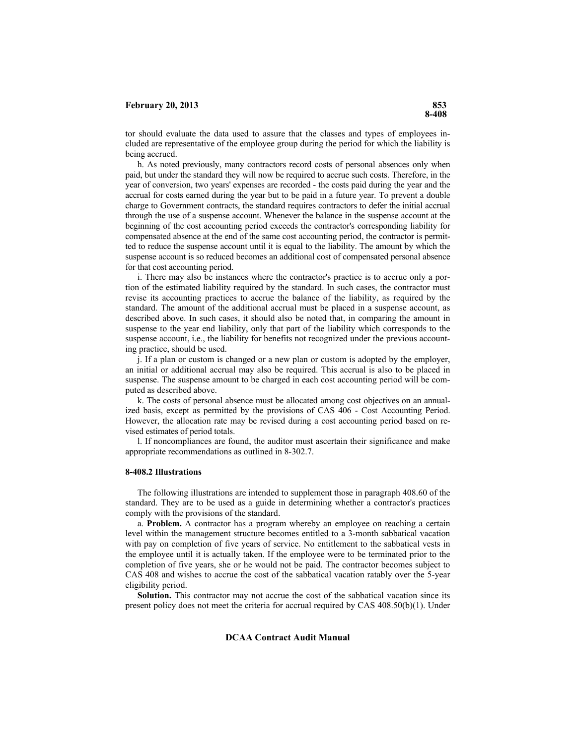tor should evaluate the data used to assure that the classes and types of employees included are representative of the employee group during the period for which the liability is being accrued.

h. As noted previously, many contractors record costs of personal absences only when paid, but under the standard they will now be required to accrue such costs. Therefore, in the year of conversion, two years' expenses are recorded - the costs paid during the year and the accrual for costs earned during the year but to be paid in a future year. To prevent a double charge to Government contracts, the standard requires contractors to defer the initial accrual through the use of a suspense account. Whenever the balance in the suspense account at the beginning of the cost accounting period exceeds the contractor's corresponding liability for compensated absence at the end of the same cost accounting period, the contractor is permitted to reduce the suspense account until it is equal to the liability. The amount by which the suspense account is so reduced becomes an additional cost of compensated personal absence for that cost accounting period.

i. There may also be instances where the contractor's practice is to accrue only a portion of the estimated liability required by the standard. In such cases, the contractor must revise its accounting practices to accrue the balance of the liability, as required by the standard. The amount of the additional accrual must be placed in a suspense account, as described above. In such cases, it should also be noted that, in comparing the amount in suspense to the year end liability, only that part of the liability which corresponds to the suspense account, i.e., the liability for benefits not recognized under the previous accounting practice, should be used.

j. If a plan or custom is changed or a new plan or custom is adopted by the employer, an initial or additional accrual may also be required. This accrual is also to be placed in suspense. The suspense amount to be charged in each cost accounting period will be computed as described above.

k. The costs of personal absence must be allocated among cost objectives on an annualized basis, except as permitted by the provisions of CAS 406 - Cost Accounting Period. However, the allocation rate may be revised during a cost accounting period based on revised estimates of period totals.

l. If noncompliances are found, the auditor must ascertain their significance and make appropriate recommendations as outlined in 8-302.7.

### 8-408.2 Illustrations

The following illustrations are intended to supplement those in paragraph 408.60 of the standard. They are to be used as a guide in determining whether a contractor's practices comply with the provisions of the standard.

a. **Problem.** A contractor has a program whereby an employee on reaching a certain level within the management structure becomes entitled to a 3-month sabbatical vacation with pay on completion of five years of service. No entitlement to the sabbatical vests in the employee until it is actually taken. If the employee were to be terminated prior to the completion of five years, she or he would not be paid. The contractor becomes subject to CAS 408 and wishes to accrue the cost of the sabbatical vacation ratably over the 5-year eligibility period.

**Solution.** This contractor may not accrue the cost of the sabbatical vacation since its present policy does not meet the criteria for accrual required by CAS 408.50(b)(1). Under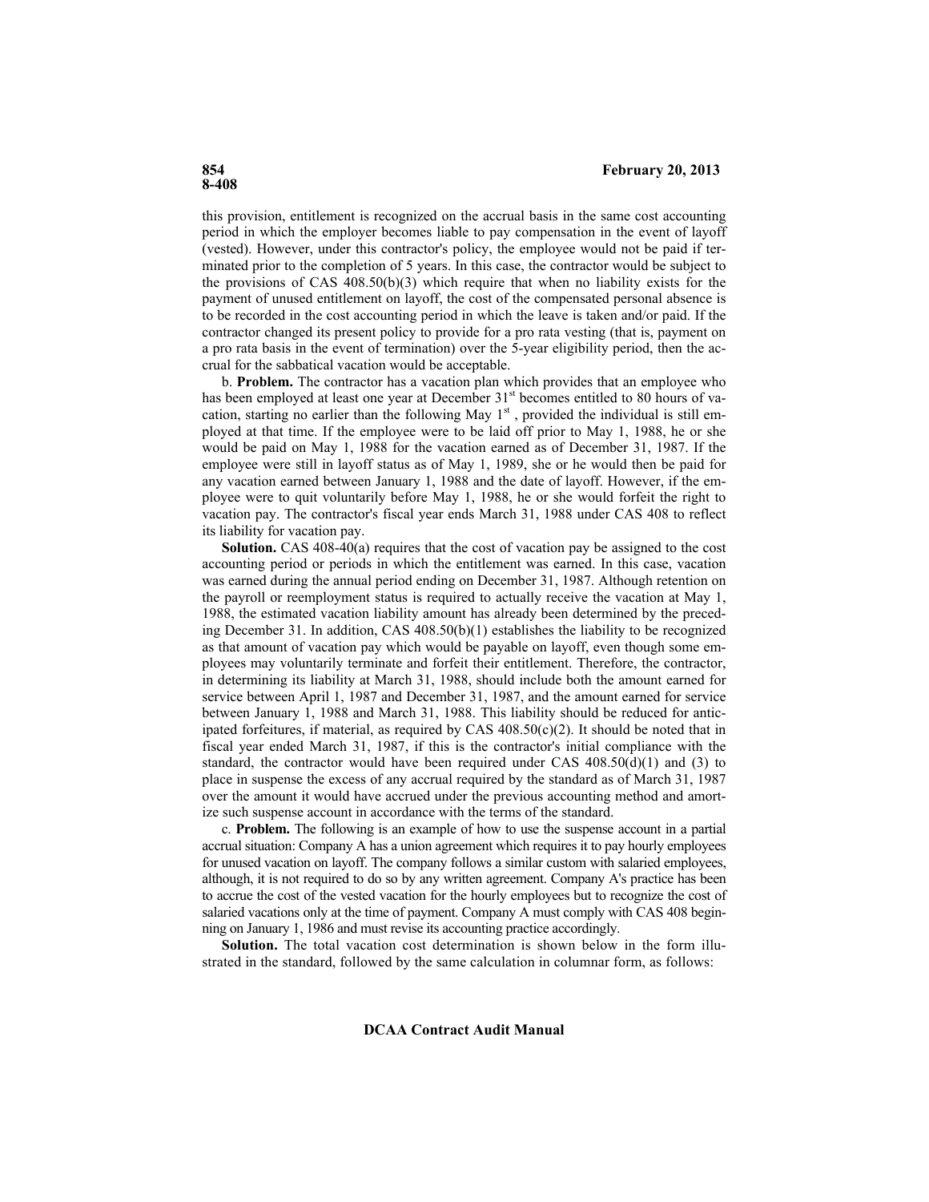this provision, entitlement is recognized on the accrual basis in the same cost accounting period in which the employer becomes liable to pay compensation in the event of layoff (vested). However, under this contractor's policy, the employee would not be paid if terminated prior to the completion of 5 years. In this case, the contractor would be subject to the provisions of CAS 408.50(b)(3) which require that when no liability exists for the payment of unused entitlement on layoff, the cost of the compensated personal absence is to be recorded in the cost accounting period in which the leave is taken and/or paid. If the contractor changed its present policy to provide for a pro rata vesting (that is, payment on a pro rata basis in the event of termination) over the 5-year eligibility period, then the accrual for the sabbatical vacation would be acceptable.

b. **Problem.** The contractor has a vacation plan which provides that an employee who has been employed at least one year at December 31st becomes entitled to 80 hours of vacation, starting no earlier than the following May 1st , provided the individual is still employed at that time. If the employee were to be laid off prior to May 1, 1988, he or she would be paid on May 1, 1988 for the vacation earned as of December 31, 1987. If the employee were still in layoff status as of May 1, 1989, she or he would then be paid for any vacation earned between January 1, 1988 and the date of layoff. However, if the employee were to quit voluntarily before May 1, 1988, he or she would forfeit the right to vacation pay. The contractor's fiscal year ends March 31, 1988 under CAS 408 to reflect its liability for vacation pay.

**Solution.** CAS 408-40(a) requires that the cost of vacation pay be assigned to the cost accounting period or periods in which the entitlement was earned. In this case, vacation was earned during the annual period ending on December 31, 1987. Although retention on the payroll or reemployment status is required to actually receive the vacation at May 1, 1988, the estimated vacation liability amount has already been determined by the preceding December 31. In addition, CAS 408.50(b)(1) establishes the liability to be recognized as that amount of vacation pay which would be payable on layoff, even though some employees may voluntarily terminate and forfeit their entitlement. Therefore, the contractor, in determining its liability at March 31, 1988, should include both the amount earned for service between April 1, 1987 and December 31, 1987, and the amount earned for service between January 1, 1988 and March 31, 1988. This liability should be reduced for anticipated forfeitures, if material, as required by CAS 408.50(c)(2). It should be noted that in fiscal year ended March 31, 1987, if this is the contractor's initial compliance with the standard, the contractor would have been required under CAS 408.50(d)(1) and (3) to place in suspense the excess of any accrual required by the standard as of March 31, 1987 over the amount it would have accrued under the previous accounting method and amortize such suspense account in accordance with the terms of the standard.

c. **Problem.** The following is an example of how to use the suspense account in a partial accrual situation: Company A has a union agreement which requires it to pay hourly employees for unused vacation on layoff. The company follows a similar custom with salaried employees, although, it is not required to do so by any written agreement. Company A's practice has been to accrue the cost of the vested vacation for the hourly employees but to recognize the cost of salaried vacations only at the time of payment. Company A must comply with CAS 408 beginning on January 1, 1986 and must revise its accounting practice accordingly.

**Solution.** The total vacation cost determination is shown below in the form illustrated in the standard, followed by the same calculation in columnar form, as follows: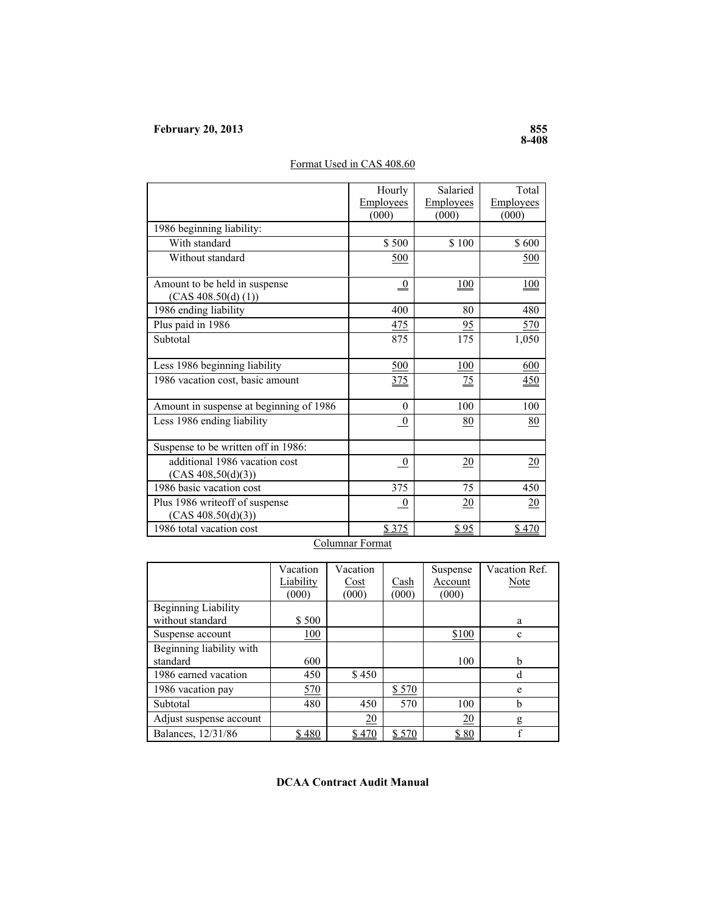Format Used in CAS 408.60

| | Hourly Employees (000) | Salaried Employees (000) | Total Employees (000) |
|---|---|---|---|
| 1986 beginning liability: | | | |
| With standard | $ 500 | $ 100 | $ 600 |
| Without standard | 500 | | 500 |
| Amount to be held in suspense (CAS 408.50(d) (1)) | 0 | 100 | 100 |
| 1986 ending liability | 400 | 80 | 480 |
| Plus paid in 1986 | 475 | 95 | 570 |
| Subtotal | 875 | 175 | 1,050 |
| Less 1986 beginning liability | 500 | 100 | 600 |
| 1986 vacation cost, basic amount | 375 | 75 | 450 |
| Amount in suspense at beginning of 1986 | 0 | 100 | 100 |
| Less 1986 ending liability | 0 | 80 | 80 |
| Suspense to be written off in 1986: | | | |
| additional 1986 vacation cost (CAS 408,50(d)(3)) | 0 | 20 | 20 |
| 1986 basic vacation cost | 375 | 75 | 450 |
| Plus 1986 writeoff of suspense (CAS 408.50(d)(3)) | 0 | 20 | 20 |
| 1986 total vacation cost | $ 375 | $ 95 | $ 470 |

Columnar Format

| | Vacation Liability (000) | Vacation Cost (000) | Cash (000) | Suspense Account (000) | Vacation Ref. Note |
|---|---|---|---|---|---|
| Beginning Liability without standard | $ 500 | | | | a |
| Suspense account | 100 | | | $100 | c |
| Beginning liability with standard | 600 | | | 100 | b |
| 1986 earned vacation | 450 | $ 450 | | | d |
| 1986 vacation pay | 570 | | $ 570 | | e |
| Subtotal | 480 | 450 | 570 | 100 | b |
| Adjust suspense account | | 20 | | 20 | g |
| Balances, 12/31/86 | $ 480 | $ 470 | $ 570 | $ 80 | f |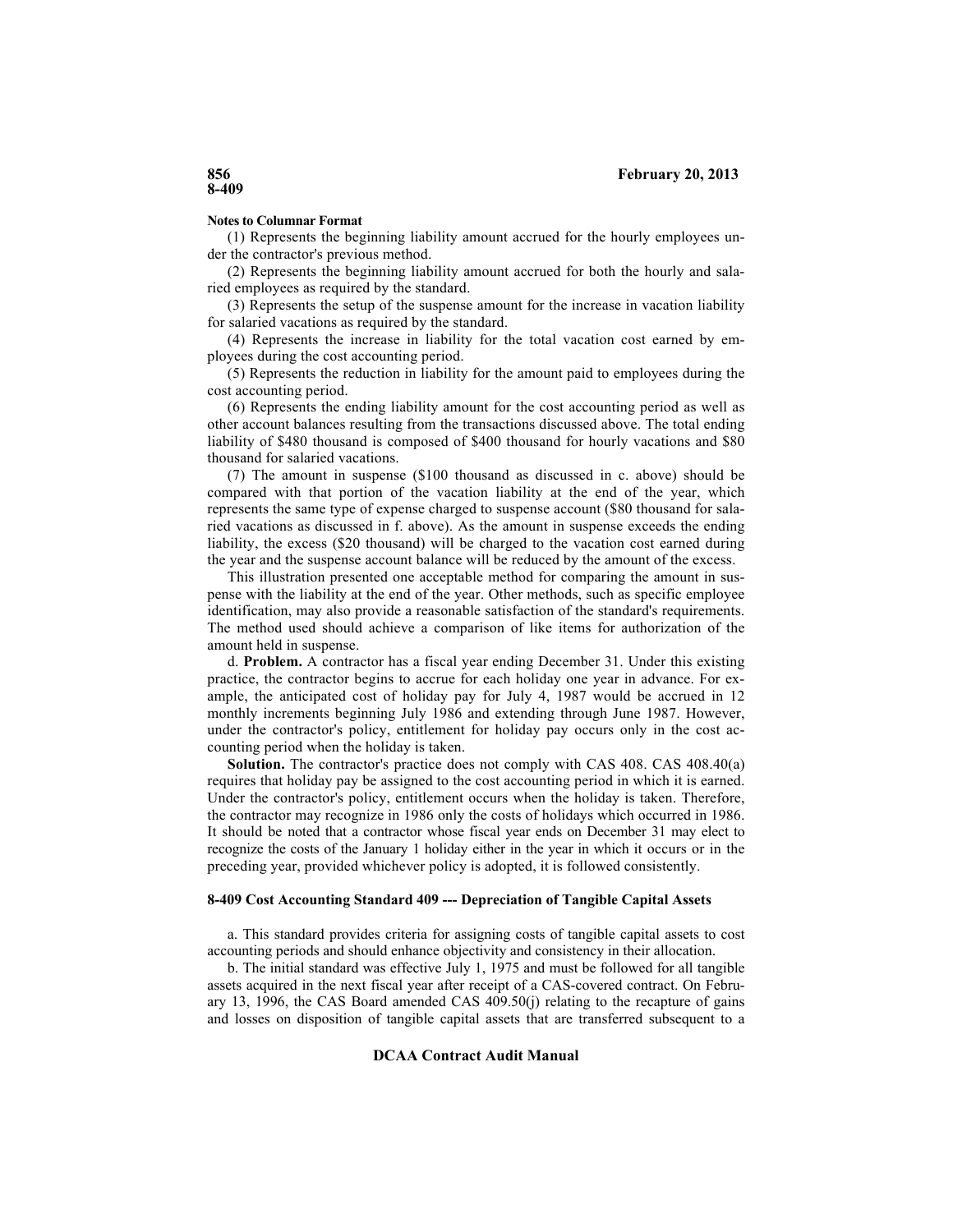**Notes to Columnar Format**

(1) Represents the beginning liability amount accrued for the hourly employees under the contractor's previous method.

(2) Represents the beginning liability amount accrued for both the hourly and salaried employees as required by the standard.

(3) Represents the setup of the suspense amount for the increase in vacation liability for salaried vacations as required by the standard.

(4) Represents the increase in liability for the total vacation cost earned by employees during the cost accounting period.

(5) Represents the reduction in liability for the amount paid to employees during the cost accounting period.

(6) Represents the ending liability amount for the cost accounting period as well as other account balances resulting from the transactions discussed above. The total ending liability of $480 thousand is composed of $400 thousand for hourly vacations and $80 thousand for salaried vacations.

(7) The amount in suspense ($100 thousand as discussed in c. above) should be compared with that portion of the vacation liability at the end of the year, which represents the same type of expense charged to suspense account ($80 thousand for salaried vacations as discussed in f. above). As the amount in suspense exceeds the ending liability, the excess ($20 thousand) will be charged to the vacation cost earned during the year and the suspense account balance will be reduced by the amount of the excess.

This illustration presented one acceptable method for comparing the amount in suspense with the liability at the end of the year. Other methods, such as specific employee identification, may also provide a reasonable satisfaction of the standard's requirements. The method used should achieve a comparison of like items for authorization of the amount held in suspense.

d. **Problem.** A contractor has a fiscal year ending December 31. Under this existing practice, the contractor begins to accrue for each holiday one year in advance. For example, the anticipated cost of holiday pay for July 4, 1987 would be accrued in 12 monthly increments beginning July 1986 and extending through June 1987. However, under the contractor's policy, entitlement for holiday pay occurs only in the cost accounting period when the holiday is taken.

**Solution.** The contractor's practice does not comply with CAS 408. CAS 408.40(a) requires that holiday pay be assigned to the cost accounting period in which it is earned. Under the contractor's policy, entitlement occurs when the holiday is taken. Therefore, the contractor may recognize in 1986 only the costs of holidays which occurred in 1986. It should be noted that a contractor whose fiscal year ends on December 31 may elect to recognize the costs of the January 1 holiday either in the year in which it occurs or in the preceding year, provided whichever policy is adopted, it is followed consistently.

### 8-409 Cost Accounting Standard 409 --- Depreciation of Tangible Capital Assets

a. This standard provides criteria for assigning costs of tangible capital assets to cost accounting periods and should enhance objectivity and consistency in their allocation.

b. The initial standard was effective July 1, 1975 and must be followed for all tangible assets acquired in the next fiscal year after receipt of a CAS-covered contract. On February 13, 1996, the CAS Board amended CAS 409.50(j) relating to the recapture of gains and losses on disposition of tangible capital assets that are transferred subsequent to a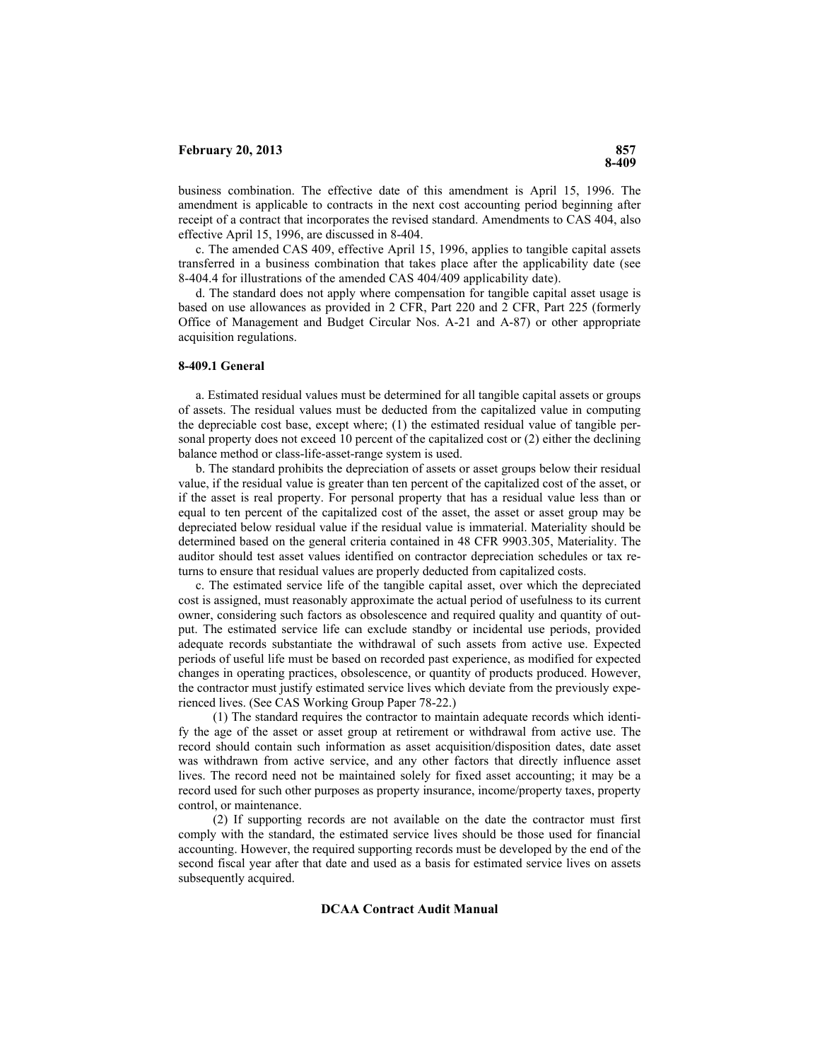business combination. The effective date of this amendment is April 15, 1996. The amendment is applicable to contracts in the next cost accounting period beginning after receipt of a contract that incorporates the revised standard. Amendments to CAS 404, also effective April 15, 1996, are discussed in 8-404.

c. The amended CAS 409, effective April 15, 1996, applies to tangible capital assets transferred in a business combination that takes place after the applicability date (see 8-404.4 for illustrations of the amended CAS 404/409 applicability date).

d. The standard does not apply where compensation for tangible capital asset usage is based on use allowances as provided in 2 CFR, Part 220 and 2 CFR, Part 225 (formerly Office of Management and Budget Circular Nos. A-21 and A-87) or other appropriate acquisition regulations.

#### 8-409.1 General

a. Estimated residual values must be determined for all tangible capital assets or groups of assets. The residual values must be deducted from the capitalized value in computing the depreciable cost base, except where; (1) the estimated residual value of tangible personal property does not exceed 10 percent of the capitalized cost or (2) either the declining balance method or class-life-asset-range system is used.

b. The standard prohibits the depreciation of assets or asset groups below their residual value, if the residual value is greater than ten percent of the capitalized cost of the asset, or if the asset is real property. For personal property that has a residual value less than or equal to ten percent of the capitalized cost of the asset, the asset or asset group may be depreciated below residual value if the residual value is immaterial. Materiality should be determined based on the general criteria contained in 48 CFR 9903.305, Materiality. The auditor should test asset values identified on contractor depreciation schedules or tax returns to ensure that residual values are properly deducted from capitalized costs.

c. The estimated service life of the tangible capital asset, over which the depreciated cost is assigned, must reasonably approximate the actual period of usefulness to its current owner, considering such factors as obsolescence and required quality and quantity of output. The estimated service life can exclude standby or incidental use periods, provided adequate records substantiate the withdrawal of such assets from active use. Expected periods of useful life must be based on recorded past experience, as modified for expected changes in operating practices, obsolescence, or quantity of products produced. However, the contractor must justify estimated service lives which deviate from the previously experienced lives. (See CAS Working Group Paper 78-22.)

(1) The standard requires the contractor to maintain adequate records which identify the age of the asset or asset group at retirement or withdrawal from active use. The record should contain such information as asset acquisition/disposition dates, date asset was withdrawn from active service, and any other factors that directly influence asset lives. The record need not be maintained solely for fixed asset accounting; it may be a record used for such other purposes as property insurance, income/property taxes, property control, or maintenance.

(2) If supporting records are not available on the date the contractor must first comply with the standard, the estimated service lives should be those used for financial accounting. However, the required supporting records must be developed by the end of the second fiscal year after that date and used as a basis for estimated service lives on assets subsequently acquired.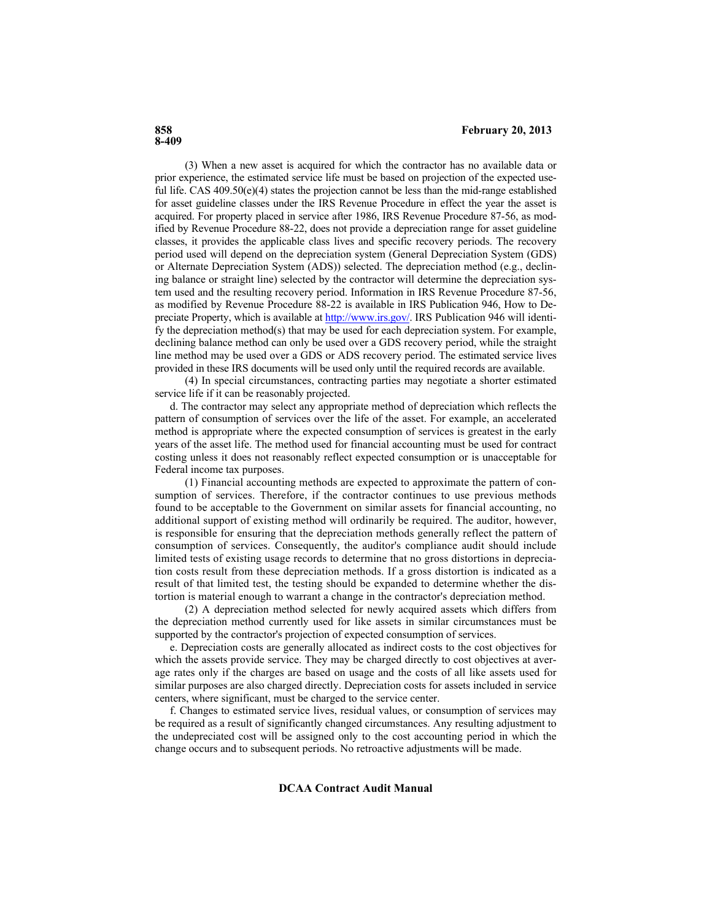(3) When a new asset is acquired for which the contractor has no available data or prior experience, the estimated service life must be based on projection of the expected useful life. CAS 409.50(e)(4) states the projection cannot be less than the mid-range established for asset guideline classes under the IRS Revenue Procedure in effect the year the asset is acquired. For property placed in service after 1986, IRS Revenue Procedure 87-56, as modified by Revenue Procedure 88-22, does not provide a depreciation range for asset guideline classes, it provides the applicable class lives and specific recovery periods. The recovery period used will depend on the depreciation system (General Depreciation System (GDS) or Alternate Depreciation System (ADS)) selected. The depreciation method (e.g., declining balance or straight line) selected by the contractor will determine the depreciation system used and the resulting recovery period. Information in IRS Revenue Procedure 87-56, as modified by Revenue Procedure 88-22 is available in IRS Publication 946, How to Depreciate Property, which is available at http://www.irs.gov/. IRS Publication 946 will identify the depreciation method(s) that may be used for each depreciation system. For example, declining balance method can only be used over a GDS recovery period, while the straight line method may be used over a GDS or ADS recovery period. The estimated service lives provided in these IRS documents will be used only until the required records are available.

(4) In special circumstances, contracting parties may negotiate a shorter estimated service life if it can be reasonably projected.

d. The contractor may select any appropriate method of depreciation which reflects the pattern of consumption of services over the life of the asset. For example, an accelerated method is appropriate where the expected consumption of services is greatest in the early years of the asset life. The method used for financial accounting must be used for contract costing unless it does not reasonably reflect expected consumption or is unacceptable for Federal income tax purposes.

(1) Financial accounting methods are expected to approximate the pattern of consumption of services. Therefore, if the contractor continues to use previous methods found to be acceptable to the Government on similar assets for financial accounting, no additional support of existing method will ordinarily be required. The auditor, however, is responsible for ensuring that the depreciation methods generally reflect the pattern of consumption of services. Consequently, the auditor's compliance audit should include limited tests of existing usage records to determine that no gross distortions in depreciation costs result from these depreciation methods. If a gross distortion is indicated as a result of that limited test, the testing should be expanded to determine whether the distortion is material enough to warrant a change in the contractor's depreciation method.

(2) A depreciation method selected for newly acquired assets which differs from the depreciation method currently used for like assets in similar circumstances must be supported by the contractor's projection of expected consumption of services.

e. Depreciation costs are generally allocated as indirect costs to the cost objectives for which the assets provide service. They may be charged directly to cost objectives at average rates only if the charges are based on usage and the costs of all like assets used for similar purposes are also charged directly. Depreciation costs for assets included in service centers, where significant, must be charged to the service center.

f. Changes to estimated service lives, residual values, or consumption of services may be required as a result of significantly changed circumstances. Any resulting adjustment to the undepreciated cost will be assigned only to the cost accounting period in which the change occurs and to subsequent periods. No retroactive adjustments will be made.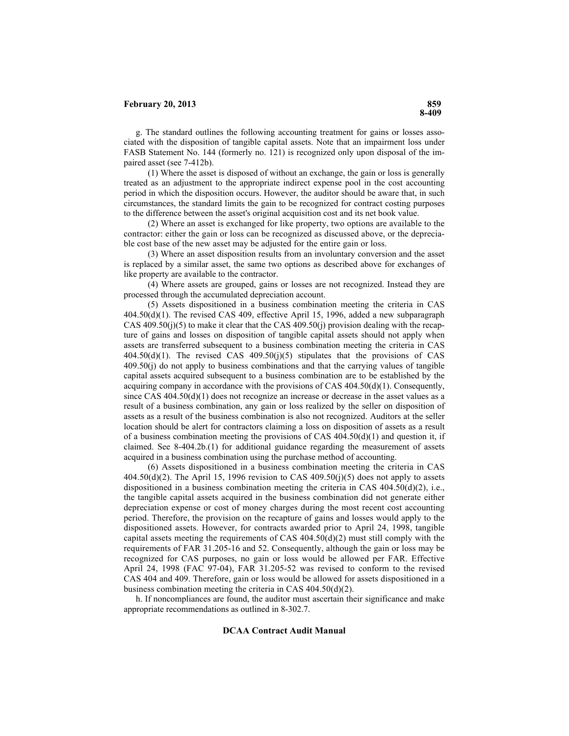g. The standard outlines the following accounting treatment for gains or losses associated with the disposition of tangible capital assets. Note that an impairment loss under FASB Statement No. 144 (formerly no. 121) is recognized only upon disposal of the impaired asset (see 7-412b).

(1) Where the asset is disposed of without an exchange, the gain or loss is generally treated as an adjustment to the appropriate indirect expense pool in the cost accounting period in which the disposition occurs. However, the auditor should be aware that, in such circumstances, the standard limits the gain to be recognized for contract costing purposes to the difference between the asset's original acquisition cost and its net book value.

(2) Where an asset is exchanged for like property, two options are available to the contractor: either the gain or loss can be recognized as discussed above, or the depreciable cost base of the new asset may be adjusted for the entire gain or loss.

(3) Where an asset disposition results from an involuntary conversion and the asset is replaced by a similar asset, the same two options as described above for exchanges of like property are available to the contractor.

(4) Where assets are grouped, gains or losses are not recognized. Instead they are processed through the accumulated depreciation account.

(5) Assets dispositioned in a business combination meeting the criteria in CAS 404.50(d)(1). The revised CAS 409, effective April 15, 1996, added a new subparagraph CAS 409.50(j)(5) to make it clear that the CAS 409.50(j) provision dealing with the recapture of gains and losses on disposition of tangible capital assets should not apply when assets are transferred subsequent to a business combination meeting the criteria in CAS 404.50(d)(1). The revised CAS 409.50(j)(5) stipulates that the provisions of CAS 409.50(j) do not apply to business combinations and that the carrying values of tangible capital assets acquired subsequent to a business combination are to be established by the acquiring company in accordance with the provisions of CAS 404.50(d)(1). Consequently, since CAS 404.50(d)(1) does not recognize an increase or decrease in the asset values as a result of a business combination, any gain or loss realized by the seller on disposition of assets as a result of the business combination is also not recognized. Auditors at the seller location should be alert for contractors claiming a loss on disposition of assets as a result of a business combination meeting the provisions of CAS 404.50(d)(1) and question it, if claimed. See 8-404.2b.(1) for additional guidance regarding the measurement of assets acquired in a business combination using the purchase method of accounting.

(6) Assets dispositioned in a business combination meeting the criteria in CAS 404.50(d)(2). The April 15, 1996 revision to CAS 409.50(j)(5) does not apply to assets dispositioned in a business combination meeting the criteria in CAS 404.50(d)(2), i.e., the tangible capital assets acquired in the business combination did not generate either depreciation expense or cost of money charges during the most recent cost accounting period. Therefore, the provision on the recapture of gains and losses would apply to the dispositioned assets. However, for contracts awarded prior to April 24, 1998, tangible capital assets meeting the requirements of CAS 404.50(d)(2) must still comply with the requirements of FAR 31.205-16 and 52. Consequently, although the gain or loss may be recognized for CAS purposes, no gain or loss would be allowed per FAR. Effective April 24, 1998 (FAC 97-04), FAR 31.205-52 was revised to conform to the revised CAS 404 and 409. Therefore, gain or loss would be allowed for assets dispositioned in a business combination meeting the criteria in CAS 404.50(d)(2).

h. If noncompliances are found, the auditor must ascertain their significance and make appropriate recommendations as outlined in 8-302.7.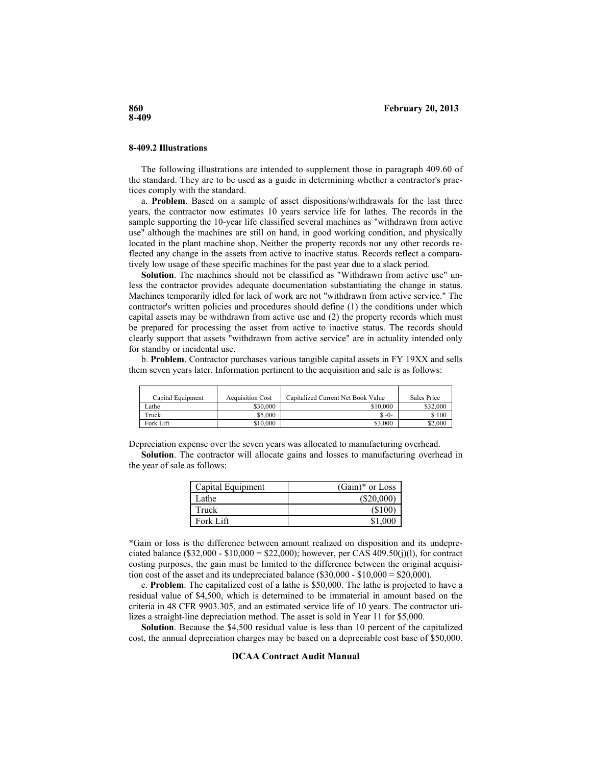### 8-409.2 Illustrations

The following illustrations are intended to supplement those in paragraph 409.60 of the standard. They are to be used as a guide in determining whether a contractor's practices comply with the standard.

a. **Problem**. Based on a sample of asset dispositions/withdrawals for the last three years, the contractor now estimates 10 years service life for lathes. The records in the sample supporting the 10-year life classified several machines as "withdrawn from active use" although the machines are still on hand, in good working condition, and physically located in the plant machine shop. Neither the property records nor any other records reflected any change in the assets from active to inactive status. Records reflect a comparatively low usage of these specific machines for the past year due to a slack period.

**Solution**. The machines should not be classified as "Withdrawn from active use" unless the contractor provides adequate documentation substantiating the change in status. Machines temporarily idled for lack of work are not "withdrawn from active service." The contractor's written policies and procedures should define (1) the conditions under which capital assets may be withdrawn from active use and (2) the property records which must be prepared for processing the asset from active to inactive status. The records should clearly support that assets "withdrawn from active service" are in actuality intended only for standby or incidental use.

b. **Problem**. Contractor purchases various tangible capital assets in FY 19XX and sells them seven years later. Information pertinent to the acquisition and sale is as follows:

| Capital Equipment | Acquisition Cost | Capitalized Current Net Book Value | Sales Price |
|---|---|---|---|
| Lathe | $30,000 | $10,000 | $32,000 |
| Truck | $5,000 | $ -0- | $ 100 |
| Fork Lift | $10,000 | $3,000 | $2,000 |

Depreciation expense over the seven years was allocated to manufacturing overhead.

**Solution**. The contractor will allocate gains and losses to manufacturing overhead in the year of sale as follows:

| Capital Equipment | (Gain)* or Loss |
|---|---|
| Lathe | ($20,000) |
| Truck | ($100) |
| Fork Lift | $1,000 |

*Gain or loss is the difference between amount realized on disposition and its undepreciated balance ($32,000 - $10,000 = $22,000); however, per CAS 409.50(j)(l), for contract costing purposes, the gain must be limited to the difference between the original acquisition cost of the asset and its undepreciated balance ($30,000 - $10,000 = $20,000).

c. **Problem**. The capitalized cost of a lathe is $50,000. The lathe is projected to have a residual value of $4,500, which is determined to be immaterial in amount based on the criteria in 48 CFR 9903.305, and an estimated service life of 10 years. The contractor utilizes a straight-line depreciation method. The asset is sold in Year 11 for $5,000.

**Solution**. Because the $4,500 residual value is less than 10 percent of the capitalized cost, the annual depreciation charges may be based on a depreciable cost base of $50,000.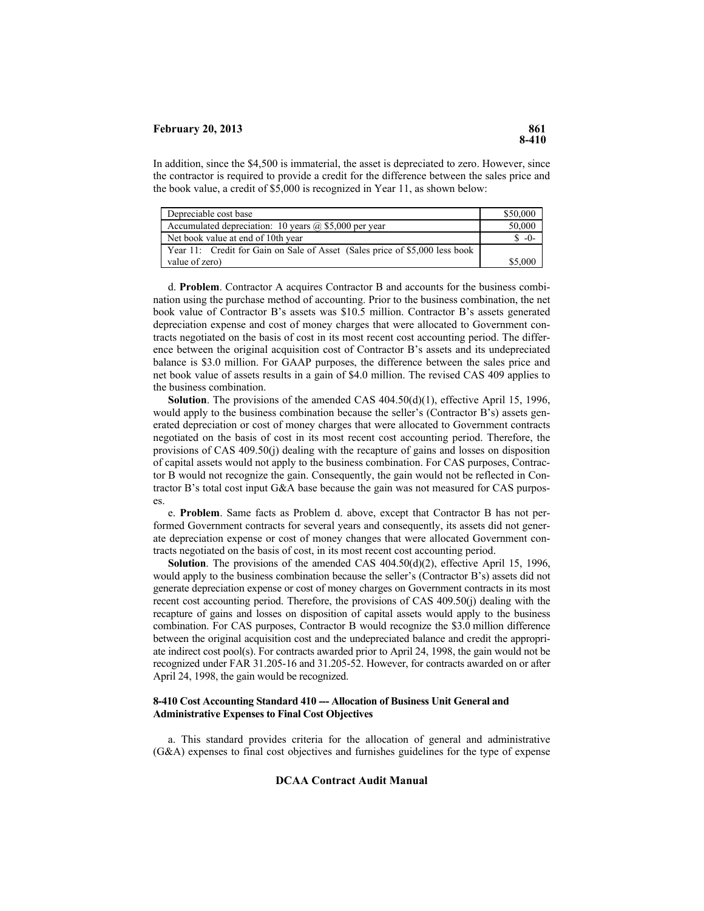In addition, since the $4,500 is immaterial, the asset is depreciated to zero. However, since the contractor is required to provide a credit for the difference between the sales price and the book value, a credit of $5,000 is recognized in Year 11, as shown below:

| | |
|---|---|
| Depreciable cost base | $50,000 |
| Accumulated depreciation: 10 years @ $5,000 per year | 50,000 |
| Net book value at end of 10th year | $ -0- |
| Year 11: Credit for Gain on Sale of Asset (Sales price of $5,000 less book value of zero) | $5,000 |

d. **Problem**. Contractor A acquires Contractor B and accounts for the business combination using the purchase method of accounting. Prior to the business combination, the net book value of Contractor B's assets was $10.5 million. Contractor B's assets generated depreciation expense and cost of money charges that were allocated to Government contracts negotiated on the basis of cost in its most recent cost accounting period. The difference between the original acquisition cost of Contractor B's assets and its undepreciated balance is $3.0 million. For GAAP purposes, the difference between the sales price and net book value of assets results in a gain of $4.0 million. The revised CAS 409 applies to the business combination.

**Solution**. The provisions of the amended CAS 404.50(d)(1), effective April 15, 1996, would apply to the business combination because the seller's (Contractor B's) assets generated depreciation or cost of money charges that were allocated to Government contracts negotiated on the basis of cost in its most recent cost accounting period. Therefore, the provisions of CAS 409.50(j) dealing with the recapture of gains and losses on disposition of capital assets would not apply to the business combination. For CAS purposes, Contractor B would not recognize the gain. Consequently, the gain would not be reflected in Contractor B's total cost input G&A base because the gain was not measured for CAS purposes.

e. **Problem**. Same facts as Problem d. above, except that Contractor B has not performed Government contracts for several years and consequently, its assets did not generate depreciation expense or cost of money changes that were allocated Government contracts negotiated on the basis of cost, in its most recent cost accounting period.

**Solution**. The provisions of the amended CAS 404.50(d)(2), effective April 15, 1996, would apply to the business combination because the seller's (Contractor B's) assets did not generate depreciation expense or cost of money charges on Government contracts in its most recent cost accounting period. Therefore, the provisions of CAS 409.50(j) dealing with the recapture of gains and losses on disposition of capital assets would apply to the business combination. For CAS purposes, Contractor B would recognize the $3.0 million difference between the original acquisition cost and the undepreciated balance and credit the appropriate indirect cost pool(s). For contracts awarded prior to April 24, 1998, the gain would not be recognized under FAR 31.205-16 and 31.205-52. However, for contracts awarded on or after April 24, 1998, the gain would be recognized.

### 8-410 Cost Accounting Standard 410 --- Allocation of Business Unit General and Administrative Expenses to Final Cost Objectives

a. This standard provides criteria for the allocation of general and administrative (G&A) expenses to final cost objectives and furnishes guidelines for the type of expense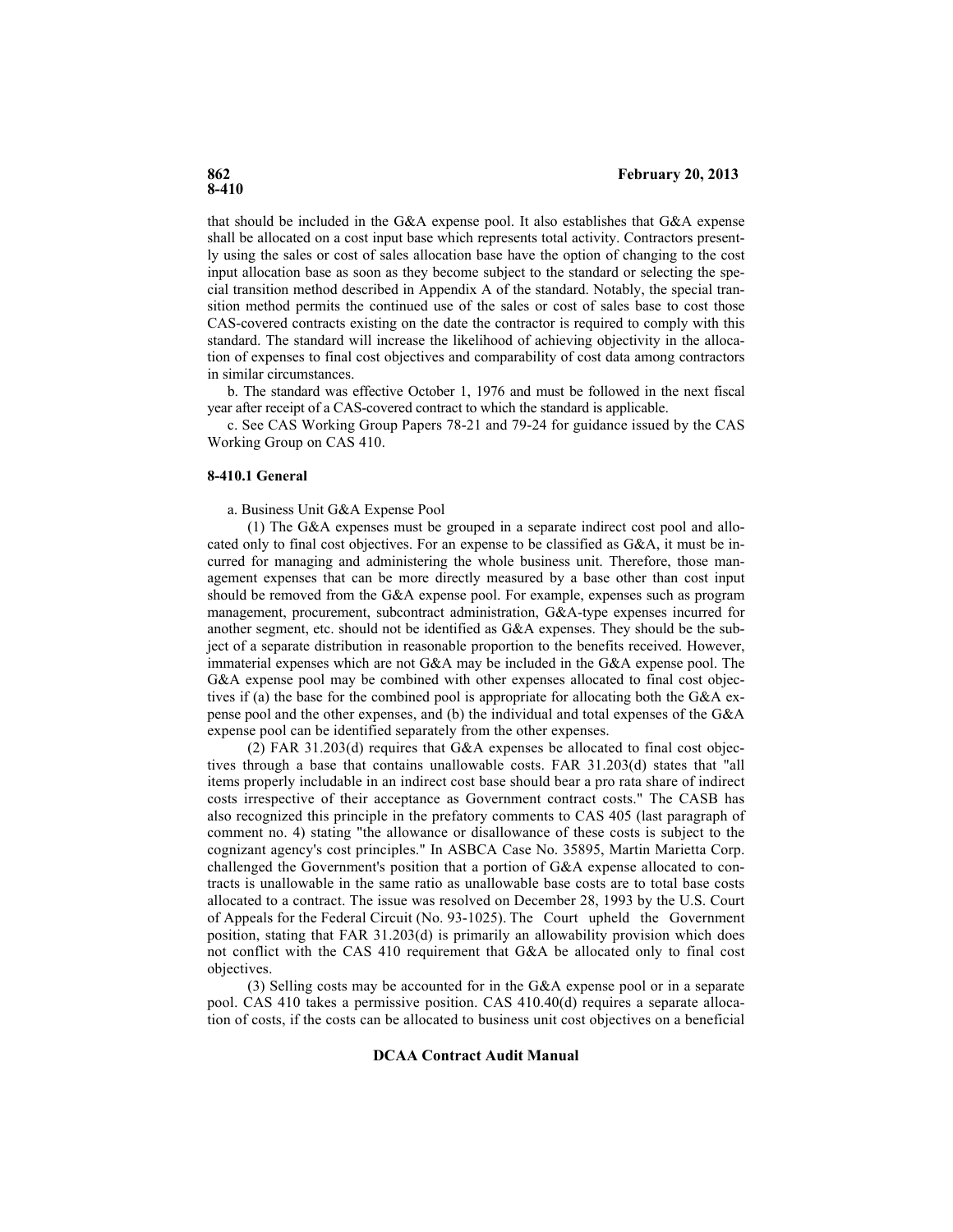that should be included in the G&A expense pool. It also establishes that G&A expense shall be allocated on a cost input base which represents total activity. Contractors presently using the sales or cost of sales allocation base have the option of changing to the cost input allocation base as soon as they become subject to the standard or selecting the special transition method described in Appendix A of the standard. Notably, the special transition method permits the continued use of the sales or cost of sales base to cost those CAS-covered contracts existing on the date the contractor is required to comply with this standard. The standard will increase the likelihood of achieving objectivity in the allocation of expenses to final cost objectives and comparability of cost data among contractors in similar circumstances.

b. The standard was effective October 1, 1976 and must be followed in the next fiscal year after receipt of a CAS-covered contract to which the standard is applicable.

c. See CAS Working Group Papers 78-21 and 79-24 for guidance issued by the CAS Working Group on CAS 410.

#### 8-410.1 General

a. Business Unit G&A Expense Pool

(1) The G&A expenses must be grouped in a separate indirect cost pool and allocated only to final cost objectives. For an expense to be classified as G&A, it must be incurred for managing and administering the whole business unit. Therefore, those management expenses that can be more directly measured by a base other than cost input should be removed from the G&A expense pool. For example, expenses such as program management, procurement, subcontract administration, G&A-type expenses incurred for another segment, etc. should not be identified as G&A expenses. They should be the subject of a separate distribution in reasonable proportion to the benefits received. However, immaterial expenses which are not G&A may be included in the G&A expense pool. The G&A expense pool may be combined with other expenses allocated to final cost objectives if (a) the base for the combined pool is appropriate for allocating both the G&A expense pool and the other expenses, and (b) the individual and total expenses of the G&A expense pool can be identified separately from the other expenses.

(2) FAR 31.203(d) requires that G&A expenses be allocated to final cost objectives through a base that contains unallowable costs. FAR 31.203(d) states that "all items properly includable in an indirect cost base should bear a pro rata share of indirect costs irrespective of their acceptance as Government contract costs." The CASB has also recognized this principle in the prefatory comments to CAS 405 (last paragraph of comment no. 4) stating "the allowance or disallowance of these costs is subject to the cognizant agency's cost principles." In ASBCA Case No. 35895, Martin Marietta Corp. challenged the Government's position that a portion of G&A expense allocated to contracts is unallowable in the same ratio as unallowable base costs are to total base costs allocated to a contract. The issue was resolved on December 28, 1993 by the U.S. Court of Appeals for the Federal Circuit (No. 93-1025). The Court upheld the Government position, stating that FAR 31.203(d) is primarily an allowability provision which does not conflict with the CAS 410 requirement that G&A be allocated only to final cost objectives.

(3) Selling costs may be accounted for in the G&A expense pool or in a separate pool. CAS 410 takes a permissive position. CAS 410.40(d) requires a separate allocation of costs, if the costs can be allocated to business unit cost objectives on a beneficial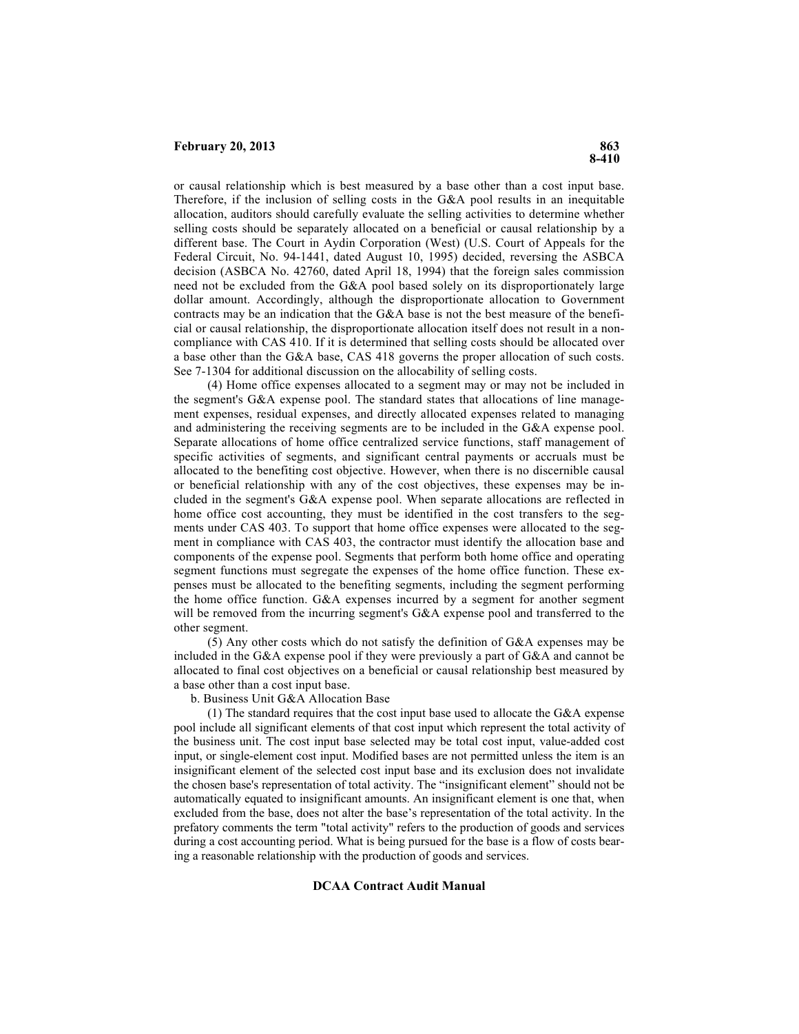or causal relationship which is best measured by a base other than a cost input base. Therefore, if the inclusion of selling costs in the G&A pool results in an inequitable allocation, auditors should carefully evaluate the selling activities to determine whether selling costs should be separately allocated on a beneficial or causal relationship by a different base. The Court in Aydin Corporation (West) (U.S. Court of Appeals for the Federal Circuit, No. 94-1441, dated August 10, 1995) decided, reversing the ASBCA decision (ASBCA No. 42760, dated April 18, 1994) that the foreign sales commission need not be excluded from the G&A pool based solely on its disproportionately large dollar amount. Accordingly, although the disproportionate allocation to Government contracts may be an indication that the G&A base is not the best measure of the beneficial or causal relationship, the disproportionate allocation itself does not result in a noncompliance with CAS 410. If it is determined that selling costs should be allocated over a base other than the G&A base, CAS 418 governs the proper allocation of such costs. See 7-1304 for additional discussion on the allocability of selling costs.

(4) Home office expenses allocated to a segment may or may not be included in the segment's G&A expense pool. The standard states that allocations of line management expenses, residual expenses, and directly allocated expenses related to managing and administering the receiving segments are to be included in the G&A expense pool. Separate allocations of home office centralized service functions, staff management of specific activities of segments, and significant central payments or accruals must be allocated to the benefiting cost objective. However, when there is no discernible causal or beneficial relationship with any of the cost objectives, these expenses may be included in the segment's G&A expense pool. When separate allocations are reflected in home office cost accounting, they must be identified in the cost transfers to the segments under CAS 403. To support that home office expenses were allocated to the segment in compliance with CAS 403, the contractor must identify the allocation base and components of the expense pool. Segments that perform both home office and operating segment functions must segregate the expenses of the home office function. These expenses must be allocated to the benefiting segments, including the segment performing the home office function. G&A expenses incurred by a segment for another segment will be removed from the incurring segment's G&A expense pool and transferred to the other segment.

(5) Any other costs which do not satisfy the definition of G&A expenses may be included in the G&A expense pool if they were previously a part of G&A and cannot be allocated to final cost objectives on a beneficial or causal relationship best measured by a base other than a cost input base.

b. Business Unit G&A Allocation Base

(1) The standard requires that the cost input base used to allocate the G&A expense pool include all significant elements of that cost input which represent the total activity of the business unit. The cost input base selected may be total cost input, value-added cost input, or single-element cost input. Modified bases are not permitted unless the item is an insignificant element of the selected cost input base and its exclusion does not invalidate the chosen base's representation of total activity. The "insignificant element" should not be automatically equated to insignificant amounts. An insignificant element is one that, when excluded from the base, does not alter the base's representation of the total activity. In the prefatory comments the term "total activity" refers to the production of goods and services during a cost accounting period. What is being pursued for the base is a flow of costs bearing a reasonable relationship with the production of goods and services.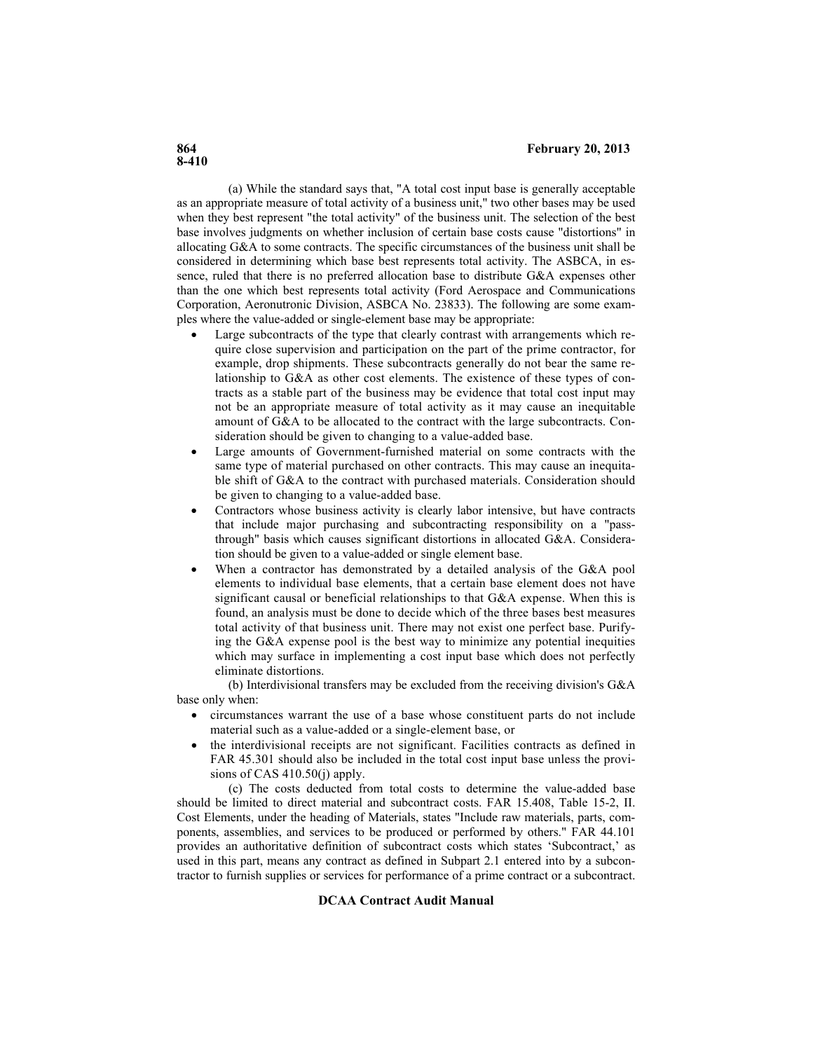(a) While the standard says that, "A total cost input base is generally acceptable as an appropriate measure of total activity of a business unit," two other bases may be used when they best represent "the total activity" of the business unit. The selection of the best base involves judgments on whether inclusion of certain base costs cause "distortions" in allocating G&A to some contracts. The specific circumstances of the business unit shall be considered in determining which base best represents total activity. The ASBCA, in essence, ruled that there is no preferred allocation base to distribute G&A expenses other than the one which best represents total activity (Ford Aerospace and Communications Corporation, Aeronutronic Division, ASBCA No. 23833). The following are some examples where the value-added or single-element base may be appropriate:

- Large subcontracts of the type that clearly contrast with arrangements which require close supervision and participation on the part of the prime contractor, for example, drop shipments. These subcontracts generally do not bear the same relationship to G&A as other cost elements. The existence of these types of contracts as a stable part of the business may be evidence that total cost input may not be an appropriate measure of total activity as it may cause an inequitable amount of G&A to be allocated to the contract with the large subcontracts. Consideration should be given to changing to a value-added base.
- Large amounts of Government-furnished material on some contracts with the same type of material purchased on other contracts. This may cause an inequitable shift of G&A to the contract with purchased materials. Consideration should be given to changing to a value-added base.
- Contractors whose business activity is clearly labor intensive, but have contracts that include major purchasing and subcontracting responsibility on a "pass-through" basis which causes significant distortions in allocated G&A. Consideration should be given to a value-added or single element base.
- When a contractor has demonstrated by a detailed analysis of the G&A pool elements to individual base elements, that a certain base element does not have significant causal or beneficial relationships to that G&A expense. When this is found, an analysis must be done to decide which of the three bases best measures total activity of that business unit. There may not exist one perfect base. Purifying the G&A expense pool is the best way to minimize any potential inequities which may surface in implementing a cost input base which does not perfectly eliminate distortions.

(b) Interdivisional transfers may be excluded from the receiving division's G&A base only when:

- circumstances warrant the use of a base whose constituent parts do not include material such as a value-added or a single-element base, or
- the interdivisional receipts are not significant. Facilities contracts as defined in FAR 45.301 should also be included in the total cost input base unless the provisions of CAS 410.50(j) apply.

(c) The costs deducted from total costs to determine the value-added base should be limited to direct material and subcontract costs. FAR 15.408, Table 15-2, II. Cost Elements, under the heading of Materials, states "Include raw materials, parts, components, assemblies, and services to be produced or performed by others." FAR 44.101 provides an authoritative definition of subcontract costs which states 'Subcontract,' as used in this part, means any contract as defined in Subpart 2.1 entered into by a subcontractor to furnish supplies or services for performance of a prime contract or a subcontract.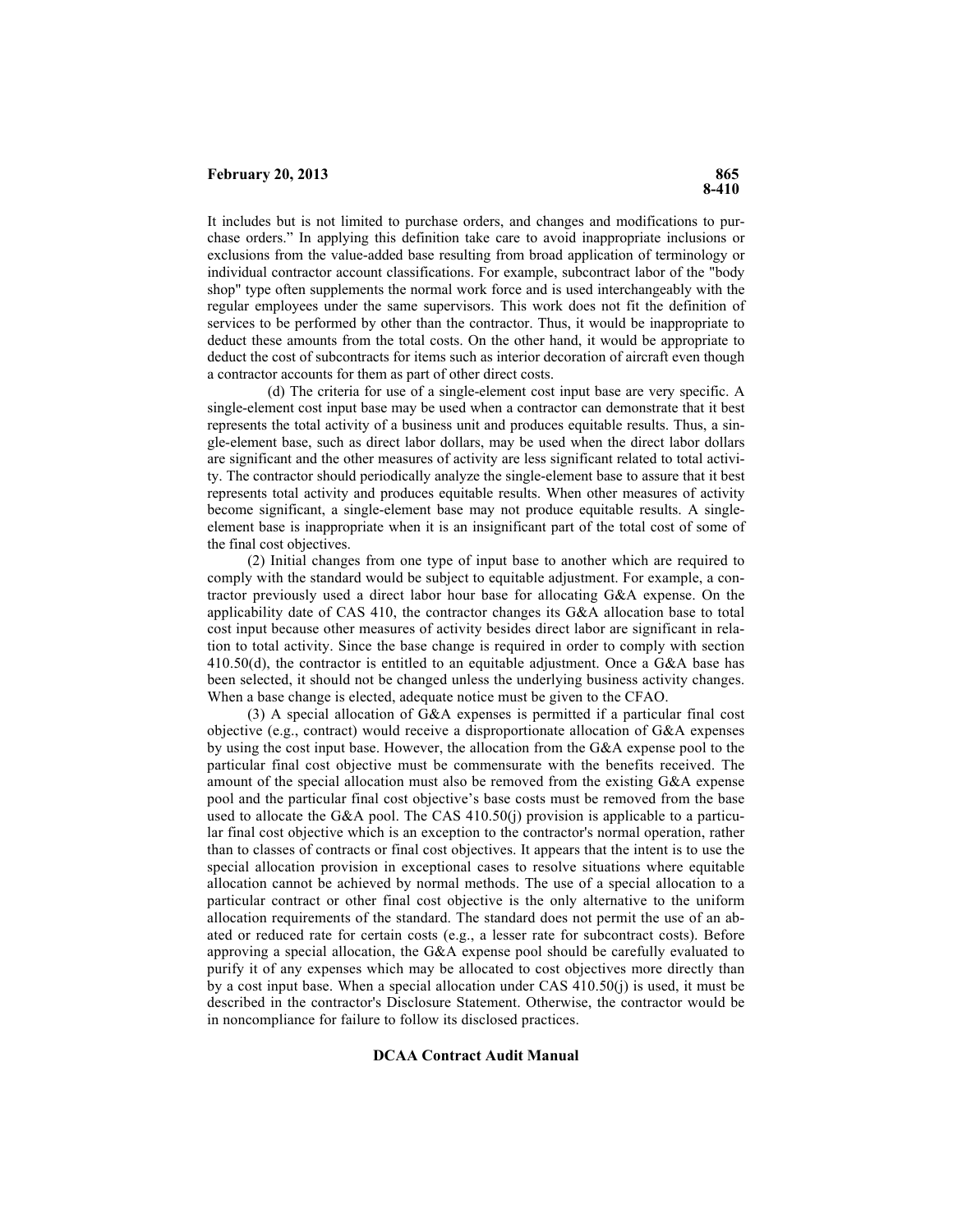It includes but is not limited to purchase orders, and changes and modifications to purchase orders." In applying this definition take care to avoid inappropriate inclusions or exclusions from the value-added base resulting from broad application of terminology or individual contractor account classifications. For example, subcontract labor of the "body shop" type often supplements the normal work force and is used interchangeably with the regular employees under the same supervisors. This work does not fit the definition of services to be performed by other than the contractor. Thus, it would be inappropriate to deduct these amounts from the total costs. On the other hand, it would be appropriate to deduct the cost of subcontracts for items such as interior decoration of aircraft even though a contractor accounts for them as part of other direct costs.

(d) The criteria for use of a single-element cost input base are very specific. A single-element cost input base may be used when a contractor can demonstrate that it best represents the total activity of a business unit and produces equitable results. Thus, a single-element base, such as direct labor dollars, may be used when the direct labor dollars are significant and the other measures of activity are less significant related to total activity. The contractor should periodically analyze the single-element base to assure that it best represents total activity and produces equitable results. When other measures of activity become significant, a single-element base may not produce equitable results. A single-element base is inappropriate when it is an insignificant part of the total cost of some of the final cost objectives.

(2) Initial changes from one type of input base to another which are required to comply with the standard would be subject to equitable adjustment. For example, a contractor previously used a direct labor hour base for allocating G&A expense. On the applicability date of CAS 410, the contractor changes its G&A allocation base to total cost input because other measures of activity besides direct labor are significant in relation to total activity. Since the base change is required in order to comply with section 410.50(d), the contractor is entitled to an equitable adjustment. Once a G&A base has been selected, it should not be changed unless the underlying business activity changes. When a base change is elected, adequate notice must be given to the CFAO.

(3) A special allocation of G&A expenses is permitted if a particular final cost objective (e.g., contract) would receive a disproportionate allocation of G&A expenses by using the cost input base. However, the allocation from the G&A expense pool to the particular final cost objective must be commensurate with the benefits received. The amount of the special allocation must also be removed from the existing G&A expense pool and the particular final cost objective's base costs must be removed from the base used to allocate the G&A pool. The CAS 410.50(j) provision is applicable to a particular final cost objective which is an exception to the contractor's normal operation, rather than to classes of contracts or final cost objectives. It appears that the intent is to use the special allocation provision in exceptional cases to resolve situations where equitable allocation cannot be achieved by normal methods. The use of a special allocation to a particular contract or other final cost objective is the only alternative to the uniform allocation requirements of the standard. The standard does not permit the use of an abated or reduced rate for certain costs (e.g., a lesser rate for subcontract costs). Before approving a special allocation, the G&A expense pool should be carefully evaluated to purify it of any expenses which may be allocated to cost objectives more directly than by a cost input base. When a special allocation under CAS 410.50(j) is used, it must be described in the contractor's Disclosure Statement. Otherwise, the contractor would be in noncompliance for failure to follow its disclosed practices.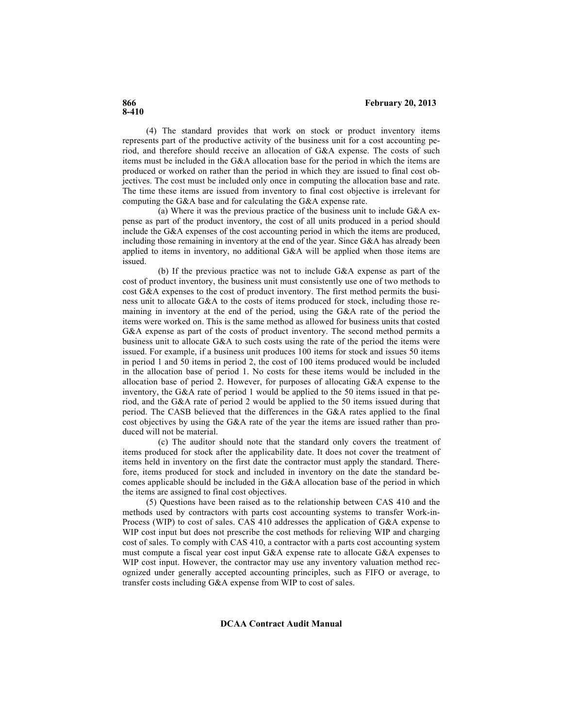(4) The standard provides that work on stock or product inventory items represents part of the productive activity of the business unit for a cost accounting period, and therefore should receive an allocation of G&A expense. The costs of such items must be included in the G&A allocation base for the period in which the items are produced or worked on rather than the period in which they are issued to final cost objectives. The cost must be included only once in computing the allocation base and rate. The time these items are issued from inventory to final cost objective is irrelevant for computing the G&A base and for calculating the G&A expense rate.

(a) Where it was the previous practice of the business unit to include G&A expense as part of the product inventory, the cost of all units produced in a period should include the G&A expenses of the cost accounting period in which the items are produced, including those remaining in inventory at the end of the year. Since G&A has already been applied to items in inventory, no additional G&A will be applied when those items are issued.

(b) If the previous practice was not to include G&A expense as part of the cost of product inventory, the business unit must consistently use one of two methods to cost G&A expenses to the cost of product inventory. The first method permits the business unit to allocate G&A to the costs of items produced for stock, including those remaining in inventory at the end of the period, using the G&A rate of the period the items were worked on. This is the same method as allowed for business units that costed G&A expense as part of the costs of product inventory. The second method permits a business unit to allocate G&A to such costs using the rate of the period the items were issued. For example, if a business unit produces 100 items for stock and issues 50 items in period 1 and 50 items in period 2, the cost of 100 items produced would be included in the allocation base of period 1. No costs for these items would be included in the allocation base of period 2. However, for purposes of allocating G&A expense to the inventory, the G&A rate of period 1 would be applied to the 50 items issued in that period, and the G&A rate of period 2 would be applied to the 50 items issued during that period. The CASB believed that the differences in the G&A rates applied to the final cost objectives by using the G&A rate of the year the items are issued rather than produced will not be material.

(c) The auditor should note that the standard only covers the treatment of items produced for stock after the applicability date. It does not cover the treatment of items held in inventory on the first date the contractor must apply the standard. Therefore, items produced for stock and included in inventory on the date the standard becomes applicable should be included in the G&A allocation base of the period in which the items are assigned to final cost objectives.

(5) Questions have been raised as to the relationship between CAS 410 and the methods used by contractors with parts cost accounting systems to transfer Work-in-Process (WIP) to cost of sales. CAS 410 addresses the application of G&A expense to WIP cost input but does not prescribe the cost methods for relieving WIP and charging cost of sales. To comply with CAS 410, a contractor with a parts cost accounting system must compute a fiscal year cost input G&A expense rate to allocate G&A expenses to WIP cost input. However, the contractor may use any inventory valuation method recognized under generally accepted accounting principles, such as FIFO or average, to transfer costs including G&A expense from WIP to cost of sales.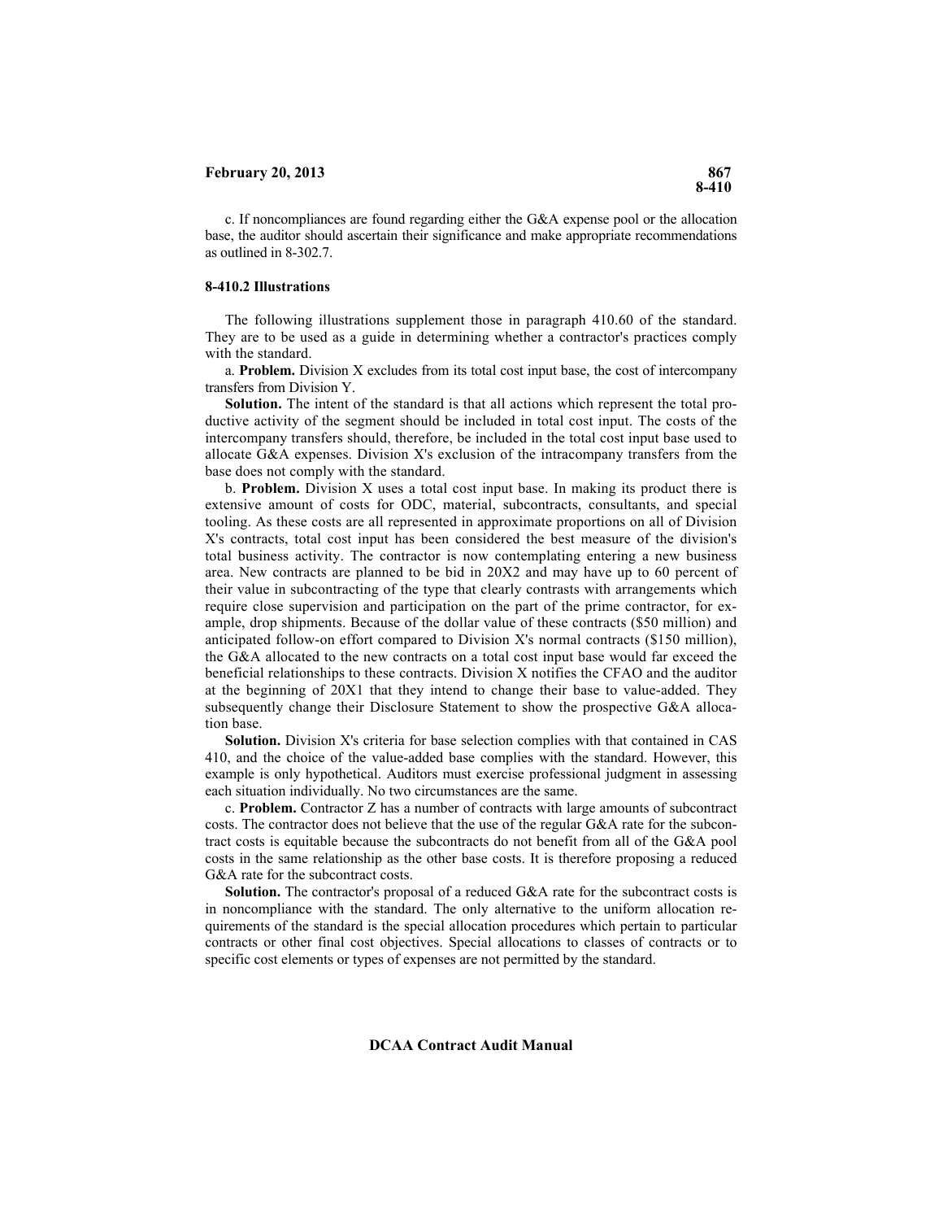c. If noncompliances are found regarding either the G&A expense pool or the allocation base, the auditor should ascertain their significance and make appropriate recommendations as outlined in 8-302.7.

**8-410.2 Illustrations**

The following illustrations supplement those in paragraph 410.60 of the standard. They are to be used as a guide in determining whether a contractor's practices comply with the standard.

a. **Problem.** Division X excludes from its total cost input base, the cost of intercompany transfers from Division Y.

**Solution.** The intent of the standard is that all actions which represent the total productive activity of the segment should be included in total cost input. The costs of the intercompany transfers should, therefore, be included in the total cost input base used to allocate G&A expenses. Division X's exclusion of the intracompany transfers from the base does not comply with the standard.

b. **Problem.** Division X uses a total cost input base. In making its product there is extensive amount of costs for ODC, material, subcontracts, consultants, and special tooling. As these costs are all represented in approximate proportions on all of Division X's contracts, total cost input has been considered the best measure of the division's total business activity. The contractor is now contemplating entering a new business area. New contracts are planned to be bid in 20X2 and may have up to 60 percent of their value in subcontracting of the type that clearly contrasts with arrangements which require close supervision and participation on the part of the prime contractor, for example, drop shipments. Because of the dollar value of these contracts ($50 million) and anticipated follow-on effort compared to Division X's normal contracts ($150 million), the G&A allocated to the new contracts on a total cost input base would far exceed the beneficial relationships to these contracts. Division X notifies the CFAO and the auditor at the beginning of 20X1 that they intend to change their base to value-added. They subsequently change their Disclosure Statement to show the prospective G&A allocation base.

**Solution.** Division X's criteria for base selection complies with that contained in CAS 410, and the choice of the value-added base complies with the standard. However, this example is only hypothetical. Auditors must exercise professional judgment in assessing each situation individually. No two circumstances are the same.

c. **Problem.** Contractor Z has a number of contracts with large amounts of subcontract costs. The contractor does not believe that the use of the regular G&A rate for the subcontract costs is equitable because the subcontracts do not benefit from all of the G&A pool costs in the same relationship as the other base costs. It is therefore proposing a reduced G&A rate for the subcontract costs.

**Solution.** The contractor's proposal of a reduced G&A rate for the subcontract costs is in noncompliance with the standard. The only alternative to the uniform allocation requirements of the standard is the special allocation procedures which pertain to particular contracts or other final cost objectives. Special allocations to classes of contracts or to specific cost elements or types of expenses are not permitted by the standard.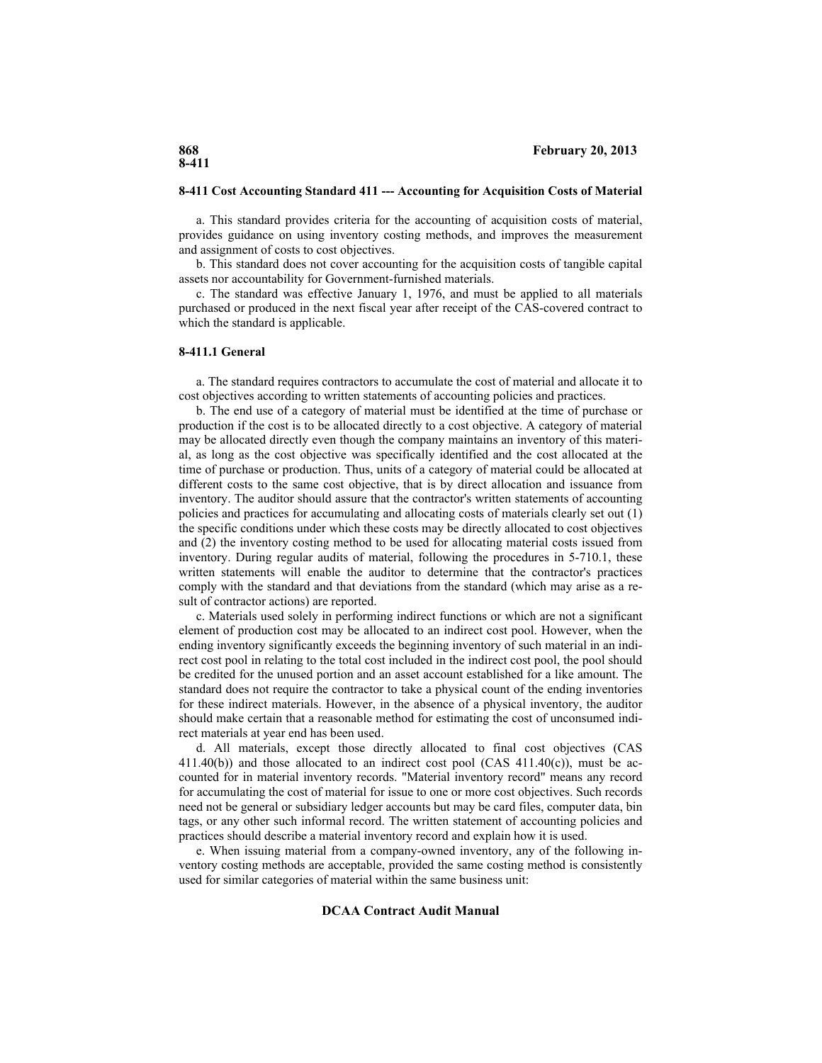## 8-411 Cost Accounting Standard 411 --- Accounting for Acquisition Costs of Material

a. This standard provides criteria for the accounting of acquisition costs of material, provides guidance on using inventory costing methods, and improves the measurement and assignment of costs to cost objectives.

b. This standard does not cover accounting for the acquisition costs of tangible capital assets nor accountability for Government-furnished materials.

c. The standard was effective January 1, 1976, and must be applied to all materials purchased or produced in the next fiscal year after receipt of the CAS-covered contract to which the standard is applicable.

### 8-411.1 General

a. The standard requires contractors to accumulate the cost of material and allocate it to cost objectives according to written statements of accounting policies and practices.

b. The end use of a category of material must be identified at the time of purchase or production if the cost is to be allocated directly to a cost objective. A category of material may be allocated directly even though the company maintains an inventory of this material, as long as the cost objective was specifically identified and the cost allocated at the time of purchase or production. Thus, units of a category of material could be allocated at different costs to the same cost objective, that is by direct allocation and issuance from inventory. The auditor should assure that the contractor's written statements of accounting policies and practices for accumulating and allocating costs of materials clearly set out (1) the specific conditions under which these costs may be directly allocated to cost objectives and (2) the inventory costing method to be used for allocating material costs issued from inventory. During regular audits of material, following the procedures in 5-710.1, these written statements will enable the auditor to determine that the contractor's practices comply with the standard and that deviations from the standard (which may arise as a result of contractor actions) are reported.

c. Materials used solely in performing indirect functions or which are not a significant element of production cost may be allocated to an indirect cost pool. However, when the ending inventory significantly exceeds the beginning inventory of such material in an indirect cost pool in relating to the total cost included in the indirect cost pool, the pool should be credited for the unused portion and an asset account established for a like amount. The standard does not require the contractor to take a physical count of the ending inventories for these indirect materials. However, in the absence of a physical inventory, the auditor should make certain that a reasonable method for estimating the cost of unconsumed indirect materials at year end has been used.

d. All materials, except those directly allocated to final cost objectives (CAS 411.40(b)) and those allocated to an indirect cost pool (CAS 411.40(c)), must be accounted for in material inventory records. "Material inventory record" means any record for accumulating the cost of material for issue to one or more cost objectives. Such records need not be general or subsidiary ledger accounts but may be card files, computer data, bin tags, or any other such informal record. The written statement of accounting policies and practices should describe a material inventory record and explain how it is used.

e. When issuing material from a company-owned inventory, any of the following inventory costing methods are acceptable, provided the same costing method is consistently used for similar categories of material within the same business unit: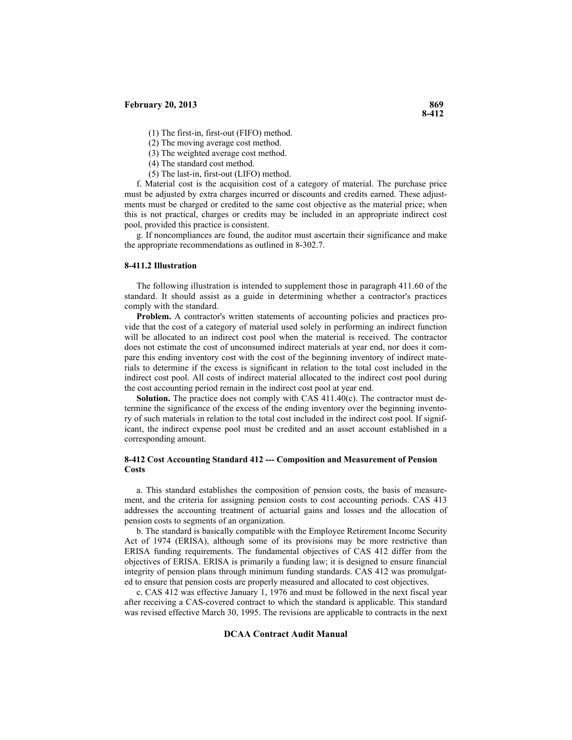(1) The first-in, first-out (FIFO) method.

(2) The moving average cost method.

(3) The weighted average cost method.

(4) The standard cost method.

(5) The last-in, first-out (LIFO) method.

f. Material cost is the acquisition cost of a category of material. The purchase price must be adjusted by extra charges incurred or discounts and credits earned. These adjustments must be charged or credited to the same cost objective as the material price; when this is not practical, charges or credits may be included in an appropriate indirect cost pool, provided this practice is consistent.

g. If noncompliances are found, the auditor must ascertain their significance and make the appropriate recommendations as outlined in 8-302.7.

### 8-411.2 Illustration

The following illustration is intended to supplement those in paragraph 411.60 of the standard. It should assist as a guide in determining whether a contractor's practices comply with the standard.

**Problem.** A contractor's written statements of accounting policies and practices provide that the cost of a category of material used solely in performing an indirect function will be allocated to an indirect cost pool when the material is received. The contractor does not estimate the cost of unconsumed indirect materials at year end, nor does it compare this ending inventory cost with the cost of the beginning inventory of indirect materials to determine if the excess is significant in relation to the total cost included in the indirect cost pool. All costs of indirect material allocated to the indirect cost pool during the cost accounting period remain in the indirect cost pool at year end.

**Solution.** The practice does not comply with CAS 411.40(c). The contractor must determine the significance of the excess of the ending inventory over the beginning inventory of such materials in relation to the total cost included in the indirect cost pool. If significant, the indirect expense pool must be credited and an asset account established in a corresponding amount.

## 8-412 Cost Accounting Standard 412 --- Composition and Measurement of Pension Costs

a. This standard establishes the composition of pension costs, the basis of measurement, and the criteria for assigning pension costs to cost accounting periods. CAS 413 addresses the accounting treatment of actuarial gains and losses and the allocation of pension costs to segments of an organization.

b. The standard is basically compatible with the Employee Retirement Income Security Act of 1974 (ERISA), although some of its provisions may be more restrictive than ERISA funding requirements. The fundamental objectives of CAS 412 differ from the objectives of ERISA. ERISA is primarily a funding law; it is designed to ensure financial integrity of pension plans through minimum funding standards. CAS 412 was promulgated to ensure that pension costs are properly measured and allocated to cost objectives.

c. CAS 412 was effective January 1, 1976 and must be followed in the next fiscal year after receiving a CAS-covered contract to which the standard is applicable. This standard was revised effective March 30, 1995. The revisions are applicable to contracts in the next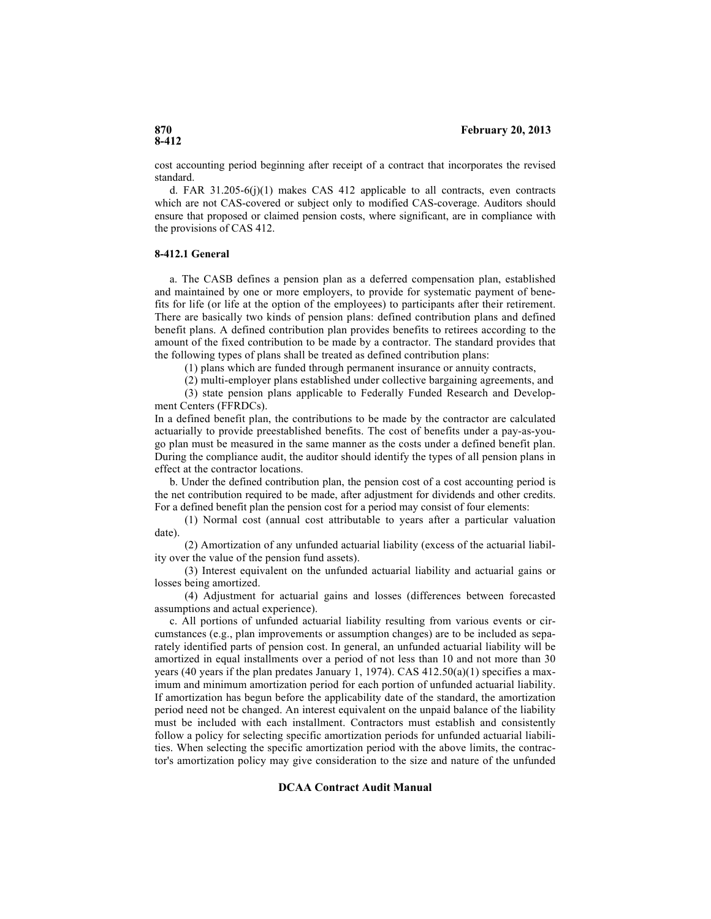cost accounting period beginning after receipt of a contract that incorporates the revised standard.

d. FAR 31.205-6(j)(1) makes CAS 412 applicable to all contracts, even contracts which are not CAS-covered or subject only to modified CAS-coverage. Auditors should ensure that proposed or claimed pension costs, where significant, are in compliance with the provisions of CAS 412.

### 8-412.1 General

a. The CASB defines a pension plan as a deferred compensation plan, established and maintained by one or more employers, to provide for systematic payment of benefits for life (or life at the option of the employees) to participants after their retirement. There are basically two kinds of pension plans: defined contribution plans and defined benefit plans. A defined contribution plan provides benefits to retirees according to the amount of the fixed contribution to be made by a contractor. The standard provides that the following types of plans shall be treated as defined contribution plans:

(1) plans which are funded through permanent insurance or annuity contracts,

(2) multi-employer plans established under collective bargaining agreements, and

(3) state pension plans applicable to Federally Funded Research and Development Centers (FFRDCs).

In a defined benefit plan, the contributions to be made by the contractor are calculated actuarially to provide preestablished benefits. The cost of benefits under a pay-as-you-go plan must be measured in the same manner as the costs under a defined benefit plan. During the compliance audit, the auditor should identify the types of all pension plans in effect at the contractor locations.

b. Under the defined contribution plan, the pension cost of a cost accounting period is the net contribution required to be made, after adjustment for dividends and other credits. For a defined benefit plan the pension cost for a period may consist of four elements:

(1) Normal cost (annual cost attributable to years after a particular valuation date).

(2) Amortization of any unfunded actuarial liability (excess of the actuarial liability over the value of the pension fund assets).

(3) Interest equivalent on the unfunded actuarial liability and actuarial gains or losses being amortized.

(4) Adjustment for actuarial gains and losses (differences between forecasted assumptions and actual experience).

c. All portions of unfunded actuarial liability resulting from various events or circumstances (e.g., plan improvements or assumption changes) are to be included as separately identified parts of pension cost. In general, an unfunded actuarial liability will be amortized in equal installments over a period of not less than 10 and not more than 30 years (40 years if the plan predates January 1, 1974). CAS 412.50(a)(1) specifies a maximum and minimum amortization period for each portion of unfunded actuarial liability. If amortization has begun before the applicability date of the standard, the amortization period need not be changed. An interest equivalent on the unpaid balance of the liability must be included with each installment. Contractors must establish and consistently follow a policy for selecting specific amortization periods for unfunded actuarial liabilities. When selecting the specific amortization period with the above limits, the contractor's amortization policy may give consideration to the size and nature of the unfunded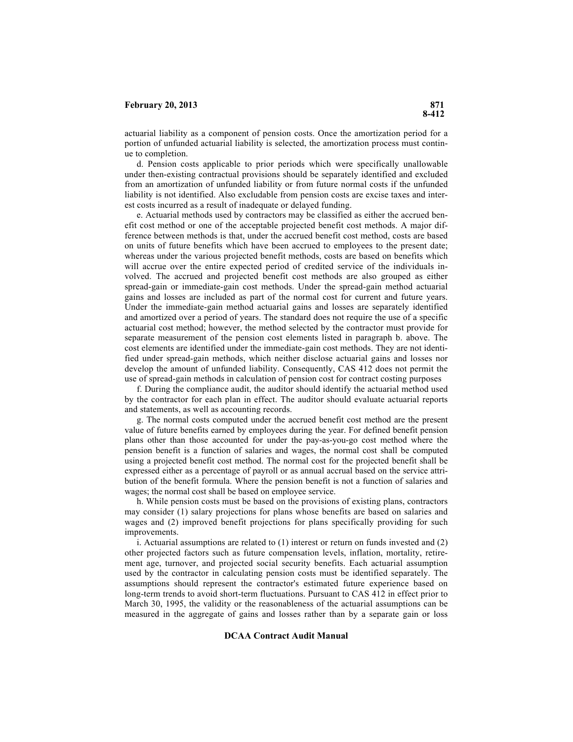actuarial liability as a component of pension costs. Once the amortization period for a portion of unfunded actuarial liability is selected, the amortization process must continue to completion.

d. Pension costs applicable to prior periods which were specifically unallowable under then-existing contractual provisions should be separately identified and excluded from an amortization of unfunded liability or from future normal costs if the unfunded liability is not identified. Also excludable from pension costs are excise taxes and interest costs incurred as a result of inadequate or delayed funding.

e. Actuarial methods used by contractors may be classified as either the accrued benefit cost method or one of the acceptable projected benefit cost methods. A major difference between methods is that, under the accrued benefit cost method, costs are based on units of future benefits which have been accrued to employees to the present date; whereas under the various projected benefit methods, costs are based on benefits which will accrue over the entire expected period of credited service of the individuals involved. The accrued and projected benefit cost methods are also grouped as either spread-gain or immediate-gain cost methods. Under the spread-gain method actuarial gains and losses are included as part of the normal cost for current and future years. Under the immediate-gain method actuarial gains and losses are separately identified and amortized over a period of years. The standard does not require the use of a specific actuarial cost method; however, the method selected by the contractor must provide for separate measurement of the pension cost elements listed in paragraph b. above. The cost elements are identified under the immediate-gain cost methods. They are not identified under spread-gain methods, which neither disclose actuarial gains and losses nor develop the amount of unfunded liability. Consequently, CAS 412 does not permit the use of spread-gain methods in calculation of pension cost for contract costing purposes

f. During the compliance audit, the auditor should identify the actuarial method used by the contractor for each plan in effect. The auditor should evaluate actuarial reports and statements, as well as accounting records.

g. The normal costs computed under the accrued benefit cost method are the present value of future benefits earned by employees during the year. For defined benefit pension plans other than those accounted for under the pay-as-you-go cost method where the pension benefit is a function of salaries and wages, the normal cost shall be computed using a projected benefit cost method. The normal cost for the projected benefit shall be expressed either as a percentage of payroll or as annual accrual based on the service attribution of the benefit formula. Where the pension benefit is not a function of salaries and wages; the normal cost shall be based on employee service.

h. While pension costs must be based on the provisions of existing plans, contractors may consider (1) salary projections for plans whose benefits are based on salaries and wages and (2) improved benefit projections for plans specifically providing for such improvements.

i. Actuarial assumptions are related to (1) interest or return on funds invested and (2) other projected factors such as future compensation levels, inflation, mortality, retirement age, turnover, and projected social security benefits. Each actuarial assumption used by the contractor in calculating pension costs must be identified separately. The assumptions should represent the contractor's estimated future experience based on long-term trends to avoid short-term fluctuations. Pursuant to CAS 412 in effect prior to March 30, 1995, the validity or the reasonableness of the actuarial assumptions can be measured in the aggregate of gains and losses rather than by a separate gain or loss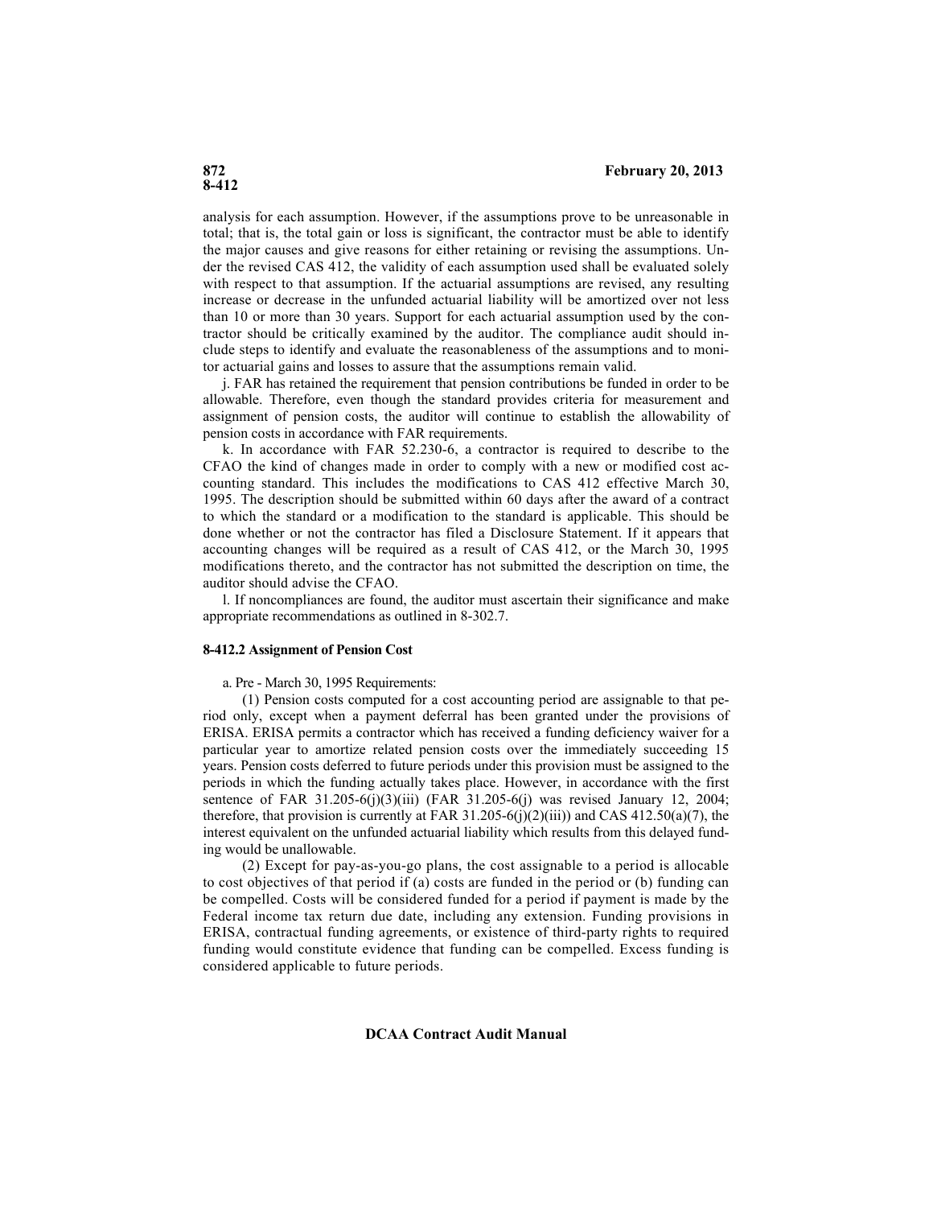analysis for each assumption. However, if the assumptions prove to be unreasonable in total; that is, the total gain or loss is significant, the contractor must be able to identify the major causes and give reasons for either retaining or revising the assumptions. Under the revised CAS 412, the validity of each assumption used shall be evaluated solely with respect to that assumption. If the actuarial assumptions are revised, any resulting increase or decrease in the unfunded actuarial liability will be amortized over not less than 10 or more than 30 years. Support for each actuarial assumption used by the contractor should be critically examined by the auditor. The compliance audit should include steps to identify and evaluate the reasonableness of the assumptions and to monitor actuarial gains and losses to assure that the assumptions remain valid.

j. FAR has retained the requirement that pension contributions be funded in order to be allowable. Therefore, even though the standard provides criteria for measurement and assignment of pension costs, the auditor will continue to establish the allowability of pension costs in accordance with FAR requirements.

k. In accordance with FAR 52.230-6, a contractor is required to describe to the CFAO the kind of changes made in order to comply with a new or modified cost accounting standard. This includes the modifications to CAS 412 effective March 30, 1995. The description should be submitted within 60 days after the award of a contract to which the standard or a modification to the standard is applicable. This should be done whether or not the contractor has filed a Disclosure Statement. If it appears that accounting changes will be required as a result of CAS 412, or the March 30, 1995 modifications thereto, and the contractor has not submitted the description on time, the auditor should advise the CFAO.

l. If noncompliances are found, the auditor must ascertain their significance and make appropriate recommendations as outlined in 8-302.7.

#### 8-412.2 Assignment of Pension Cost

a. Pre - March 30, 1995 Requirements:

(1) Pension costs computed for a cost accounting period are assignable to that period only, except when a payment deferral has been granted under the provisions of ERISA. ERISA permits a contractor which has received a funding deficiency waiver for a particular year to amortize related pension costs over the immediately succeeding 15 years. Pension costs deferred to future periods under this provision must be assigned to the periods in which the funding actually takes place. However, in accordance with the first sentence of FAR 31.205-6(j)(3)(iii) (FAR 31.205-6(j) was revised January 12, 2004; therefore, that provision is currently at FAR 31.205-6(j)(2)(iii)) and CAS 412.50(a)(7), the interest equivalent on the unfunded actuarial liability which results from this delayed funding would be unallowable.

(2) Except for pay-as-you-go plans, the cost assignable to a period is allocable to cost objectives of that period if (a) costs are funded in the period or (b) funding can be compelled. Costs will be considered funded for a period if payment is made by the Federal income tax return due date, including any extension. Funding provisions in ERISA, contractual funding agreements, or existence of third-party rights to required funding would constitute evidence that funding can be compelled. Excess funding is considered applicable to future periods.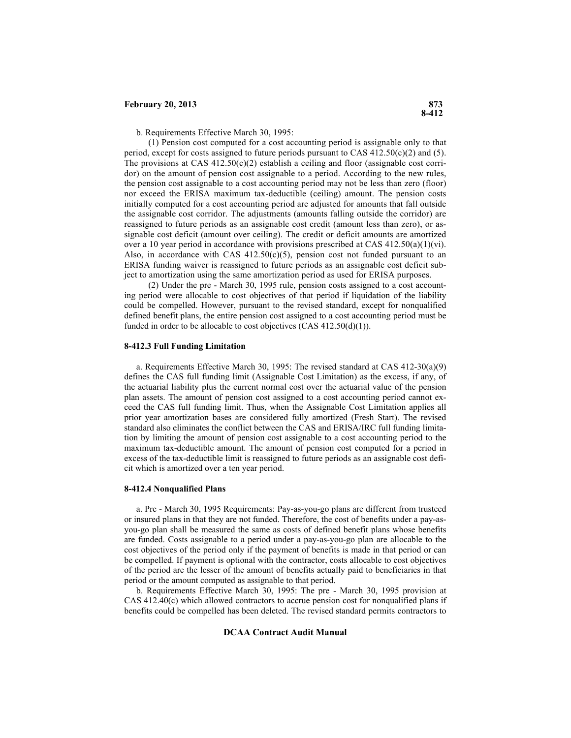b. Requirements Effective March 30, 1995:

(1) Pension cost computed for a cost accounting period is assignable only to that period, except for costs assigned to future periods pursuant to CAS 412.50(c)(2) and (5). The provisions at CAS 412.50(c)(2) establish a ceiling and floor (assignable cost corridor) on the amount of pension cost assignable to a period. According to the new rules, the pension cost assignable to a cost accounting period may not be less than zero (floor) nor exceed the ERISA maximum tax-deductible (ceiling) amount. The pension costs initially computed for a cost accounting period are adjusted for amounts that fall outside the assignable cost corridor. The adjustments (amounts falling outside the corridor) are reassigned to future periods as an assignable cost credit (amount less than zero), or assignable cost deficit (amount over ceiling). The credit or deficit amounts are amortized over a 10 year period in accordance with provisions prescribed at CAS 412.50(a)(1)(vi). Also, in accordance with CAS 412.50(c)(5), pension cost not funded pursuant to an ERISA funding waiver is reassigned to future periods as an assignable cost deficit subject to amortization using the same amortization period as used for ERISA purposes.

(2) Under the pre - March 30, 1995 rule, pension costs assigned to a cost accounting period were allocable to cost objectives of that period if liquidation of the liability could be compelled. However, pursuant to the revised standard, except for nonqualified defined benefit plans, the entire pension cost assigned to a cost accounting period must be funded in order to be allocable to cost objectives (CAS 412.50(d)(1)).

#### 8-412.3 Full Funding Limitation

a. Requirements Effective March 30, 1995: The revised standard at CAS 412-30(a)(9) defines the CAS full funding limit (Assignable Cost Limitation) as the excess, if any, of the actuarial liability plus the current normal cost over the actuarial value of the pension plan assets. The amount of pension cost assigned to a cost accounting period cannot exceed the CAS full funding limit. Thus, when the Assignable Cost Limitation applies all prior year amortization bases are considered fully amortized (Fresh Start). The revised standard also eliminates the conflict between the CAS and ERISA/IRC full funding limitation by limiting the amount of pension cost assignable to a cost accounting period to the maximum tax-deductible amount. The amount of pension cost computed for a period in excess of the tax-deductible limit is reassigned to future periods as an assignable cost deficit which is amortized over a ten year period.

#### 8-412.4 Nonqualified Plans

a. Pre - March 30, 1995 Requirements: Pay-as-you-go plans are different from trusteed or insured plans in that they are not funded. Therefore, the cost of benefits under a pay-as-you-go plan shall be measured the same as costs of defined benefit plans whose benefits are funded. Costs assignable to a period under a pay-as-you-go plan are allocable to the cost objectives of the period only if the payment of benefits is made in that period or can be compelled. If payment is optional with the contractor, costs allocable to cost objectives of the period are the lesser of the amount of benefits actually paid to beneficiaries in that period or the amount computed as assignable to that period.

b. Requirements Effective March 30, 1995: The pre - March 30, 1995 provision at CAS 412.40(c) which allowed contractors to accrue pension cost for nonqualified plans if benefits could be compelled has been deleted. The revised standard permits contractors to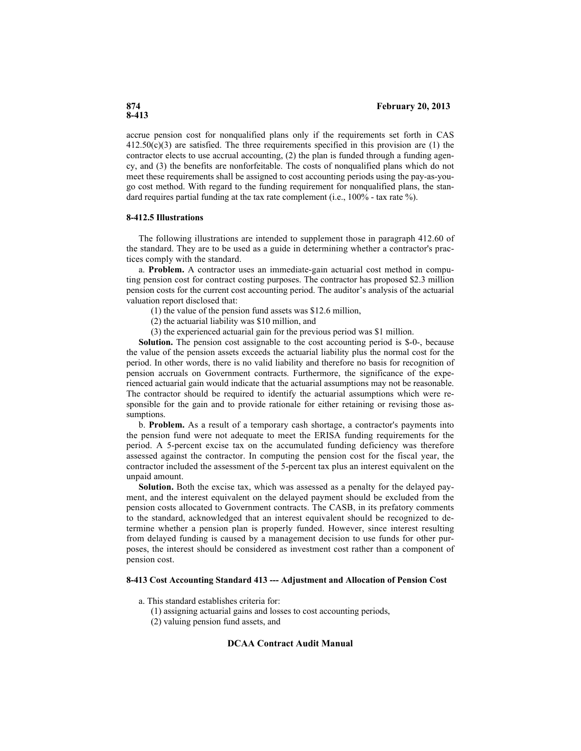accrue pension cost for nonqualified plans only if the requirements set forth in CAS 412.50(c)(3) are satisfied. The three requirements specified in this provision are (1) the contractor elects to use accrual accounting, (2) the plan is funded through a funding agency, and (3) the benefits are nonforfeitable. The costs of nonqualified plans which do not meet these requirements shall be assigned to cost accounting periods using the pay-as-you-go cost method. With regard to the funding requirement for nonqualified plans, the standard requires partial funding at the tax rate complement (i.e., 100% - tax rate %).

### 8-412.5 Illustrations

The following illustrations are intended to supplement those in paragraph 412.60 of the standard. They are to be used as a guide in determining whether a contractor's practices comply with the standard.

a. **Problem.** A contractor uses an immediate-gain actuarial cost method in computing pension cost for contract costing purposes. The contractor has proposed $2.3 million pension costs for the current cost accounting period. The auditor's analysis of the actuarial valuation report disclosed that:

(1) the value of the pension fund assets was $12.6 million,

(2) the actuarial liability was $10 million, and

(3) the experienced actuarial gain for the previous period was $1 million.

**Solution.** The pension cost assignable to the cost accounting period is $-0-, because the value of the pension assets exceeds the actuarial liability plus the normal cost for the period. In other words, there is no valid liability and therefore no basis for recognition of pension accruals on Government contracts. Furthermore, the significance of the experienced actuarial gain would indicate that the actuarial assumptions may not be reasonable. The contractor should be required to identify the actuarial assumptions which were responsible for the gain and to provide rationale for either retaining or revising those assumptions.

b. **Problem.** As a result of a temporary cash shortage, a contractor's payments into the pension fund were not adequate to meet the ERISA funding requirements for the period. A 5-percent excise tax on the accumulated funding deficiency was therefore assessed against the contractor. In computing the pension cost for the fiscal year, the contractor included the assessment of the 5-percent tax plus an interest equivalent on the unpaid amount.

**Solution.** Both the excise tax, which was assessed as a penalty for the delayed payment, and the interest equivalent on the delayed payment should be excluded from the pension costs allocated to Government contracts. The CASB, in its prefatory comments to the standard, acknowledged that an interest equivalent should be recognized to determine whether a pension plan is properly funded. However, since interest resulting from delayed funding is caused by a management decision to use funds for other purposes, the interest should be considered as investment cost rather than a component of pension cost.

### 8-413 Cost Accounting Standard 413 --- Adjustment and Allocation of Pension Cost

a. This standard establishes criteria for:

(1) assigning actuarial gains and losses to cost accounting periods,

(2) valuing pension fund assets, and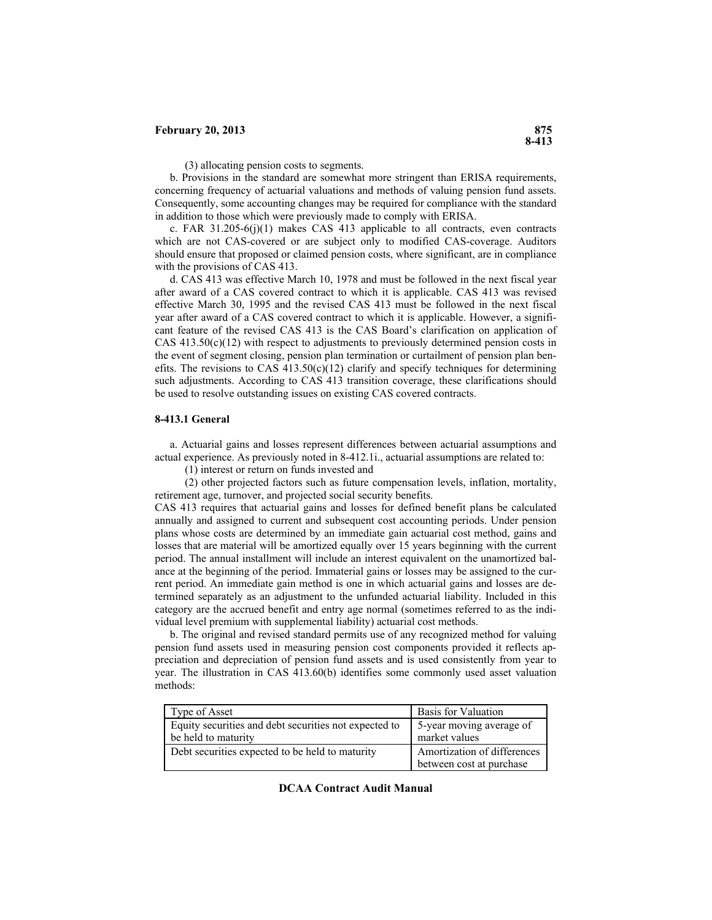(3) allocating pension costs to segments.

b. Provisions in the standard are somewhat more stringent than ERISA requirements, concerning frequency of actuarial valuations and methods of valuing pension fund assets. Consequently, some accounting changes may be required for compliance with the standard in addition to those which were previously made to comply with ERISA.

c. FAR 31.205-6(j)(1) makes CAS 413 applicable to all contracts, even contracts which are not CAS-covered or are subject only to modified CAS-coverage. Auditors should ensure that proposed or claimed pension costs, where significant, are in compliance with the provisions of CAS 413.

d. CAS 413 was effective March 10, 1978 and must be followed in the next fiscal year after award of a CAS covered contract to which it is applicable. CAS 413 was revised effective March 30, 1995 and the revised CAS 413 must be followed in the next fiscal year after award of a CAS covered contract to which it is applicable. However, a significant feature of the revised CAS 413 is the CAS Board's clarification on application of CAS 413.50(c)(12) with respect to adjustments to previously determined pension costs in the event of segment closing, pension plan termination or curtailment of pension plan benefits. The revisions to CAS 413.50(c)(12) clarify and specify techniques for determining such adjustments. According to CAS 413 transition coverage, these clarifications should be used to resolve outstanding issues on existing CAS covered contracts.

### 8-413.1 General

a. Actuarial gains and losses represent differences between actuarial assumptions and actual experience. As previously noted in 8-412.1i., actuarial assumptions are related to:

(1) interest or return on funds invested and

(2) other projected factors such as future compensation levels, inflation, mortality, retirement age, turnover, and projected social security benefits.

CAS 413 requires that actuarial gains and losses for defined benefit plans be calculated annually and assigned to current and subsequent cost accounting periods. Under pension plans whose costs are determined by an immediate gain actuarial cost method, gains and losses that are material will be amortized equally over 15 years beginning with the current period. The annual installment will include an interest equivalent on the unamortized balance at the beginning of the period. Immaterial gains or losses may be assigned to the current period. An immediate gain method is one in which actuarial gains and losses are determined separately as an adjustment to the unfunded actuarial liability. Included in this category are the accrued benefit and entry age normal (sometimes referred to as the individual level premium with supplemental liability) actuarial cost methods.

b. The original and revised standard permits use of any recognized method for valuing pension fund assets used in measuring pension cost components provided it reflects appreciation and depreciation of pension fund assets and is used consistently from year to year. The illustration in CAS 413.60(b) identifies some commonly used asset valuation methods:

| Type of Asset | Basis for Valuation |
|---|---|
| Equity securities and debt securities not expected to be held to maturity | 5-year moving average of market values |
| Debt securities expected to be held to maturity | Amortization of differences between cost at purchase |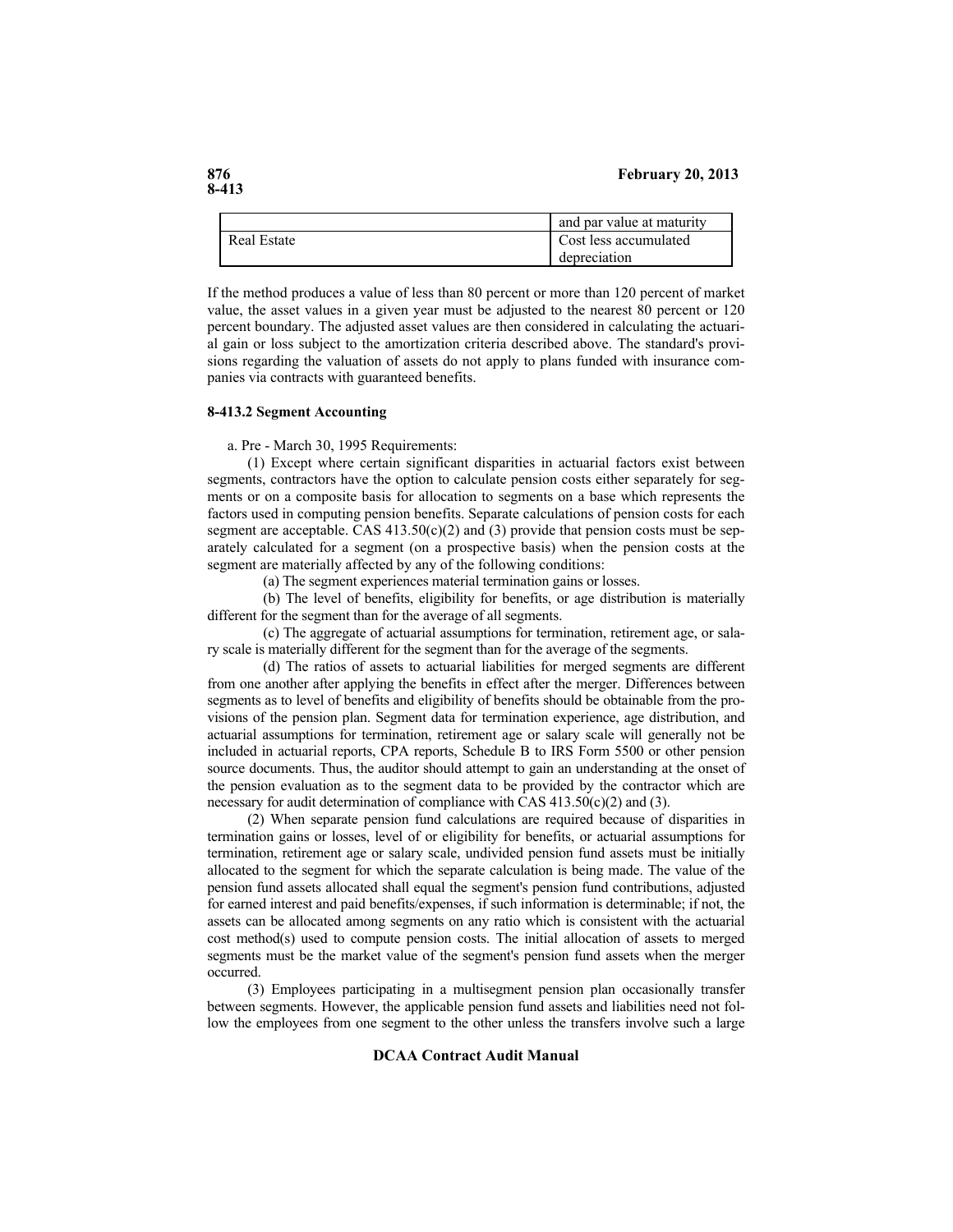| | |
|---|---|
| | and par value at maturity |
| Real Estate | Cost less accumulated depreciation |

If the method produces a value of less than 80 percent or more than 120 percent of market value, the asset values in a given year must be adjusted to the nearest 80 percent or 120 percent boundary. The adjusted asset values are then considered in calculating the actuarial gain or loss subject to the amortization criteria described above. The standard's provisions regarding the valuation of assets do not apply to plans funded with insurance companies via contracts with guaranteed benefits.

#### 8-413.2 Segment Accounting

a. Pre - March 30, 1995 Requirements:

(1) Except where certain significant disparities in actuarial factors exist between segments, contractors have the option to calculate pension costs either separately for segments or on a composite basis for allocation to segments on a base which represents the factors used in computing pension benefits. Separate calculations of pension costs for each segment are acceptable. CAS 413.50(c)(2) and (3) provide that pension costs must be separately calculated for a segment (on a prospective basis) when the pension costs at the segment are materially affected by any of the following conditions:

(a) The segment experiences material termination gains or losses.

(b) The level of benefits, eligibility for benefits, or age distribution is materially different for the segment than for the average of all segments.

(c) The aggregate of actuarial assumptions for termination, retirement age, or salary scale is materially different for the segment than for the average of the segments.

(d) The ratios of assets to actuarial liabilities for merged segments are different from one another after applying the benefits in effect after the merger. Differences between segments as to level of benefits and eligibility of benefits should be obtainable from the provisions of the pension plan. Segment data for termination experience, age distribution, and actuarial assumptions for termination, retirement age or salary scale will generally not be included in actuarial reports, CPA reports, Schedule B to IRS Form 5500 or other pension source documents. Thus, the auditor should attempt to gain an understanding at the onset of the pension evaluation as to the segment data to be provided by the contractor which are necessary for audit determination of compliance with CAS 413.50(c)(2) and (3).

(2) When separate pension fund calculations are required because of disparities in termination gains or losses, level of or eligibility for benefits, or actuarial assumptions for termination, retirement age or salary scale, undivided pension fund assets must be initially allocated to the segment for which the separate calculation is being made. The value of the pension fund assets allocated shall equal the segment's pension fund contributions, adjusted for earned interest and paid benefits/expenses, if such information is determinable; if not, the assets can be allocated among segments on any ratio which is consistent with the actuarial cost method(s) used to compute pension costs. The initial allocation of assets to merged segments must be the market value of the segment's pension fund assets when the merger occurred.

(3) Employees participating in a multisegment pension plan occasionally transfer between segments. However, the applicable pension fund assets and liabilities need not follow the employees from one segment to the other unless the transfers involve such a large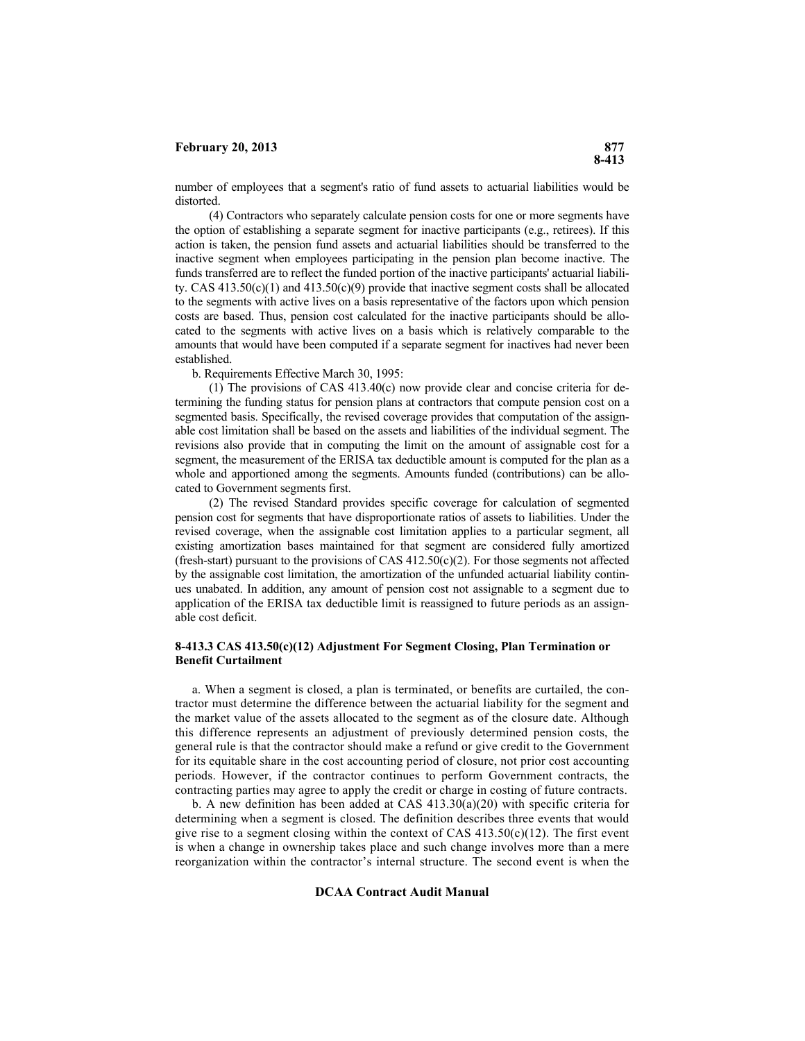number of employees that a segment's ratio of fund assets to actuarial liabilities would be distorted.

(4) Contractors who separately calculate pension costs for one or more segments have the option of establishing a separate segment for inactive participants (e.g., retirees). If this action is taken, the pension fund assets and actuarial liabilities should be transferred to the inactive segment when employees participating in the pension plan become inactive. The funds transferred are to reflect the funded portion of the inactive participants' actuarial liability. CAS 413.50(c)(1) and 413.50(c)(9) provide that inactive segment costs shall be allocated to the segments with active lives on a basis representative of the factors upon which pension costs are based. Thus, pension cost calculated for the inactive participants should be allocated to the segments with active lives on a basis which is relatively comparable to the amounts that would have been computed if a separate segment for inactives had never been established.

b. Requirements Effective March 30, 1995:

(1) The provisions of CAS 413.40(c) now provide clear and concise criteria for determining the funding status for pension plans at contractors that compute pension cost on a segmented basis. Specifically, the revised coverage provides that computation of the assignable cost limitation shall be based on the assets and liabilities of the individual segment. The revisions also provide that in computing the limit on the amount of assignable cost for a segment, the measurement of the ERISA tax deductible amount is computed for the plan as a whole and apportioned among the segments. Amounts funded (contributions) can be allocated to Government segments first.

(2) The revised Standard provides specific coverage for calculation of segmented pension cost for segments that have disproportionate ratios of assets to liabilities. Under the revised coverage, when the assignable cost limitation applies to a particular segment, all existing amortization bases maintained for that segment are considered fully amortized (fresh-start) pursuant to the provisions of CAS 412.50(c)(2). For those segments not affected by the assignable cost limitation, the amortization of the unfunded actuarial liability continues unabated. In addition, any amount of pension cost not assignable to a segment due to application of the ERISA tax deductible limit is reassigned to future periods as an assignable cost deficit.

### 8-413.3 CAS 413.50(c)(12) Adjustment For Segment Closing, Plan Termination or Benefit Curtailment

a. When a segment is closed, a plan is terminated, or benefits are curtailed, the contractor must determine the difference between the actuarial liability for the segment and the market value of the assets allocated to the segment as of the closure date. Although this difference represents an adjustment of previously determined pension costs, the general rule is that the contractor should make a refund or give credit to the Government for its equitable share in the cost accounting period of closure, not prior cost accounting periods. However, if the contractor continues to perform Government contracts, the contracting parties may agree to apply the credit or charge in costing of future contracts.

b. A new definition has been added at CAS 413.30(a)(20) with specific criteria for determining when a segment is closed. The definition describes three events that would give rise to a segment closing within the context of CAS 413.50(c)(12). The first event is when a change in ownership takes place and such change involves more than a mere reorganization within the contractor's internal structure. The second event is when the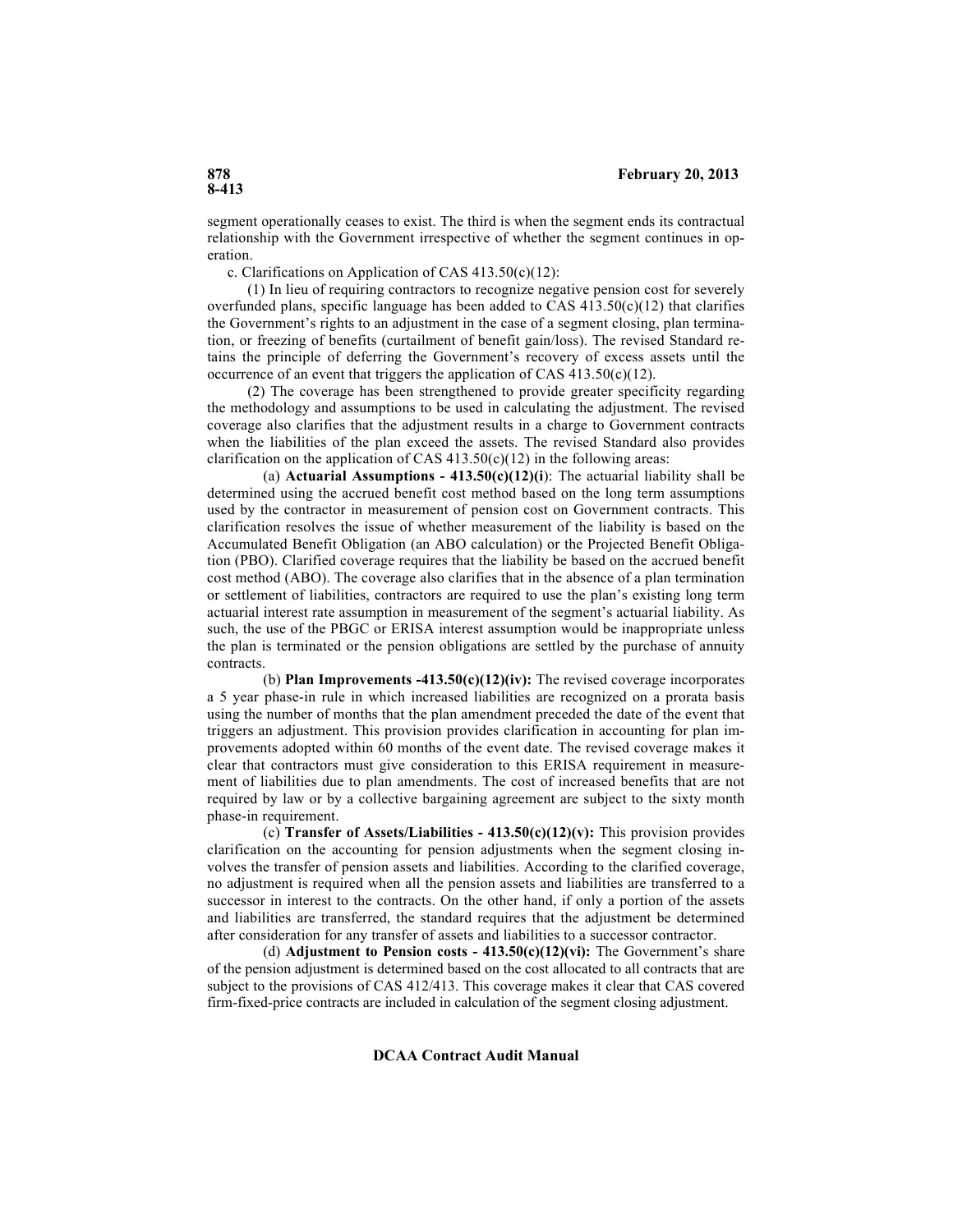segment operationally ceases to exist. The third is when the segment ends its contractual relationship with the Government irrespective of whether the segment continues in operation.

c. Clarifications on Application of CAS 413.50(c)(12):

(1) In lieu of requiring contractors to recognize negative pension cost for severely overfunded plans, specific language has been added to CAS 413.50(c)(12) that clarifies the Government's rights to an adjustment in the case of a segment closing, plan termination, or freezing of benefits (curtailment of benefit gain/loss). The revised Standard retains the principle of deferring the Government's recovery of excess assets until the occurrence of an event that triggers the application of CAS 413.50(c)(12).

(2) The coverage has been strengthened to provide greater specificity regarding the methodology and assumptions to be used in calculating the adjustment. The revised coverage also clarifies that the adjustment results in a charge to Government contracts when the liabilities of the plan exceed the assets. The revised Standard also provides clarification on the application of CAS 413.50(c)(12) in the following areas:

(a) **Actuarial Assumptions - 413.50(c)(12)(i**): The actuarial liability shall be determined using the accrued benefit cost method based on the long term assumptions used by the contractor in measurement of pension cost on Government contracts. This clarification resolves the issue of whether measurement of the liability is based on the Accumulated Benefit Obligation (an ABO calculation) or the Projected Benefit Obligation (PBO). Clarified coverage requires that the liability be based on the accrued benefit cost method (ABO). The coverage also clarifies that in the absence of a plan termination or settlement of liabilities, contractors are required to use the plan's existing long term actuarial interest rate assumption in measurement of the segment's actuarial liability. As such, the use of the PBGC or ERISA interest assumption would be inappropriate unless the plan is terminated or the pension obligations are settled by the purchase of annuity contracts.

(b) **Plan Improvements -413.50(c)(12)(iv):** The revised coverage incorporates a 5 year phase-in rule in which increased liabilities are recognized on a prorata basis using the number of months that the plan amendment preceded the date of the event that triggers an adjustment. This provision provides clarification in accounting for plan improvements adopted within 60 months of the event date. The revised coverage makes it clear that contractors must give consideration to this ERISA requirement in measurement of liabilities due to plan amendments. The cost of increased benefits that are not required by law or by a collective bargaining agreement are subject to the sixty month phase-in requirement.

(c) **Transfer of Assets/Liabilities - 413.50(c)(12)(v):** This provision provides clarification on the accounting for pension adjustments when the segment closing involves the transfer of pension assets and liabilities. According to the clarified coverage, no adjustment is required when all the pension assets and liabilities are transferred to a successor in interest to the contracts. On the other hand, if only a portion of the assets and liabilities are transferred, the standard requires that the adjustment be determined after consideration for any transfer of assets and liabilities to a successor contractor.

(d) **Adjustment to Pension costs - 413.50(c)(12)(vi):** The Government's share of the pension adjustment is determined based on the cost allocated to all contracts that are subject to the provisions of CAS 412/413. This coverage makes it clear that CAS covered firm-fixed-price contracts are included in calculation of the segment closing adjustment.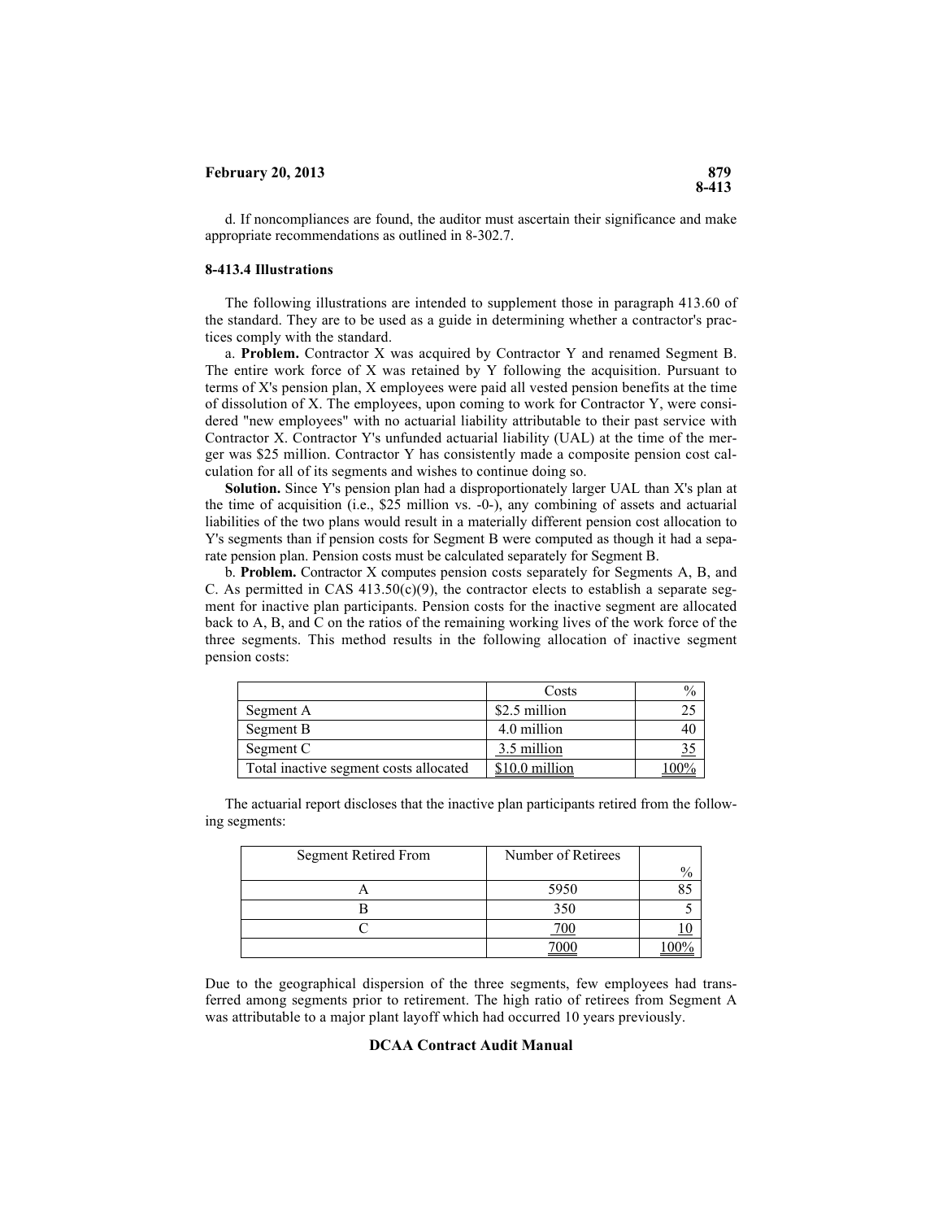d. If noncompliances are found, the auditor must ascertain their significance and make appropriate recommendations as outlined in 8-302.7.

### 8-413.4 Illustrations

The following illustrations are intended to supplement those in paragraph 413.60 of the standard. They are to be used as a guide in determining whether a contractor's practices comply with the standard.

a. **Problem.** Contractor X was acquired by Contractor Y and renamed Segment B. The entire work force of X was retained by Y following the acquisition. Pursuant to terms of X's pension plan, X employees were paid all vested pension benefits at the time of dissolution of X. The employees, upon coming to work for Contractor Y, were considered "new employees" with no actuarial liability attributable to their past service with Contractor X. Contractor Y's unfunded actuarial liability (UAL) at the time of the merger was $25 million. Contractor Y has consistently made a composite pension cost calculation for all of its segments and wishes to continue doing so.

**Solution.** Since Y's pension plan had a disproportionately larger UAL than X's plan at the time of acquisition (i.e., $25 million vs. -0-), any combining of assets and actuarial liabilities of the two plans would result in a materially different pension cost allocation to Y's segments than if pension costs for Segment B were computed as though it had a separate pension plan. Pension costs must be calculated separately for Segment B.

b. **Problem.** Contractor X computes pension costs separately for Segments A, B, and C. As permitted in CAS 413.50(c)(9), the contractor elects to establish a separate segment for inactive plan participants. Pension costs for the inactive segment are allocated back to A, B, and C on the ratios of the remaining working lives of the work force of the three segments. This method results in the following allocation of inactive segment pension costs:

| | Costs | % |
|---|---|---|
| Segment A | $2.5 million | 25 |
| Segment B | 4.0 million | 40 |
| Segment C | 3.5 million | 35 |
| Total inactive segment costs allocated | $10.0 million | 100% |

The actuarial report discloses that the inactive plan participants retired from the following segments:

| Segment Retired From | Number of Retirees | % |
|---|---|---|
| A | 5950 | 85 |
| B | 350 | 5 |
| C | 700 | 10 |
| | 7000 | 100% |

Due to the geographical dispersion of the three segments, few employees had transferred among segments prior to retirement. The high ratio of retirees from Segment A was attributable to a major plant layoff which had occurred 10 years previously.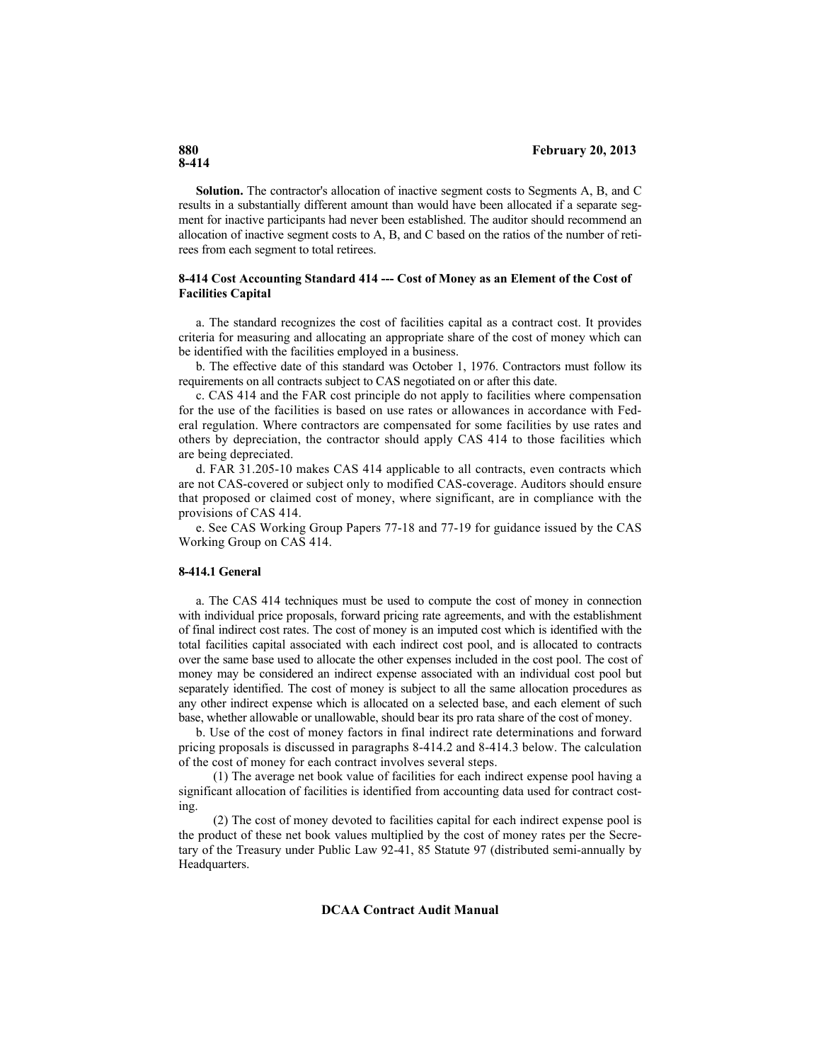**Solution.** The contractor's allocation of inactive segment costs to Segments A, B, and C results in a substantially different amount than would have been allocated if a separate segment for inactive participants had never been established. The auditor should recommend an allocation of inactive segment costs to A, B, and C based on the ratios of the number of retirees from each segment to total retirees.

### 8-414 Cost Accounting Standard 414 --- Cost of Money as an Element of the Cost of Facilities Capital

a. The standard recognizes the cost of facilities capital as a contract cost. It provides criteria for measuring and allocating an appropriate share of the cost of money which can be identified with the facilities employed in a business.

b. The effective date of this standard was October 1, 1976. Contractors must follow its requirements on all contracts subject to CAS negotiated on or after this date.

c. CAS 414 and the FAR cost principle do not apply to facilities where compensation for the use of the facilities is based on use rates or allowances in accordance with Federal regulation. Where contractors are compensated for some facilities by use rates and others by depreciation, the contractor should apply CAS 414 to those facilities which are being depreciated.

d. FAR 31.205-10 makes CAS 414 applicable to all contracts, even contracts which are not CAS-covered or subject only to modified CAS-coverage. Auditors should ensure that proposed or claimed cost of money, where significant, are in compliance with the provisions of CAS 414.

e. See CAS Working Group Papers 77-18 and 77-19 for guidance issued by the CAS Working Group on CAS 414.

#### 8-414.1 General

a. The CAS 414 techniques must be used to compute the cost of money in connection with individual price proposals, forward pricing rate agreements, and with the establishment of final indirect cost rates. The cost of money is an imputed cost which is identified with the total facilities capital associated with each indirect cost pool, and is allocated to contracts over the same base used to allocate the other expenses included in the cost pool. The cost of money may be considered an indirect expense associated with an individual cost pool but separately identified. The cost of money is subject to all the same allocation procedures as any other indirect expense which is allocated on a selected base, and each element of such base, whether allowable or unallowable, should bear its pro rata share of the cost of money.

b. Use of the cost of money factors in final indirect rate determinations and forward pricing proposals is discussed in paragraphs 8-414.2 and 8-414.3 below. The calculation of the cost of money for each contract involves several steps.

(1) The average net book value of facilities for each indirect expense pool having a significant allocation of facilities is identified from accounting data used for contract costing.

(2) The cost of money devoted to facilities capital for each indirect expense pool is the product of these net book values multiplied by the cost of money rates per the Secretary of the Treasury under Public Law 92-41, 85 Statute 97 (distributed semi-annually by Headquarters.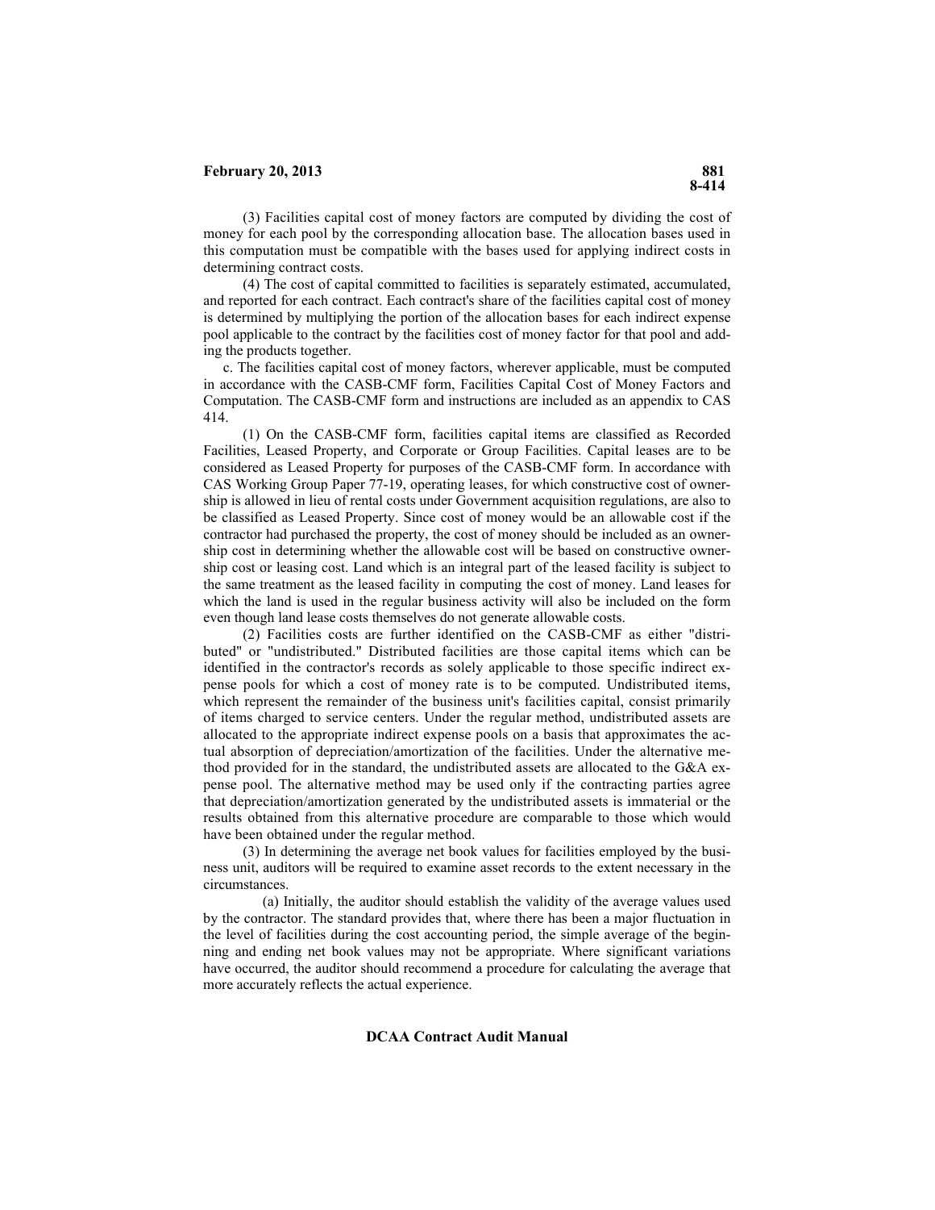(3) Facilities capital cost of money factors are computed by dividing the cost of money for each pool by the corresponding allocation base. The allocation bases used in this computation must be compatible with the bases used for applying indirect costs in determining contract costs.

(4) The cost of capital committed to facilities is separately estimated, accumulated, and reported for each contract. Each contract's share of the facilities capital cost of money is determined by multiplying the portion of the allocation bases for each indirect expense pool applicable to the contract by the facilities cost of money factor for that pool and adding the products together.

c. The facilities capital cost of money factors, wherever applicable, must be computed in accordance with the CASB-CMF form, Facilities Capital Cost of Money Factors and Computation. The CASB-CMF form and instructions are included as an appendix to CAS 414.

(1) On the CASB-CMF form, facilities capital items are classified as Recorded Facilities, Leased Property, and Corporate or Group Facilities. Capital leases are to be considered as Leased Property for purposes of the CASB-CMF form. In accordance with CAS Working Group Paper 77-19, operating leases, for which constructive cost of ownership is allowed in lieu of rental costs under Government acquisition regulations, are also to be classified as Leased Property. Since cost of money would be an allowable cost if the contractor had purchased the property, the cost of money should be included as an ownership cost in determining whether the allowable cost will be based on constructive ownership cost or leasing cost. Land which is an integral part of the leased facility is subject to the same treatment as the leased facility in computing the cost of money. Land leases for which the land is used in the regular business activity will also be included on the form even though land lease costs themselves do not generate allowable costs.

(2) Facilities costs are further identified on the CASB-CMF as either "distributed" or "undistributed." Distributed facilities are those capital items which can be identified in the contractor's records as solely applicable to those specific indirect expense pools for which a cost of money rate is to be computed. Undistributed items, which represent the remainder of the business unit's facilities capital, consist primarily of items charged to service centers. Under the regular method, undistributed assets are allocated to the appropriate indirect expense pools on a basis that approximates the actual absorption of depreciation/amortization of the facilities. Under the alternative method provided for in the standard, the undistributed assets are allocated to the G&A expense pool. The alternative method may be used only if the contracting parties agree that depreciation/amortization generated by the undistributed assets is immaterial or the results obtained from this alternative procedure are comparable to those which would have been obtained under the regular method.

(3) In determining the average net book values for facilities employed by the business unit, auditors will be required to examine asset records to the extent necessary in the circumstances.

(a) Initially, the auditor should establish the validity of the average values used by the contractor. The standard provides that, where there has been a major fluctuation in the level of facilities during the cost accounting period, the simple average of the beginning and ending net book values may not be appropriate. Where significant variations have occurred, the auditor should recommend a procedure for calculating the average that more accurately reflects the actual experience.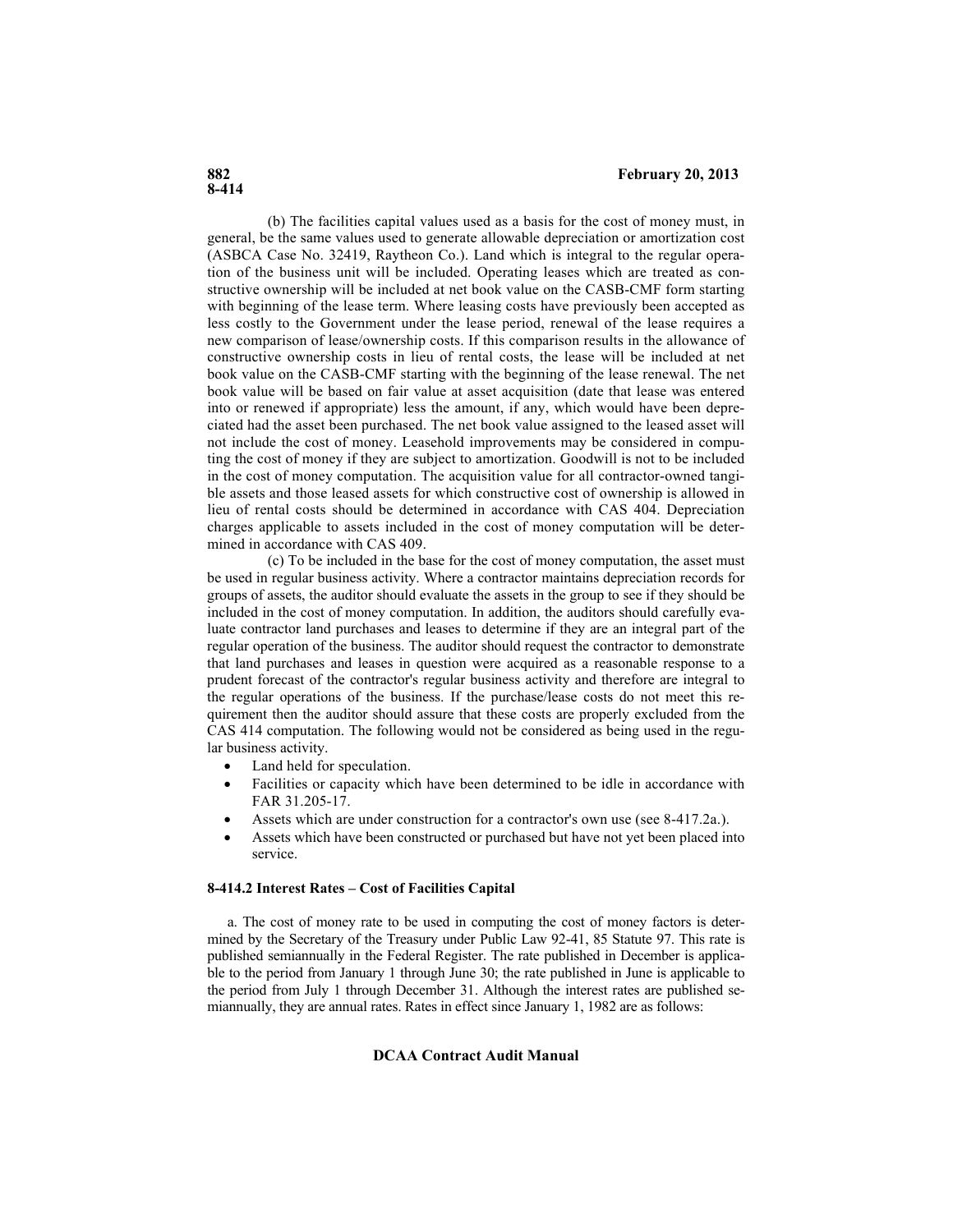(b) The facilities capital values used as a basis for the cost of money must, in general, be the same values used to generate allowable depreciation or amortization cost (ASBCA Case No. 32419, Raytheon Co.). Land which is integral to the regular operation of the business unit will be included. Operating leases which are treated as constructive ownership will be included at net book value on the CASB-CMF form starting with beginning of the lease term. Where leasing costs have previously been accepted as less costly to the Government under the lease period, renewal of the lease requires a new comparison of lease/ownership costs. If this comparison results in the allowance of constructive ownership costs in lieu of rental costs, the lease will be included at net book value on the CASB-CMF starting with the beginning of the lease renewal. The net book value will be based on fair value at asset acquisition (date that lease was entered into or renewed if appropriate) less the amount, if any, which would have been depreciated had the asset been purchased. The net book value assigned to the leased asset will not include the cost of money. Leasehold improvements may be considered in computing the cost of money if they are subject to amortization. Goodwill is not to be included in the cost of money computation. The acquisition value for all contractor-owned tangible assets and those leased assets for which constructive cost of ownership is allowed in lieu of rental costs should be determined in accordance with CAS 404. Depreciation charges applicable to assets included in the cost of money computation will be determined in accordance with CAS 409.

(c) To be included in the base for the cost of money computation, the asset must be used in regular business activity. Where a contractor maintains depreciation records for groups of assets, the auditor should evaluate the assets in the group to see if they should be included in the cost of money computation. In addition, the auditors should carefully evaluate contractor land purchases and leases to determine if they are an integral part of the regular operation of the business. The auditor should request the contractor to demonstrate that land purchases and leases in question were acquired as a reasonable response to a prudent forecast of the contractor's regular business activity and therefore are integral to the regular operations of the business. If the purchase/lease costs do not meet this requirement then the auditor should assure that these costs are properly excluded from the CAS 414 computation. The following would not be considered as being used in the regular business activity.

- Land held for speculation.
- Facilities or capacity which have been determined to be idle in accordance with FAR 31.205-17.
- Assets which are under construction for a contractor's own use (see 8-417.2a.).
- Assets which have been constructed or purchased but have not yet been placed into service.

#### 8-414.2 Interest Rates – Cost of Facilities Capital

a. The cost of money rate to be used in computing the cost of money factors is determined by the Secretary of the Treasury under Public Law 92-41, 85 Statute 97. This rate is published semiannually in the Federal Register. The rate published in December is applicable to the period from January 1 through June 30; the rate published in June is applicable to the period from July 1 through December 31. Although the interest rates are published semiannually, they are annual rates. Rates in effect since January 1, 1982 are as follows: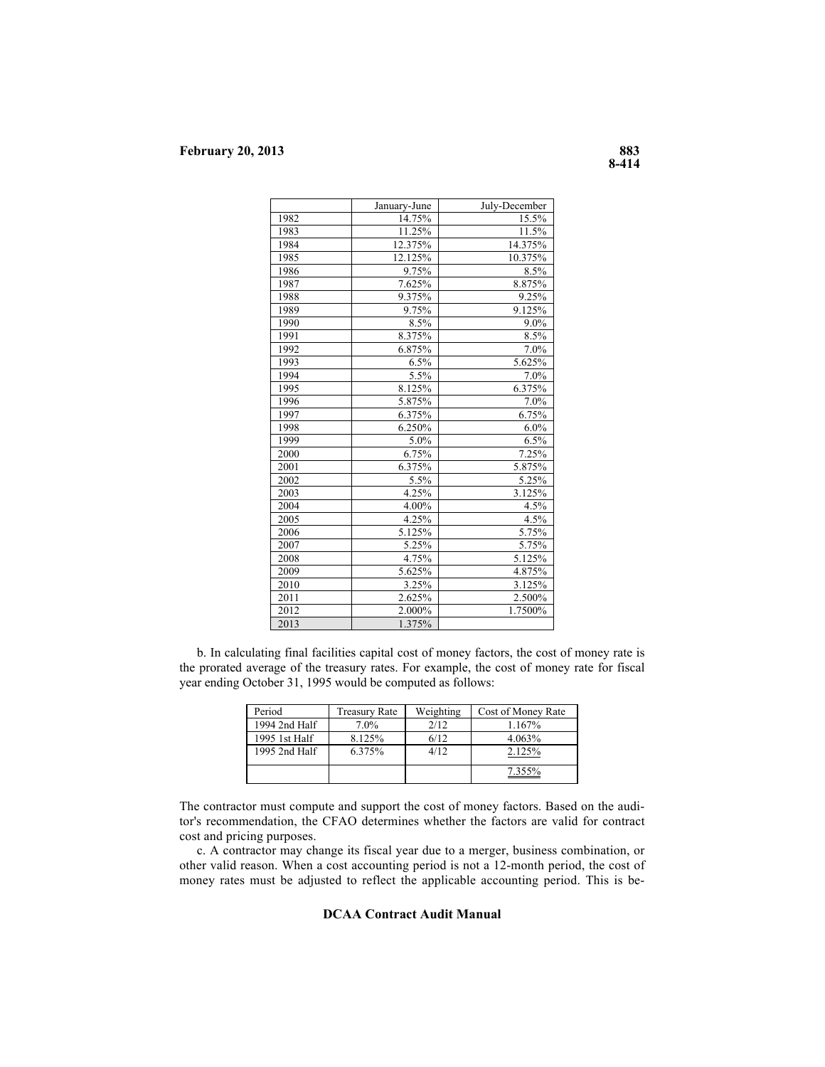| | January-June | July-December |
|---|---|---|
| 1982 | 14.75% | 15.5% |
| 1983 | 11.25% | 11.5% |
| 1984 | 12.375% | 14.375% |
| 1985 | 12.125% | 10.375% |
| 1986 | 9.75% | 8.5% |
| 1987 | 7.625% | 8.875% |
| 1988 | 9.375% | 9.25% |
| 1989 | 9.75% | 9.125% |
| 1990 | 8.5% | 9.0% |
| 1991 | 8.375% | 8.5% |
| 1992 | 6.875% | 7.0% |
| 1993 | 6.5% | 5.625% |
| 1994 | 5.5% | 7.0% |
| 1995 | 8.125% | 6.375% |
| 1996 | 5.875% | 7.0% |
| 1997 | 6.375% | 6.75% |
| 1998 | 6.250% | 6.0% |
| 1999 | 5.0% | 6.5% |
| 2000 | 6.75% | 7.25% |
| 2001 | 6.375% | 5.875% |
| 2002 | 5.5% | 5.25% |
| 2003 | 4.25% | 3.125% |
| 2004 | 4.00% | 4.5% |
| 2005 | 4.25% | 4.5% |
| 2006 | 5.125% | 5.75% |
| 2007 | 5.25% | 5.75% |
| 2008 | 4.75% | 5.125% |
| 2009 | 5.625% | 4.875% |
| 2010 | 3.25% | 3.125% |
| 2011 | 2.625% | 2.500% |
| 2012 | 2.000% | 1.7500% |
| 2013 | 1.375% | |

b. In calculating final facilities capital cost of money factors, the cost of money rate is the prorated average of the treasury rates. For example, the cost of money rate for fiscal year ending October 31, 1995 would be computed as follows:

| Period | Treasury Rate | Weighting | Cost of Money Rate |
|---|---|---|---|
| 1994 2nd Half | 7.0% | 2/12 | 1.167% |
| 1995 1st Half | 8.125% | 6/12 | 4.063% |
| 1995 2nd Half | 6.375% | 4/12 | 2.125% |
| | | | 7.355% |

The contractor must compute and support the cost of money factors. Based on the auditor's recommendation, the CFAO determines whether the factors are valid for contract cost and pricing purposes.

c. A contractor may change its fiscal year due to a merger, business combination, or other valid reason. When a cost accounting period is not a 12-month period, the cost of money rates must be adjusted to reflect the applicable accounting period. This is be-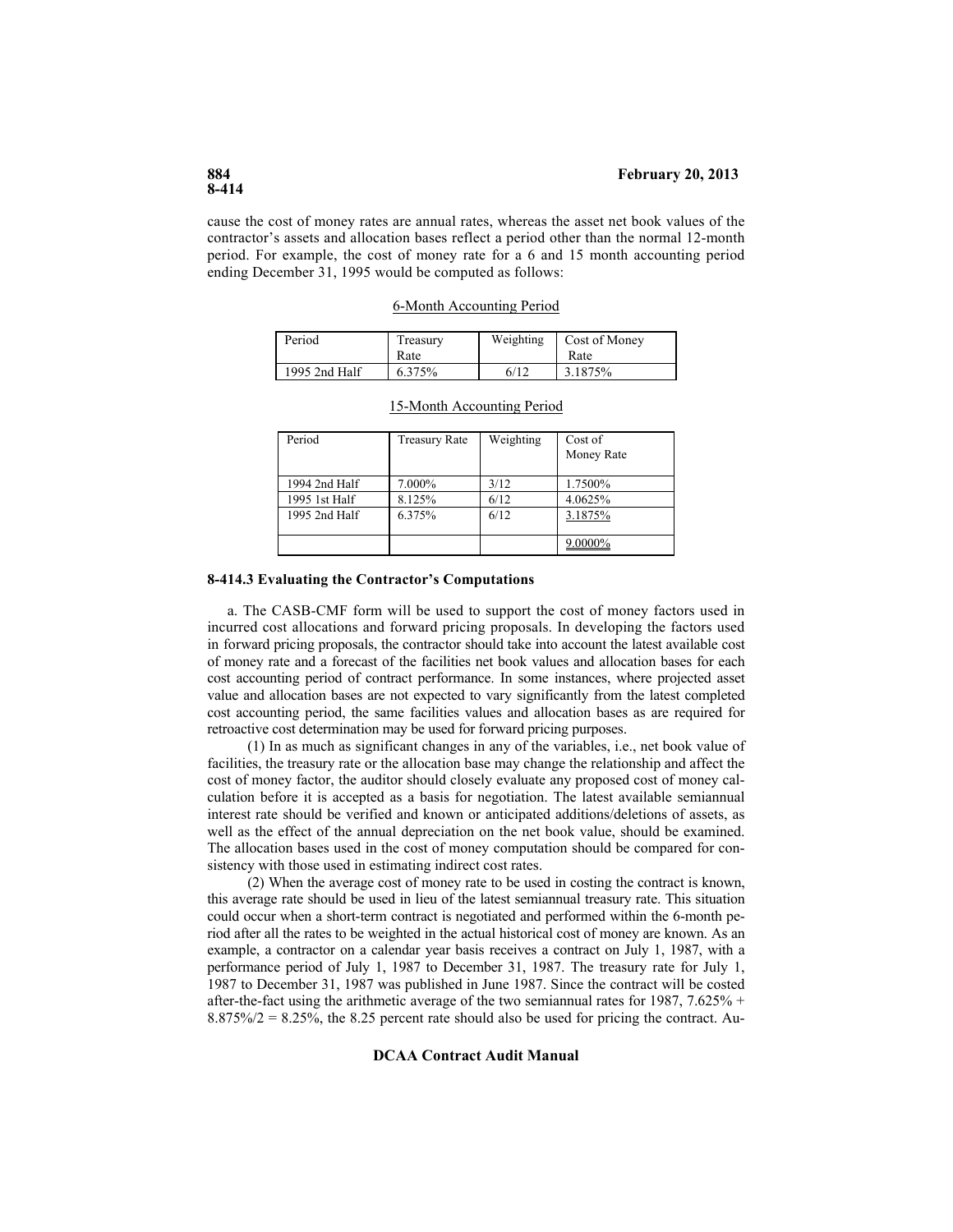cause the cost of money rates are annual rates, whereas the asset net book values of the contractor's assets and allocation bases reflect a period other than the normal 12-month period. For example, the cost of money rate for a 6 and 15 month accounting period ending December 31, 1995 would be computed as follows:

6-Month Accounting Period

| Period | Treasury Rate | Weighting | Cost of Money Rate |
|---|---|---|---|
| 1995 2nd Half | 6.375% | 6/12 | 3.1875% |

15-Month Accounting Period

| Period | Treasury Rate | Weighting | Cost of Money Rate |
|---|---|---|---|
| 1994 2nd Half | 7.000% | 3/12 | 1.7500% |
| 1995 1st Half | 8.125% | 6/12 | 4.0625% |
| 1995 2nd Half | 6.375% | 6/12 | 3.1875% |
| | | | 9.0000% |

### 8-414.3 Evaluating the Contractor's Computations

a. The CASB-CMF form will be used to support the cost of money factors used in incurred cost allocations and forward pricing proposals. In developing the factors used in forward pricing proposals, the contractor should take into account the latest available cost of money rate and a forecast of the facilities net book values and allocation bases for each cost accounting period of contract performance. In some instances, where projected asset value and allocation bases are not expected to vary significantly from the latest completed cost accounting period, the same facilities values and allocation bases as are required for retroactive cost determination may be used for forward pricing purposes.

(1) In as much as significant changes in any of the variables, i.e., net book value of facilities, the treasury rate or the allocation base may change the relationship and affect the cost of money factor, the auditor should closely evaluate any proposed cost of money calculation before it is accepted as a basis for negotiation. The latest available semiannual interest rate should be verified and known or anticipated additions/deletions of assets, as well as the effect of the annual depreciation on the net book value, should be examined. The allocation bases used in the cost of money computation should be compared for consistency with those used in estimating indirect cost rates.

(2) When the average cost of money rate to be used in costing the contract is known, this average rate should be used in lieu of the latest semiannual treasury rate. This situation could occur when a short-term contract is negotiated and performed within the 6-month period after all the rates to be weighted in the actual historical cost of money are known. As an example, a contractor on a calendar year basis receives a contract on July 1, 1987, with a performance period of July 1, 1987 to December 31, 1987. The treasury rate for July 1, 1987 to December 31, 1987 was published in June 1987. Since the contract will be costed after-the-fact using the arithmetic average of the two semiannual rates for 1987, 7.625% + 8.875%/2 = 8.25%, the 8.25 percent rate should also be used for pricing the contract. Au-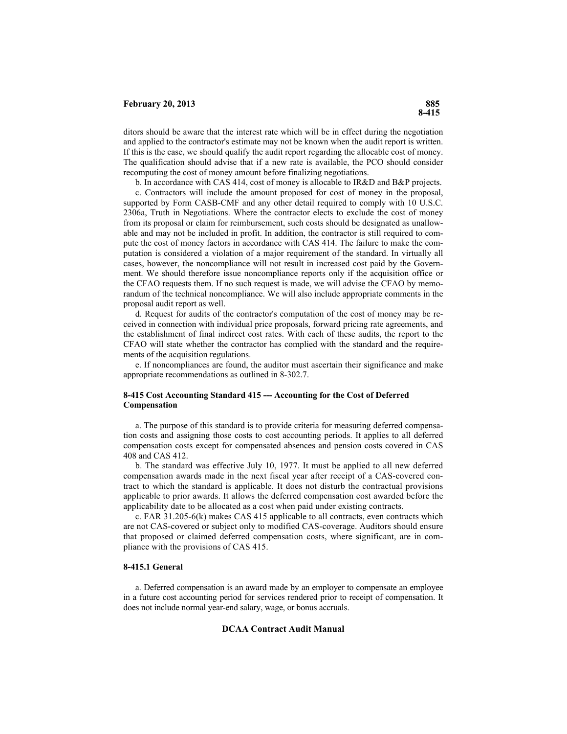ditors should be aware that the interest rate which will be in effect during the negotiation and applied to the contractor's estimate may not be known when the audit report is written. If this is the case, we should qualify the audit report regarding the allocable cost of money. The qualification should advise that if a new rate is available, the PCO should consider recomputing the cost of money amount before finalizing negotiations.

b. In accordance with CAS 414, cost of money is allocable to IR&D and B&P projects.

c. Contractors will include the amount proposed for cost of money in the proposal, supported by Form CASB-CMF and any other detail required to comply with 10 U.S.C. 2306a, Truth in Negotiations. Where the contractor elects to exclude the cost of money from its proposal or claim for reimbursement, such costs should be designated as unallowable and may not be included in profit. In addition, the contractor is still required to compute the cost of money factors in accordance with CAS 414. The failure to make the computation is considered a violation of a major requirement of the standard. In virtually all cases, however, the noncompliance will not result in increased cost paid by the Government. We should therefore issue noncompliance reports only if the acquisition office or the CFAO requests them. If no such request is made, we will advise the CFAO by memorandum of the technical noncompliance. We will also include appropriate comments in the proposal audit report as well.

d. Request for audits of the contractor's computation of the cost of money may be received in connection with individual price proposals, forward pricing rate agreements, and the establishment of final indirect cost rates. With each of these audits, the report to the CFAO will state whether the contractor has complied with the standard and the requirements of the acquisition regulations.

e. If noncompliances are found, the auditor must ascertain their significance and make appropriate recommendations as outlined in 8-302.7.

### 8-415 Cost Accounting Standard 415 --- Accounting for the Cost of Deferred Compensation

a. The purpose of this standard is to provide criteria for measuring deferred compensation costs and assigning those costs to cost accounting periods. It applies to all deferred compensation costs except for compensated absences and pension costs covered in CAS 408 and CAS 412.

b. The standard was effective July 10, 1977. It must be applied to all new deferred compensation awards made in the next fiscal year after receipt of a CAS-covered contract to which the standard is applicable. It does not disturb the contractual provisions applicable to prior awards. It allows the deferred compensation cost awarded before the applicability date to be allocated as a cost when paid under existing contracts.

c. FAR 31.205-6(k) makes CAS 415 applicable to all contracts, even contracts which are not CAS-covered or subject only to modified CAS-coverage. Auditors should ensure that proposed or claimed deferred compensation costs, where significant, are in compliance with the provisions of CAS 415.

#### 8-415.1 General

a. Deferred compensation is an award made by an employer to compensate an employee in a future cost accounting period for services rendered prior to receipt of compensation. It does not include normal year-end salary, wage, or bonus accruals.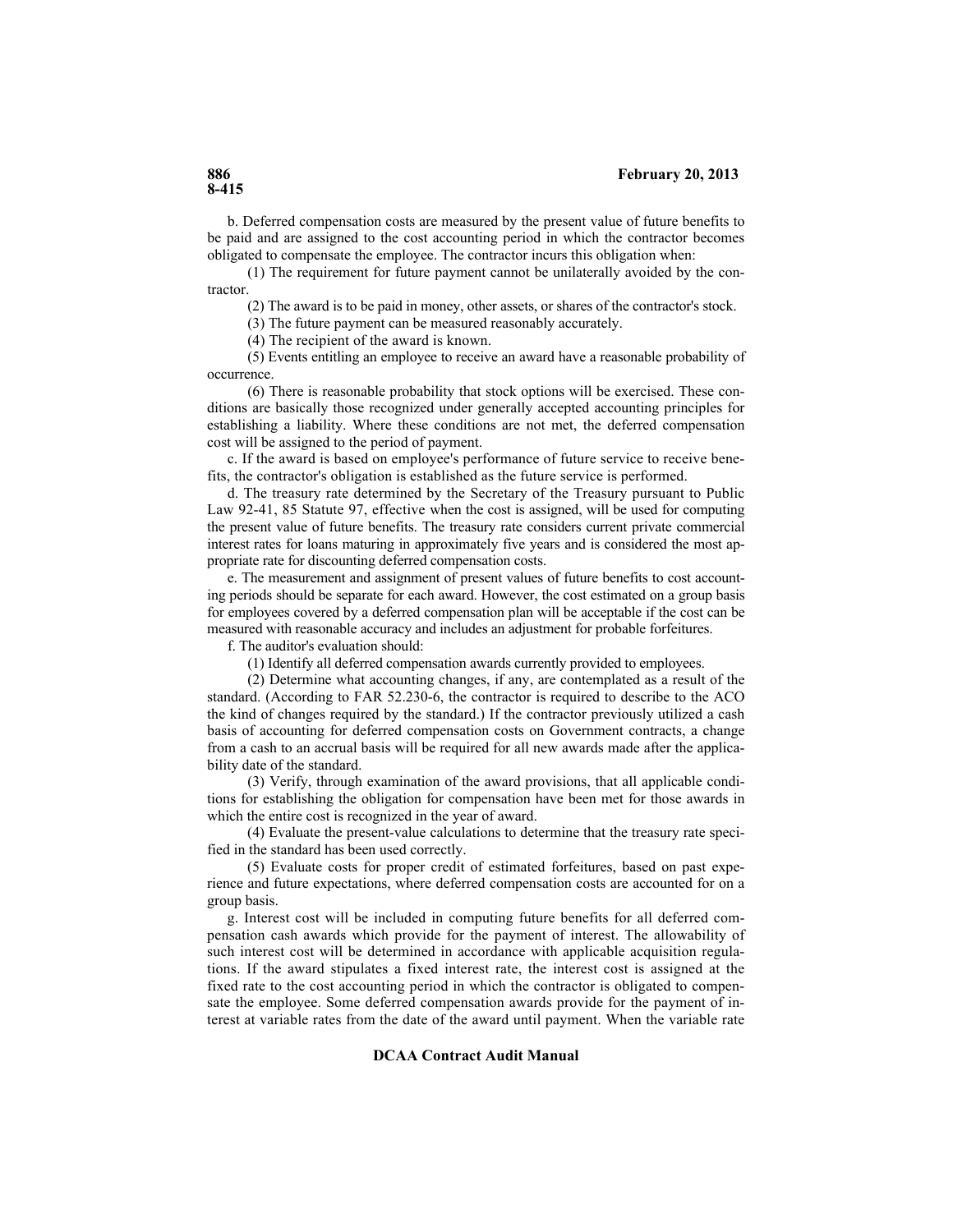b. Deferred compensation costs are measured by the present value of future benefits to be paid and are assigned to the cost accounting period in which the contractor becomes obligated to compensate the employee. The contractor incurs this obligation when:

(1) The requirement for future payment cannot be unilaterally avoided by the contractor.

(2) The award is to be paid in money, other assets, or shares of the contractor's stock.

(3) The future payment can be measured reasonably accurately.

(4) The recipient of the award is known.

(5) Events entitling an employee to receive an award have a reasonable probability of occurrence.

(6) There is reasonable probability that stock options will be exercised. These conditions are basically those recognized under generally accepted accounting principles for establishing a liability. Where these conditions are not met, the deferred compensation cost will be assigned to the period of payment.

c. If the award is based on employee's performance of future service to receive benefits, the contractor's obligation is established as the future service is performed.

d. The treasury rate determined by the Secretary of the Treasury pursuant to Public Law 92-41, 85 Statute 97, effective when the cost is assigned, will be used for computing the present value of future benefits. The treasury rate considers current private commercial interest rates for loans maturing in approximately five years and is considered the most appropriate rate for discounting deferred compensation costs.

e. The measurement and assignment of present values of future benefits to cost accounting periods should be separate for each award. However, the cost estimated on a group basis for employees covered by a deferred compensation plan will be acceptable if the cost can be measured with reasonable accuracy and includes an adjustment for probable forfeitures.

f. The auditor's evaluation should:

(1) Identify all deferred compensation awards currently provided to employees.

(2) Determine what accounting changes, if any, are contemplated as a result of the standard. (According to FAR 52.230-6, the contractor is required to describe to the ACO the kind of changes required by the standard.) If the contractor previously utilized a cash basis of accounting for deferred compensation costs on Government contracts, a change from a cash to an accrual basis will be required for all new awards made after the applicability date of the standard.

(3) Verify, through examination of the award provisions, that all applicable conditions for establishing the obligation for compensation have been met for those awards in which the entire cost is recognized in the year of award.

(4) Evaluate the present-value calculations to determine that the treasury rate specified in the standard has been used correctly.

(5) Evaluate costs for proper credit of estimated forfeitures, based on past experience and future expectations, where deferred compensation costs are accounted for on a group basis.

g. Interest cost will be included in computing future benefits for all deferred compensation cash awards which provide for the payment of interest. The allowability of such interest cost will be determined in accordance with applicable acquisition regulations. If the award stipulates a fixed interest rate, the interest cost is assigned at the fixed rate to the cost accounting period in which the contractor is obligated to compensate the employee. Some deferred compensation awards provide for the payment of interest at variable rates from the date of the award until payment. When the variable rate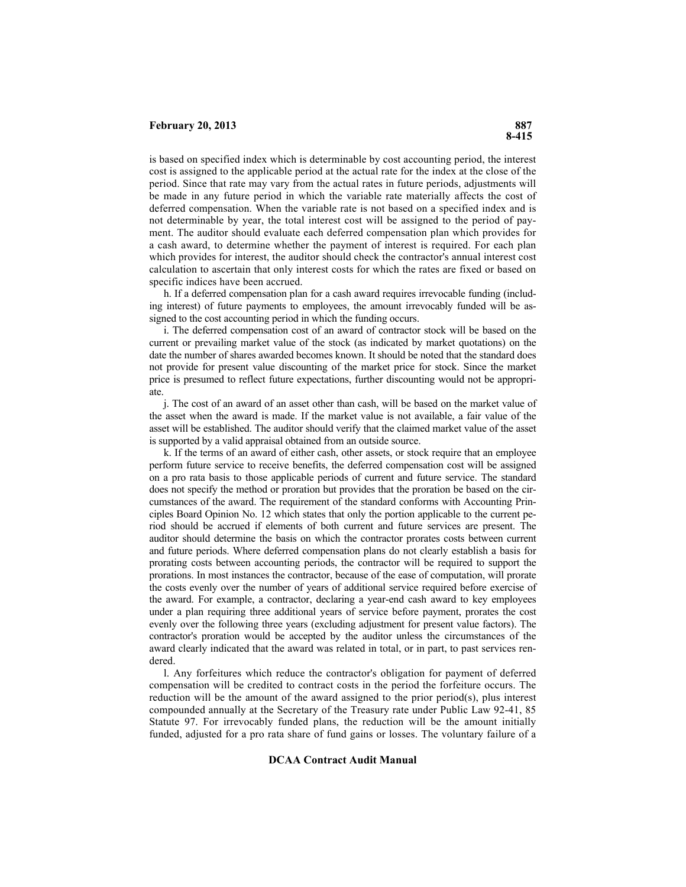is based on specified index which is determinable by cost accounting period, the interest cost is assigned to the applicable period at the actual rate for the index at the close of the period. Since that rate may vary from the actual rates in future periods, adjustments will be made in any future period in which the variable rate materially affects the cost of deferred compensation. When the variable rate is not based on a specified index and is not determinable by year, the total interest cost will be assigned to the period of payment. The auditor should evaluate each deferred compensation plan which provides for a cash award, to determine whether the payment of interest is required. For each plan which provides for interest, the auditor should check the contractor's annual interest cost calculation to ascertain that only interest costs for which the rates are fixed or based on specific indices have been accrued.

h. If a deferred compensation plan for a cash award requires irrevocable funding (including interest) of future payments to employees, the amount irrevocably funded will be assigned to the cost accounting period in which the funding occurs.

i. The deferred compensation cost of an award of contractor stock will be based on the current or prevailing market value of the stock (as indicated by market quotations) on the date the number of shares awarded becomes known. It should be noted that the standard does not provide for present value discounting of the market price for stock. Since the market price is presumed to reflect future expectations, further discounting would not be appropriate.

j. The cost of an award of an asset other than cash, will be based on the market value of the asset when the award is made. If the market value is not available, a fair value of the asset will be established. The auditor should verify that the claimed market value of the asset is supported by a valid appraisal obtained from an outside source.

k. If the terms of an award of either cash, other assets, or stock require that an employee perform future service to receive benefits, the deferred compensation cost will be assigned on a pro rata basis to those applicable periods of current and future service. The standard does not specify the method or proration but provides that the proration be based on the circumstances of the award. The requirement of the standard conforms with Accounting Principles Board Opinion No. 12 which states that only the portion applicable to the current period should be accrued if elements of both current and future services are present. The auditor should determine the basis on which the contractor prorates costs between current and future periods. Where deferred compensation plans do not clearly establish a basis for prorating costs between accounting periods, the contractor will be required to support the prorations. In most instances the contractor, because of the ease of computation, will prorate the costs evenly over the number of years of additional service required before exercise of the award. For example, a contractor, declaring a year-end cash award to key employees under a plan requiring three additional years of service before payment, prorates the cost evenly over the following three years (excluding adjustment for present value factors). The contractor's proration would be accepted by the auditor unless the circumstances of the award clearly indicated that the award was related in total, or in part, to past services rendered.

l. Any forfeitures which reduce the contractor's obligation for payment of deferred compensation will be credited to contract costs in the period the forfeiture occurs. The reduction will be the amount of the award assigned to the prior period(s), plus interest compounded annually at the Secretary of the Treasury rate under Public Law 92-41, 85 Statute 97. For irrevocably funded plans, the reduction will be the amount initially funded, adjusted for a pro rata share of fund gains or losses. The voluntary failure of a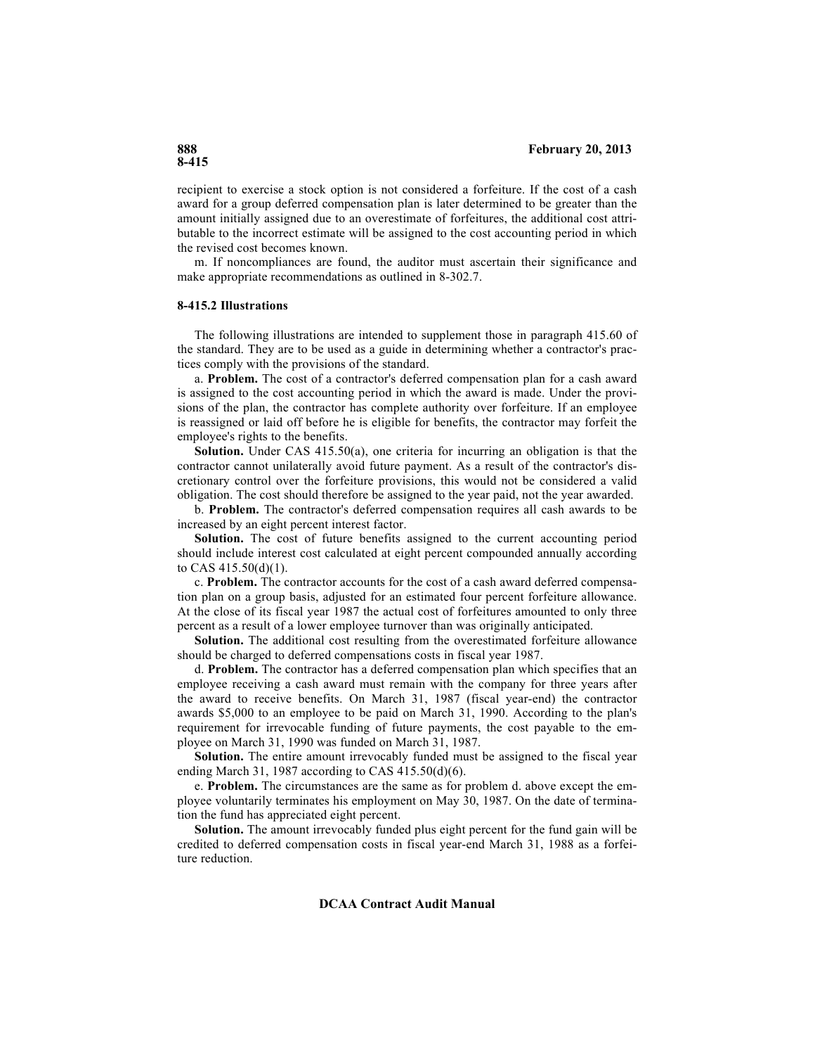recipient to exercise a stock option is not considered a forfeiture. If the cost of a cash award for a group deferred compensation plan is later determined to be greater than the amount initially assigned due to an overestimate of forfeitures, the additional cost attributable to the incorrect estimate will be assigned to the cost accounting period in which the revised cost becomes known.

m. If noncompliances are found, the auditor must ascertain their significance and make appropriate recommendations as outlined in 8-302.7.

### 8-415.2 Illustrations

The following illustrations are intended to supplement those in paragraph 415.60 of the standard. They are to be used as a guide in determining whether a contractor's practices comply with the provisions of the standard.

a. **Problem.** The cost of a contractor's deferred compensation plan for a cash award is assigned to the cost accounting period in which the award is made. Under the provisions of the plan, the contractor has complete authority over forfeiture. If an employee is reassigned or laid off before he is eligible for benefits, the contractor may forfeit the employee's rights to the benefits.

**Solution.** Under CAS 415.50(a), one criteria for incurring an obligation is that the contractor cannot unilaterally avoid future payment. As a result of the contractor's discretionary control over the forfeiture provisions, this would not be considered a valid obligation. The cost should therefore be assigned to the year paid, not the year awarded.

b. **Problem.** The contractor's deferred compensation requires all cash awards to be increased by an eight percent interest factor.

**Solution.** The cost of future benefits assigned to the current accounting period should include interest cost calculated at eight percent compounded annually according to CAS 415.50(d)(1).

c. **Problem.** The contractor accounts for the cost of a cash award deferred compensation plan on a group basis, adjusted for an estimated four percent forfeiture allowance. At the close of its fiscal year 1987 the actual cost of forfeitures amounted to only three percent as a result of a lower employee turnover than was originally anticipated.

**Solution.** The additional cost resulting from the overestimated forfeiture allowance should be charged to deferred compensations costs in fiscal year 1987.

d. **Problem.** The contractor has a deferred compensation plan which specifies that an employee receiving a cash award must remain with the company for three years after the award to receive benefits. On March 31, 1987 (fiscal year-end) the contractor awards $5,000 to an employee to be paid on March 31, 1990. According to the plan's requirement for irrevocable funding of future payments, the cost payable to the employee on March 31, 1990 was funded on March 31, 1987.

**Solution.** The entire amount irrevocably funded must be assigned to the fiscal year ending March 31, 1987 according to CAS 415.50(d)(6).

e. **Problem.** The circumstances are the same as for problem d. above except the employee voluntarily terminates his employment on May 30, 1987. On the date of termination the fund has appreciated eight percent.

**Solution.** The amount irrevocably funded plus eight percent for the fund gain will be credited to deferred compensation costs in fiscal year-end March 31, 1988 as a forfeiture reduction.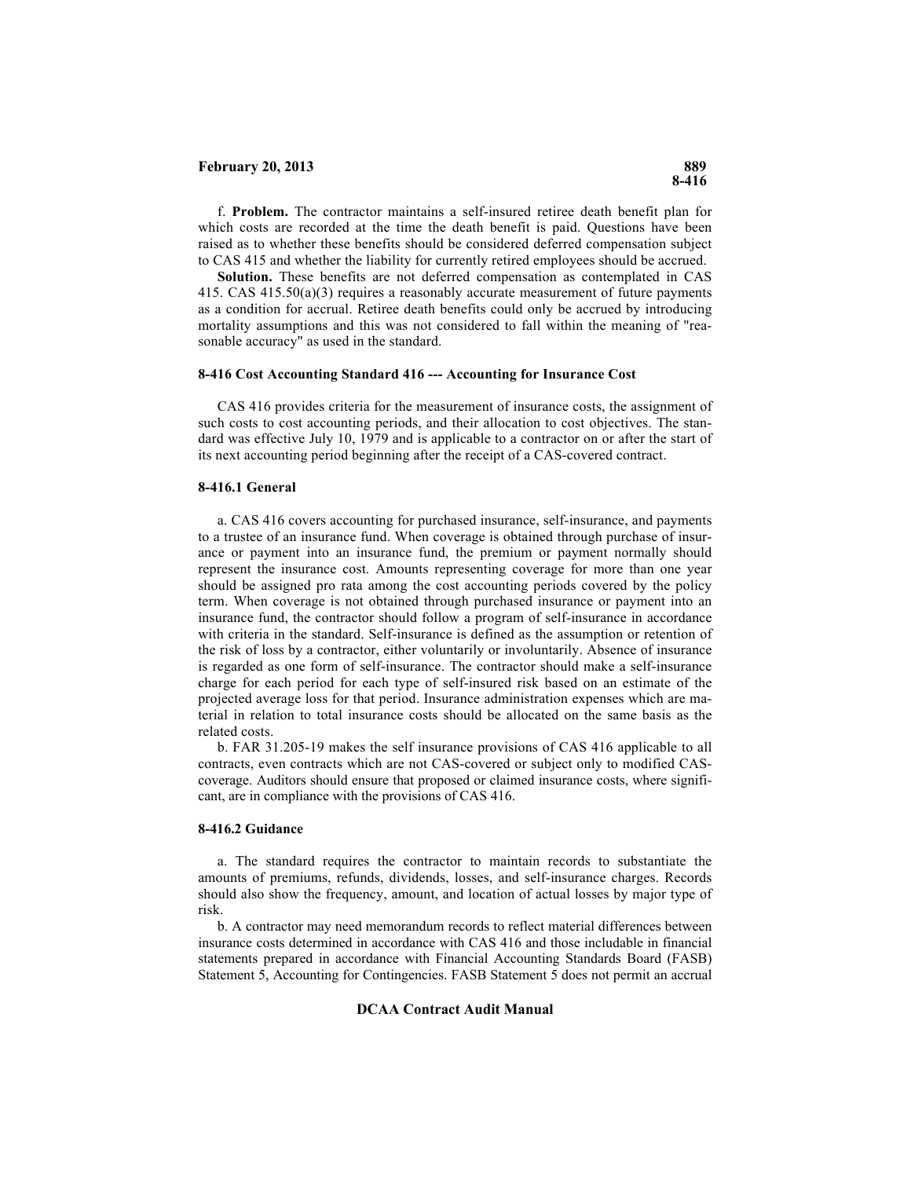f. **Problem.** The contractor maintains a self-insured retiree death benefit plan for which costs are recorded at the time the death benefit is paid. Questions have been raised as to whether these benefits should be considered deferred compensation subject to CAS 415 and whether the liability for currently retired employees should be accrued.

**Solution.** These benefits are not deferred compensation as contemplated in CAS 415. CAS 415.50(a)(3) requires a reasonably accurate measurement of future payments as a condition for accrual. Retiree death benefits could only be accrued by introducing mortality assumptions and this was not considered to fall within the meaning of "reasonable accuracy" as used in the standard.

### 8-416 Cost Accounting Standard 416 --- Accounting for Insurance Cost

CAS 416 provides criteria for the measurement of insurance costs, the assignment of such costs to cost accounting periods, and their allocation to cost objectives. The standard was effective July 10, 1979 and is applicable to a contractor on or after the start of its next accounting period beginning after the receipt of a CAS-covered contract.

### 8-416.1 General

a. CAS 416 covers accounting for purchased insurance, self-insurance, and payments to a trustee of an insurance fund. When coverage is obtained through purchase of insurance or payment into an insurance fund, the premium or payment normally should represent the insurance cost. Amounts representing coverage for more than one year should be assigned pro rata among the cost accounting periods covered by the policy term. When coverage is not obtained through purchased insurance or payment into an insurance fund, the contractor should follow a program of self-insurance in accordance with criteria in the standard. Self-insurance is defined as the assumption or retention of the risk of loss by a contractor, either voluntarily or involuntarily. Absence of insurance is regarded as one form of self-insurance. The contractor should make a self-insurance charge for each period for each type of self-insured risk based on an estimate of the projected average loss for that period. Insurance administration expenses which are material in relation to total insurance costs should be allocated on the same basis as the related costs.

b. FAR 31.205-19 makes the self insurance provisions of CAS 416 applicable to all contracts, even contracts which are not CAS-covered or subject only to modified CAS-coverage. Auditors should ensure that proposed or claimed insurance costs, where significant, are in compliance with the provisions of CAS 416.

### 8-416.2 Guidance

a. The standard requires the contractor to maintain records to substantiate the amounts of premiums, refunds, dividends, losses, and self-insurance charges. Records should also show the frequency, amount, and location of actual losses by major type of risk.

b. A contractor may need memorandum records to reflect material differences between insurance costs determined in accordance with CAS 416 and those includable in financial statements prepared in accordance with Financial Accounting Standards Board (FASB) Statement 5, Accounting for Contingencies. FASB Statement 5 does not permit an accrual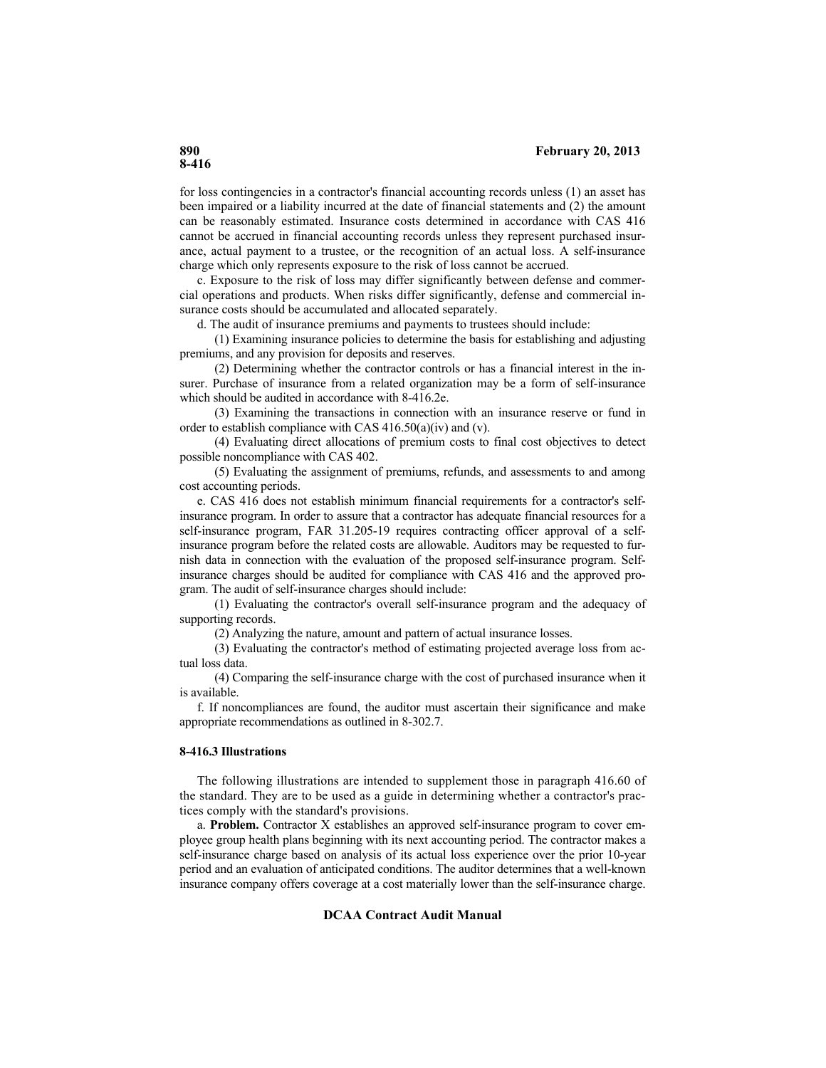for loss contingencies in a contractor's financial accounting records unless (1) an asset has been impaired or a liability incurred at the date of financial statements and (2) the amount can be reasonably estimated. Insurance costs determined in accordance with CAS 416 cannot be accrued in financial accounting records unless they represent purchased insurance, actual payment to a trustee, or the recognition of an actual loss. A self-insurance charge which only represents exposure to the risk of loss cannot be accrued.

c. Exposure to the risk of loss may differ significantly between defense and commercial operations and products. When risks differ significantly, defense and commercial insurance costs should be accumulated and allocated separately.

d. The audit of insurance premiums and payments to trustees should include:

(1) Examining insurance policies to determine the basis for establishing and adjusting premiums, and any provision for deposits and reserves.

(2) Determining whether the contractor controls or has a financial interest in the insurer. Purchase of insurance from a related organization may be a form of self-insurance which should be audited in accordance with 8-416.2e.

(3) Examining the transactions in connection with an insurance reserve or fund in order to establish compliance with CAS 416.50(a)(iv) and (v).

(4) Evaluating direct allocations of premium costs to final cost objectives to detect possible noncompliance with CAS 402.

(5) Evaluating the assignment of premiums, refunds, and assessments to and among cost accounting periods.

e. CAS 416 does not establish minimum financial requirements for a contractor's self-insurance program. In order to assure that a contractor has adequate financial resources for a self-insurance program, FAR 31.205-19 requires contracting officer approval of a self-insurance program before the related costs are allowable. Auditors may be requested to furnish data in connection with the evaluation of the proposed self-insurance program. Self-insurance charges should be audited for compliance with CAS 416 and the approved program. The audit of self-insurance charges should include:

(1) Evaluating the contractor's overall self-insurance program and the adequacy of supporting records.

(2) Analyzing the nature, amount and pattern of actual insurance losses.

(3) Evaluating the contractor's method of estimating projected average loss from actual loss data.

(4) Comparing the self-insurance charge with the cost of purchased insurance when it is available.

f. If noncompliances are found, the auditor must ascertain their significance and make appropriate recommendations as outlined in 8-302.7.

#### 8-416.3 Illustrations

The following illustrations are intended to supplement those in paragraph 416.60 of the standard. They are to be used as a guide in determining whether a contractor's practices comply with the standard's provisions.

a. **Problem.** Contractor X establishes an approved self-insurance program to cover employee group health plans beginning with its next accounting period. The contractor makes a self-insurance charge based on analysis of its actual loss experience over the prior 10-year period and an evaluation of anticipated conditions. The auditor determines that a well-known insurance company offers coverage at a cost materially lower than the self-insurance charge.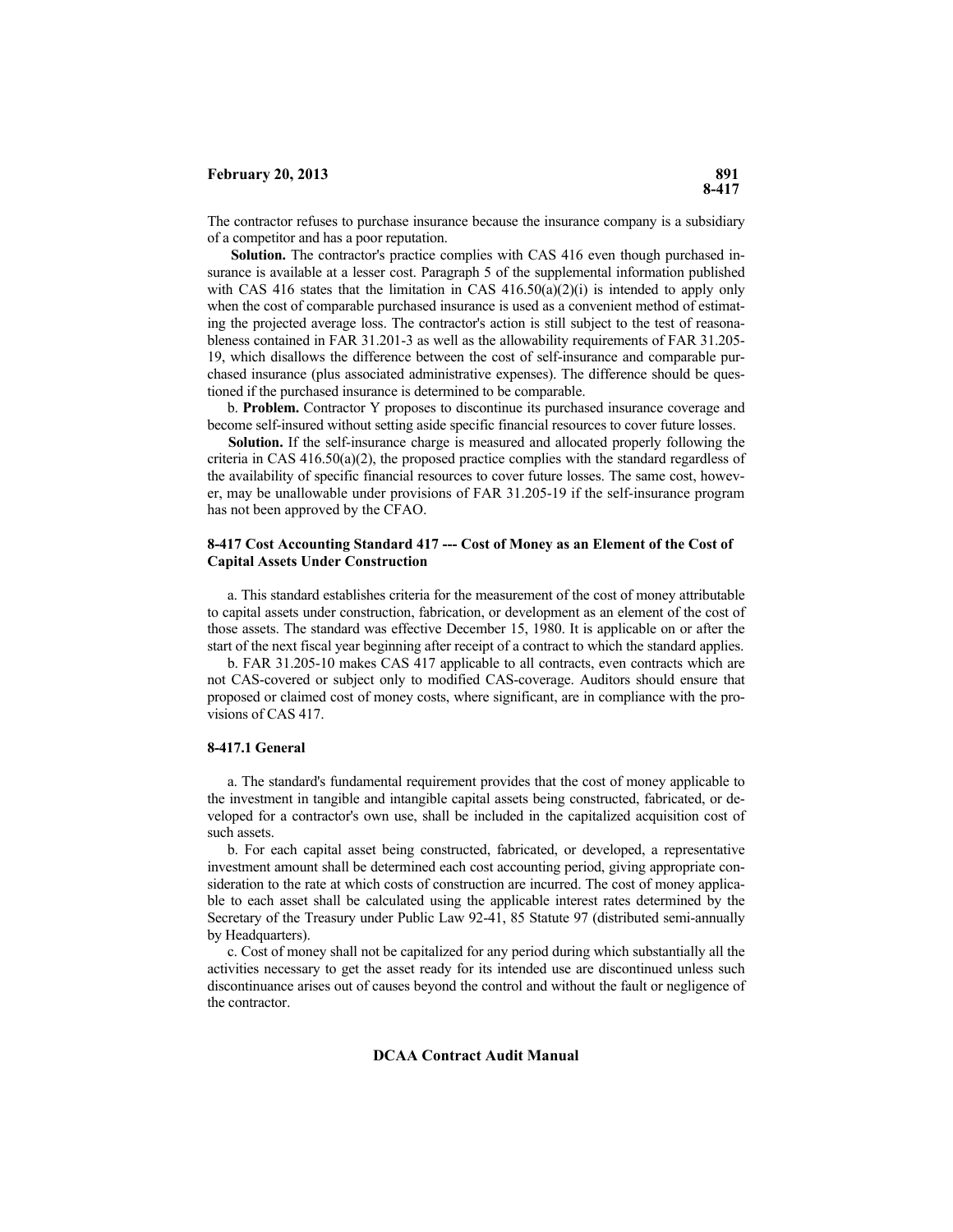The contractor refuses to purchase insurance because the insurance company is a subsidiary of a competitor and has a poor reputation.

**Solution.** The contractor's practice complies with CAS 416 even though purchased insurance is available at a lesser cost. Paragraph 5 of the supplemental information published with CAS 416 states that the limitation in CAS 416.50(a)(2)(i) is intended to apply only when the cost of comparable purchased insurance is used as a convenient method of estimating the projected average loss. The contractor's action is still subject to the test of reasonableness contained in FAR 31.201-3 as well as the allowability requirements of FAR 31.205-19, which disallows the difference between the cost of self-insurance and comparable purchased insurance (plus associated administrative expenses). The difference should be questioned if the purchased insurance is determined to be comparable.

b. **Problem.** Contractor Y proposes to discontinue its purchased insurance coverage and become self-insured without setting aside specific financial resources to cover future losses.

**Solution.** If the self-insurance charge is measured and allocated properly following the criteria in CAS 416.50(a)(2), the proposed practice complies with the standard regardless of the availability of specific financial resources to cover future losses. The same cost, however, may be unallowable under provisions of FAR 31.205-19 if the self-insurance program has not been approved by the CFAO.

### 8-417 Cost Accounting Standard 417 --- Cost of Money as an Element of the Cost of Capital Assets Under Construction

a. This standard establishes criteria for the measurement of the cost of money attributable to capital assets under construction, fabrication, or development as an element of the cost of those assets. The standard was effective December 15, 1980. It is applicable on or after the start of the next fiscal year beginning after receipt of a contract to which the standard applies.

b. FAR 31.205-10 makes CAS 417 applicable to all contracts, even contracts which are not CAS-covered or subject only to modified CAS-coverage. Auditors should ensure that proposed or claimed cost of money costs, where significant, are in compliance with the provisions of CAS 417.

#### 8-417.1 General

a. The standard's fundamental requirement provides that the cost of money applicable to the investment in tangible and intangible capital assets being constructed, fabricated, or developed for a contractor's own use, shall be included in the capitalized acquisition cost of such assets.

b. For each capital asset being constructed, fabricated, or developed, a representative investment amount shall be determined each cost accounting period, giving appropriate consideration to the rate at which costs of construction are incurred. The cost of money applicable to each asset shall be calculated using the applicable interest rates determined by the Secretary of the Treasury under Public Law 92-41, 85 Statute 97 (distributed semi-annually by Headquarters).

c. Cost of money shall not be capitalized for any period during which substantially all the activities necessary to get the asset ready for its intended use are discontinued unless such discontinuance arises out of causes beyond the control and without the fault or negligence of the contractor.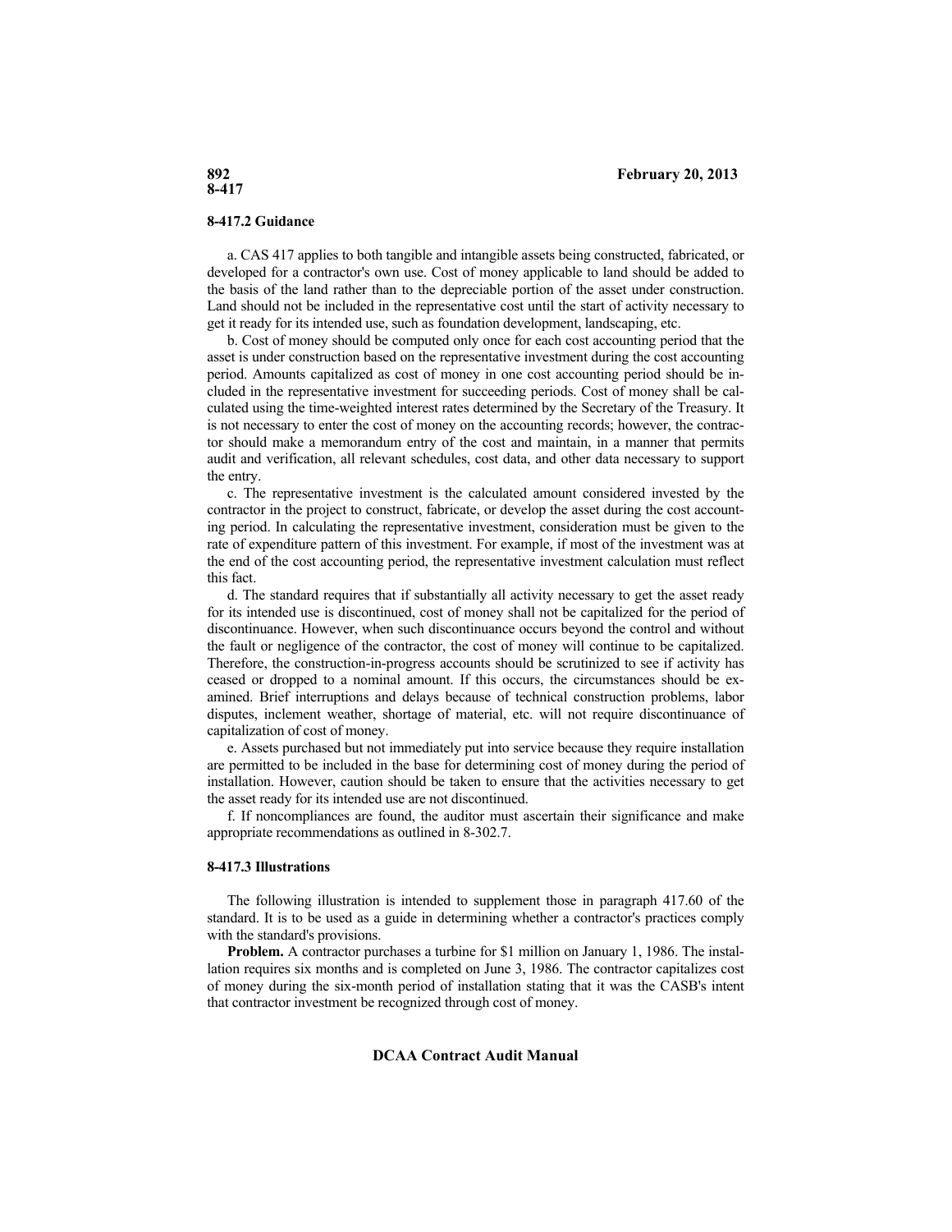### 8-417.2 Guidance

a. CAS 417 applies to both tangible and intangible assets being constructed, fabricated, or developed for a contractor's own use. Cost of money applicable to land should be added to the basis of the land rather than to the depreciable portion of the asset under construction. Land should not be included in the representative cost until the start of activity necessary to get it ready for its intended use, such as foundation development, landscaping, etc.

b. Cost of money should be computed only once for each cost accounting period that the asset is under construction based on the representative investment during the cost accounting period. Amounts capitalized as cost of money in one cost accounting period should be included in the representative investment for succeeding periods. Cost of money shall be calculated using the time-weighted interest rates determined by the Secretary of the Treasury. It is not necessary to enter the cost of money on the accounting records; however, the contractor should make a memorandum entry of the cost and maintain, in a manner that permits audit and verification, all relevant schedules, cost data, and other data necessary to support the entry.

c. The representative investment is the calculated amount considered invested by the contractor in the project to construct, fabricate, or develop the asset during the cost accounting period. In calculating the representative investment, consideration must be given to the rate of expenditure pattern of this investment. For example, if most of the investment was at the end of the cost accounting period, the representative investment calculation must reflect this fact.

d. The standard requires that if substantially all activity necessary to get the asset ready for its intended use is discontinued, cost of money shall not be capitalized for the period of discontinuance. However, when such discontinuance occurs beyond the control and without the fault or negligence of the contractor, the cost of money will continue to be capitalized. Therefore, the construction-in-progress accounts should be scrutinized to see if activity has ceased or dropped to a nominal amount. If this occurs, the circumstances should be examined. Brief interruptions and delays because of technical construction problems, labor disputes, inclement weather, shortage of material, etc. will not require discontinuance of capitalization of cost of money.

e. Assets purchased but not immediately put into service because they require installation are permitted to be included in the base for determining cost of money during the period of installation. However, caution should be taken to ensure that the activities necessary to get the asset ready for its intended use are not discontinued.

f. If noncompliances are found, the auditor must ascertain their significance and make appropriate recommendations as outlined in 8-302.7.

### 8-417.3 Illustrations

The following illustration is intended to supplement those in paragraph 417.60 of the standard. It is to be used as a guide in determining whether a contractor's practices comply with the standard's provisions.

**Problem.** A contractor purchases a turbine for $1 million on January 1, 1986. The installation requires six months and is completed on June 3, 1986. The contractor capitalizes cost of money during the six-month period of installation stating that it was the CASB's intent that contractor investment be recognized through cost of money.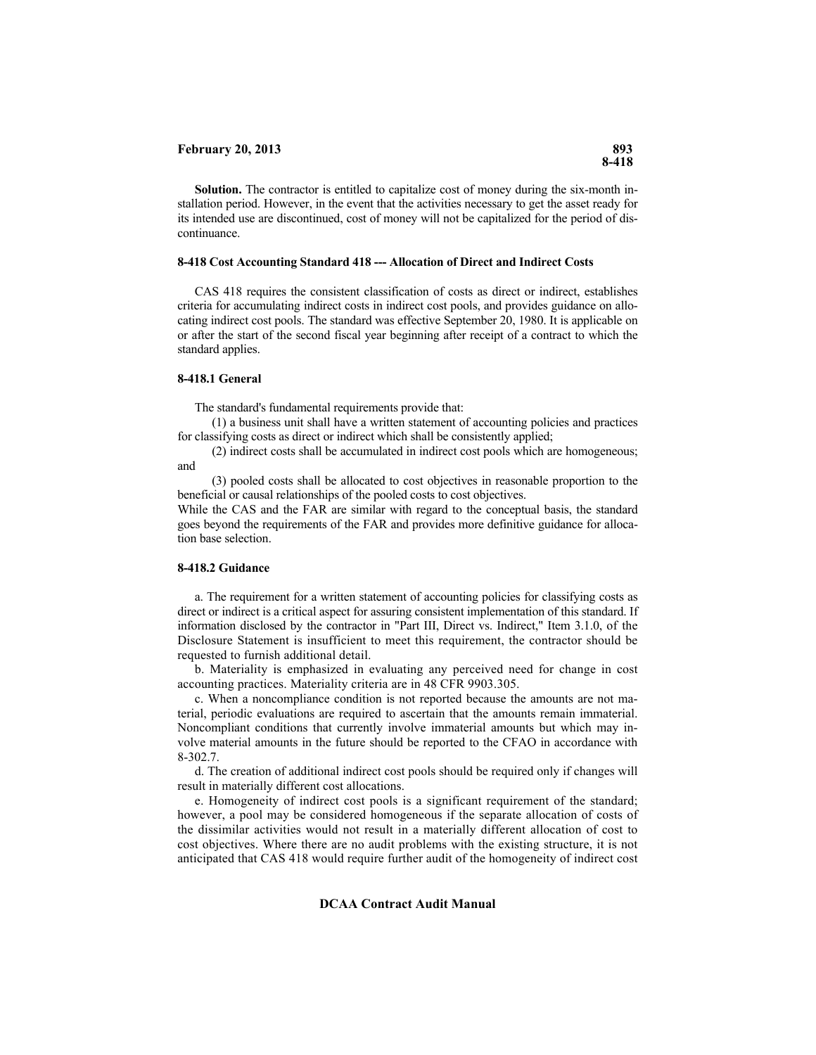**Solution.** The contractor is entitled to capitalize cost of money during the six-month installation period. However, in the event that the activities necessary to get the asset ready for its intended use are discontinued, cost of money will not be capitalized for the period of discontinuance.

### 8-418 Cost Accounting Standard 418 --- Allocation of Direct and Indirect Costs

CAS 418 requires the consistent classification of costs as direct or indirect, establishes criteria for accumulating indirect costs in indirect cost pools, and provides guidance on allocating indirect cost pools. The standard was effective September 20, 1980. It is applicable on or after the start of the second fiscal year beginning after receipt of a contract to which the standard applies.

#### 8-418.1 General

The standard's fundamental requirements provide that:

(1) a business unit shall have a written statement of accounting policies and practices for classifying costs as direct or indirect which shall be consistently applied;

(2) indirect costs shall be accumulated in indirect cost pools which are homogeneous; and

(3) pooled costs shall be allocated to cost objectives in reasonable proportion to the beneficial or causal relationships of the pooled costs to cost objectives.

While the CAS and the FAR are similar with regard to the conceptual basis, the standard goes beyond the requirements of the FAR and provides more definitive guidance for allocation base selection.

#### 8-418.2 Guidance

a. The requirement for a written statement of accounting policies for classifying costs as direct or indirect is a critical aspect for assuring consistent implementation of this standard. If information disclosed by the contractor in "Part III, Direct vs. Indirect," Item 3.1.0, of the Disclosure Statement is insufficient to meet this requirement, the contractor should be requested to furnish additional detail.

b. Materiality is emphasized in evaluating any perceived need for change in cost accounting practices. Materiality criteria are in 48 CFR 9903.305.

c. When a noncompliance condition is not reported because the amounts are not material, periodic evaluations are required to ascertain that the amounts remain immaterial. Noncompliant conditions that currently involve immaterial amounts but which may involve material amounts in the future should be reported to the CFAO in accordance with 8-302.7.

d. The creation of additional indirect cost pools should be required only if changes will result in materially different cost allocations.

e. Homogeneity of indirect cost pools is a significant requirement of the standard; however, a pool may be considered homogeneous if the separate allocation of costs of the dissimilar activities would not result in a materially different allocation of cost to cost objectives. Where there are no audit problems with the existing structure, it is not anticipated that CAS 418 would require further audit of the homogeneity of indirect cost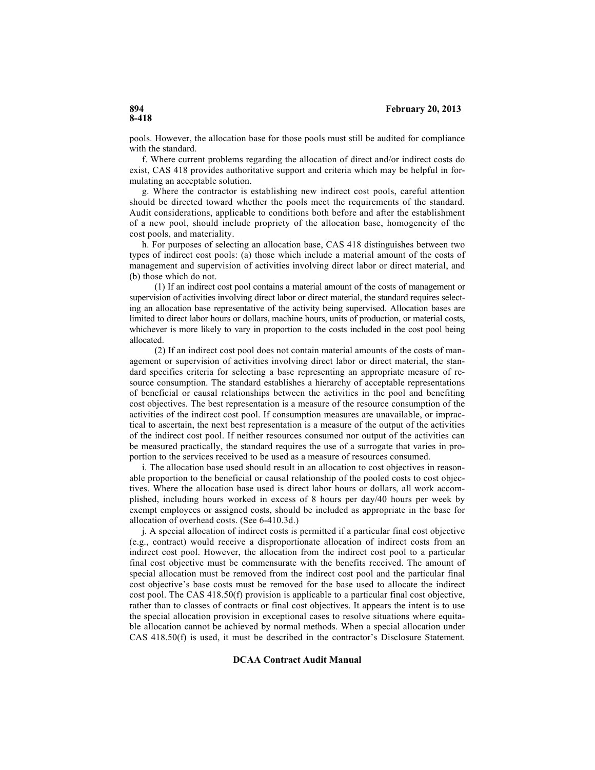pools. However, the allocation base for those pools must still be audited for compliance with the standard.

f. Where current problems regarding the allocation of direct and/or indirect costs do exist, CAS 418 provides authoritative support and criteria which may be helpful in formulating an acceptable solution.

g. Where the contractor is establishing new indirect cost pools, careful attention should be directed toward whether the pools meet the requirements of the standard. Audit considerations, applicable to conditions both before and after the establishment of a new pool, should include propriety of the allocation base, homogeneity of the cost pools, and materiality.

h. For purposes of selecting an allocation base, CAS 418 distinguishes between two types of indirect cost pools: (a) those which include a material amount of the costs of management and supervision of activities involving direct labor or direct material, and (b) those which do not.

(1) If an indirect cost pool contains a material amount of the costs of management or supervision of activities involving direct labor or direct material, the standard requires selecting an allocation base representative of the activity being supervised. Allocation bases are limited to direct labor hours or dollars, machine hours, units of production, or material costs, whichever is more likely to vary in proportion to the costs included in the cost pool being allocated.

(2) If an indirect cost pool does not contain material amounts of the costs of management or supervision of activities involving direct labor or direct material, the standard specifies criteria for selecting a base representing an appropriate measure of resource consumption. The standard establishes a hierarchy of acceptable representations of beneficial or causal relationships between the activities in the pool and benefiting cost objectives. The best representation is a measure of the resource consumption of the activities of the indirect cost pool. If consumption measures are unavailable, or impractical to ascertain, the next best representation is a measure of the output of the activities of the indirect cost pool. If neither resources consumed nor output of the activities can be measured practically, the standard requires the use of a surrogate that varies in proportion to the services received to be used as a measure of resources consumed.

i. The allocation base used should result in an allocation to cost objectives in reasonable proportion to the beneficial or causal relationship of the pooled costs to cost objectives. Where the allocation base used is direct labor hours or dollars, all work accomplished, including hours worked in excess of 8 hours per day/40 hours per week by exempt employees or assigned costs, should be included as appropriate in the base for allocation of overhead costs. (See 6-410.3d.)

j. A special allocation of indirect costs is permitted if a particular final cost objective (e.g., contract) would receive a disproportionate allocation of indirect costs from an indirect cost pool. However, the allocation from the indirect cost pool to a particular final cost objective must be commensurate with the benefits received. The amount of special allocation must be removed from the indirect cost pool and the particular final cost objective's base costs must be removed for the base used to allocate the indirect cost pool. The CAS 418.50(f) provision is applicable to a particular final cost objective, rather than to classes of contracts or final cost objectives. It appears the intent is to use the special allocation provision in exceptional cases to resolve situations where equitable allocation cannot be achieved by normal methods. When a special allocation under CAS 418.50(f) is used, it must be described in the contractor's Disclosure Statement.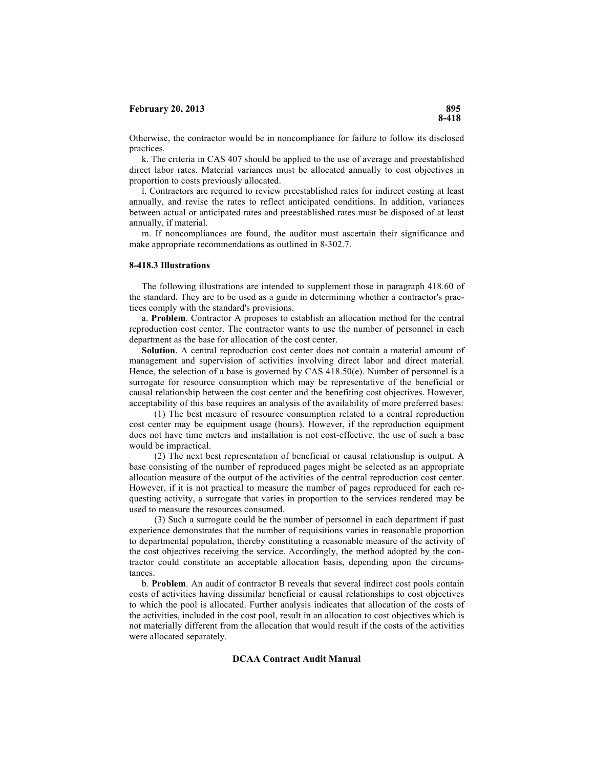Otherwise, the contractor would be in noncompliance for failure to follow its disclosed practices.

k. The criteria in CAS 407 should be applied to the use of average and preestablished direct labor rates. Material variances must be allocated annually to cost objectives in proportion to costs previously allocated.

l. Contractors are required to review preestablished rates for indirect costing at least annually, and revise the rates to reflect anticipated conditions. In addition, variances between actual or anticipated rates and preestablished rates must be disposed of at least annually, if material.

m. If noncompliances are found, the auditor must ascertain their significance and make appropriate recommendations as outlined in 8-302.7.

### 8-418.3 Illustrations

The following illustrations are intended to supplement those in paragraph 418.60 of the standard. They are to be used as a guide in determining whether a contractor's practices comply with the standard's provisions.

a. **Problem**. Contractor A proposes to establish an allocation method for the central reproduction cost center. The contractor wants to use the number of personnel in each department as the base for allocation of the cost center.

**Solution**. A central reproduction cost center does not contain a material amount of management and supervision of activities involving direct labor and direct material. Hence, the selection of a base is governed by CAS 418.50(e). Number of personnel is a surrogate for resource consumption which may be representative of the beneficial or causal relationship between the cost center and the benefiting cost objectives. However, acceptability of this base requires an analysis of the availability of more preferred bases:

(1) The best measure of resource consumption related to a central reproduction cost center may be equipment usage (hours). However, if the reproduction equipment does not have time meters and installation is not cost-effective, the use of such a base would be impractical.

(2) The next best representation of beneficial or causal relationship is output. A base consisting of the number of reproduced pages might be selected as an appropriate allocation measure of the output of the activities of the central reproduction cost center. However, if it is not practical to measure the number of pages reproduced for each requesting activity, a surrogate that varies in proportion to the services rendered may be used to measure the resources consumed.

(3) Such a surrogate could be the number of personnel in each department if past experience demonstrates that the number of requisitions varies in reasonable proportion to departmental population, thereby constituting a reasonable measure of the activity of the cost objectives receiving the service. Accordingly, the method adopted by the contractor could constitute an acceptable allocation basis, depending upon the circumstances.

b. **Problem**. An audit of contractor B reveals that several indirect cost pools contain costs of activities having dissimilar beneficial or causal relationships to cost objectives to which the pool is allocated. Further analysis indicates that allocation of the costs of the activities, included in the cost pool, result in an allocation to cost objectives which is not materially different from the allocation that would result if the costs of the activities were allocated separately.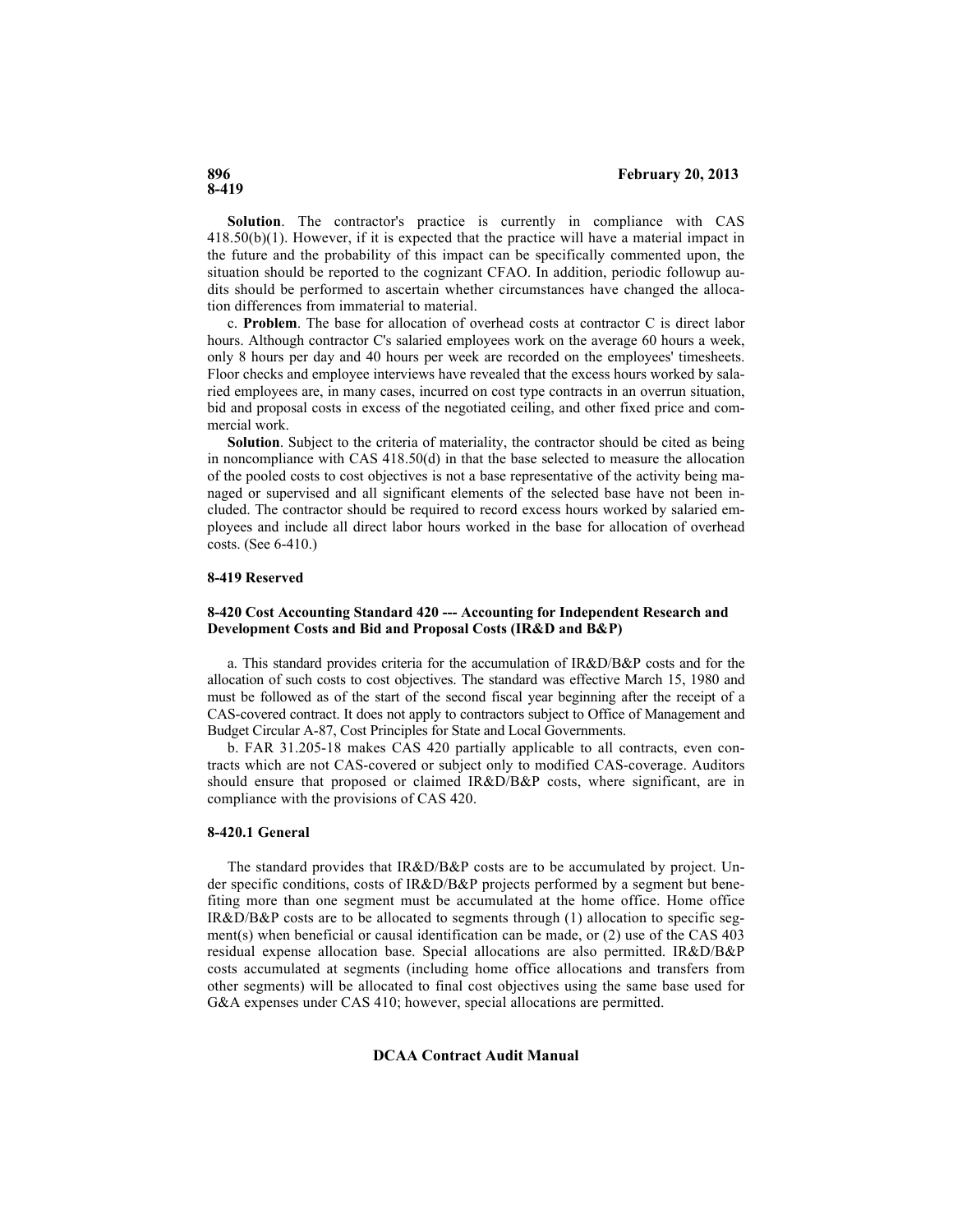**Solution**. The contractor's practice is currently in compliance with CAS 418.50(b)(1). However, if it is expected that the practice will have a material impact in the future and the probability of this impact can be specifically commented upon, the situation should be reported to the cognizant CFAO. In addition, periodic followup audits should be performed to ascertain whether circumstances have changed the allocation differences from immaterial to material.

c. **Problem**. The base for allocation of overhead costs at contractor C is direct labor hours. Although contractor C's salaried employees work on the average 60 hours a week, only 8 hours per day and 40 hours per week are recorded on the employees' timesheets. Floor checks and employee interviews have revealed that the excess hours worked by salaried employees are, in many cases, incurred on cost type contracts in an overrun situation, bid and proposal costs in excess of the negotiated ceiling, and other fixed price and commercial work.

**Solution**. Subject to the criteria of materiality, the contractor should be cited as being in noncompliance with CAS 418.50(d) in that the base selected to measure the allocation of the pooled costs to cost objectives is not a base representative of the activity being managed or supervised and all significant elements of the selected base have not been included. The contractor should be required to record excess hours worked by salaried employees and include all direct labor hours worked in the base for allocation of overhead costs. (See 6-410.)

### 8-419 Reserved

### 8-420 Cost Accounting Standard 420 --- Accounting for Independent Research and Development Costs and Bid and Proposal Costs (IR&D and B&P)

a. This standard provides criteria for the accumulation of IR&D/B&P costs and for the allocation of such costs to cost objectives. The standard was effective March 15, 1980 and must be followed as of the start of the second fiscal year beginning after the receipt of a CAS-covered contract. It does not apply to contractors subject to Office of Management and Budget Circular A-87, Cost Principles for State and Local Governments.

b. FAR 31.205-18 makes CAS 420 partially applicable to all contracts, even contracts which are not CAS-covered or subject only to modified CAS-coverage. Auditors should ensure that proposed or claimed IR&D/B&P costs, where significant, are in compliance with the provisions of CAS 420.

### 8-420.1 General

The standard provides that IR&D/B&P costs are to be accumulated by project. Under specific conditions, costs of IR&D/B&P projects performed by a segment but benefiting more than one segment must be accumulated at the home office. Home office IR&D/B&P costs are to be allocated to segments through (1) allocation to specific segment(s) when beneficial or causal identification can be made, or (2) use of the CAS 403 residual expense allocation base. Special allocations are also permitted. IR&D/B&P costs accumulated at segments (including home office allocations and transfers from other segments) will be allocated to final cost objectives using the same base used for G&A expenses under CAS 410; however, special allocations are permitted.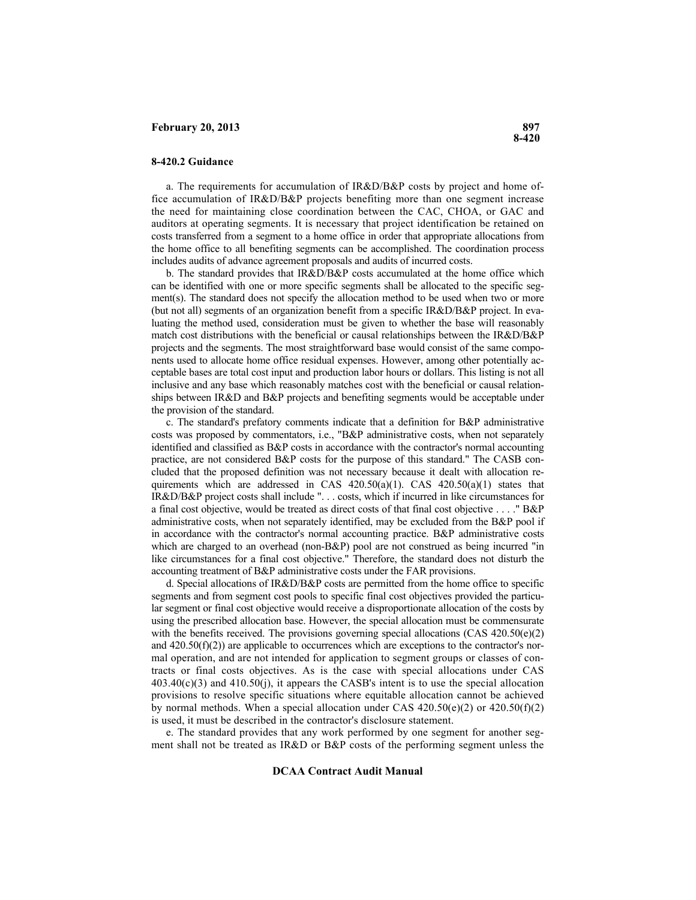#### 8-420.2 Guidance

a. The requirements for accumulation of IR&D/B&P costs by project and home office accumulation of IR&D/B&P projects benefiting more than one segment increase the need for maintaining close coordination between the CAC, CHOA, or GAC and auditors at operating segments. It is necessary that project identification be retained on costs transferred from a segment to a home office in order that appropriate allocations from the home office to all benefiting segments can be accomplished. The coordination process includes audits of advance agreement proposals and audits of incurred costs.

b. The standard provides that IR&D/B&P costs accumulated at the home office which can be identified with one or more specific segments shall be allocated to the specific segment(s). The standard does not specify the allocation method to be used when two or more (but not all) segments of an organization benefit from a specific IR&D/B&P project. In evaluating the method used, consideration must be given to whether the base will reasonably match cost distributions with the beneficial or causal relationships between the IR&D/B&P projects and the segments. The most straightforward base would consist of the same components used to allocate home office residual expenses. However, among other potentially acceptable bases are total cost input and production labor hours or dollars. This listing is not all inclusive and any base which reasonably matches cost with the beneficial or causal relationships between IR&D and B&P projects and benefiting segments would be acceptable under the provision of the standard.

c. The standard's prefatory comments indicate that a definition for B&P administrative costs was proposed by commentators, i.e., "B&P administrative costs, when not separately identified and classified as B&P costs in accordance with the contractor's normal accounting practice, are not considered B&P costs for the purpose of this standard." The CASB concluded that the proposed definition was not necessary because it dealt with allocation requirements which are addressed in CAS 420.50(a)(1). CAS 420.50(a)(1) states that IR&D/B&P project costs shall include ". . . costs, which if incurred in like circumstances for a final cost objective, would be treated as direct costs of that final cost objective . . . ." B&P administrative costs, when not separately identified, may be excluded from the B&P pool if in accordance with the contractor's normal accounting practice. B&P administrative costs which are charged to an overhead (non-B&P) pool are not construed as being incurred "in like circumstances for a final cost objective." Therefore, the standard does not disturb the accounting treatment of B&P administrative costs under the FAR provisions.

d. Special allocations of IR&D/B&P costs are permitted from the home office to specific segments and from segment cost pools to specific final cost objectives provided the particular segment or final cost objective would receive a disproportionate allocation of the costs by using the prescribed allocation base. However, the special allocation must be commensurate with the benefits received. The provisions governing special allocations (CAS 420.50(e)(2) and 420.50(f)(2)) are applicable to occurrences which are exceptions to the contractor's normal operation, and are not intended for application to segment groups or classes of contracts or final costs objectives. As is the case with special allocations under CAS 403.40(c)(3) and 410.50(j), it appears the CASB's intent is to use the special allocation provisions to resolve specific situations where equitable allocation cannot be achieved by normal methods. When a special allocation under CAS 420.50(e)(2) or 420.50(f)(2) is used, it must be described in the contractor's disclosure statement.

e. The standard provides that any work performed by one segment for another segment shall not be treated as IR&D or B&P costs of the performing segment unless the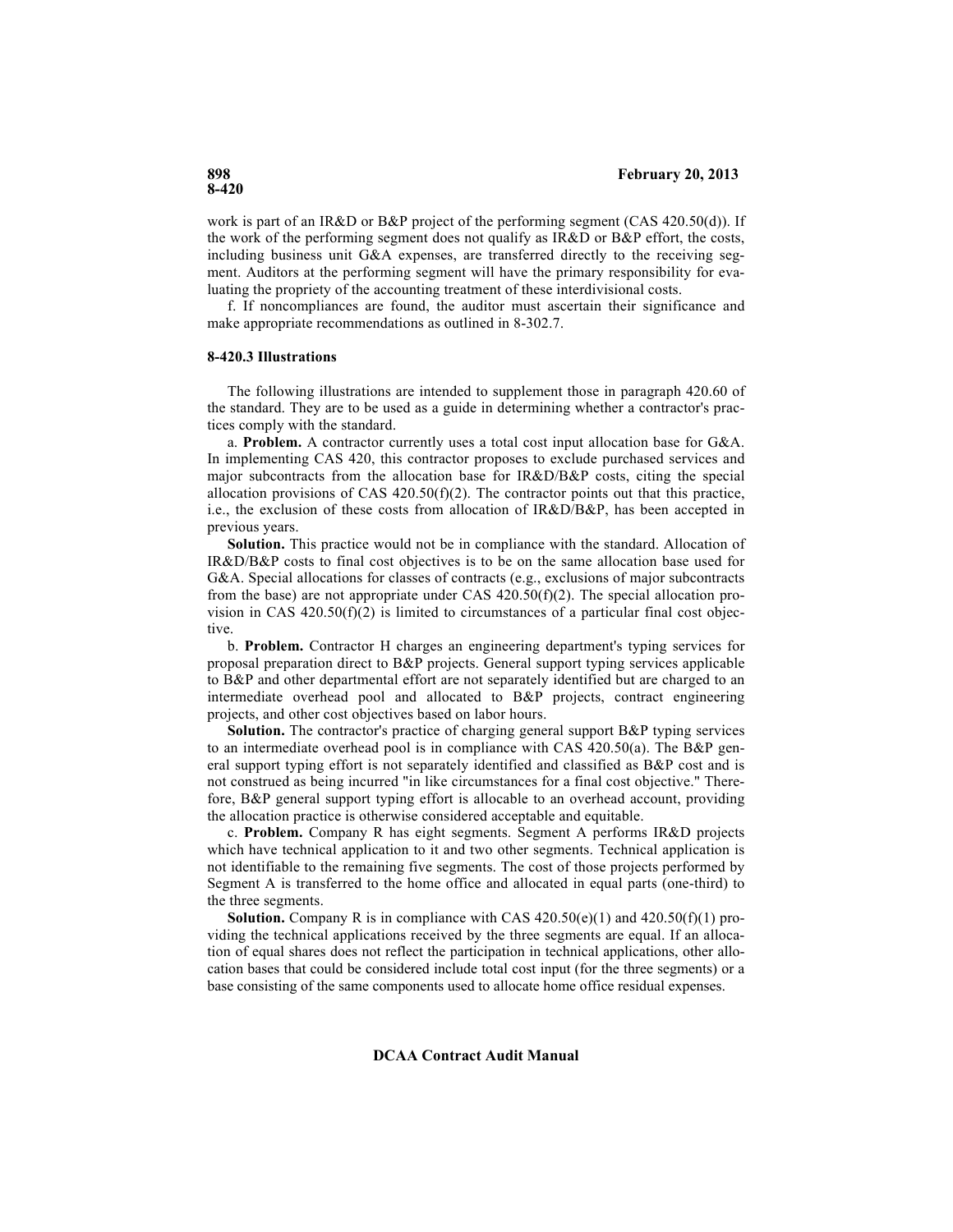work is part of an IR&D or B&P project of the performing segment (CAS 420.50(d)). If the work of the performing segment does not qualify as IR&D or B&P effort, the costs, including business unit G&A expenses, are transferred directly to the receiving segment. Auditors at the performing segment will have the primary responsibility for evaluating the propriety of the accounting treatment of these interdivisional costs.

f. If noncompliances are found, the auditor must ascertain their significance and make appropriate recommendations as outlined in 8-302.7.

### 8-420.3 Illustrations

The following illustrations are intended to supplement those in paragraph 420.60 of the standard. They are to be used as a guide in determining whether a contractor's practices comply with the standard.

a. **Problem.** A contractor currently uses a total cost input allocation base for G&A. In implementing CAS 420, this contractor proposes to exclude purchased services and major subcontracts from the allocation base for IR&D/B&P costs, citing the special allocation provisions of CAS 420.50(f)(2). The contractor points out that this practice, i.e., the exclusion of these costs from allocation of IR&D/B&P, has been accepted in previous years.

**Solution.** This practice would not be in compliance with the standard. Allocation of IR&D/B&P costs to final cost objectives is to be on the same allocation base used for G&A. Special allocations for classes of contracts (e.g., exclusions of major subcontracts from the base) are not appropriate under CAS 420.50(f)(2). The special allocation provision in CAS 420.50(f)(2) is limited to circumstances of a particular final cost objective.

b. **Problem.** Contractor H charges an engineering department's typing services for proposal preparation direct to B&P projects. General support typing services applicable to B&P and other departmental effort are not separately identified but are charged to an intermediate overhead pool and allocated to B&P projects, contract engineering projects, and other cost objectives based on labor hours.

**Solution.** The contractor's practice of charging general support B&P typing services to an intermediate overhead pool is in compliance with CAS 420.50(a). The B&P general support typing effort is not separately identified and classified as B&P cost and is not construed as being incurred "in like circumstances for a final cost objective." Therefore, B&P general support typing effort is allocable to an overhead account, providing the allocation practice is otherwise considered acceptable and equitable.

c. **Problem.** Company R has eight segments. Segment A performs IR&D projects which have technical application to it and two other segments. Technical application is not identifiable to the remaining five segments. The cost of those projects performed by Segment A is transferred to the home office and allocated in equal parts (one-third) to the three segments.

**Solution.** Company R is in compliance with CAS 420.50(e)(1) and 420.50(f)(1) providing the technical applications received by the three segments are equal. If an allocation of equal shares does not reflect the participation in technical applications, other allocation bases that could be considered include total cost input (for the three segments) or a base consisting of the same components used to allocate home office residual expenses.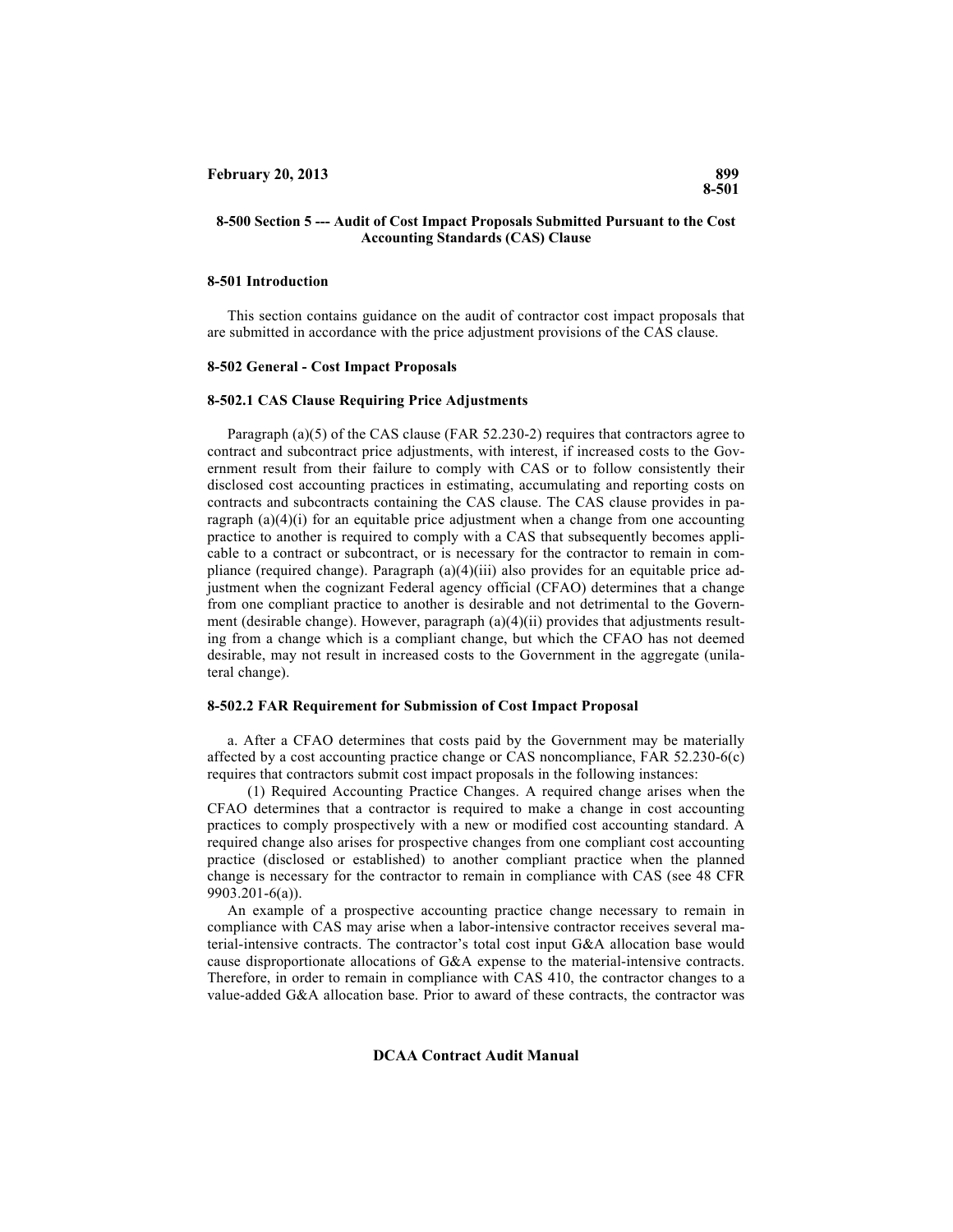## 8-500 Section 5 --- Audit of Cost Impact Proposals Submitted Pursuant to the Cost Accounting Standards (CAS) Clause

### 8-501 Introduction

This section contains guidance on the audit of contractor cost impact proposals that are submitted in accordance with the price adjustment provisions of the CAS clause.

### 8-502 General - Cost Impact Proposals

#### 8-502.1 CAS Clause Requiring Price Adjustments

Paragraph (a)(5) of the CAS clause (FAR 52.230-2) requires that contractors agree to contract and subcontract price adjustments, with interest, if increased costs to the Government result from their failure to comply with CAS or to follow consistently their disclosed cost accounting practices in estimating, accumulating and reporting costs on contracts and subcontracts containing the CAS clause. The CAS clause provides in paragraph (a)(4)(i) for an equitable price adjustment when a change from one accounting practice to another is required to comply with a CAS that subsequently becomes applicable to a contract or subcontract, or is necessary for the contractor to remain in compliance (required change). Paragraph (a)(4)(iii) also provides for an equitable price adjustment when the cognizant Federal agency official (CFAO) determines that a change from one compliant practice to another is desirable and not detrimental to the Government (desirable change). However, paragraph (a)(4)(ii) provides that adjustments resulting from a change which is a compliant change, but which the CFAO has not deemed desirable, may not result in increased costs to the Government in the aggregate (unilateral change).

#### 8-502.2 FAR Requirement for Submission of Cost Impact Proposal

a. After a CFAO determines that costs paid by the Government may be materially affected by a cost accounting practice change or CAS noncompliance, FAR 52.230-6(c) requires that contractors submit cost impact proposals in the following instances:

(1) Required Accounting Practice Changes. A required change arises when the CFAO determines that a contractor is required to make a change in cost accounting practices to comply prospectively with a new or modified cost accounting standard. A required change also arises for prospective changes from one compliant cost accounting practice (disclosed or established) to another compliant practice when the planned change is necessary for the contractor to remain in compliance with CAS (see 48 CFR 9903.201-6(a)).

An example of a prospective accounting practice change necessary to remain in compliance with CAS may arise when a labor-intensive contractor receives several material-intensive contracts. The contractor's total cost input G&A allocation base would cause disproportionate allocations of G&A expense to the material-intensive contracts. Therefore, in order to remain in compliance with CAS 410, the contractor changes to a value-added G&A allocation base. Prior to award of these contracts, the contractor was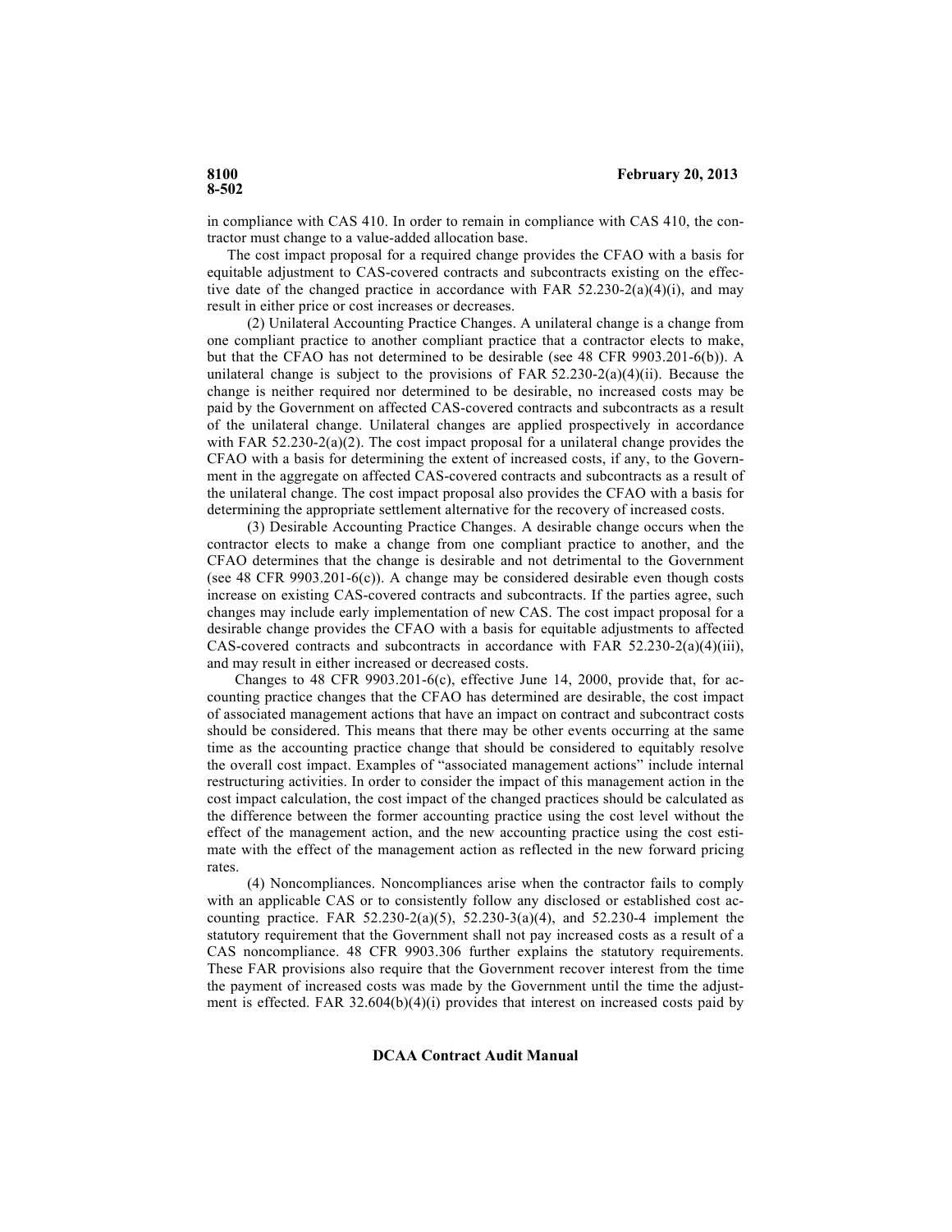in compliance with CAS 410. In order to remain in compliance with CAS 410, the contractor must change to a value-added allocation base.

The cost impact proposal for a required change provides the CFAO with a basis for equitable adjustment to CAS-covered contracts and subcontracts existing on the effective date of the changed practice in accordance with FAR 52.230-2(a)(4)(i), and may result in either price or cost increases or decreases.

(2) Unilateral Accounting Practice Changes. A unilateral change is a change from one compliant practice to another compliant practice that a contractor elects to make, but that the CFAO has not determined to be desirable (see 48 CFR 9903.201-6(b)). A unilateral change is subject to the provisions of FAR 52.230-2(a)(4)(ii). Because the change is neither required nor determined to be desirable, no increased costs may be paid by the Government on affected CAS-covered contracts and subcontracts as a result of the unilateral change. Unilateral changes are applied prospectively in accordance with FAR 52.230-2(a)(2). The cost impact proposal for a unilateral change provides the CFAO with a basis for determining the extent of increased costs, if any, to the Government in the aggregate on affected CAS-covered contracts and subcontracts as a result of the unilateral change. The cost impact proposal also provides the CFAO with a basis for determining the appropriate settlement alternative for the recovery of increased costs.

(3) Desirable Accounting Practice Changes. A desirable change occurs when the contractor elects to make a change from one compliant practice to another, and the CFAO determines that the change is desirable and not detrimental to the Government (see 48 CFR 9903.201-6(c)). A change may be considered desirable even though costs increase on existing CAS-covered contracts and subcontracts. If the parties agree, such changes may include early implementation of new CAS. The cost impact proposal for a desirable change provides the CFAO with a basis for equitable adjustments to affected CAS-covered contracts and subcontracts in accordance with FAR 52.230-2(a)(4)(iii), and may result in either increased or decreased costs.

Changes to 48 CFR 9903.201-6(c), effective June 14, 2000, provide that, for accounting practice changes that the CFAO has determined are desirable, the cost impact of associated management actions that have an impact on contract and subcontract costs should be considered. This means that there may be other events occurring at the same time as the accounting practice change that should be considered to equitably resolve the overall cost impact. Examples of "associated management actions" include internal restructuring activities. In order to consider the impact of this management action in the cost impact calculation, the cost impact of the changed practices should be calculated as the difference between the former accounting practice using the cost level without the effect of the management action, and the new accounting practice using the cost estimate with the effect of the management action as reflected in the new forward pricing rates.

(4) Noncompliances. Noncompliances arise when the contractor fails to comply with an applicable CAS or to consistently follow any disclosed or established cost accounting practice. FAR 52.230-2(a)(5), 52.230-3(a)(4), and 52.230-4 implement the statutory requirement that the Government shall not pay increased costs as a result of a CAS noncompliance. 48 CFR 9903.306 further explains the statutory requirements. These FAR provisions also require that the Government recover interest from the time the payment of increased costs was made by the Government until the time the adjustment is effected. FAR 32.604(b)(4)(i) provides that interest on increased costs paid by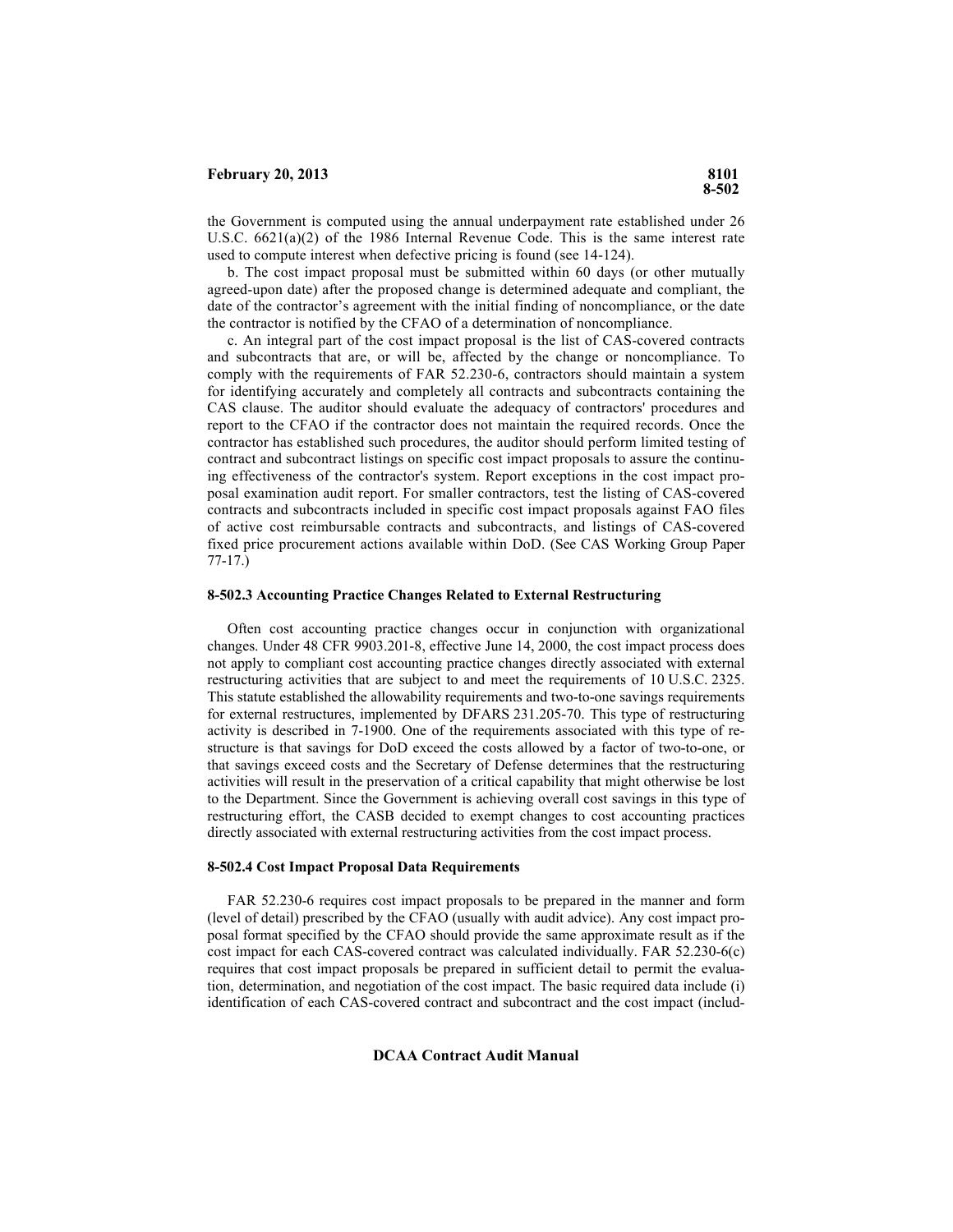the Government is computed using the annual underpayment rate established under 26 U.S.C. 6621(a)(2) of the 1986 Internal Revenue Code. This is the same interest rate used to compute interest when defective pricing is found (see 14-124).

b. The cost impact proposal must be submitted within 60 days (or other mutually agreed-upon date) after the proposed change is determined adequate and compliant, the date of the contractor's agreement with the initial finding of noncompliance, or the date the contractor is notified by the CFAO of a determination of noncompliance.

c. An integral part of the cost impact proposal is the list of CAS-covered contracts and subcontracts that are, or will be, affected by the change or noncompliance. To comply with the requirements of FAR 52.230-6, contractors should maintain a system for identifying accurately and completely all contracts and subcontracts containing the CAS clause. The auditor should evaluate the adequacy of contractors' procedures and report to the CFAO if the contractor does not maintain the required records. Once the contractor has established such procedures, the auditor should perform limited testing of contract and subcontract listings on specific cost impact proposals to assure the continuing effectiveness of the contractor's system. Report exceptions in the cost impact proposal examination audit report. For smaller contractors, test the listing of CAS-covered contracts and subcontracts included in specific cost impact proposals against FAO files of active cost reimbursable contracts and subcontracts, and listings of CAS-covered fixed price procurement actions available within DoD. (See CAS Working Group Paper 77-17.)

#### 8-502.3 Accounting Practice Changes Related to External Restructuring

Often cost accounting practice changes occur in conjunction with organizational changes. Under 48 CFR 9903.201-8, effective June 14, 2000, the cost impact process does not apply to compliant cost accounting practice changes directly associated with external restructuring activities that are subject to and meet the requirements of 10 U.S.C. 2325. This statute established the allowability requirements and two-to-one savings requirements for external restructures, implemented by DFARS 231.205-70. This type of restructuring activity is described in 7-1900. One of the requirements associated with this type of restructure is that savings for DoD exceed the costs allowed by a factor of two-to-one, or that savings exceed costs and the Secretary of Defense determines that the restructuring activities will result in the preservation of a critical capability that might otherwise be lost to the Department. Since the Government is achieving overall cost savings in this type of restructuring effort, the CASB decided to exempt changes to cost accounting practices directly associated with external restructuring activities from the cost impact process.

#### 8-502.4 Cost Impact Proposal Data Requirements

FAR 52.230-6 requires cost impact proposals to be prepared in the manner and form (level of detail) prescribed by the CFAO (usually with audit advice). Any cost impact proposal format specified by the CFAO should provide the same approximate result as if the cost impact for each CAS-covered contract was calculated individually. FAR 52.230-6(c) requires that cost impact proposals be prepared in sufficient detail to permit the evaluation, determination, and negotiation of the cost impact. The basic required data include (i) identification of each CAS-covered contract and subcontract and the cost impact (includ-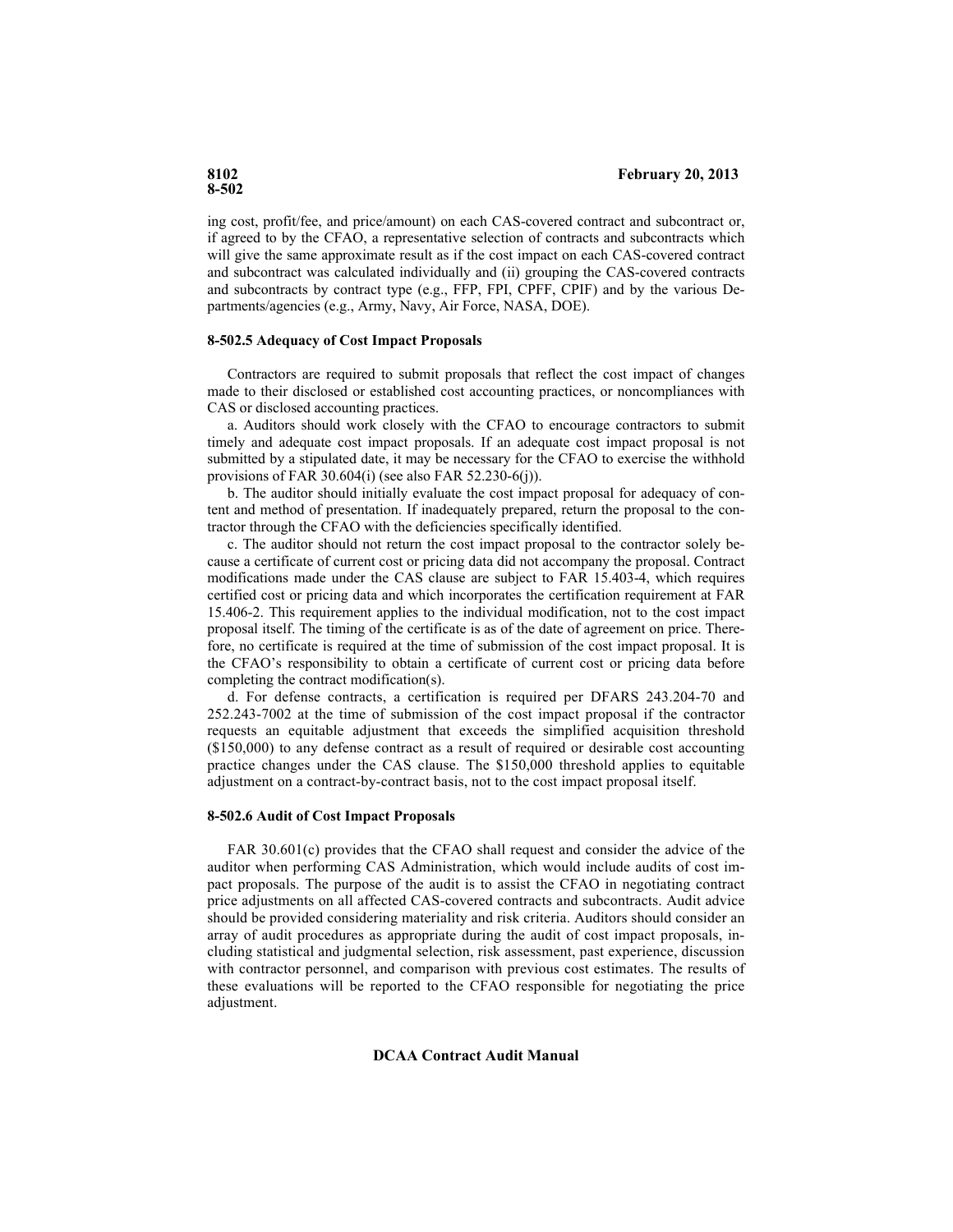ing cost, profit/fee, and price/amount) on each CAS-covered contract and subcontract or, if agreed to by the CFAO, a representative selection of contracts and subcontracts which will give the same approximate result as if the cost impact on each CAS-covered contract and subcontract was calculated individually and (ii) grouping the CAS-covered contracts and subcontracts by contract type (e.g., FFP, FPI, CPFF, CPIF) and by the various Departments/agencies (e.g., Army, Navy, Air Force, NASA, DOE).

#### 8-502.5 Adequacy of Cost Impact Proposals

Contractors are required to submit proposals that reflect the cost impact of changes made to their disclosed or established cost accounting practices, or noncompliances with CAS or disclosed accounting practices.

a. Auditors should work closely with the CFAO to encourage contractors to submit timely and adequate cost impact proposals. If an adequate cost impact proposal is not submitted by a stipulated date, it may be necessary for the CFAO to exercise the withhold provisions of FAR 30.604(i) (see also FAR 52.230-6(j)).

b. The auditor should initially evaluate the cost impact proposal for adequacy of content and method of presentation. If inadequately prepared, return the proposal to the contractor through the CFAO with the deficiencies specifically identified.

c. The auditor should not return the cost impact proposal to the contractor solely because a certificate of current cost or pricing data did not accompany the proposal. Contract modifications made under the CAS clause are subject to FAR 15.403-4, which requires certified cost or pricing data and which incorporates the certification requirement at FAR 15.406-2. This requirement applies to the individual modification, not to the cost impact proposal itself. The timing of the certificate is as of the date of agreement on price. Therefore, no certificate is required at the time of submission of the cost impact proposal. It is the CFAO's responsibility to obtain a certificate of current cost or pricing data before completing the contract modification(s).

d. For defense contracts, a certification is required per DFARS 243.204-70 and 252.243-7002 at the time of submission of the cost impact proposal if the contractor requests an equitable adjustment that exceeds the simplified acquisition threshold ($150,000) to any defense contract as a result of required or desirable cost accounting practice changes under the CAS clause. The $150,000 threshold applies to equitable adjustment on a contract-by-contract basis, not to the cost impact proposal itself.

#### 8-502.6 Audit of Cost Impact Proposals

FAR 30.601(c) provides that the CFAO shall request and consider the advice of the auditor when performing CAS Administration, which would include audits of cost impact proposals. The purpose of the audit is to assist the CFAO in negotiating contract price adjustments on all affected CAS-covered contracts and subcontracts. Audit advice should be provided considering materiality and risk criteria. Auditors should consider an array of audit procedures as appropriate during the audit of cost impact proposals, including statistical and judgmental selection, risk assessment, past experience, discussion with contractor personnel, and comparison with previous cost estimates. The results of these evaluations will be reported to the CFAO responsible for negotiating the price adjustment.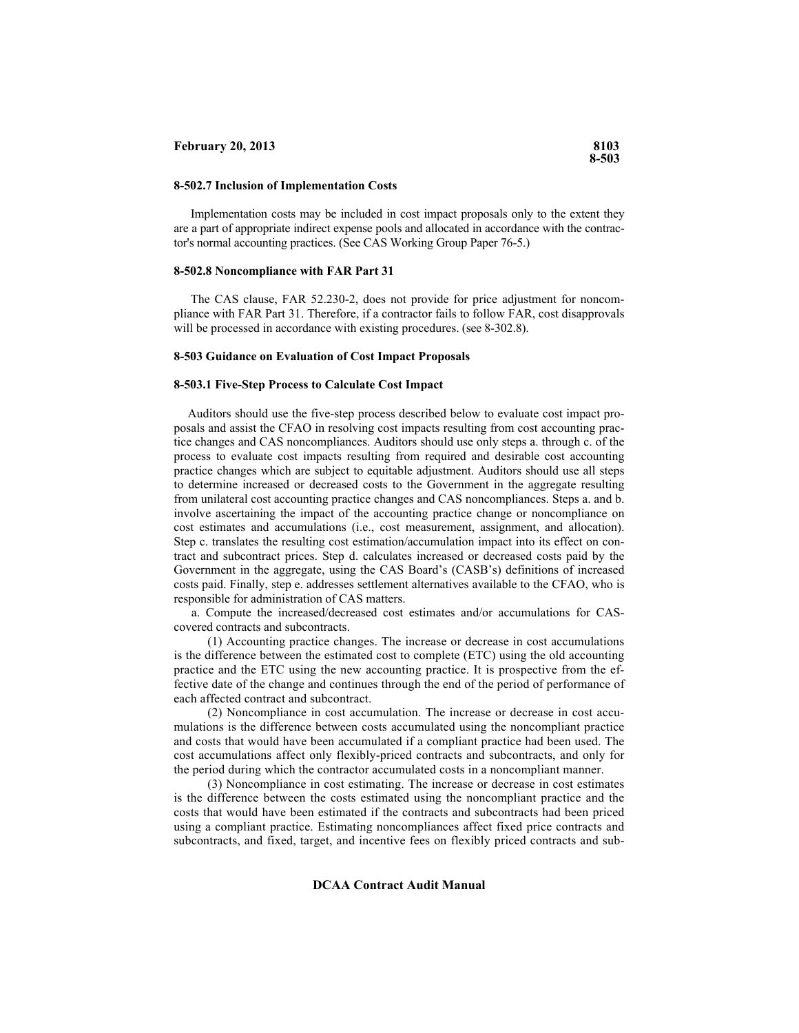### 8-502.7 Inclusion of Implementation Costs

Implementation costs may be included in cost impact proposals only to the extent they are a part of appropriate indirect expense pools and allocated in accordance with the contractor's normal accounting practices. (See CAS Working Group Paper 76-5.)

### 8-502.8 Noncompliance with FAR Part 31

The CAS clause, FAR 52.230-2, does not provide for price adjustment for noncompliance with FAR Part 31. Therefore, if a contractor fails to follow FAR, cost disapprovals will be processed in accordance with existing procedures. (see 8-302.8).

## 8-503 Guidance on Evaluation of Cost Impact Proposals

### 8-503.1 Five-Step Process to Calculate Cost Impact

Auditors should use the five-step process described below to evaluate cost impact proposals and assist the CFAO in resolving cost impacts resulting from cost accounting practice changes and CAS noncompliances. Auditors should use only steps a. through c. of the process to evaluate cost impacts resulting from required and desirable cost accounting practice changes which are subject to equitable adjustment. Auditors should use all steps to determine increased or decreased costs to the Government in the aggregate resulting from unilateral cost accounting practice changes and CAS noncompliances. Steps a. and b. involve ascertaining the impact of the accounting practice change or noncompliance on cost estimates and accumulations (i.e., cost measurement, assignment, and allocation). Step c. translates the resulting cost estimation/accumulation impact into its effect on contract and subcontract prices. Step d. calculates increased or decreased costs paid by the Government in the aggregate, using the CAS Board's (CASB's) definitions of increased costs paid. Finally, step e. addresses settlement alternatives available to the CFAO, who is responsible for administration of CAS matters.

a. Compute the increased/decreased cost estimates and/or accumulations for CAS-covered contracts and subcontracts.

(1) Accounting practice changes. The increase or decrease in cost accumulations is the difference between the estimated cost to complete (ETC) using the old accounting practice and the ETC using the new accounting practice. It is prospective from the effective date of the change and continues through the end of the period of performance of each affected contract and subcontract.

(2) Noncompliance in cost accumulation. The increase or decrease in cost accumulations is the difference between costs accumulated using the noncompliant practice and costs that would have been accumulated if a compliant practice had been used. The cost accumulations affect only flexibly-priced contracts and subcontracts, and only for the period during which the contractor accumulated costs in a noncompliant manner.

(3) Noncompliance in cost estimating. The increase or decrease in cost estimates is the difference between the costs estimated using the noncompliant practice and the costs that would have been estimated if the contracts and subcontracts had been priced using a compliant practice. Estimating noncompliances affect fixed price contracts and subcontracts, and fixed, target, and incentive fees on flexibly priced contracts and sub-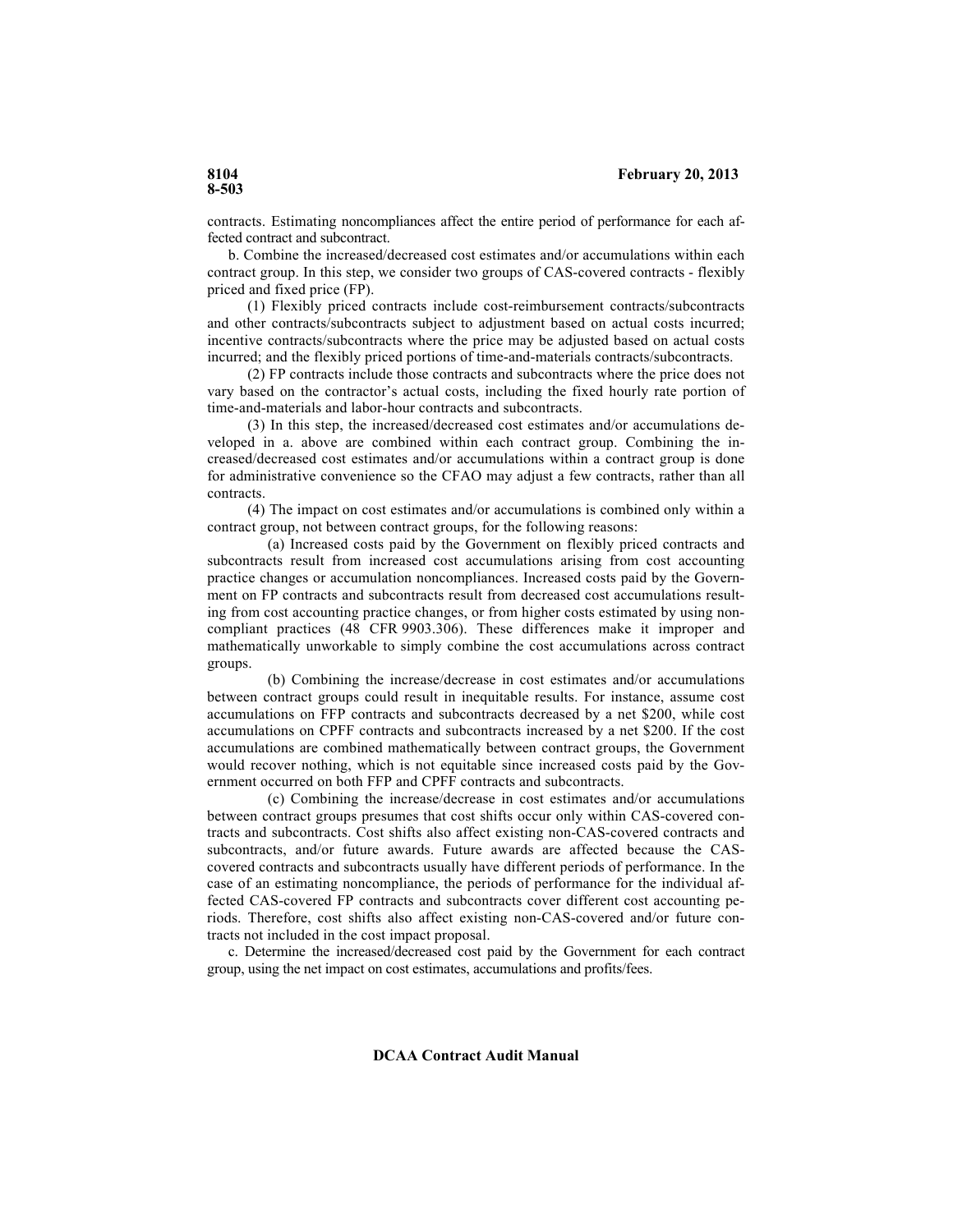contracts. Estimating noncompliances affect the entire period of performance for each affected contract and subcontract.

b. Combine the increased/decreased cost estimates and/or accumulations within each contract group. In this step, we consider two groups of CAS-covered contracts - flexibly priced and fixed price (FP).

(1) Flexibly priced contracts include cost-reimbursement contracts/subcontracts and other contracts/subcontracts subject to adjustment based on actual costs incurred; incentive contracts/subcontracts where the price may be adjusted based on actual costs incurred; and the flexibly priced portions of time-and-materials contracts/subcontracts.

(2) FP contracts include those contracts and subcontracts where the price does not vary based on the contractor's actual costs, including the fixed hourly rate portion of time-and-materials and labor-hour contracts and subcontracts.

(3) In this step, the increased/decreased cost estimates and/or accumulations developed in a. above are combined within each contract group. Combining the increased/decreased cost estimates and/or accumulations within a contract group is done for administrative convenience so the CFAO may adjust a few contracts, rather than all contracts.

(4) The impact on cost estimates and/or accumulations is combined only within a contract group, not between contract groups, for the following reasons:

(a) Increased costs paid by the Government on flexibly priced contracts and subcontracts result from increased cost accumulations arising from cost accounting practice changes or accumulation noncompliances. Increased costs paid by the Government on FP contracts and subcontracts result from decreased cost accumulations resulting from cost accounting practice changes, or from higher costs estimated by using noncompliant practices (48 CFR 9903.306). These differences make it improper and mathematically unworkable to simply combine the cost accumulations across contract groups.

(b) Combining the increase/decrease in cost estimates and/or accumulations between contract groups could result in inequitable results. For instance, assume cost accumulations on FFP contracts and subcontracts decreased by a net $200, while cost accumulations on CPFF contracts and subcontracts increased by a net $200. If the cost accumulations are combined mathematically between contract groups, the Government would recover nothing, which is not equitable since increased costs paid by the Government occurred on both FFP and CPFF contracts and subcontracts.

(c) Combining the increase/decrease in cost estimates and/or accumulations between contract groups presumes that cost shifts occur only within CAS-covered contracts and subcontracts. Cost shifts also affect existing non-CAS-covered contracts and subcontracts, and/or future awards. Future awards are affected because the CAS-covered contracts and subcontracts usually have different periods of performance. In the case of an estimating noncompliance, the periods of performance for the individual affected CAS-covered FP contracts and subcontracts cover different cost accounting periods. Therefore, cost shifts also affect existing non-CAS-covered and/or future contracts not included in the cost impact proposal.

c. Determine the increased/decreased cost paid by the Government for each contract group, using the net impact on cost estimates, accumulations and profits/fees.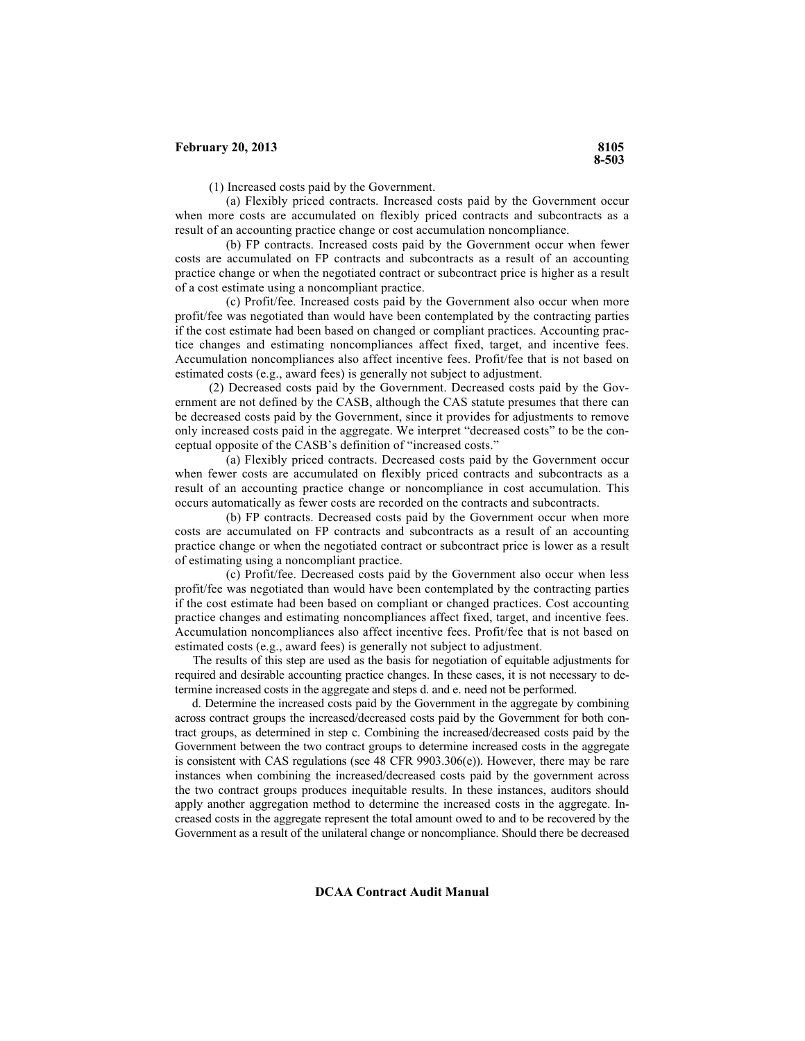(1) Increased costs paid by the Government.

(a) Flexibly priced contracts. Increased costs paid by the Government occur when more costs are accumulated on flexibly priced contracts and subcontracts as a result of an accounting practice change or cost accumulation noncompliance.

(b) FP contracts. Increased costs paid by the Government occur when fewer costs are accumulated on FP contracts and subcontracts as a result of an accounting practice change or when the negotiated contract or subcontract price is higher as a result of a cost estimate using a noncompliant practice.

(c) Profit/fee. Increased costs paid by the Government also occur when more profit/fee was negotiated than would have been contemplated by the contracting parties if the cost estimate had been based on changed or compliant practices. Accounting practice changes and estimating noncompliances affect fixed, target, and incentive fees. Accumulation noncompliances also affect incentive fees. Profit/fee that is not based on estimated costs (e.g., award fees) is generally not subject to adjustment.

(2) Decreased costs paid by the Government. Decreased costs paid by the Government are not defined by the CASB, although the CAS statute presumes that there can be decreased costs paid by the Government, since it provides for adjustments to remove only increased costs paid in the aggregate. We interpret "decreased costs" to be the conceptual opposite of the CASB's definition of "increased costs."

(a) Flexibly priced contracts. Decreased costs paid by the Government occur when fewer costs are accumulated on flexibly priced contracts and subcontracts as a result of an accounting practice change or noncompliance in cost accumulation. This occurs automatically as fewer costs are recorded on the contracts and subcontracts.

(b) FP contracts. Decreased costs paid by the Government occur when more costs are accumulated on FP contracts and subcontracts as a result of an accounting practice change or when the negotiated contract or subcontract price is lower as a result of estimating using a noncompliant practice.

(c) Profit/fee. Decreased costs paid by the Government also occur when less profit/fee was negotiated than would have been contemplated by the contracting parties if the cost estimate had been based on compliant or changed practices. Cost accounting practice changes and estimating noncompliances affect fixed, target, and incentive fees. Accumulation noncompliances also affect incentive fees. Profit/fee that is not based on estimated costs (e.g., award fees) is generally not subject to adjustment.

The results of this step are used as the basis for negotiation of equitable adjustments for required and desirable accounting practice changes. In these cases, it is not necessary to determine increased costs in the aggregate and steps d. and e. need not be performed.

d. Determine the increased costs paid by the Government in the aggregate by combining across contract groups the increased/decreased costs paid by the Government for both contract groups, as determined in step c. Combining the increased/decreased costs paid by the Government between the two contract groups to determine increased costs in the aggregate is consistent with CAS regulations (see 48 CFR 9903.306(e)). However, there may be rare instances when combining the increased/decreased costs paid by the government across the two contract groups produces inequitable results. In these instances, auditors should apply another aggregation method to determine the increased costs in the aggregate. Increased costs in the aggregate represent the total amount owed to and to be recovered by the Government as a result of the unilateral change or noncompliance. Should there be decreased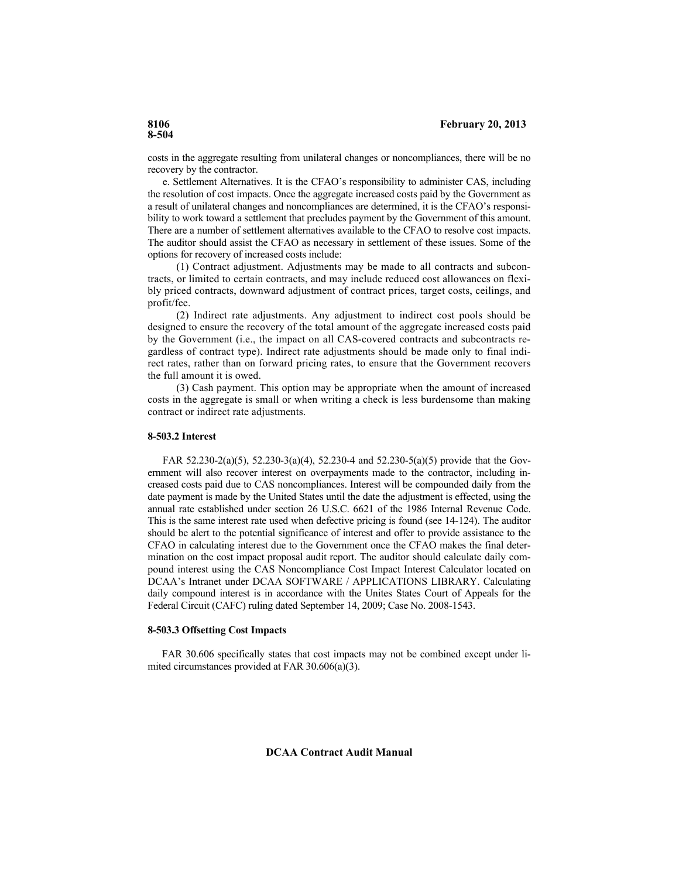costs in the aggregate resulting from unilateral changes or noncompliances, there will be no recovery by the contractor.

e. Settlement Alternatives. It is the CFAO's responsibility to administer CAS, including the resolution of cost impacts. Once the aggregate increased costs paid by the Government as a result of unilateral changes and noncompliances are determined, it is the CFAO's responsibility to work toward a settlement that precludes payment by the Government of this amount. There are a number of settlement alternatives available to the CFAO to resolve cost impacts. The auditor should assist the CFAO as necessary in settlement of these issues. Some of the options for recovery of increased costs include:

(1) Contract adjustment. Adjustments may be made to all contracts and subcontracts, or limited to certain contracts, and may include reduced cost allowances on flexibly priced contracts, downward adjustment of contract prices, target costs, ceilings, and profit/fee.

(2) Indirect rate adjustments. Any adjustment to indirect cost pools should be designed to ensure the recovery of the total amount of the aggregate increased costs paid by the Government (i.e., the impact on all CAS-covered contracts and subcontracts regardless of contract type). Indirect rate adjustments should be made only to final indirect rates, rather than on forward pricing rates, to ensure that the Government recovers the full amount it is owed.

(3) Cash payment. This option may be appropriate when the amount of increased costs in the aggregate is small or when writing a check is less burdensome than making contract or indirect rate adjustments.

#### 8-503.2 Interest

FAR 52.230-2(a)(5), 52.230-3(a)(4), 52.230-4 and 52.230-5(a)(5) provide that the Government will also recover interest on overpayments made to the contractor, including increased costs paid due to CAS noncompliances. Interest will be compounded daily from the date payment is made by the United States until the date the adjustment is effected, using the annual rate established under section 26 U.S.C. 6621 of the 1986 Internal Revenue Code. This is the same interest rate used when defective pricing is found (see 14-124). The auditor should be alert to the potential significance of interest and offer to provide assistance to the CFAO in calculating interest due to the Government once the CFAO makes the final determination on the cost impact proposal audit report. The auditor should calculate daily compound interest using the CAS Noncompliance Cost Impact Interest Calculator located on DCAA's Intranet under DCAA SOFTWARE / APPLICATIONS LIBRARY. Calculating daily compound interest is in accordance with the Unites States Court of Appeals for the Federal Circuit (CAFC) ruling dated September 14, 2009; Case No. 2008-1543.

#### 8-503.3 Offsetting Cost Impacts

FAR 30.606 specifically states that cost impacts may not be combined except under limited circumstances provided at FAR 30.606(a)(3).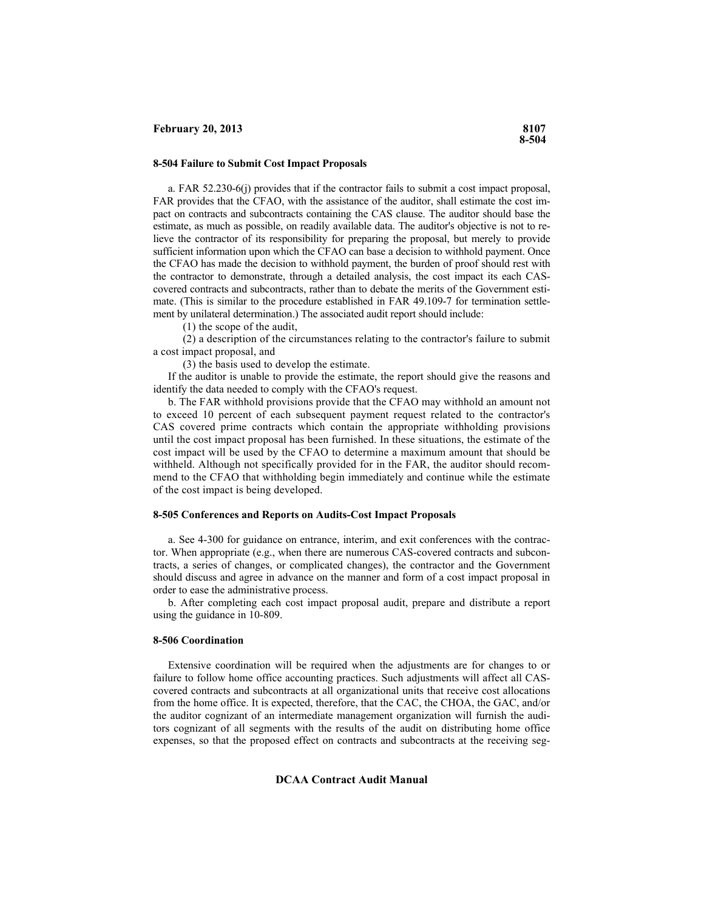### 8-504 Failure to Submit Cost Impact Proposals

a. FAR 52.230-6(j) provides that if the contractor fails to submit a cost impact proposal, FAR provides that the CFAO, with the assistance of the auditor, shall estimate the cost impact on contracts and subcontracts containing the CAS clause. The auditor should base the estimate, as much as possible, on readily available data. The auditor's objective is not to relieve the contractor of its responsibility for preparing the proposal, but merely to provide sufficient information upon which the CFAO can base a decision to withhold payment. Once the CFAO has made the decision to withhold payment, the burden of proof should rest with the contractor to demonstrate, through a detailed analysis, the cost impact its each CAS-covered contracts and subcontracts, rather than to debate the merits of the Government estimate. (This is similar to the procedure established in FAR 49.109-7 for termination settlement by unilateral determination.) The associated audit report should include:

(1) the scope of the audit,

(2) a description of the circumstances relating to the contractor's failure to submit a cost impact proposal, and

(3) the basis used to develop the estimate.

If the auditor is unable to provide the estimate, the report should give the reasons and identify the data needed to comply with the CFAO's request.

b. The FAR withhold provisions provide that the CFAO may withhold an amount not to exceed 10 percent of each subsequent payment request related to the contractor's CAS covered prime contracts which contain the appropriate withholding provisions until the cost impact proposal has been furnished. In these situations, the estimate of the cost impact will be used by the CFAO to determine a maximum amount that should be withheld. Although not specifically provided for in the FAR, the auditor should recommend to the CFAO that withholding begin immediately and continue while the estimate of the cost impact is being developed.

### 8-505 Conferences and Reports on Audits-Cost Impact Proposals

a. See 4-300 for guidance on entrance, interim, and exit conferences with the contractor. When appropriate (e.g., when there are numerous CAS-covered contracts and subcontracts, a series of changes, or complicated changes), the contractor and the Government should discuss and agree in advance on the manner and form of a cost impact proposal in order to ease the administrative process.

b. After completing each cost impact proposal audit, prepare and distribute a report using the guidance in 10-809.

### 8-506 Coordination

Extensive coordination will be required when the adjustments are for changes to or failure to follow home office accounting practices. Such adjustments will affect all CAS-covered contracts and subcontracts at all organizational units that receive cost allocations from the home office. It is expected, therefore, that the CAC, the CHOA, the GAC, and/or the auditor cognizant of an intermediate management organization will furnish the auditors cognizant of all segments with the results of the audit on distributing home office expenses, so that the proposed effect on contracts and subcontracts at the receiving seg-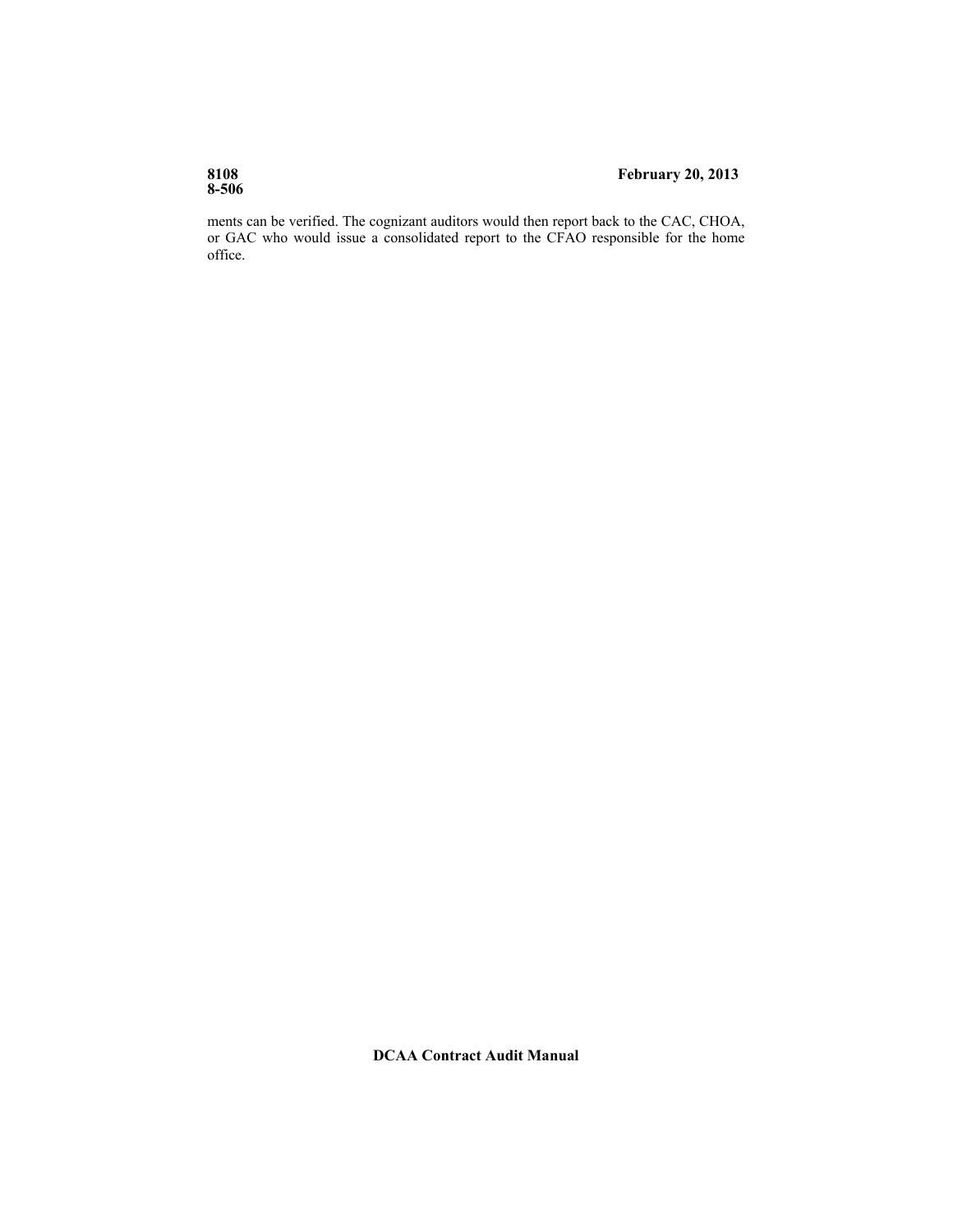ments can be verified. The cognizant auditors would then report back to the CAC, CHOA, or GAC who would issue a consolidated report to the CFAO responsible for the home office.